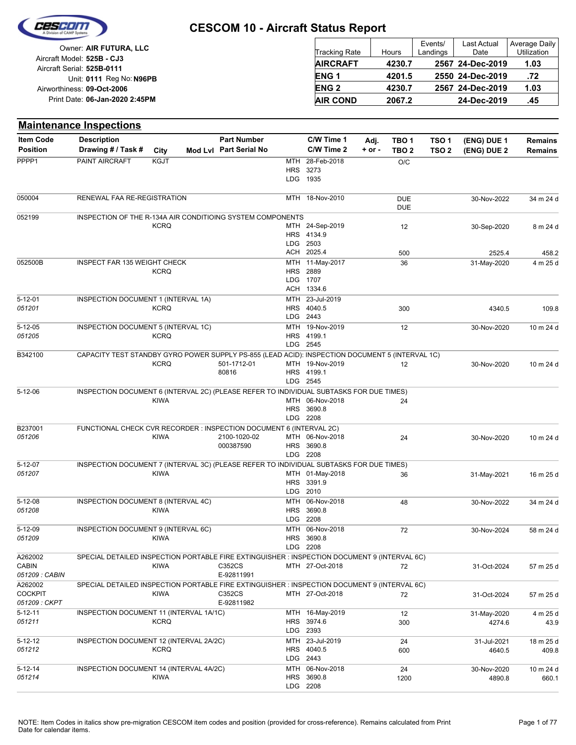# CESCOM 10 - Aircraft Status Report

Owner: **AIR FUTURA, LLC**
Aircraft Model: **525B - CJ3**
Aircraft Serial: **525B-0111**
Unit: **0111** Reg No: **N96PB**
Airworthiness: **09-Oct-2006**
Print Date: **06-Jan-2020 2:45PM**

| Tracking Rate | Hours | Events/ Landings | Last Actual Date | Average Daily Utilization |
|---|---|---|---|---|
| **AIRCRAFT** | **4230.7** | **2567** | **24-Dec-2019** | **1.03** |
| **ENG 1** | **4201.5** | **2550** | **24-Dec-2019** | **.72** |
| **ENG 2** | **4230.7** | **2567** | **24-Dec-2019** | **1.03** |
| **AIR COND** | **2067.2** | | **24-Dec-2019** | **.45** |

## Maintenance Inspections

| Item Code / Position | Description / Drawing # / Task # | City | Mod Lvl | Part Number / Part Serial No | | C/W Time 1 / C/W Time 2 | Adj. + or - | TBO 1 / TBO 2 | TSO 1 / TSO 2 | (ENG) DUE 1 / (ENG) DUE 2 | Remains / Remains |
|---|---|---|---|---|---|---|---|---|---|---|---|
| PPPP1 | PAINT AIRCRAFT | KGJT | | | MTH | 28-Feb-2018 | | O/C | | | |
| | | | | | HRS | 3273 | | | | | |
| | | | | | LDG | 1935 | | | | | |
| 050004 | RENEWAL FAA RE-REGISTRATION | | | | MTH | 18-Nov-2010 | | DUE<br>DUE | | 30-Nov-2022 | 34 m 24 d |
| 052199 | INSPECTION OF THE R-134A AIR CONDITIOING SYSTEM COMPONENTS | KCRQ | | | MTH | 24-Sep-2019 | | 12 | | 30-Sep-2020 | 8 m 24 d |
| | | | | | HRS | 4134.9 | | | | | |
| | | | | | LDG | 2503 | | | | | |
| | | | | | ACH | 2025.4 | | 500 | | 2525.4 | 458.2 |
| 052500B | INSPECT FAR 135 WEIGHT CHECK | KCRQ | | | MTH | 11-May-2017 | | 36 | | 31-May-2020 | 4 m 25 d |
| | | | | | HRS | 2889 | | | | | |
| | | | | | LDG | 1707 | | | | | |
| | | | | | ACH | 1334.6 | | | | | |
| 5-12-01<br>*051201* | INSPECTION DOCUMENT 1 (INTERVAL 1A) | KCRQ | | | MTH | 23-Jul-2019 | | | | | |
| | | | | | HRS | 4040.5 | | 300 | | 4340.5 | 109.8 |
| | | | | | LDG | 2443 | | | | | |
| 5-12-05<br>*051205* | INSPECTION DOCUMENT 5 (INTERVAL 1C) | KCRQ | | | MTH | 19-Nov-2019 | | 12 | | 30-Nov-2020 | 10 m 24 d |
| | | | | | HRS | 4199.1 | | | | | |
| | | | | | LDG | 2545 | | | | | |
| B342100 | CAPACITY TEST STANDBY GYRO POWER SUPPLY PS-855 (LEAD ACID): INSPECTION DOCUMENT 5 (INTERVAL 1C) | KCRQ | | 501-1712-01<br>80816 | MTH | 19-Nov-2019 | | 12 | | 30-Nov-2020 | 10 m 24 d |
| | | | | | HRS | 4199.1 | | | | | |
| | | | | | LDG | 2545 | | | | | |
| 5-12-06 | INSPECTION DOCUMENT 6 (INTERVAL 2C) (PLEASE REFER TO INDIVIDUAL SUBTASKS FOR DUE TIMES) | KIWA | | | MTH | 06-Nov-2018 | | 24 | | | |
| | | | | | HRS | 3690.8 | | | | | |
| | | | | | LDG | 2208 | | | | | |
| B237001<br>*051206* | FUNCTIONAL CHECK CVR RECORDER : INSPECTION DOCUMENT 6 (INTERVAL 2C) | KIWA | | 2100-1020-02<br>000387590 | MTH | 06-Nov-2018 | | 24 | | 30-Nov-2020 | 10 m 24 d |
| | | | | | HRS | 3690.8 | | | | | |
| | | | | | LDG | 2208 | | | | | |
| 5-12-07<br>*051207* | INSPECTION DOCUMENT 7 (INTERVAL 3C) (PLEASE REFER TO INDIVIDUAL SUBTASKS FOR DUE TIMES) | KIWA | | | MTH | 01-May-2018 | | 36 | | 31-May-2021 | 16 m 25 d |
| | | | | | HRS | 3391.9 | | | | | |
| | | | | | LDG | 2010 | | | | | |
| 5-12-08<br>*051208* | INSPECTION DOCUMENT 8 (INTERVAL 4C) | KIWA | | | MTH | 06-Nov-2018 | | 48 | | 30-Nov-2022 | 34 m 24 d |
| | | | | | HRS | 3690.8 | | | | | |
| | | | | | LDG | 2208 | | | | | |
| 5-12-09<br>*051209* | INSPECTION DOCUMENT 9 (INTERVAL 6C) | KIWA | | | MTH | 06-Nov-2018 | | 72 | | 30-Nov-2024 | 58 m 24 d |
| | | | | | HRS | 3690.8 | | | | | |
| | | | | | LDG | 2208 | | | | | |
| A262002<br>CABIN<br>*051209 : CABIN* | SPECIAL DETAILED INSPECTION PORTABLE FIRE EXTINGUISHER : INSPECTION DOCUMENT 9 (INTERVAL 6C) | KIWA | | C352CS<br>E-92811991 | MTH | 27-Oct-2018 | | 72 | | 31-Oct-2024 | 57 m 25 d |
| A262002<br>COCKPIT<br>*051209 : CKPT* | SPECIAL DETAILED INSPECTION PORTABLE FIRE EXTINGUISHER : INSPECTION DOCUMENT 9 (INTERVAL 6C) | KIWA | | C352CS<br>E-92811982 | MTH | 27-Oct-2018 | | 72 | | 31-Oct-2024 | 57 m 25 d |
| 5-12-11<br>*051211* | INSPECTION DOCUMENT 11 (INTERVAL 1A/1C) | KCRQ | | | MTH | 16-May-2019 | | 12 | | 31-May-2020 | 4 m 25 d |
| | | | | | HRS | 3974.6 | | 300 | | 4274.6 | 43.9 |
| | | | | | LDG | 2393 | | | | | |
| 5-12-12<br>*051212* | INSPECTION DOCUMENT 12 (INTERVAL 2A/2C) | KCRQ | | | MTH | 23-Jul-2019 | | 24 | | 31-Jul-2021 | 18 m 25 d |
| | | | | | HRS | 4040.5 | | 600 | | 4640.5 | 409.8 |
| | | | | | LDG | 2443 | | | | | |
| 5-12-14<br>*051214* | INSPECTION DOCUMENT 14 (INTERVAL 4A/2C) | KIWA | | | MTH | 06-Nov-2018 | | 24 | | 30-Nov-2020 | 10 m 24 d |
| | | | | | HRS | 3690.8 | | 1200 | | 4890.8 | 660.1 |
| | | | | | LDG | 2208 | | | | | |

NOTE: Item Codes in italics show pre-migration CESCOM item codes and position (provided for cross-reference). Remains calculated from Print Date for calendar items.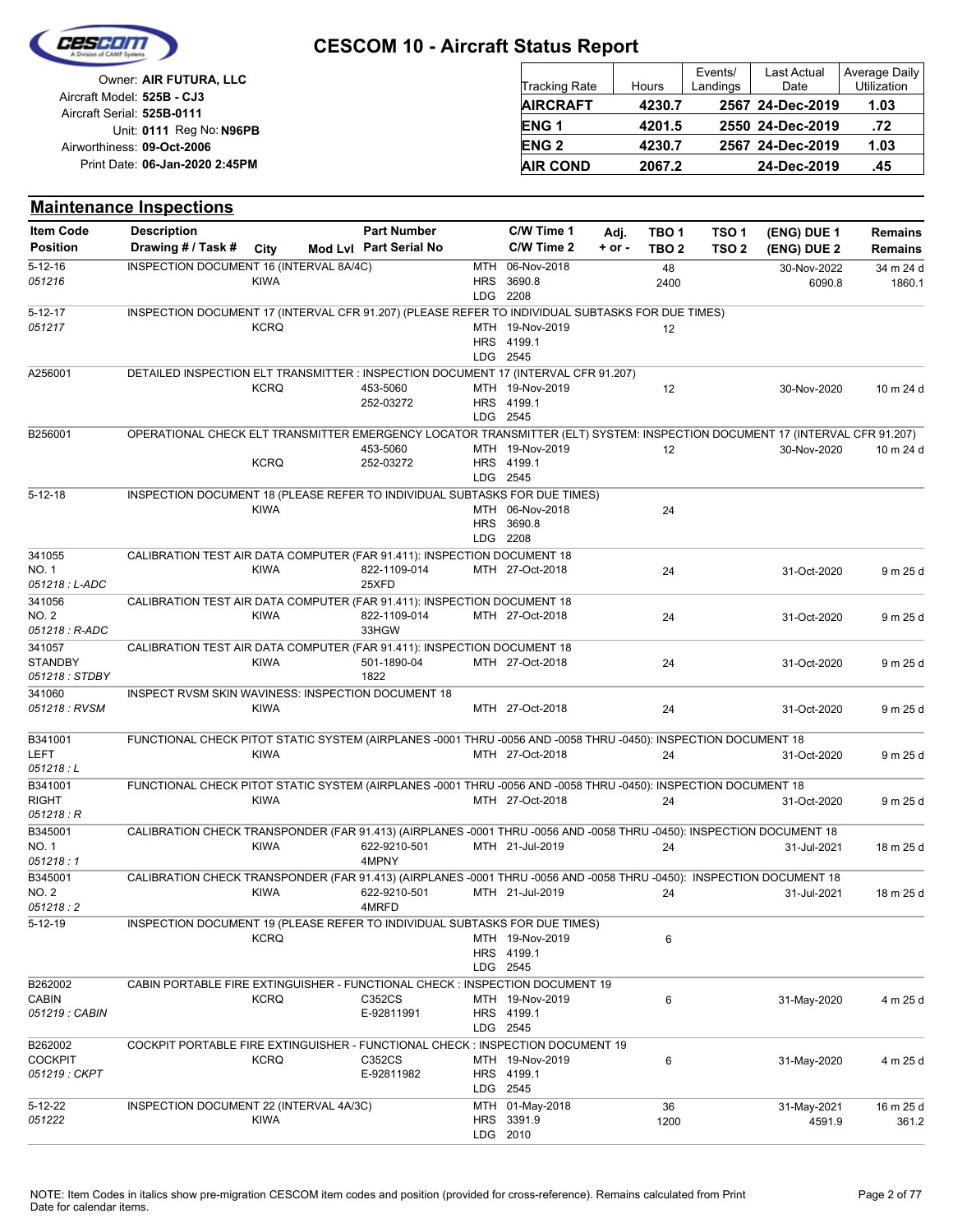# CESCOM 10 - Aircraft Status Report

Owner: **AIR FUTURA, LLC**
Aircraft Model: **525B - CJ3**
Aircraft Serial: **525B-0111**
Unit: **0111** Reg No: **N96PB**
Airworthiness: **09-Oct-2006**
Print Date: **06-Jan-2020 2:45PM**

| Tracking Rate | Hours | Events/ Landings | Last Actual Date | Average Daily Utilization |
|---|---|---|---|---|
| **AIRCRAFT** | **4230.7** | **2567** | **24-Dec-2019** | **1.03** |
| **ENG 1** | **4201.5** | **2550** | **24-Dec-2019** | **.72** |
| **ENG 2** | **4230.7** | **2567** | **24-Dec-2019** | **1.03** |
| **AIR COND** | **2067.2** | | **24-Dec-2019** | **.45** |

## Maintenance Inspections

| Item Code / Position | Description / Drawing # / Task # | City | Mod Lvl | Part Number / Part Serial No | C/W Time 1 / C/W Time 2 | Adj. + or - | TBO 1 / TBO 2 | TSO 1 / TSO 2 | (ENG) DUE 1 / (ENG) DUE 2 | Remains / Remains |
|---|---|---|---|---|---|---|---|---|---|---|
| 5-12-16<br>*051216* | INSPECTION DOCUMENT 16 (INTERVAL 8A/4C) | KIWA | | | MTH 06-Nov-2018<br>HRS 3690.8<br>LDG 2208 | | 48<br>2400 | | 30-Nov-2022<br>6090.8 | 34 m 24 d<br>1860.1 |
| 5-12-17<br>*051217* | INSPECTION DOCUMENT 17 (INTERVAL CFR 91.207) (PLEASE REFER TO INDIVIDUAL SUBTASKS FOR DUE TIMES) | KCRQ | | | MTH 19-Nov-2019<br>HRS 4199.1<br>LDG 2545 | | 12 | | | |
| A256001 | DETAILED INSPECTION ELT TRANSMITTER : INSPECTION DOCUMENT 17 (INTERVAL CFR 91.207) | KCRQ | | 453-5060<br>252-03272 | MTH 19-Nov-2019<br>HRS 4199.1<br>LDG 2545 | | 12 | | 30-Nov-2020 | 10 m 24 d |
| B256001 | OPERATIONAL CHECK ELT TRANSMITTER EMERGENCY LOCATOR TRANSMITTER (ELT) SYSTEM: INSPECTION DOCUMENT 17 (INTERVAL CFR 91.207) | KCRQ | | 453-5060<br>252-03272 | MTH 19-Nov-2019<br>HRS 4199.1<br>LDG 2545 | | 12 | | 30-Nov-2020 | 10 m 24 d |
| 5-12-18 | INSPECTION DOCUMENT 18 (PLEASE REFER TO INDIVIDUAL SUBTASKS FOR DUE TIMES) | KIWA | | | MTH 06-Nov-2018<br>HRS 3690.8<br>LDG 2208 | | 24 | | | |
| 341055<br>NO. 1<br>*051218 : L-ADC* | CALIBRATION TEST AIR DATA COMPUTER (FAR 91.411): INSPECTION DOCUMENT 18 | KIWA | | 822-1109-014<br>25XFD | MTH 27-Oct-2018 | | 24 | | 31-Oct-2020 | 9 m 25 d |
| 341056<br>NO. 2<br>*051218 : R-ADC* | CALIBRATION TEST AIR DATA COMPUTER (FAR 91.411): INSPECTION DOCUMENT 18 | KIWA | | 822-1109-014<br>33HGW | MTH 27-Oct-2018 | | 24 | | 31-Oct-2020 | 9 m 25 d |
| 341057<br>STANDBY<br>*051218 : STDBY* | CALIBRATION TEST AIR DATA COMPUTER (FAR 91.411): INSPECTION DOCUMENT 18 | KIWA | | 501-1890-04<br>1822 | MTH 27-Oct-2018 | | 24 | | 31-Oct-2020 | 9 m 25 d |
| 341060<br>*051218 : RVSM* | INSPECT RVSM SKIN WAVINESS: INSPECTION DOCUMENT 18 | KIWA | | | MTH 27-Oct-2018 | | 24 | | 31-Oct-2020 | 9 m 25 d |
| B341001<br>LEFT<br>*051218 : L* | FUNCTIONAL CHECK PITOT STATIC SYSTEM (AIRPLANES -0001 THRU -0056 AND -0058 THRU -0450): INSPECTION DOCUMENT 18 | KIWA | | | MTH 27-Oct-2018 | | 24 | | 31-Oct-2020 | 9 m 25 d |
| B341001<br>RIGHT<br>*051218 : R* | FUNCTIONAL CHECK PITOT STATIC SYSTEM (AIRPLANES -0001 THRU -0056 AND -0058 THRU -0450): INSPECTION DOCUMENT 18 | KIWA | | | MTH 27-Oct-2018 | | 24 | | 31-Oct-2020 | 9 m 25 d |
| B345001<br>NO. 1<br>*051218 : 1* | CALIBRATION CHECK TRANSPONDER (FAR 91.413) (AIRPLANES -0001 THRU -0056 AND -0058 THRU -0450): INSPECTION DOCUMENT 18 | KIWA | | 622-9210-501<br>4MPNY | MTH 21-Jul-2019 | | 24 | | 31-Jul-2021 | 18 m 25 d |
| B345001<br>NO. 2<br>*051218 : 2* | CALIBRATION CHECK TRANSPONDER (FAR 91.413) (AIRPLANES -0001 THRU -0056 AND -0058 THRU -0450): INSPECTION DOCUMENT 18 | KIWA | | 622-9210-501<br>4MRFD | MTH 21-Jul-2019 | | 24 | | 31-Jul-2021 | 18 m 25 d |
| 5-12-19 | INSPECTION DOCUMENT 19 (PLEASE REFER TO INDIVIDUAL SUBTASKS FOR DUE TIMES) | KCRQ | | | MTH 19-Nov-2019<br>HRS 4199.1<br>LDG 2545 | | 6 | | | |
| B262002<br>CABIN<br>*051219 : CABIN* | CABIN PORTABLE FIRE EXTINGUISHER - FUNCTIONAL CHECK : INSPECTION DOCUMENT 19 | KCRQ | | C352CS<br>E-92811991 | MTH 19-Nov-2019<br>HRS 4199.1<br>LDG 2545 | | 6 | | 31-May-2020 | 4 m 25 d |
| B262002<br>COCKPIT<br>*051219 : CKPT* | COCKPIT PORTABLE FIRE EXTINGUISHER - FUNCTIONAL CHECK : INSPECTION DOCUMENT 19 | KCRQ | | C352CS<br>E-92811982 | MTH 19-Nov-2019<br>HRS 4199.1<br>LDG 2545 | | 6 | | 31-May-2020 | 4 m 25 d |
| 5-12-22<br>*051222* | INSPECTION DOCUMENT 22 (INTERVAL 4A/3C) | KIWA | | | MTH 01-May-2018<br>HRS 3391.9<br>LDG 2010 | | 36<br>1200 | | 31-May-2021<br>4591.9 | 16 m 25 d<br>361.2 |

NOTE: Item Codes in italics show pre-migration CESCOM item codes and position (provided for cross-reference). Remains calculated from Print Date for calendar items.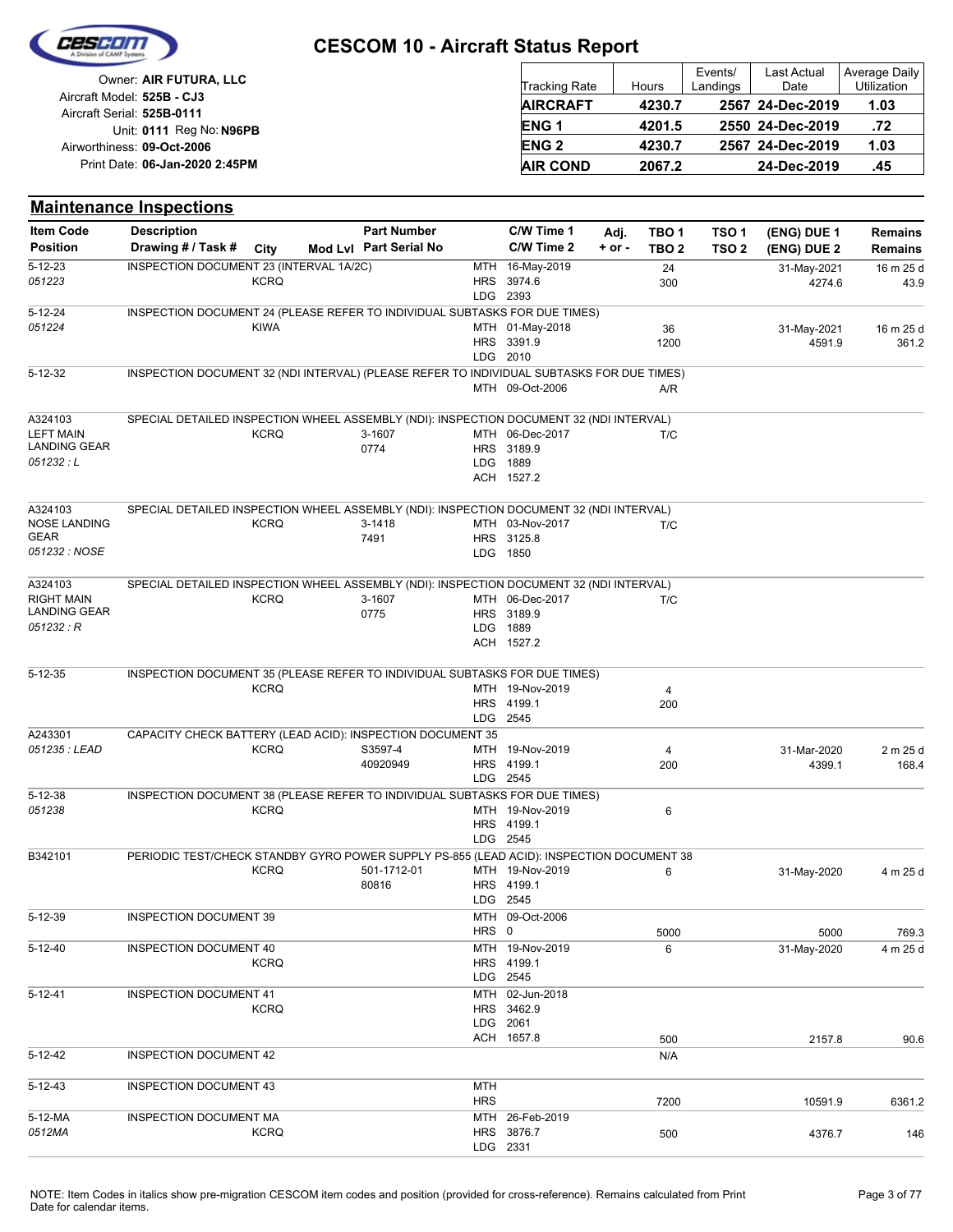# CESCOM 10 - Aircraft Status Report

Owner: **AIR FUTURA, LLC**
Aircraft Model: **525B - CJ3**
Aircraft Serial: **525B-0111**
Unit: **0111** Reg No: **N96PB**
Airworthiness: **09-Oct-2006**
Print Date: **06-Jan-2020 2:45PM**

| Tracking Rate | Hours | Events/ Landings | Last Actual Date | Average Daily Utilization |
|---|---|---|---|---|
| **AIRCRAFT** | **4230.7** | **2567** | **24-Dec-2019** | **1.03** |
| **ENG 1** | **4201.5** | **2550** | **24-Dec-2019** | **.72** |
| **ENG 2** | **4230.7** | **2567** | **24-Dec-2019** | **1.03** |
| **AIR COND** | **2067.2** | | **24-Dec-2019** | **.45** |

## Maintenance Inspections

| Item Code / Position | Description / Drawing # / Task # | City | Mod Lvl | Part Number / Part Serial No | C/W Time 1 / C/W Time 2 | Adj. + or - | TBO 1 / TBO 2 | TSO 1 / TSO 2 | (ENG) DUE 1 / (ENG) DUE 2 | Remains / Remains |
|---|---|---|---|---|---|---|---|---|---|---|
| 5-12-23 *051223* | INSPECTION DOCUMENT 23 (INTERVAL 1A/2C) | KCRQ | | | MTH 16-May-2019 HRS 3974.6 LDG 2393 | | 24 300 | | 31-May-2021 4274.6 | 16 m 25 d 43.9 |
| 5-12-24 *051224* | INSPECTION DOCUMENT 24 (PLEASE REFER TO INDIVIDUAL SUBTASKS FOR DUE TIMES) | KIWA | | | MTH 01-May-2018 HRS 3391.9 LDG 2010 | | 36 1200 | | 31-May-2021 4591.9 | 16 m 25 d 361.2 |
| 5-12-32 | INSPECTION DOCUMENT 32 (NDI INTERVAL) (PLEASE REFER TO INDIVIDUAL SUBTASKS FOR DUE TIMES) | | | | MTH 09-Oct-2006 | | A/R | | | |
| A324103 LEFT MAIN LANDING GEAR *051232 : L* | SPECIAL DETAILED INSPECTION WHEEL ASSEMBLY (NDI): INSPECTION DOCUMENT 32 (NDI INTERVAL) | KCRQ | | 3-1607 0774 | MTH 06-Dec-2017 HRS 3189.9 LDG 1889 ACH 1527.2 | | T/C | | | |
| A324103 NOSE LANDING GEAR *051232 : NOSE* | SPECIAL DETAILED INSPECTION WHEEL ASSEMBLY (NDI): INSPECTION DOCUMENT 32 (NDI INTERVAL) | KCRQ | | 3-1418 7491 | MTH 03-Nov-2017 HRS 3125.8 LDG 1850 | | T/C | | | |
| A324103 RIGHT MAIN LANDING GEAR *051232 : R* | SPECIAL DETAILED INSPECTION WHEEL ASSEMBLY (NDI): INSPECTION DOCUMENT 32 (NDI INTERVAL) | KCRQ | | 3-1607 0775 | MTH 06-Dec-2017 HRS 3189.9 LDG 1889 ACH 1527.2 | | T/C | | | |
| 5-12-35 | INSPECTION DOCUMENT 35 (PLEASE REFER TO INDIVIDUAL SUBTASKS FOR DUE TIMES) | KCRQ | | | MTH 19-Nov-2019 HRS 4199.1 LDG 2545 | | 4 200 | | | |
| A243301 *051235 : LEAD* | CAPACITY CHECK BATTERY (LEAD ACID): INSPECTION DOCUMENT 35 | KCRQ | | S3597-4 40920949 | MTH 19-Nov-2019 HRS 4199.1 LDG 2545 | | 4 200 | | 31-Mar-2020 4399.1 | 2 m 25 d 168.4 |
| 5-12-38 *051238* | INSPECTION DOCUMENT 38 (PLEASE REFER TO INDIVIDUAL SUBTASKS FOR DUE TIMES) | KCRQ | | | MTH 19-Nov-2019 HRS 4199.1 LDG 2545 | | 6 | | | |
| B342101 | PERIODIC TEST/CHECK STANDBY GYRO POWER SUPPLY PS-855 (LEAD ACID): INSPECTION DOCUMENT 38 | KCRQ | | 501-1712-01 80816 | MTH 19-Nov-2019 HRS 4199.1 LDG 2545 | | 6 | | 31-May-2020 | 4 m 25 d |
| 5-12-39 | INSPECTION DOCUMENT 39 | | | | MTH 09-Oct-2006 HRS 0 | | 5000 | | 5000 | 769.3 |
| 5-12-40 | INSPECTION DOCUMENT 40 | KCRQ | | | MTH 19-Nov-2019 HRS 4199.1 LDG 2545 | | 6 | | 31-May-2020 | 4 m 25 d |
| 5-12-41 | INSPECTION DOCUMENT 41 | KCRQ | | | MTH 02-Jun-2018 HRS 3462.9 LDG 2061 ACH 1657.8 | | 500 | | 2157.8 | 90.6 |
| 5-12-42 | INSPECTION DOCUMENT 42 | | | | | | N/A | | | |
| 5-12-43 | INSPECTION DOCUMENT 43 | | | | MTH HRS | | 7200 | | 10591.9 | 6361.2 |
| 5-12-MA *0512MA* | INSPECTION DOCUMENT MA | KCRQ | | | MTH 26-Feb-2019 HRS 3876.7 LDG 2331 | | 500 | | 4376.7 | 146 |

NOTE: Item Codes in italics show pre-migration CESCOM item codes and position (provided for cross-reference). Remains calculated from Print Date for calendar items.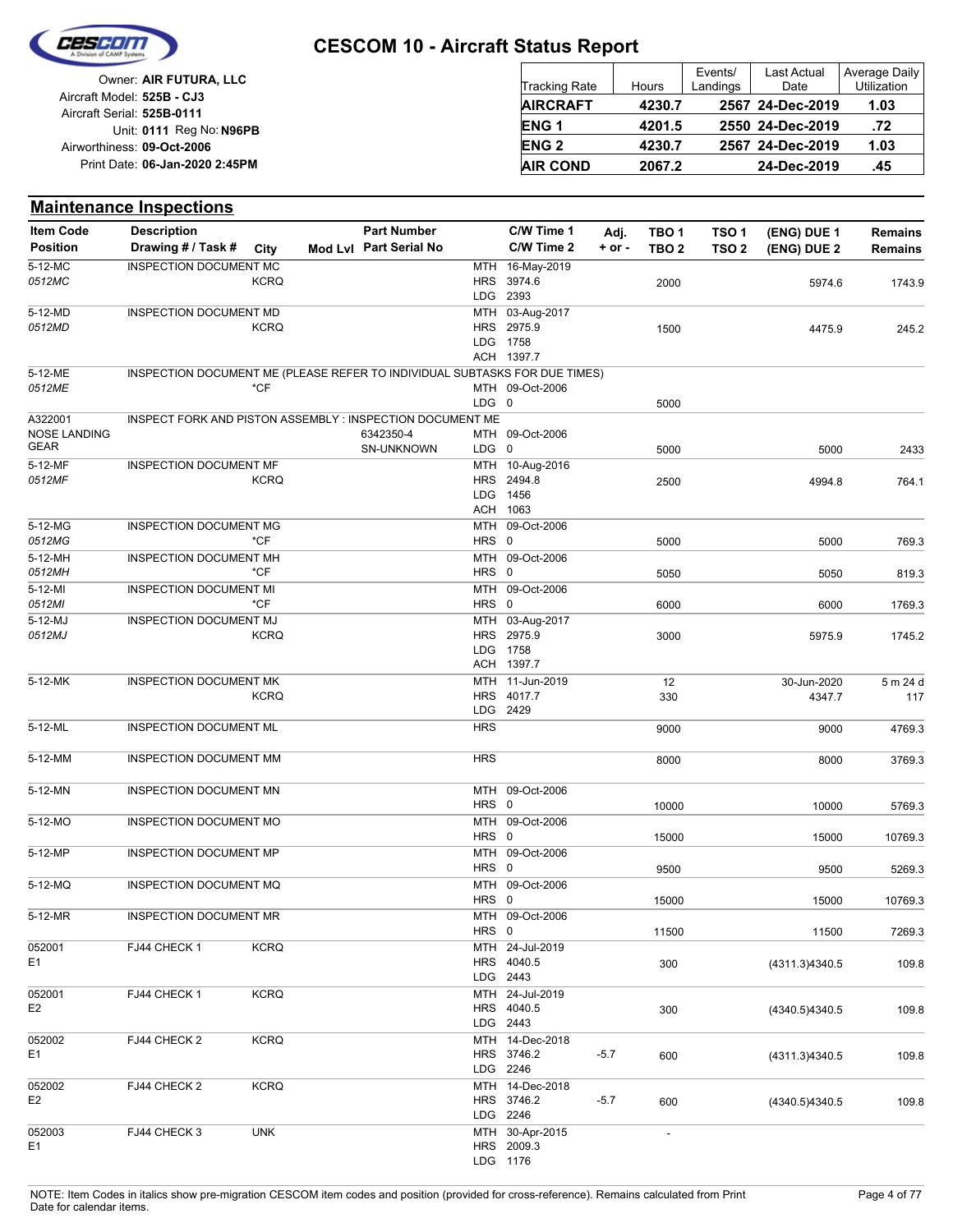# CESCOM 10 - Aircraft Status Report

Owner: **AIR FUTURA, LLC**
Aircraft Model: **525B - CJ3**
Aircraft Serial: **525B-0111**
Unit: **0111** Reg No: **N96PB**
Airworthiness: **09-Oct-2006**
Print Date: **06-Jan-2020 2:45PM**

| Tracking Rate | Hours | Events/ Landings | Last Actual Date | Average Daily Utilization |
|---|---|---|---|---|
| **AIRCRAFT** | **4230.7** | **2567** | **24-Dec-2019** | **1.03** |
| **ENG 1** | **4201.5** | **2550** | **24-Dec-2019** | **.72** |
| **ENG 2** | **4230.7** | **2567** | **24-Dec-2019** | **1.03** |
| **AIR COND** | **2067.2** | | **24-Dec-2019** | **.45** |

## Maintenance Inspections

| Item Code / Position | Description / Drawing # / Task # | City | Mod Lvl | Part Number / Part Serial No | | C/W Time 1 / C/W Time 2 | Adj. + or - | TBO 1 / TBO 2 | TSO 1 / TSO 2 | (ENG) DUE 1 / (ENG) DUE 2 | Remains / Remains |
|---|---|---|---|---|---|---|---|---|---|---|---|
| 5-12-MC<br>*0512MC* | INSPECTION DOCUMENT MC | KCRQ | | | MTH<br>HRS<br>LDG | 16-May-2019<br>3974.6<br>2393 | | 2000 | | 5974.6 | 1743.9 |
| 5-12-MD<br>*0512MD* | INSPECTION DOCUMENT MD | KCRQ | | | MTH<br>HRS<br>LDG<br>ACH | 03-Aug-2017<br>2975.9<br>1758<br>1397.7 | | 1500 | | 4475.9 | 245.2 |
| 5-12-ME<br>*0512ME* | INSPECTION DOCUMENT ME (PLEASE REFER TO INDIVIDUAL SUBTASKS FOR DUE TIMES) | *CF | | | MTH<br>LDG | 09-Oct-2006<br>0 | | 5000 | | | |
| A322001<br>NOSE LANDING GEAR | INSPECT FORK AND PISTON ASSEMBLY : INSPECTION DOCUMENT ME | | | 6342350-4<br>SN-UNKNOWN | MTH<br>LDG | 09-Oct-2006<br>0 | | 5000 | | 5000 | 2433 |
| 5-12-MF<br>*0512MF* | INSPECTION DOCUMENT MF | KCRQ | | | MTH<br>HRS<br>LDG<br>ACH | 10-Aug-2016<br>2494.8<br>1456<br>1063 | | 2500 | | 4994.8 | 764.1 |
| 5-12-MG<br>*0512MG* | INSPECTION DOCUMENT MG | *CF | | | MTH<br>HRS | 09-Oct-2006<br>0 | | 5000 | | 5000 | 769.3 |
| 5-12-MH<br>*0512MH* | INSPECTION DOCUMENT MH | *CF | | | MTH<br>HRS | 09-Oct-2006<br>0 | | 5050 | | 5050 | 819.3 |
| 5-12-MI<br>*0512MI* | INSPECTION DOCUMENT MI | *CF | | | MTH<br>HRS | 09-Oct-2006<br>0 | | 6000 | | 6000 | 1769.3 |
| 5-12-MJ<br>*0512MJ* | INSPECTION DOCUMENT MJ | KCRQ | | | MTH<br>HRS<br>LDG<br>ACH | 03-Aug-2017<br>2975.9<br>1758<br>1397.7 | | 3000 | | 5975.9 | 1745.2 |
| 5-12-MK | INSPECTION DOCUMENT MK | KCRQ | | | MTH<br>HRS<br>LDG | 11-Jun-2019<br>4017.7<br>2429 | | 12<br>330 | | 30-Jun-2020<br>4347.7 | 5 m 24 d<br>117 |
| 5-12-ML | INSPECTION DOCUMENT ML | | | | HRS | | | 9000 | | 9000 | 4769.3 |
| 5-12-MM | INSPECTION DOCUMENT MM | | | | HRS | | | 8000 | | 8000 | 3769.3 |
| 5-12-MN | INSPECTION DOCUMENT MN | | | | MTH<br>HRS | 09-Oct-2006<br>0 | | 10000 | | 10000 | 5769.3 |
| 5-12-MO | INSPECTION DOCUMENT MO | | | | MTH<br>HRS | 09-Oct-2006<br>0 | | 15000 | | 15000 | 10769.3 |
| 5-12-MP | INSPECTION DOCUMENT MP | | | | MTH<br>HRS | 09-Oct-2006<br>0 | | 9500 | | 9500 | 5269.3 |
| 5-12-MQ | INSPECTION DOCUMENT MQ | | | | MTH<br>HRS | 09-Oct-2006<br>0 | | 15000 | | 15000 | 10769.3 |
| 5-12-MR | INSPECTION DOCUMENT MR | | | | MTH<br>HRS | 09-Oct-2006<br>0 | | 11500 | | 11500 | 7269.3 |
| 052001<br>E1 | FJ44 CHECK 1 | KCRQ | | | MTH<br>HRS<br>LDG | 24-Jul-2019<br>4040.5<br>2443 | | 300 | | (4311.3)4340.5 | 109.8 |
| 052001<br>E2 | FJ44 CHECK 1 | KCRQ | | | MTH<br>HRS<br>LDG | 24-Jul-2019<br>4040.5<br>2443 | | 300 | | (4340.5)4340.5 | 109.8 |
| 052002<br>E1 | FJ44 CHECK 2 | KCRQ | | | MTH<br>HRS<br>LDG | 14-Dec-2018<br>3746.2<br>2246 | -5.7 | 600 | | (4311.3)4340.5 | 109.8 |
| 052002<br>E2 | FJ44 CHECK 2 | KCRQ | | | MTH<br>HRS<br>LDG | 14-Dec-2018<br>3746.2<br>2246 | -5.7 | 600 | | (4340.5)4340.5 | 109.8 |
| 052003<br>E1 | FJ44 CHECK 3 | UNK | | | MTH<br>HRS<br>LDG | 30-Apr-2015<br>2009.3<br>1176 | | - | | | |

NOTE: Item Codes in italics show pre-migration CESCOM item codes and position (provided for cross-reference). Remains calculated from Print Date for calendar items.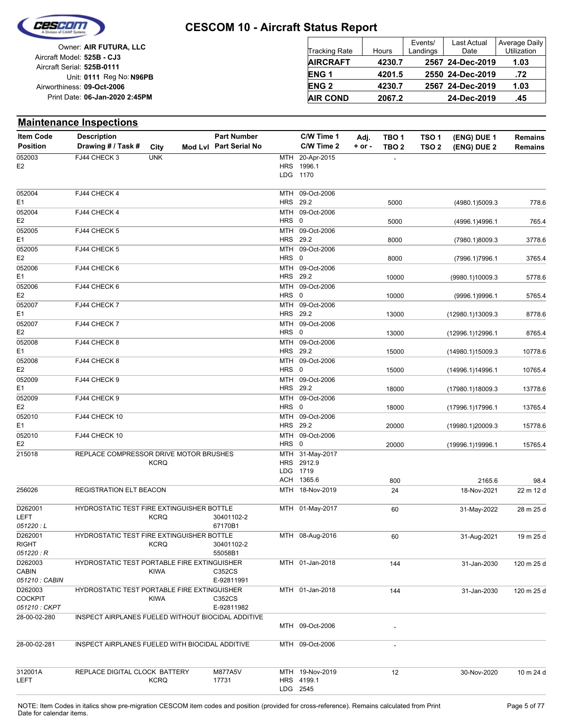# CESCOM 10 - Aircraft Status Report

Owner: **AIR FUTURA, LLC**
Aircraft Model: **525B - CJ3**
Aircraft Serial: **525B-0111**
Unit: **0111** Reg No: **N96PB**
Airworthiness: **09-Oct-2006**
Print Date: **06-Jan-2020 2:45PM**

| Tracking Rate | Hours | Events/ Landings | Last Actual Date | Average Daily Utilization |
|---|---|---|---|---|
| **AIRCRAFT** | **4230.7** | **2567** | **24-Dec-2019** | **1.03** |
| **ENG 1** | **4201.5** | **2550** | **24-Dec-2019** | **.72** |
| **ENG 2** | **4230.7** | **2567** | **24-Dec-2019** | **1.03** |
| **AIR COND** | **2067.2** | | **24-Dec-2019** | **.45** |

## Maintenance Inspections

| Item Code / Position | Description / Drawing # / Task # | City | Mod Lvl | Part Number / Part Serial No | C/W Time 1 / C/W Time 2 | Adj. + or - | TBO 1 / TBO 2 | TSO 1 / TSO 2 | (ENG) DUE 1 / (ENG) DUE 2 | Remains / Remains |
|---|---|---|---|---|---|---|---|---|---|---|
| 052003<br>E2 | FJ44 CHECK 3 | UNK | | | MTH 20-Apr-2015<br>HRS 1996.1<br>LDG 1170 | | - | | | |
| 052004<br>E1 | FJ44 CHECK 4 | | | | MTH 09-Oct-2006<br>HRS 29.2 | | 5000 | | (4980.1)5009.3 | 778.6 |
| 052004<br>E2 | FJ44 CHECK 4 | | | | MTH 09-Oct-2006<br>HRS 0 | | 5000 | | (4996.1)4996.1 | 765.4 |
| 052005<br>E1 | FJ44 CHECK 5 | | | | MTH 09-Oct-2006<br>HRS 29.2 | | 8000 | | (7980.1)8009.3 | 3778.6 |
| 052005<br>E2 | FJ44 CHECK 5 | | | | MTH 09-Oct-2006<br>HRS 0 | | 8000 | | (7996.1)7996.1 | 3765.4 |
| 052006<br>E1 | FJ44 CHECK 6 | | | | MTH 09-Oct-2006<br>HRS 29.2 | | 10000 | | (9980.1)10009.3 | 5778.6 |
| 052006<br>E2 | FJ44 CHECK 6 | | | | MTH 09-Oct-2006<br>HRS 0 | | 10000 | | (9996.1)9996.1 | 5765.4 |
| 052007<br>E1 | FJ44 CHECK 7 | | | | MTH 09-Oct-2006<br>HRS 29.2 | | 13000 | | (12980.1)13009.3 | 8778.6 |
| 052007<br>E2 | FJ44 CHECK 7 | | | | MTH 09-Oct-2006<br>HRS 0 | | 13000 | | (12996.1)12996.1 | 8765.4 |
| 052008<br>E1 | FJ44 CHECK 8 | | | | MTH 09-Oct-2006<br>HRS 29.2 | | 15000 | | (14980.1)15009.3 | 10778.6 |
| 052008<br>E2 | FJ44 CHECK 8 | | | | MTH 09-Oct-2006<br>HRS 0 | | 15000 | | (14996.1)14996.1 | 10765.4 |
| 052009<br>E1 | FJ44 CHECK 9 | | | | MTH 09-Oct-2006<br>HRS 29.2 | | 18000 | | (17980.1)18009.3 | 13778.6 |
| 052009<br>E2 | FJ44 CHECK 9 | | | | MTH 09-Oct-2006<br>HRS 0 | | 18000 | | (17996.1)17996.1 | 13765.4 |
| 052010<br>E1 | FJ44 CHECK 10 | | | | MTH 09-Oct-2006<br>HRS 29.2 | | 20000 | | (19980.1)20009.3 | 15778.6 |
| 052010<br>E2 | FJ44 CHECK 10 | | | | MTH 09-Oct-2006<br>HRS 0 | | 20000 | | (19996.1)19996.1 | 15765.4 |
| 215018 | REPLACE COMPRESSOR DRIVE MOTOR BRUSHES | KCRQ | | | MTH 31-May-2017<br>HRS 2912.9<br>LDG 1719<br>ACH 1365.6 | | 800 | | 2165.6 | 98.4 |
| 256026 | REGISTRATION ELT BEACON | | | | MTH 18-Nov-2019 | | 24 | | 18-Nov-2021 | 22 m 12 d |
| D262001<br>LEFT<br>*051220 : L* | HYDROSTATIC TEST FIRE EXTINGUISHER BOTTLE | KCRQ | | 30401102-2<br>67170B1 | MTH 01-May-2017 | | 60 | | 31-May-2022 | 28 m 25 d |
| D262001<br>RIGHT<br>*051220 : R* | HYDROSTATIC TEST FIRE EXTINGUISHER BOTTLE | KCRQ | | 30401102-2<br>55058B1 | MTH 08-Aug-2016 | | 60 | | 31-Aug-2021 | 19 m 25 d |
| D262003<br>CABIN<br>*051210 : CABIN* | HYDROSTATIC TEST PORTABLE FIRE EXTINGUISHER | KIWA | | C352CS<br>E-92811991 | MTH 01-Jan-2018 | | 144 | | 31-Jan-2030 | 120 m 25 d |
| D262003<br>COCKPIT<br>*051210 : CKPT* | HYDROSTATIC TEST PORTABLE FIRE EXTINGUISHER | KIWA | | C352CS<br>E-92811982 | MTH 01-Jan-2018 | | 144 | | 31-Jan-2030 | 120 m 25 d |
| 28-00-02-280 | INSPECT AIRPLANES FUELED WITHOUT BIOCIDAL ADDITIVE | | | | MTH 09-Oct-2006 | | - | | | |
| 28-00-02-281 | INSPECT AIRPLANES FUELED WITH BIOCIDAL ADDITIVE | | | | MTH 09-Oct-2006 | | - | | | |
| 312001A<br>LEFT | REPLACE DIGITAL CLOCK BATTERY | KCRQ | | M877A5V<br>17731 | MTH 19-Nov-2019<br>HRS 4199.1<br>LDG 2545 | | 12 | | 30-Nov-2020 | 10 m 24 d |

NOTE: Item Codes in italics show pre-migration CESCOM item codes and position (provided for cross-reference). Remains calculated from Print Date for calendar items.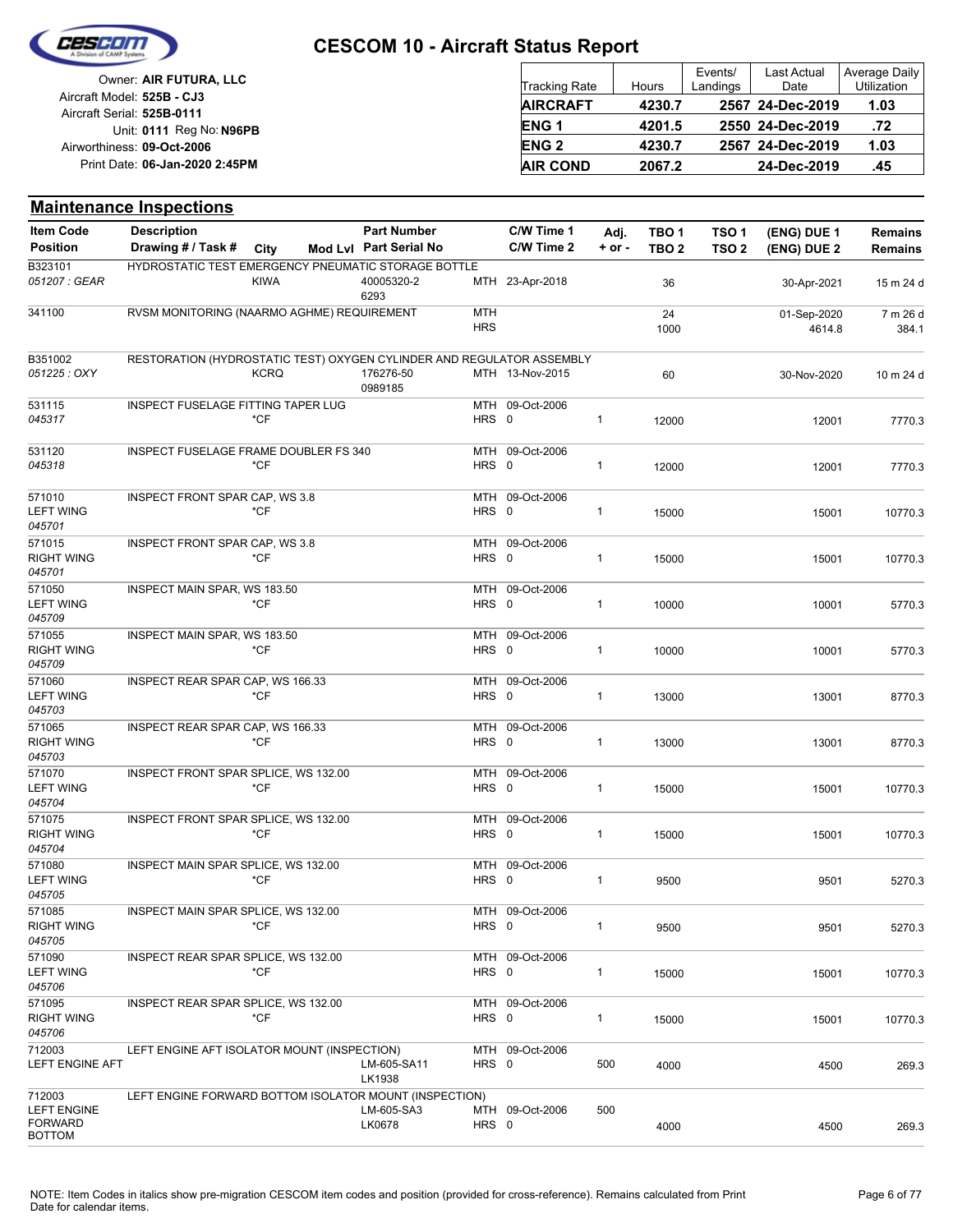# CESCOM 10 - Aircraft Status Report

Owner: **AIR FUTURA, LLC**
Aircraft Model: **525B - CJ3**
Aircraft Serial: **525B-0111**
Unit: **0111** Reg No: **N96PB**
Airworthiness: **09-Oct-2006**
Print Date: **06-Jan-2020 2:45PM**

| Tracking Rate | Hours | Events/ Landings | Last Actual Date | Average Daily Utilization |
|---|---|---|---|---|
| **AIRCRAFT** | **4230.7** | **2567** | **24-Dec-2019** | **1.03** |
| **ENG 1** | **4201.5** | **2550** | **24-Dec-2019** | **.72** |
| **ENG 2** | **4230.7** | **2567** | **24-Dec-2019** | **1.03** |
| **AIR COND** | **2067.2** | | **24-Dec-2019** | **.45** |

## Maintenance Inspections

| Item Code / Position | Description / Drawing # / Task # | City | Mod Lvl | Part Number / Part Serial No | | C/W Time 1 / C/W Time 2 | Adj. + or - | TBO 1 / TBO 2 | TSO 1 / TSO 2 | (ENG) DUE 1 / (ENG) DUE 2 | Remains / Remains |
|---|---|---|---|---|---|---|---|---|---|---|---|
| B323101 *051207 : GEAR* | HYDROSTATIC TEST EMERGENCY PNEUMATIC STORAGE BOTTLE | KIWA | | 40005320-2 6293 | MTH | 23-Apr-2018 | | 36 | | 30-Apr-2021 | 15 m 24 d |
| 341100 | RVSM MONITORING (NAARMO AGHME) REQUIREMENT | | | | MTH HRS | | | 24 1000 | | 01-Sep-2020 4614.8 | 7 m 26 d 384.1 |
| B351002 *051225 : OXY* | RESTORATION (HYDROSTATIC TEST) OXYGEN CYLINDER AND REGULATOR ASSEMBLY | KCRQ | | 176276-50 0989185 | MTH | 13-Nov-2015 | | 60 | | 30-Nov-2020 | 10 m 24 d |
| 531115 *045317* | INSPECT FUSELAGE FITTING TAPER LUG | *CF | | | MTH HRS | 09-Oct-2006 0 | 1 | 12000 | | 12001 | 7770.3 |
| 531120 *045318* | INSPECT FUSELAGE FRAME DOUBLER FS 340 | *CF | | | MTH HRS | 09-Oct-2006 0 | 1 | 12000 | | 12001 | 7770.3 |
| 571010 LEFT WING *045701* | INSPECT FRONT SPAR CAP, WS 3.8 | *CF | | | MTH HRS | 09-Oct-2006 0 | 1 | 15000 | | 15001 | 10770.3 |
| 571015 RIGHT WING *045701* | INSPECT FRONT SPAR CAP, WS 3.8 | *CF | | | MTH HRS | 09-Oct-2006 0 | 1 | 15000 | | 15001 | 10770.3 |
| 571050 LEFT WING *045709* | INSPECT MAIN SPAR, WS 183.50 | *CF | | | MTH HRS | 09-Oct-2006 0 | 1 | 10000 | | 10001 | 5770.3 |
| 571055 RIGHT WING *045709* | INSPECT MAIN SPAR, WS 183.50 | *CF | | | MTH HRS | 09-Oct-2006 0 | 1 | 10000 | | 10001 | 5770.3 |
| 571060 LEFT WING *045703* | INSPECT REAR SPAR CAP, WS 166.33 | *CF | | | MTH HRS | 09-Oct-2006 0 | 1 | 13000 | | 13001 | 8770.3 |
| 571065 RIGHT WING *045703* | INSPECT REAR SPAR CAP, WS 166.33 | *CF | | | MTH HRS | 09-Oct-2006 0 | 1 | 13000 | | 13001 | 8770.3 |
| 571070 LEFT WING *045704* | INSPECT FRONT SPAR SPLICE, WS 132.00 | *CF | | | MTH HRS | 09-Oct-2006 0 | 1 | 15000 | | 15001 | 10770.3 |
| 571075 RIGHT WING *045704* | INSPECT FRONT SPAR SPLICE, WS 132.00 | *CF | | | MTH HRS | 09-Oct-2006 0 | 1 | 15000 | | 15001 | 10770.3 |
| 571080 LEFT WING *045705* | INSPECT MAIN SPAR SPLICE, WS 132.00 | *CF | | | MTH HRS | 09-Oct-2006 0 | 1 | 9500 | | 9501 | 5270.3 |
| 571085 RIGHT WING *045705* | INSPECT MAIN SPAR SPLICE, WS 132.00 | *CF | | | MTH HRS | 09-Oct-2006 0 | 1 | 9500 | | 9501 | 5270.3 |
| 571090 LEFT WING *045706* | INSPECT REAR SPAR SPLICE, WS 132.00 | *CF | | | MTH HRS | 09-Oct-2006 0 | 1 | 15000 | | 15001 | 10770.3 |
| 571095 RIGHT WING *045706* | INSPECT REAR SPAR SPLICE, WS 132.00 | *CF | | | MTH HRS | 09-Oct-2006 0 | 1 | 15000 | | 15001 | 10770.3 |
| 712003 LEFT ENGINE AFT | LEFT ENGINE AFT ISOLATOR MOUNT (INSPECTION) | | | LM-605-SA11 LK1938 | MTH HRS | 09-Oct-2006 0 | 500 | 4000 | | 4500 | 269.3 |
| 712003 LEFT ENGINE FORWARD BOTTOM | LEFT ENGINE FORWARD BOTTOM ISOLATOR MOUNT (INSPECTION) | | | LM-605-SA3 LK0678 | MTH HRS | 09-Oct-2006 0 | 500 | 4000 | | 4500 | 269.3 |

NOTE: Item Codes in italics show pre-migration CESCOM item codes and position (provided for cross-reference). Remains calculated from Print Date for calendar items.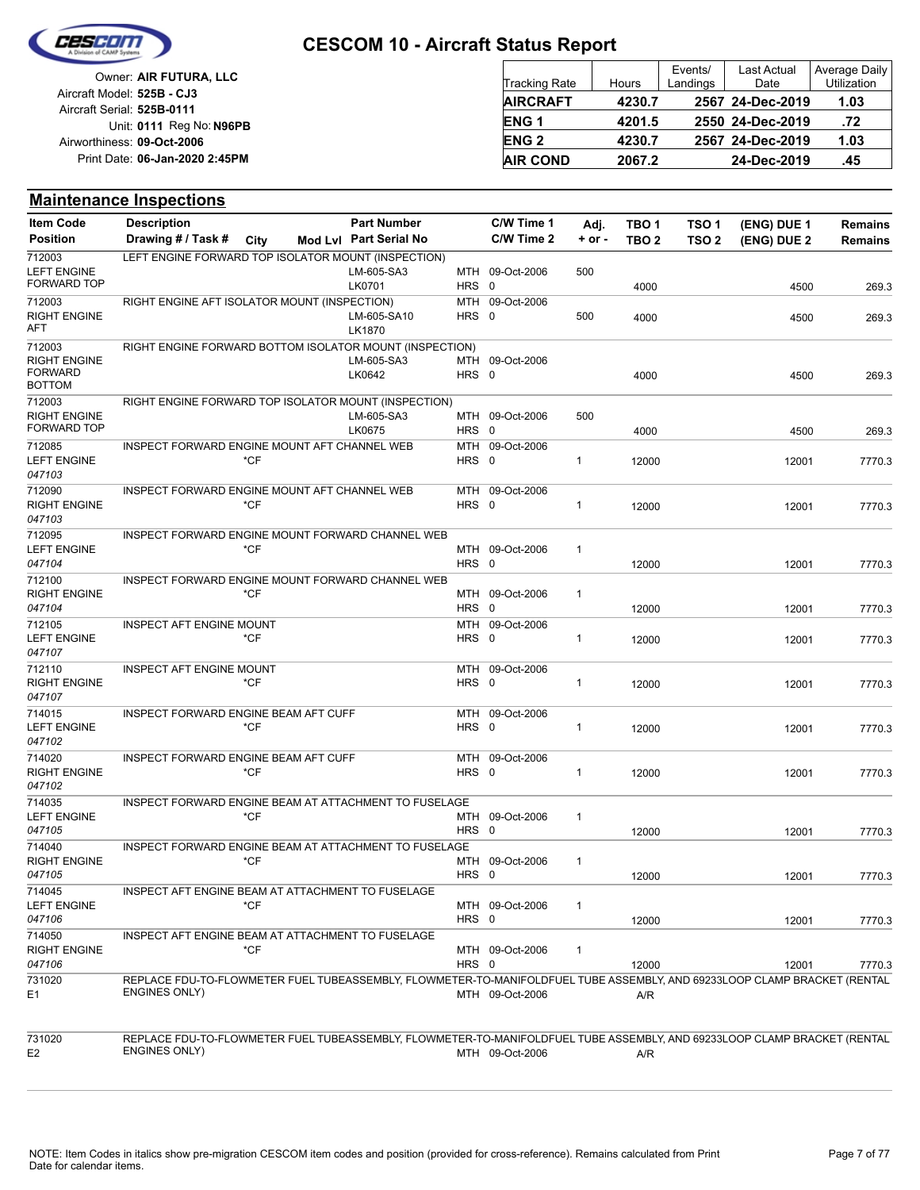# CESCOM 10 - Aircraft Status Report

Owner: **AIR FUTURA, LLC**
Aircraft Model: **525B - CJ3**
Aircraft Serial: **525B-0111**
Unit: **0111** Reg No: **N96PB**
Airworthiness: **09-Oct-2006**
Print Date: **06-Jan-2020 2:45PM**

| Tracking Rate | Hours | Events/ Landings | Last Actual Date | Average Daily Utilization |
|---|---|---|---|---|
| **AIRCRAFT** | **4230.7** | **2567** | **24-Dec-2019** | **1.03** |
| **ENG 1** | **4201.5** | **2550** | **24-Dec-2019** | **.72** |
| **ENG 2** | **4230.7** | **2567** | **24-Dec-2019** | **1.03** |
| **AIR COND** | **2067.2** | | **24-Dec-2019** | **.45** |

## Maintenance Inspections

| Item Code / Position | Description / Drawing # / Task # | City | Mod Lvl | Part Number / Part Serial No | | C/W Time 1 / C/W Time 2 | Adj. + or - | TBO 1 / TBO 2 | TSO 1 / TSO 2 | (ENG) DUE 1 / (ENG) DUE 2 | Remains / Remains |
|---|---|---|---|---|---|---|---|---|---|---|---|
| 712003 LEFT ENGINE FORWARD TOP | LEFT ENGINE FORWARD TOP ISOLATOR MOUNT (INSPECTION) | | | LM-605-SA3 LK0701 | MTH HRS | 09-Oct-2006 0 | 500 | 4000 | | 4500 | 269.3 |
| 712003 RIGHT ENGINE AFT | RIGHT ENGINE AFT ISOLATOR MOUNT (INSPECTION) | | | LM-605-SA10 LK1870 | MTH HRS | 09-Oct-2006 0 | 500 | 4000 | | 4500 | 269.3 |
| 712003 RIGHT ENGINE FORWARD BOTTOM | RIGHT ENGINE FORWARD BOTTOM ISOLATOR MOUNT (INSPECTION) | | | LM-605-SA3 LK0642 | MTH HRS | 09-Oct-2006 0 | | 4000 | | 4500 | 269.3 |
| 712003 RIGHT ENGINE FORWARD TOP | RIGHT ENGINE FORWARD TOP ISOLATOR MOUNT (INSPECTION) | | | LM-605-SA3 LK0675 | MTH HRS | 09-Oct-2006 0 | 500 | 4000 | | 4500 | 269.3 |
| 712085 LEFT ENGINE *047103* | INSPECT FORWARD ENGINE MOUNT AFT CHANNEL WEB | *CF | | | MTH HRS | 09-Oct-2006 0 | 1 | 12000 | | 12001 | 7770.3 |
| 712090 RIGHT ENGINE *047103* | INSPECT FORWARD ENGINE MOUNT AFT CHANNEL WEB | *CF | | | MTH HRS | 09-Oct-2006 0 | 1 | 12000 | | 12001 | 7770.3 |
| 712095 LEFT ENGINE *047104* | INSPECT FORWARD ENGINE MOUNT FORWARD CHANNEL WEB | *CF | | | MTH HRS | 09-Oct-2006 0 | 1 | 12000 | | 12001 | 7770.3 |
| 712100 RIGHT ENGINE *047104* | INSPECT FORWARD ENGINE MOUNT FORWARD CHANNEL WEB | *CF | | | MTH HRS | 09-Oct-2006 0 | 1 | 12000 | | 12001 | 7770.3 |
| 712105 LEFT ENGINE *047107* | INSPECT AFT ENGINE MOUNT | *CF | | | MTH HRS | 09-Oct-2006 0 | 1 | 12000 | | 12001 | 7770.3 |
| 712110 RIGHT ENGINE *047107* | INSPECT AFT ENGINE MOUNT | *CF | | | MTH HRS | 09-Oct-2006 0 | 1 | 12000 | | 12001 | 7770.3 |
| 714015 LEFT ENGINE *047102* | INSPECT FORWARD ENGINE BEAM AFT CUFF | *CF | | | MTH HRS | 09-Oct-2006 0 | 1 | 12000 | | 12001 | 7770.3 |
| 714020 RIGHT ENGINE *047102* | INSPECT FORWARD ENGINE BEAM AFT CUFF | *CF | | | MTH HRS | 09-Oct-2006 0 | 1 | 12000 | | 12001 | 7770.3 |
| 714035 LEFT ENGINE *047105* | INSPECT FORWARD ENGINE BEAM AT ATTACHMENT TO FUSELAGE | *CF | | | MTH HRS | 09-Oct-2006 0 | 1 | 12000 | | 12001 | 7770.3 |
| 714040 RIGHT ENGINE *047105* | INSPECT FORWARD ENGINE BEAM AT ATTACHMENT TO FUSELAGE | *CF | | | MTH HRS | 09-Oct-2006 0 | 1 | 12000 | | 12001 | 7770.3 |
| 714045 LEFT ENGINE *047106* | INSPECT AFT ENGINE BEAM AT ATTACHMENT TO FUSELAGE | *CF | | | MTH HRS | 09-Oct-2006 0 | 1 | 12000 | | 12001 | 7770.3 |
| 714050 RIGHT ENGINE *047106* | INSPECT AFT ENGINE BEAM AT ATTACHMENT TO FUSELAGE | *CF | | | MTH HRS | 09-Oct-2006 0 | 1 | 12000 | | 12001 | 7770.3 |
| 731020 E1 | REPLACE FDU-TO-FLOWMETER FUEL TUBEASSEMBLY, FLOWMETER-TO-MANIFOLDFUEL TUBE ASSEMBLY, AND 69233LOOP CLAMP BRACKET (RENTAL ENGINES ONLY) | | | | MTH | 09-Oct-2006 | | A/R | | | |
| 731020 E2 | REPLACE FDU-TO-FLOWMETER FUEL TUBEASSEMBLY, FLOWMETER-TO-MANIFOLDFUEL TUBE ASSEMBLY, AND 69233LOOP CLAMP BRACKET (RENTAL ENGINES ONLY) | | | | MTH | 09-Oct-2006 | | A/R | | | |

NOTE: Item Codes in italics show pre-migration CESCOM item codes and position (provided for cross-reference). Remains calculated from Print Date for calendar items.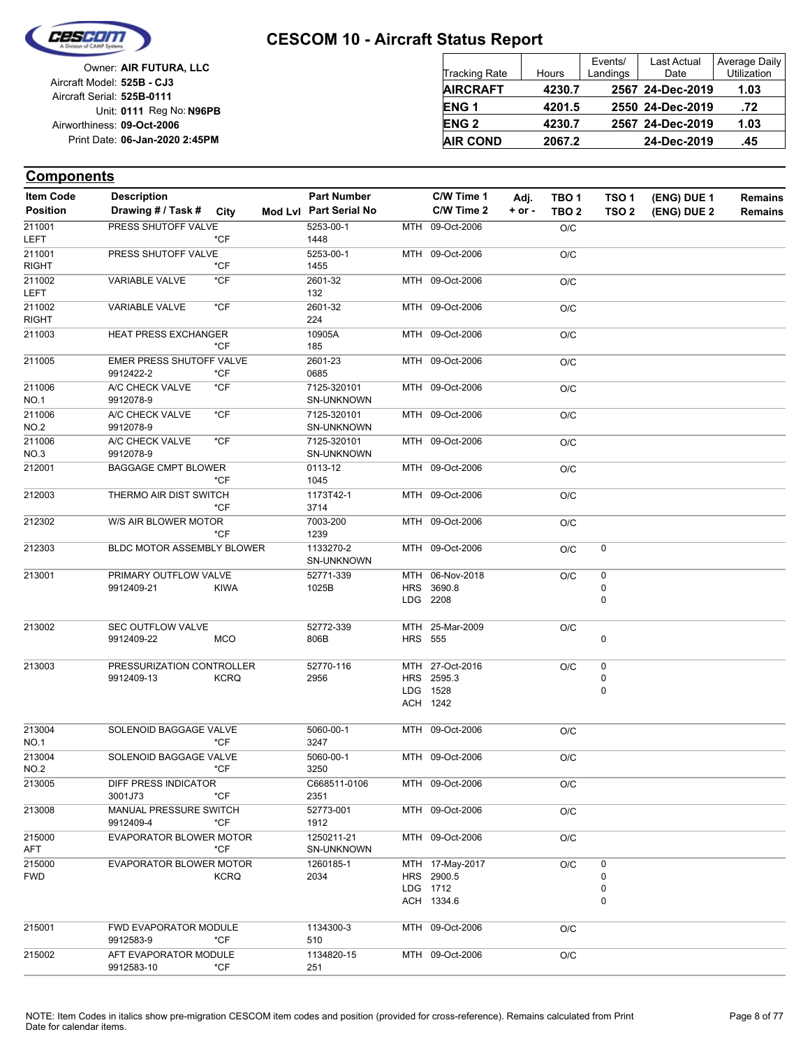# CESCOM 10 - Aircraft Status Report

Owner: **AIR FUTURA, LLC**
Aircraft Model: **525B - CJ3**
Aircraft Serial: **525B-0111**
Unit: **0111** Reg No: **N96PB**
Airworthiness: **09-Oct-2006**
Print Date: **06-Jan-2020 2:45PM**

| Tracking Rate | Hours | Events/ Landings | Last Actual Date | Average Daily Utilization |
|---|---|---|---|---|
| **AIRCRAFT** | **4230.7** | **2567** | **24-Dec-2019** | **1.03** |
| **ENG 1** | **4201.5** | **2550** | **24-Dec-2019** | **.72** |
| **ENG 2** | **4230.7** | **2567** | **24-Dec-2019** | **1.03** |
| **AIR COND** | **2067.2** | | **24-Dec-2019** | **.45** |

## Components

| Item Code / Position | Description / Drawing # / Task # | City | Mod Lvl | Part Number / Part Serial No | C/W Time 1 / C/W Time 2 | Adj. + or - | TBO 1 / TBO 2 | TSO 1 / TSO 2 | (ENG) DUE 1 / (ENG) DUE 2 | Remains / Remains |
|---|---|---|---|---|---|---|---|---|---|---|
| 211001 LEFT | PRESS SHUTOFF VALVE | *CF | | 5253-00-1 1448 | MTH 09-Oct-2006 | | O/C | | | |
| 211001 RIGHT | PRESS SHUTOFF VALVE | *CF | | 5253-00-1 1455 | MTH 09-Oct-2006 | | O/C | | | |
| 211002 LEFT | VARIABLE VALVE | *CF | | 2601-32 132 | MTH 09-Oct-2006 | | O/C | | | |
| 211002 RIGHT | VARIABLE VALVE | *CF | | 2601-32 224 | MTH 09-Oct-2006 | | O/C | | | |
| 211003 | HEAT PRESS EXCHANGER | *CF | | 10905A 185 | MTH 09-Oct-2006 | | O/C | | | |
| 211005 | EMER PRESS SHUTOFF VALVE 9912422-2 | *CF | | 2601-23 0685 | MTH 09-Oct-2006 | | O/C | | | |
| 211006 NO.1 | A/C CHECK VALVE 9912078-9 | *CF | | 7125-320101 SN-UNKNOWN | MTH 09-Oct-2006 | | O/C | | | |
| 211006 NO.2 | A/C CHECK VALVE 9912078-9 | *CF | | 7125-320101 SN-UNKNOWN | MTH 09-Oct-2006 | | O/C | | | |
| 211006 NO.3 | A/C CHECK VALVE 9912078-9 | *CF | | 7125-320101 SN-UNKNOWN | MTH 09-Oct-2006 | | O/C | | | |
| 212001 | BAGGAGE CMPT BLOWER | *CF | | 0113-12 1045 | MTH 09-Oct-2006 | | O/C | | | |
| 212003 | THERMO AIR DIST SWITCH | *CF | | 1173T42-1 3714 | MTH 09-Oct-2006 | | O/C | | | |
| 212302 | W/S AIR BLOWER MOTOR | *CF | | 7003-200 1239 | MTH 09-Oct-2006 | | O/C | | | |
| 212303 | BLDC MOTOR ASSEMBLY BLOWER | | | 1133270-2 SN-UNKNOWN | MTH 09-Oct-2006 | | O/C | 0 | | |
| 213001 | PRIMARY OUTFLOW VALVE 9912409-21 | KIWA | | 52771-339 1025B | MTH 06-Nov-2018<br>HRS 3690.8<br>LDG 2208 | | O/C | 0<br>0<br>0 | | |
| 213002 | SEC OUTFLOW VALVE 9912409-22 | MCO | | 52772-339 806B | MTH 25-Mar-2009<br>HRS 555 | | O/C | <br>0 | | |
| 213003 | PRESSURIZATION CONTROLLER 9912409-13 | KCRQ | | 52770-116 2956 | MTH 27-Oct-2016<br>HRS 2595.3<br>LDG 1528<br>ACH 1242 | | O/C | 0<br>0<br>0 | | |
| 213004 NO.1 | SOLENOID BAGGAGE VALVE | *CF | | 5060-00-1 3247 | MTH 09-Oct-2006 | | O/C | | | |
| 213004 NO.2 | SOLENOID BAGGAGE VALVE | *CF | | 5060-00-1 3250 | MTH 09-Oct-2006 | | O/C | | | |
| 213005 | DIFF PRESS INDICATOR 3001J73 | *CF | | C668511-0106 2351 | MTH 09-Oct-2006 | | O/C | | | |
| 213008 | MANUAL PRESSURE SWITCH 9912409-4 | *CF | | 52773-001 1912 | MTH 09-Oct-2006 | | O/C | | | |
| 215000 AFT | EVAPORATOR BLOWER MOTOR | *CF | | 1250211-21 SN-UNKNOWN | MTH 09-Oct-2006 | | O/C | | | |
| 215000 FWD | EVAPORATOR BLOWER MOTOR | KCRQ | | 1260185-1 2034 | MTH 17-May-2017<br>HRS 2900.5<br>LDG 1712<br>ACH 1334.6 | | O/C | 0<br>0<br>0<br>0 | | |
| 215001 | FWD EVAPORATOR MODULE 9912583-9 | *CF | | 1134300-3 510 | MTH 09-Oct-2006 | | O/C | | | |
| 215002 | AFT EVAPORATOR MODULE 9912583-10 | *CF | | 1134820-15 251 | MTH 09-Oct-2006 | | O/C | | | |

NOTE: Item Codes in italics show pre-migration CESCOM item codes and position (provided for cross-reference). Remains calculated from Print Date for calendar items.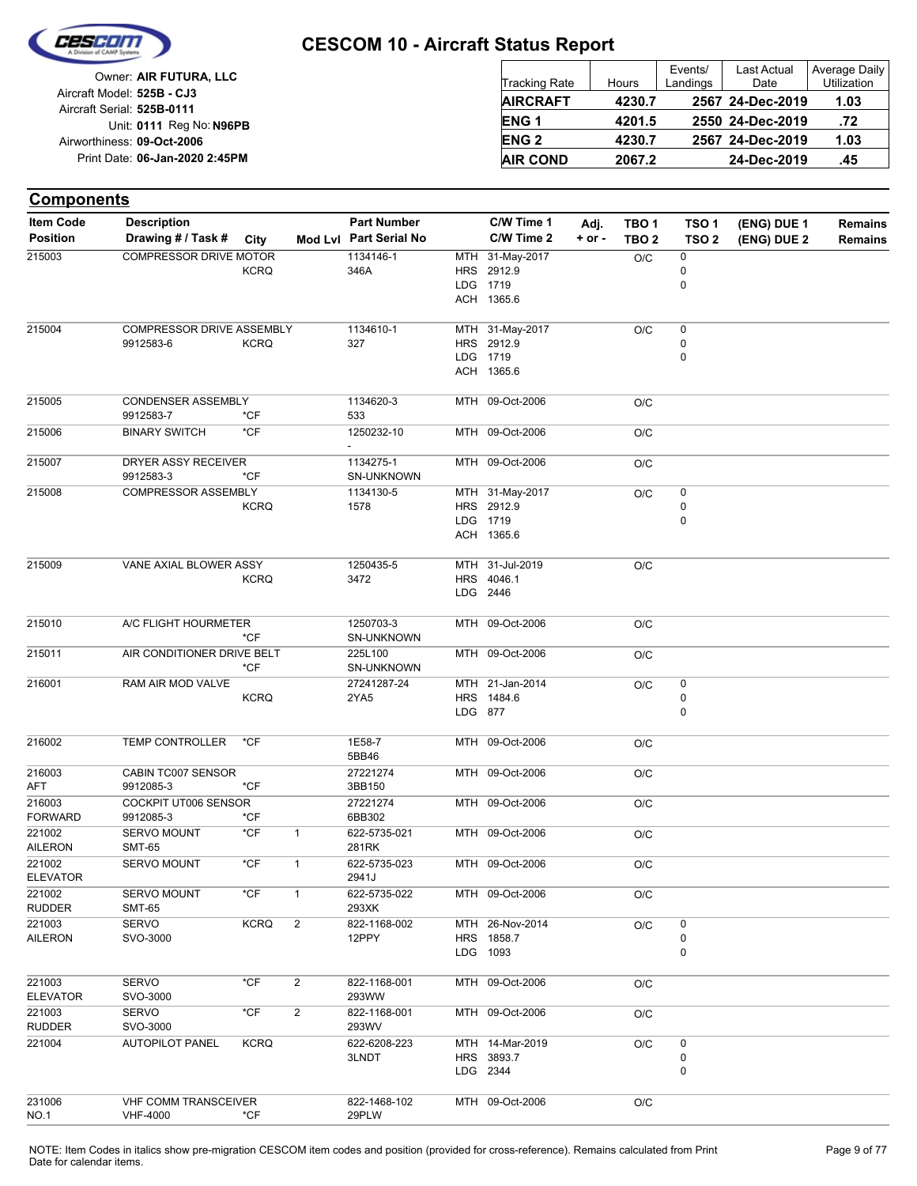# CESCOM 10 - Aircraft Status Report

Owner: **AIR FUTURA, LLC**
Aircraft Model: **525B - CJ3**
Aircraft Serial: **525B-0111**
Unit: **0111** Reg No: **N96PB**
Airworthiness: **09-Oct-2006**
Print Date: **06-Jan-2020 2:45PM**

| Tracking Rate | Hours | Events/ Landings | Last Actual Date | Average Daily Utilization |
|---|---|---|---|---|
| **AIRCRAFT** | **4230.7** | **2567** | **24-Dec-2019** | **1.03** |
| **ENG 1** | **4201.5** | **2550** | **24-Dec-2019** | **.72** |
| **ENG 2** | **4230.7** | **2567** | **24-Dec-2019** | **1.03** |
| **AIR COND** | **2067.2** | | **24-Dec-2019** | **.45** |

## Components

| Item Code / Position | Description / Drawing # / Task # | City | Mod Lvl | Part Number / Part Serial No | C/W Time 1 / C/W Time 2 | Adj. + or - | TBO 1 / TBO 2 | TSO 1 / TSO 2 | (ENG) DUE 1 / (ENG) DUE 2 | Remains / Remains |
|---|---|---|---|---|---|---|---|---|---|---|
| 215003 | COMPRESSOR DRIVE MOTOR | KCRQ | | 1134146-1<br>346A | MTH 31-May-2017<br>HRS 2912.9<br>LDG 1719<br>ACH 1365.6 | | O/C | 0<br>0<br>0 | | |
| 215004 | COMPRESSOR DRIVE ASSEMBLY<br>9912583-6 | KCRQ | | 1134610-1<br>327 | MTH 31-May-2017<br>HRS 2912.9<br>LDG 1719<br>ACH 1365.6 | | O/C | 0<br>0<br>0 | | |
| 215005 | CONDENSER ASSEMBLY<br>9912583-7 | *CF | | 1134620-3<br>533 | MTH 09-Oct-2006 | | O/C | | | |
| 215006 | BINARY SWITCH | *CF | | 1250232-10<br>- | MTH 09-Oct-2006 | | O/C | | | |
| 215007 | DRYER ASSY RECEIVER<br>9912583-3 | *CF | | 1134275-1<br>SN-UNKNOWN | MTH 09-Oct-2006 | | O/C | | | |
| 215008 | COMPRESSOR ASSEMBLY | KCRQ | | 1134130-5<br>1578 | MTH 31-May-2017<br>HRS 2912.9<br>LDG 1719<br>ACH 1365.6 | | O/C | 0<br>0<br>0 | | |
| 215009 | VANE AXIAL BLOWER ASSY | KCRQ | | 1250435-5<br>3472 | MTH 31-Jul-2019<br>HRS 4046.1<br>LDG 2446 | | O/C | | | |
| 215010 | A/C FLIGHT HOURMETER | *CF | | 1250703-3<br>SN-UNKNOWN | MTH 09-Oct-2006 | | O/C | | | |
| 215011 | AIR CONDITIONER DRIVE BELT | *CF | | 225L100<br>SN-UNKNOWN | MTH 09-Oct-2006 | | O/C | | | |
| 216001 | RAM AIR MOD VALVE | KCRQ | | 27241287-24<br>2YA5 | MTH 21-Jan-2014<br>HRS 1484.6<br>LDG 877 | | O/C | 0<br>0<br>0 | | |
| 216002 | TEMP CONTROLLER | *CF | | 1E58-7<br>5BB46 | MTH 09-Oct-2006 | | O/C | | | |
| 216003<br>AFT | CABIN TC007 SENSOR<br>9912085-3 | *CF | | 27221274<br>3BB150 | MTH 09-Oct-2006 | | O/C | | | |
| 216003<br>FORWARD | COCKPIT UT006 SENSOR<br>9912085-3 | *CF | | 27221274<br>6BB302 | MTH 09-Oct-2006 | | O/C | | | |
| 221002<br>AILERON | SERVO MOUNT<br>SMT-65 | *CF | 1 | 622-5735-021<br>281RK | MTH 09-Oct-2006 | | O/C | | | |
| 221002<br>ELEVATOR | SERVO MOUNT | *CF | 1 | 622-5735-023<br>2941J | MTH 09-Oct-2006 | | O/C | | | |
| 221002<br>RUDDER | SERVO MOUNT<br>SMT-65 | *CF | 1 | 622-5735-022<br>293XK | MTH 09-Oct-2006 | | O/C | | | |
| 221003<br>AILERON | SERVO<br>SVO-3000 | KCRQ | 2 | 822-1168-002<br>12PPY | MTH 26-Nov-2014<br>HRS 1858.7<br>LDG 1093 | | O/C | 0<br>0<br>0 | | |
| 221003<br>ELEVATOR | SERVO<br>SVO-3000 | *CF | 2 | 822-1168-001<br>293WW | MTH 09-Oct-2006 | | O/C | | | |
| 221003<br>RUDDER | SERVO<br>SVO-3000 | *CF | 2 | 822-1168-001<br>293WV | MTH 09-Oct-2006 | | O/C | | | |
| 221004 | AUTOPILOT PANEL | KCRQ | | 622-6208-223<br>3LNDT | MTH 14-Mar-2019<br>HRS 3893.7<br>LDG 2344 | | O/C | 0<br>0<br>0 | | |
| 231006<br>NO.1 | VHF COMM TRANSCEIVER<br>VHF-4000 | *CF | | 822-1468-102<br>29PLW | MTH 09-Oct-2006 | | O/C | | | |

NOTE: Item Codes in italics show pre-migration CESCOM item codes and position (provided for cross-reference). Remains calculated from Print Date for calendar items.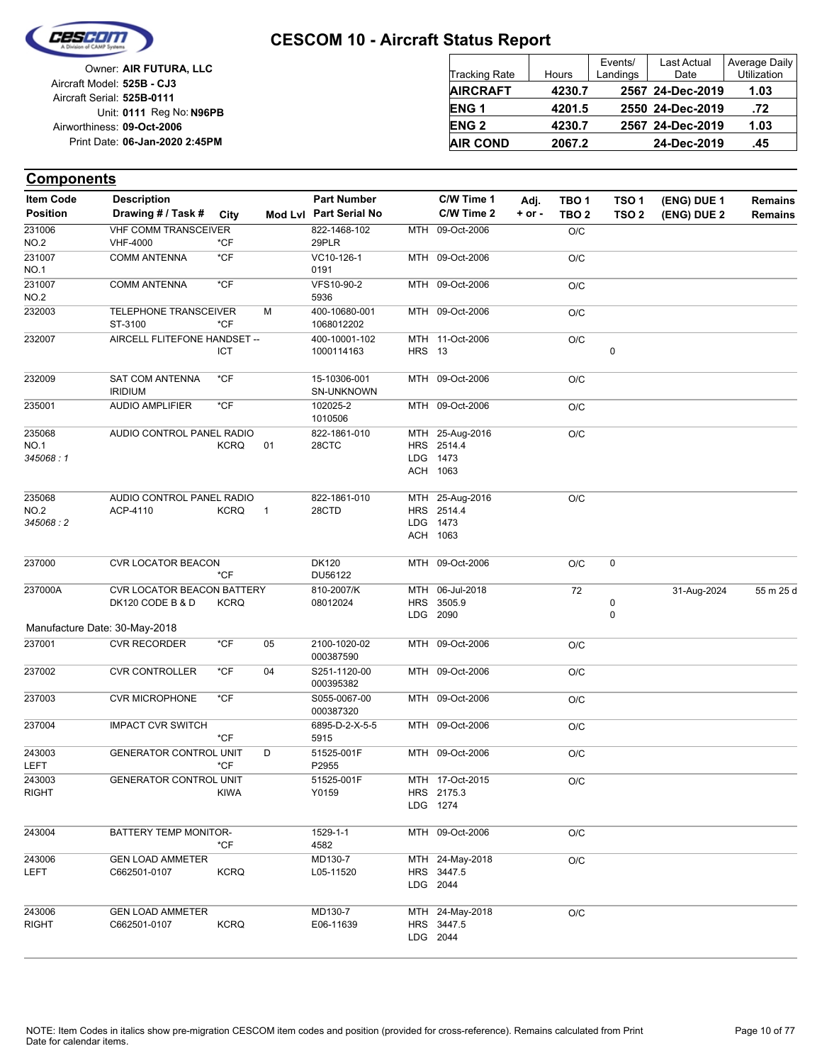# CESCOM 10 - Aircraft Status Report

Owner: **AIR FUTURA, LLC**
Aircraft Model: **525B - CJ3**
Aircraft Serial: **525B-0111**
Unit: **0111** Reg No: **N96PB**
Airworthiness: **09-Oct-2006**
Print Date: **06-Jan-2020 2:45PM**

| Tracking Rate | Hours | Events/ Landings | Last Actual Date | Average Daily Utilization |
|---|---|---|---|---|
| **AIRCRAFT** | **4230.7** | **2567** | **24-Dec-2019** | **1.03** |
| **ENG 1** | **4201.5** | **2550** | **24-Dec-2019** | **.72** |
| **ENG 2** | **4230.7** | **2567** | **24-Dec-2019** | **1.03** |
| **AIR COND** | **2067.2** | | **24-Dec-2019** | **.45** |

## Components

| Item Code / Position | Description / Drawing # / Task # | City | Mod Lvl | Part Number / Part Serial No | C/W Time 1 / C/W Time 2 | Adj. + or - | TBO 1 / TBO 2 | TSO 1 / TSO 2 | (ENG) DUE 1 / (ENG) DUE 2 | Remains / Remains |
|---|---|---|---|---|---|---|---|---|---|---|
| 231006 NO.2 | VHF COMM TRANSCEIVER VHF-4000 | *CF | | 822-1468-102 29PLR | MTH 09-Oct-2006 | | O/C | | | |
| 231007 NO.1 | COMM ANTENNA | *CF | | VC10-126-1 0191 | MTH 09-Oct-2006 | | O/C | | | |
| 231007 NO.2 | COMM ANTENNA | *CF | | VFS10-90-2 5936 | MTH 09-Oct-2006 | | O/C | | | |
| 232003 | TELEPHONE TRANSCEIVER ST-3100 | *CF | M | 400-10680-001 1068012202 | MTH 09-Oct-2006 | | O/C | | | |
| 232007 | AIRCELL FLITEFONE HANDSET -- | ICT | | 400-10001-102 1000114163 | MTH 11-Oct-2006 HRS 13 | | O/C | 0 | | |
| 232009 | SAT COM ANTENNA IRIDIUM | *CF | | 15-10306-001 SN-UNKNOWN | MTH 09-Oct-2006 | | O/C | | | |
| 235001 | AUDIO AMPLIFIER | *CF | | 102025-2 1010506 | MTH 09-Oct-2006 | | O/C | | | |
| 235068 NO.1 *345068 : 1* | AUDIO CONTROL PANEL RADIO | KCRQ | 01 | 822-1861-010 28CTC | MTH 25-Aug-2016 HRS 2514.4 LDG 1473 ACH 1063 | | O/C | | | |
| 235068 NO.2 *345068 : 2* | AUDIO CONTROL PANEL RADIO ACP-4110 | KCRQ | 1 | 822-1861-010 28CTD | MTH 25-Aug-2016 HRS 2514.4 LDG 1473 ACH 1063 | | O/C | | | |
| 237000 | CVR LOCATOR BEACON | *CF | | DK120 DU56122 | MTH 09-Oct-2006 | | O/C | 0 | | |
| 237000A | CVR LOCATOR BEACON BATTERY DK120 CODE B & D | KCRQ | | 810-2007/K 08012024 | MTH 06-Jul-2018 HRS 3505.9 LDG 2090 | | 72 | 0 0 | 31-Aug-2024 | 55 m 25 d |
| Manufacture Date: 30-May-2018 | | | | | | | | | | |
| 237001 | CVR RECORDER | *CF | 05 | 2100-1020-02 000387590 | MTH 09-Oct-2006 | | O/C | | | |
| 237002 | CVR CONTROLLER | *CF | 04 | S251-1120-00 000395382 | MTH 09-Oct-2006 | | O/C | | | |
| 237003 | CVR MICROPHONE | *CF | | S055-0067-00 000387320 | MTH 09-Oct-2006 | | O/C | | | |
| 237004 | IMPACT CVR SWITCH | *CF | | 6895-D-2-X-5-5 5915 | MTH 09-Oct-2006 | | O/C | | | |
| 243003 LEFT | GENERATOR CONTROL UNIT | *CF | D | 51525-001F P2955 | MTH 09-Oct-2006 | | O/C | | | |
| 243003 RIGHT | GENERATOR CONTROL UNIT | KIWA | | 51525-001F Y0159 | MTH 17-Oct-2015 HRS 2175.3 LDG 1274 | | O/C | | | |
| 243004 | BATTERY TEMP MONITOR- | *CF | | 1529-1-1 4582 | MTH 09-Oct-2006 | | O/C | | | |
| 243006 LEFT | GEN LOAD AMMETER C662501-0107 | KCRQ | | MD130-7 L05-11520 | MTH 24-May-2018 HRS 3447.5 LDG 2044 | | O/C | | | |
| 243006 RIGHT | GEN LOAD AMMETER C662501-0107 | KCRQ | | MD130-7 E06-11639 | MTH 24-May-2018 HRS 3447.5 LDG 2044 | | O/C | | | |

NOTE: Item Codes in italics show pre-migration CESCOM item codes and position (provided for cross-reference). Remains calculated from Print Date for calendar items.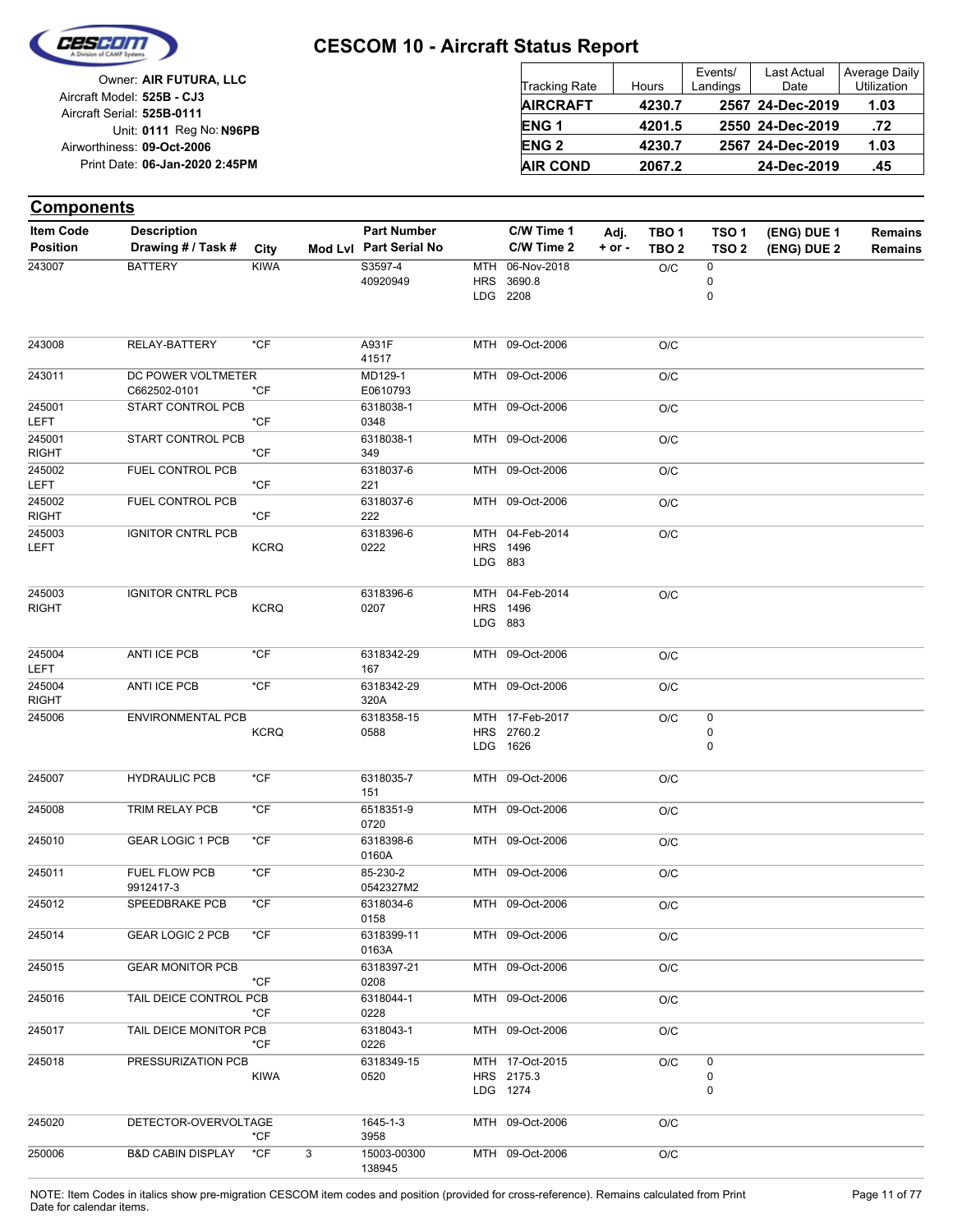# CESCOM 10 - Aircraft Status Report

Owner: **AIR FUTURA, LLC**
Aircraft Model: **525B - CJ3**
Aircraft Serial: **525B-0111**
Unit: **0111** Reg No: **N96PB**
Airworthiness: **09-Oct-2006**
Print Date: **06-Jan-2020 2:45PM**

| Tracking Rate | Hours | Events/ Landings | Last Actual Date | Average Daily Utilization |
|---|---|---|---|---|
| **AIRCRAFT** | **4230.7** | **2567** | **24-Dec-2019** | **1.03** |
| **ENG 1** | **4201.5** | **2550** | **24-Dec-2019** | **.72** |
| **ENG 2** | **4230.7** | **2567** | **24-Dec-2019** | **1.03** |
| **AIR COND** | **2067.2** | | **24-Dec-2019** | **.45** |

## Components

| Item Code / Position | Description / Drawing # / Task # | City | Mod Lvl | Part Number / Part Serial No | C/W Time 1 / C/W Time 2 | Adj. + or - | TBO 1 / TBO 2 | TSO 1 / TSO 2 | (ENG) DUE 1 / (ENG) DUE 2 | Remains / Remains |
|---|---|---|---|---|---|---|---|---|---|---|
| 243007 | BATTERY | KIWA | | S3597-4 / 40920949 | MTH 06-Nov-2018 / HRS 3690.8 / LDG 2208 | | O/C | 0 / 0 / 0 | | |
| 243008 | RELAY-BATTERY | *CF | | A931F / 41517 | MTH 09-Oct-2006 | | O/C | | | |
| 243011 | DC POWER VOLTMETER / C662502-0101 | *CF | | MD129-1 / E0610793 | MTH 09-Oct-2006 | | O/C | | | |
| 245001 / LEFT | START CONTROL PCB | *CF | | 6318038-1 / 0348 | MTH 09-Oct-2006 | | O/C | | | |
| 245001 / RIGHT | START CONTROL PCB | *CF | | 6318038-1 / 349 | MTH 09-Oct-2006 | | O/C | | | |
| 245002 / LEFT | FUEL CONTROL PCB | *CF | | 6318037-6 / 221 | MTH 09-Oct-2006 | | O/C | | | |
| 245002 / RIGHT | FUEL CONTROL PCB | *CF | | 6318037-6 / 222 | MTH 09-Oct-2006 | | O/C | | | |
| 245003 / LEFT | IGNITOR CNTRL PCB | KCRQ | | 6318396-6 / 0222 | MTH 04-Feb-2014 / HRS 1496 / LDG 883 | | O/C | | | |
| 245003 / RIGHT | IGNITOR CNTRL PCB | KCRQ | | 6318396-6 / 0207 | MTH 04-Feb-2014 / HRS 1496 / LDG 883 | | O/C | | | |
| 245004 / LEFT | ANTI ICE PCB | *CF | | 6318342-29 / 167 | MTH 09-Oct-2006 | | O/C | | | |
| 245004 / RIGHT | ANTI ICE PCB | *CF | | 6318342-29 / 320A | MTH 09-Oct-2006 | | O/C | | | |
| 245006 | ENVIRONMENTAL PCB | KCRQ | | 6318358-15 / 0588 | MTH 17-Feb-2017 / HRS 2760.2 / LDG 1626 | | O/C | 0 / 0 / 0 | | |
| 245007 | HYDRAULIC PCB | *CF | | 6318035-7 / 151 | MTH 09-Oct-2006 | | O/C | | | |
| 245008 | TRIM RELAY PCB | *CF | | 6518351-9 / 0720 | MTH 09-Oct-2006 | | O/C | | | |
| 245010 | GEAR LOGIC 1 PCB | *CF | | 6318398-6 / 0160A | MTH 09-Oct-2006 | | O/C | | | |
| 245011 | FUEL FLOW PCB / 9912417-3 | *CF | | 85-230-2 / 0542327M2 | MTH 09-Oct-2006 | | O/C | | | |
| 245012 | SPEEDBRAKE PCB | *CF | | 6318034-6 / 0158 | MTH 09-Oct-2006 | | O/C | | | |
| 245014 | GEAR LOGIC 2 PCB | *CF | | 6318399-11 / 0163A | MTH 09-Oct-2006 | | O/C | | | |
| 245015 | GEAR MONITOR PCB | *CF | | 6318397-21 / 0208 | MTH 09-Oct-2006 | | O/C | | | |
| 245016 | TAIL DEICE CONTROL PCB | *CF | | 6318044-1 / 0228 | MTH 09-Oct-2006 | | O/C | | | |
| 245017 | TAIL DEICE MONITOR PCB | *CF | | 6318043-1 / 0226 | MTH 09-Oct-2006 | | O/C | | | |
| 245018 | PRESSURIZATION PCB | KIWA | | 6318349-15 / 0520 | MTH 17-Oct-2015 / HRS 2175.3 / LDG 1274 | | O/C | 0 / 0 / 0 | | |
| 245020 | DETECTOR-OVERVOLTAGE | *CF | | 1645-1-3 / 3958 | MTH 09-Oct-2006 | | O/C | | | |
| 250006 | B&D CABIN DISPLAY | *CF | 3 | 15003-00300 / 138945 | MTH 09-Oct-2006 | | O/C | | | |

NOTE: Item Codes in italics show pre-migration CESCOM item codes and position (provided for cross-reference). Remains calculated from Print Date for calendar items.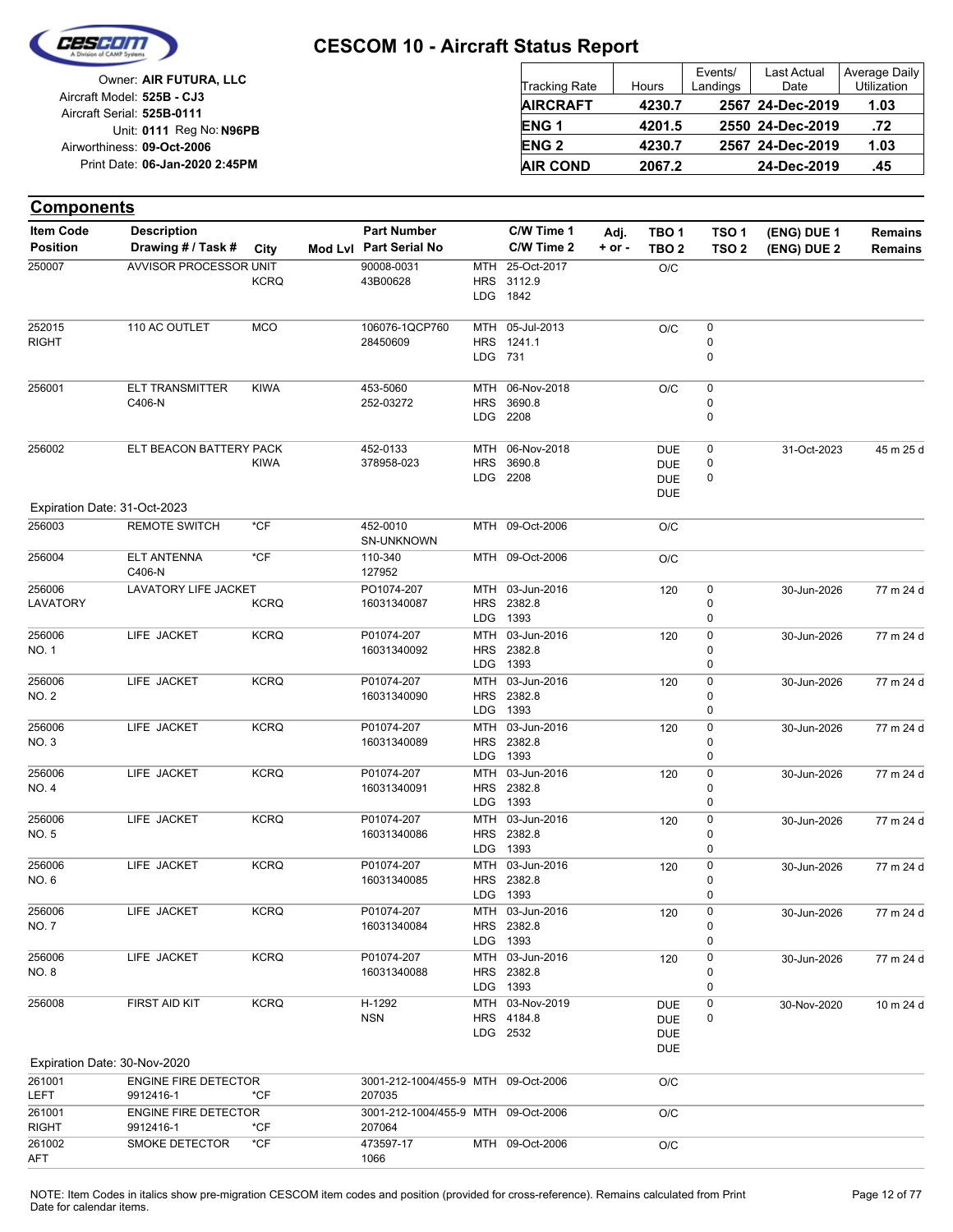# CESCOM 10 - Aircraft Status Report

Owner: **AIR FUTURA, LLC**
Aircraft Model: **525B - CJ3**
Aircraft Serial: **525B-0111**
Unit: **0111** Reg No: **N96PB**
Airworthiness: **09-Oct-2006**
Print Date: **06-Jan-2020 2:45PM**

| Tracking Rate | Hours | Events/ Landings | Last Actual Date | Average Daily Utilization |
|---|---|---|---|---|
| **AIRCRAFT** | **4230.7** | **2567** | **24-Dec-2019** | **1.03** |
| **ENG 1** | **4201.5** | **2550** | **24-Dec-2019** | **.72** |
| **ENG 2** | **4230.7** | **2567** | **24-Dec-2019** | **1.03** |
| **AIR COND** | **2067.2** | | **24-Dec-2019** | **.45** |

## Components

| Item Code / Position | Description / Drawing # / Task # | City | Mod Lvl | Part Number / Part Serial No | C/W Time 1 / C/W Time 2 | Adj. + or - | TBO 1 / TBO 2 | TSO 1 / TSO 2 | (ENG) DUE 1 / (ENG) DUE 2 | Remains / Remains |
|---|---|---|---|---|---|---|---|---|---|---|
| 250007 | AVVISOR PROCESSOR UNIT | KCRQ | | 90008-0031<br>43B00628 | MTH 25-Oct-2017<br>HRS 3112.9<br>LDG 1842 | | O/C | | | |
| 252015<br>RIGHT | 110 AC OUTLET | MCO | | 106076-1QCP760<br>28450609 | MTH 05-Jul-2013<br>HRS 1241.1<br>LDG 731 | | O/C | 0<br>0<br>0 | | |
| 256001 | ELT TRANSMITTER<br>C406-N | KIWA | | 453-5060<br>252-03272 | MTH 06-Nov-2018<br>HRS 3690.8<br>LDG 2208 | | O/C | 0<br>0<br>0 | | |
| 256002 | ELT BEACON BATTERY PACK | KIWA | | 452-0133<br>378958-023 | MTH 06-Nov-2018<br>HRS 3690.8<br>LDG 2208 | | DUE<br>DUE<br>DUE<br>DUE | 0<br>0<br>0 | 31-Oct-2023 | 45 m 25 d |
| Expiration Date: 31-Oct-2023 | | | | | | | | | | |
| 256003 | REMOTE SWITCH | *CF | | 452-0010<br>SN-UNKNOWN | MTH 09-Oct-2006 | | O/C | | | |
| 256004 | ELT ANTENNA<br>C406-N | *CF | | 110-340<br>127952 | MTH 09-Oct-2006 | | O/C | | | |
| 256006<br>LAVATORY | LAVATORY LIFE JACKET | KCRQ | | PO1074-207<br>16031340087 | MTH 03-Jun-2016<br>HRS 2382.8<br>LDG 1393 | | 120 | 0<br>0<br>0 | 30-Jun-2026 | 77 m 24 d |
| 256006<br>NO. 1 | LIFE JACKET | KCRQ | | P01074-207<br>16031340092 | MTH 03-Jun-2016<br>HRS 2382.8<br>LDG 1393 | | 120 | 0<br>0<br>0 | 30-Jun-2026 | 77 m 24 d |
| 256006<br>NO. 2 | LIFE JACKET | KCRQ | | P01074-207<br>16031340090 | MTH 03-Jun-2016<br>HRS 2382.8<br>LDG 1393 | | 120 | 0<br>0<br>0 | 30-Jun-2026 | 77 m 24 d |
| 256006<br>NO. 3 | LIFE JACKET | KCRQ | | P01074-207<br>16031340089 | MTH 03-Jun-2016<br>HRS 2382.8<br>LDG 1393 | | 120 | 0<br>0<br>0 | 30-Jun-2026 | 77 m 24 d |
| 256006<br>NO. 4 | LIFE JACKET | KCRQ | | P01074-207<br>16031340091 | MTH 03-Jun-2016<br>HRS 2382.8<br>LDG 1393 | | 120 | 0<br>0<br>0 | 30-Jun-2026 | 77 m 24 d |
| 256006<br>NO. 5 | LIFE JACKET | KCRQ | | P01074-207<br>16031340086 | MTH 03-Jun-2016<br>HRS 2382.8<br>LDG 1393 | | 120 | 0<br>0<br>0 | 30-Jun-2026 | 77 m 24 d |
| 256006<br>NO. 6 | LIFE JACKET | KCRQ | | P01074-207<br>16031340085 | MTH 03-Jun-2016<br>HRS 2382.8<br>LDG 1393 | | 120 | 0<br>0<br>0 | 30-Jun-2026 | 77 m 24 d |
| 256006<br>NO. 7 | LIFE JACKET | KCRQ | | P01074-207<br>16031340084 | MTH 03-Jun-2016<br>HRS 2382.8<br>LDG 1393 | | 120 | 0<br>0<br>0 | 30-Jun-2026 | 77 m 24 d |
| 256006<br>NO. 8 | LIFE JACKET | KCRQ | | P01074-207<br>16031340088 | MTH 03-Jun-2016<br>HRS 2382.8<br>LDG 1393 | | 120 | 0<br>0<br>0 | 30-Jun-2026 | 77 m 24 d |
| 256008 | FIRST AID KIT | KCRQ | | H-1292<br>NSN | MTH 03-Nov-2019<br>HRS 4184.8<br>LDG 2532 | | DUE<br>DUE<br>DUE<br>DUE | 0<br>0 | 30-Nov-2020 | 10 m 24 d |
| Expiration Date: 30-Nov-2020 | | | | | | | | | | |
| 261001<br>LEFT | ENGINE FIRE DETECTOR<br>9912416-1 | *CF | | 3001-212-1004/455-9<br>207035 | MTH 09-Oct-2006 | | O/C | | | |
| 261001<br>RIGHT | ENGINE FIRE DETECTOR<br>9912416-1 | *CF | | 3001-212-1004/455-9<br>207064 | MTH 09-Oct-2006 | | O/C | | | |
| 261002<br>AFT | SMOKE DETECTOR | *CF | | 473597-17<br>1066 | MTH 09-Oct-2006 | | O/C | | | |

NOTE: Item Codes in italics show pre-migration CESCOM item codes and position (provided for cross-reference). Remains calculated from Print Date for calendar items.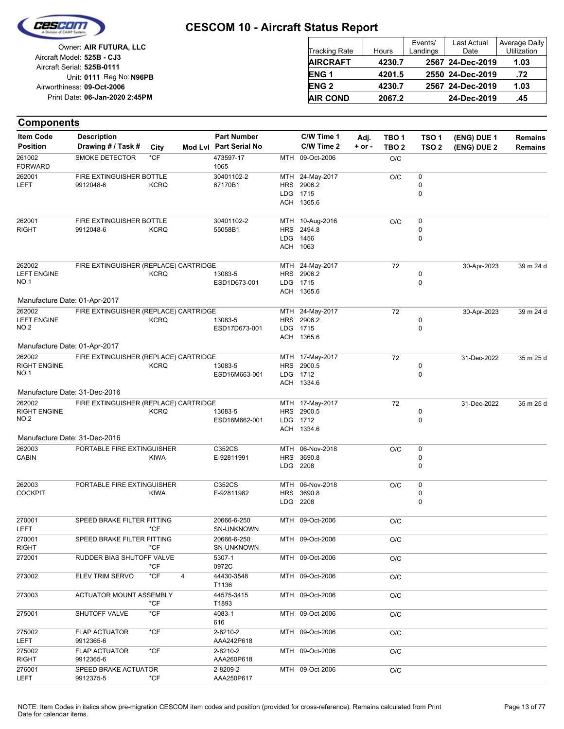# CESCOM 10 - Aircraft Status Report

Owner: **AIR FUTURA, LLC**
Aircraft Model: **525B - CJ3**
Aircraft Serial: **525B-0111**
Unit: **0111** Reg No: **N96PB**
Airworthiness: **09-Oct-2006**
Print Date: **06-Jan-2020 2:45PM**

| Tracking Rate | Hours | Events/ Landings | Last Actual Date | Average Daily Utilization |
|---|---|---|---|---|
| **AIRCRAFT** | **4230.7** | **2567** | **24-Dec-2019** | **1.03** |
| **ENG 1** | **4201.5** | **2550** | **24-Dec-2019** | **.72** |
| **ENG 2** | **4230.7** | **2567** | **24-Dec-2019** | **1.03** |
| **AIR COND** | **2067.2** | | **24-Dec-2019** | **.45** |

## Components

| Item Code / Position | Description / Drawing # / Task # | City | Mod Lvl | Part Number / Part Serial No | C/W Time 1 / C/W Time 2 | Adj. + or - | TBO 1 / TBO 2 | TSO 1 / TSO 2 | (ENG) DUE 1 / (ENG) DUE 2 | Remains / Remains |
|---|---|---|---|---|---|---|---|---|---|---|
| 261002 FORWARD | SMOKE DETECTOR | *CF | | 473597-17 1065 | MTH 09-Oct-2006 | | O/C | | | |
| 262001 LEFT | FIRE EXTINGUISHER BOTTLE 9912048-6 | KCRQ | | 30401102-2 67170B1 | MTH 24-May-2017 HRS 2906.2 LDG 1715 ACH 1365.6 | | O/C | 0 0 0 | | |
| 262001 RIGHT | FIRE EXTINGUISHER BOTTLE 9912048-6 | KCRQ | | 30401102-2 55058B1 | MTH 10-Aug-2016 HRS 2494.8 LDG 1456 ACH 1063 | | O/C | 0 0 0 | | |
| 262002 LEFT ENGINE NO.1 | FIRE EXTINGUISHER (REPLACE) CARTRIDGE | KCRQ | | 13083-5 ESD1D673-001 | MTH 24-May-2017 HRS 2906.2 LDG 1715 ACH 1365.6 | | 72 | 0 0 | 30-Apr-2023 | 39 m 24 d |
| Manufacture Date: 01-Apr-2017 | | | | | | | | | | |
| 262002 LEFT ENGINE NO.2 | FIRE EXTINGUISHER (REPLACE) CARTRIDGE | KCRQ | | 13083-5 ESD17D673-001 | MTH 24-May-2017 HRS 2906.2 LDG 1715 ACH 1365.6 | | 72 | 0 0 | 30-Apr-2023 | 39 m 24 d |
| Manufacture Date: 01-Apr-2017 | | | | | | | | | | |
| 262002 RIGHT ENGINE NO.1 | FIRE EXTINGUISHER (REPLACE) CARTRIDGE | KCRQ | | 13083-5 ESD16M663-001 | MTH 17-May-2017 HRS 2900.5 LDG 1712 ACH 1334.6 | | 72 | 0 0 | 31-Dec-2022 | 35 m 25 d |
| Manufacture Date: 31-Dec-2016 | | | | | | | | | | |
| 262002 RIGHT ENGINE NO.2 | FIRE EXTINGUISHER (REPLACE) CARTRIDGE | KCRQ | | 13083-5 ESD16M662-001 | MTH 17-May-2017 HRS 2900.5 LDG 1712 ACH 1334.6 | | 72 | 0 0 | 31-Dec-2022 | 35 m 25 d |
| Manufacture Date: 31-Dec-2016 | | | | | | | | | | |
| 262003 CABIN | PORTABLE FIRE EXTINGUISHER | KIWA | | C352CS E-92811991 | MTH 06-Nov-2018 HRS 3690.8 LDG 2208 | | O/C | 0 0 0 | | |
| 262003 COCKPIT | PORTABLE FIRE EXTINGUISHER | KIWA | | C352CS E-92811982 | MTH 06-Nov-2018 HRS 3690.8 LDG 2208 | | O/C | 0 0 0 | | |
| 270001 LEFT | SPEED BRAKE FILTER FITTING | *CF | | 20666-6-250 SN-UNKNOWN | MTH 09-Oct-2006 | | O/C | | | |
| 270001 RIGHT | SPEED BRAKE FILTER FITTING | *CF | | 20666-6-250 SN-UNKNOWN | MTH 09-Oct-2006 | | O/C | | | |
| 272001 | RUDDER BIAS SHUTOFF VALVE | *CF | | 5307-1 0972C | MTH 09-Oct-2006 | | O/C | | | |
| 273002 | ELEV TRIM SERVO | *CF | 4 | 44430-3548 T1136 | MTH 09-Oct-2006 | | O/C | | | |
| 273003 | ACTUATOR MOUNT ASSEMBLY | *CF | | 44575-3415 T1893 | MTH 09-Oct-2006 | | O/C | | | |
| 275001 | SHUTOFF VALVE | *CF | | 4083-1 616 | MTH 09-Oct-2006 | | O/C | | | |
| 275002 LEFT | FLAP ACTUATOR 9912365-6 | *CF | | 2-8210-2 AAA242P618 | MTH 09-Oct-2006 | | O/C | | | |
| 275002 RIGHT | FLAP ACTUATOR 9912365-6 | *CF | | 2-8210-2 AAA260P618 | MTH 09-Oct-2006 | | O/C | | | |
| 276001 LEFT | SPEED BRAKE ACTUATOR 9912375-5 | *CF | | 2-8209-2 AAA250P617 | MTH 09-Oct-2006 | | O/C | | | |

NOTE: Item Codes in italics show pre-migration CESCOM item codes and position (provided for cross-reference). Remains calculated from Print Date for calendar items.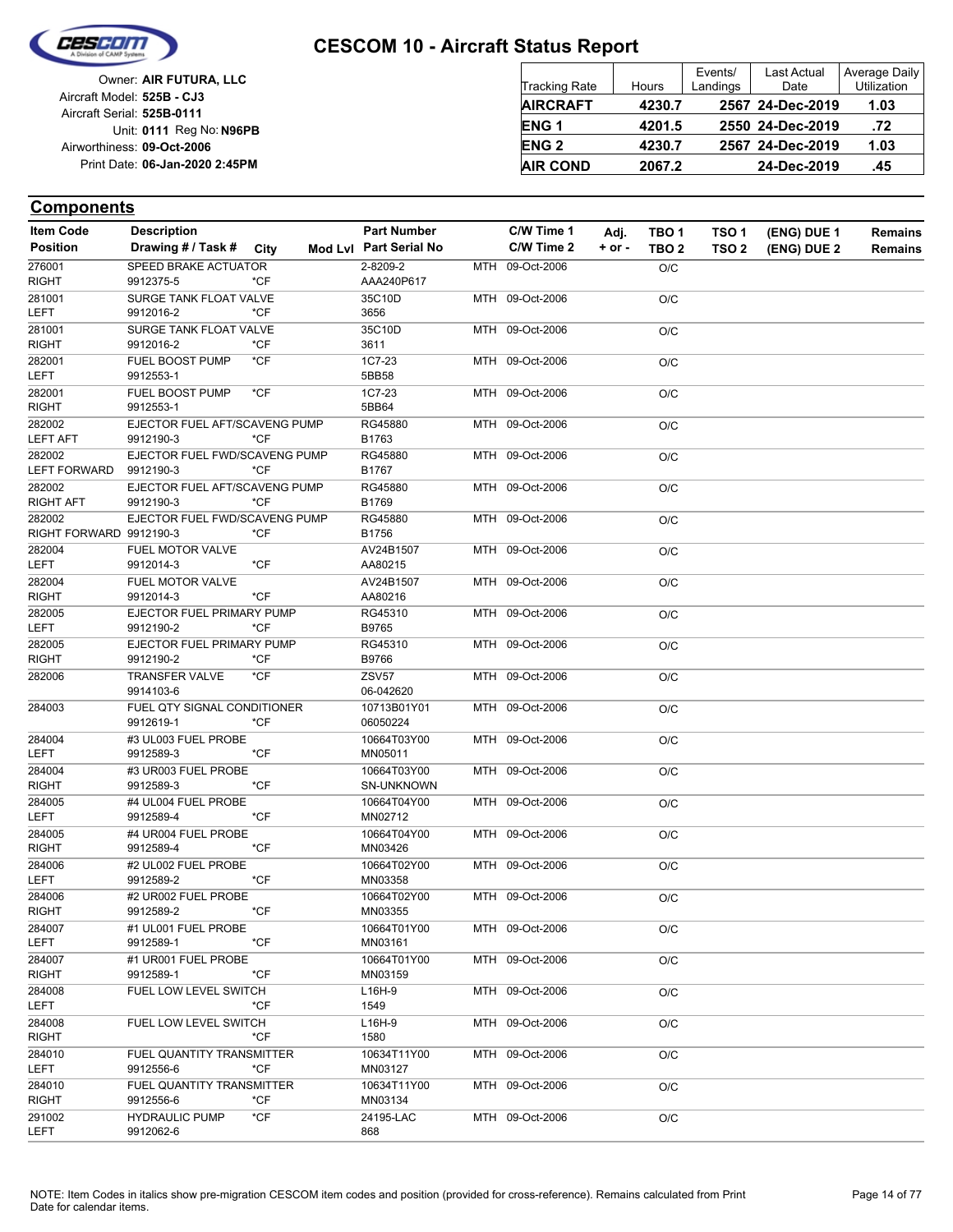# CESCOM 10 - Aircraft Status Report

Owner: **AIR FUTURA, LLC**
Aircraft Model: **525B - CJ3**
Aircraft Serial: **525B-0111**
Unit: **0111** Reg No: **N96PB**
Airworthiness: **09-Oct-2006**
Print Date: **06-Jan-2020 2:45PM**

| Tracking Rate | Hours | Events/ Landings | Last Actual Date | Average Daily Utilization |
|---|---|---|---|---|
| **AIRCRAFT** | **4230.7** | **2567** | **24-Dec-2019** | **1.03** |
| **ENG 1** | **4201.5** | **2550** | **24-Dec-2019** | **.72** |
| **ENG 2** | **4230.7** | **2567** | **24-Dec-2019** | **1.03** |
| **AIR COND** | **2067.2** | | **24-Dec-2019** | **.45** |

## Components

| Item Code / Position | Description / Drawing # / Task # | City | Mod Lvl | Part Number / Part Serial No | | C/W Time 1 / C/W Time 2 | Adj. + or - | TBO 1 / TBO 2 | TSO 1 / TSO 2 | (ENG) DUE 1 / (ENG) DUE 2 | Remains / Remains |
|---|---|---|---|---|---|---|---|---|---|---|---|
| 276001 RIGHT | SPEED BRAKE ACTUATOR 9912375-5 | *CF | | 2-8209-2 AAA240P617 | MTH | 09-Oct-2006 | | O/C | | | |
| 281001 LEFT | SURGE TANK FLOAT VALVE 9912016-2 | *CF | | 35C10D 3656 | MTH | 09-Oct-2006 | | O/C | | | |
| 281001 RIGHT | SURGE TANK FLOAT VALVE 9912016-2 | *CF | | 35C10D 3611 | MTH | 09-Oct-2006 | | O/C | | | |
| 282001 LEFT | FUEL BOOST PUMP 9912553-1 | *CF | | 1C7-23 5BB58 | MTH | 09-Oct-2006 | | O/C | | | |
| 282001 RIGHT | FUEL BOOST PUMP 9912553-1 | *CF | | 1C7-23 5BB64 | MTH | 09-Oct-2006 | | O/C | | | |
| 282002 LEFT AFT | EJECTOR FUEL AFT/SCAVENG PUMP 9912190-3 | *CF | | RG45880 B1763 | MTH | 09-Oct-2006 | | O/C | | | |
| 282002 LEFT FORWARD | EJECTOR FUEL FWD/SCAVENG PUMP 9912190-3 | *CF | | RG45880 B1767 | MTH | 09-Oct-2006 | | O/C | | | |
| 282002 RIGHT AFT | EJECTOR FUEL AFT/SCAVENG PUMP 9912190-3 | *CF | | RG45880 B1769 | MTH | 09-Oct-2006 | | O/C | | | |
| 282002 RIGHT FORWARD | EJECTOR FUEL FWD/SCAVENG PUMP 9912190-3 | *CF | | RG45880 B1756 | MTH | 09-Oct-2006 | | O/C | | | |
| 282004 LEFT | FUEL MOTOR VALVE 9912014-3 | *CF | | AV24B1507 AA80215 | MTH | 09-Oct-2006 | | O/C | | | |
| 282004 RIGHT | FUEL MOTOR VALVE 9912014-3 | *CF | | AV24B1507 AA80216 | MTH | 09-Oct-2006 | | O/C | | | |
| 282005 LEFT | EJECTOR FUEL PRIMARY PUMP 9912190-2 | *CF | | RG45310 B9765 | MTH | 09-Oct-2006 | | O/C | | | |
| 282005 RIGHT | EJECTOR FUEL PRIMARY PUMP 9912190-2 | *CF | | RG45310 B9766 | MTH | 09-Oct-2006 | | O/C | | | |
| 282006 | TRANSFER VALVE 9914103-6 | *CF | | ZSV57 06-042620 | MTH | 09-Oct-2006 | | O/C | | | |
| 284003 | FUEL QTY SIGNAL CONDITIONER 9912619-1 | *CF | | 10713B01Y01 06050224 | MTH | 09-Oct-2006 | | O/C | | | |
| 284004 LEFT | #3 UL003 FUEL PROBE 9912589-3 | *CF | | 10664T03Y00 MN05011 | MTH | 09-Oct-2006 | | O/C | | | |
| 284004 RIGHT | #3 UR003 FUEL PROBE 9912589-3 | *CF | | 10664T03Y00 SN-UNKNOWN | MTH | 09-Oct-2006 | | O/C | | | |
| 284005 LEFT | #4 UL004 FUEL PROBE 9912589-4 | *CF | | 10664T04Y00 MN02712 | MTH | 09-Oct-2006 | | O/C | | | |
| 284005 RIGHT | #4 UR004 FUEL PROBE 9912589-4 | *CF | | 10664T04Y00 MN03426 | MTH | 09-Oct-2006 | | O/C | | | |
| 284006 LEFT | #2 UL002 FUEL PROBE 9912589-2 | *CF | | 10664T02Y00 MN03358 | MTH | 09-Oct-2006 | | O/C | | | |
| 284006 RIGHT | #2 UR002 FUEL PROBE 9912589-2 | *CF | | 10664T02Y00 MN03355 | MTH | 09-Oct-2006 | | O/C | | | |
| 284007 LEFT | #1 UL001 FUEL PROBE 9912589-1 | *CF | | 10664T01Y00 MN03161 | MTH | 09-Oct-2006 | | O/C | | | |
| 284007 RIGHT | #1 UR001 FUEL PROBE 9912589-1 | *CF | | 10664T01Y00 MN03159 | MTH | 09-Oct-2006 | | O/C | | | |
| 284008 LEFT | FUEL LOW LEVEL SWITCH | *CF | | L16H-9 1549 | MTH | 09-Oct-2006 | | O/C | | | |
| 284008 RIGHT | FUEL LOW LEVEL SWITCH | *CF | | L16H-9 1580 | MTH | 09-Oct-2006 | | O/C | | | |
| 284010 LEFT | FUEL QUANTITY TRANSMITTER 9912556-6 | *CF | | 10634T11Y00 MN03127 | MTH | 09-Oct-2006 | | O/C | | | |
| 284010 RIGHT | FUEL QUANTITY TRANSMITTER 9912556-6 | *CF | | 10634T11Y00 MN03134 | MTH | 09-Oct-2006 | | O/C | | | |
| 291002 LEFT | HYDRAULIC PUMP 9912062-6 | *CF | | 24195-LAC 868 | MTH | 09-Oct-2006 | | O/C | | | |

NOTE: Item Codes in italics show pre-migration CESCOM item codes and position (provided for cross-reference). Remains calculated from Print Date for calendar items.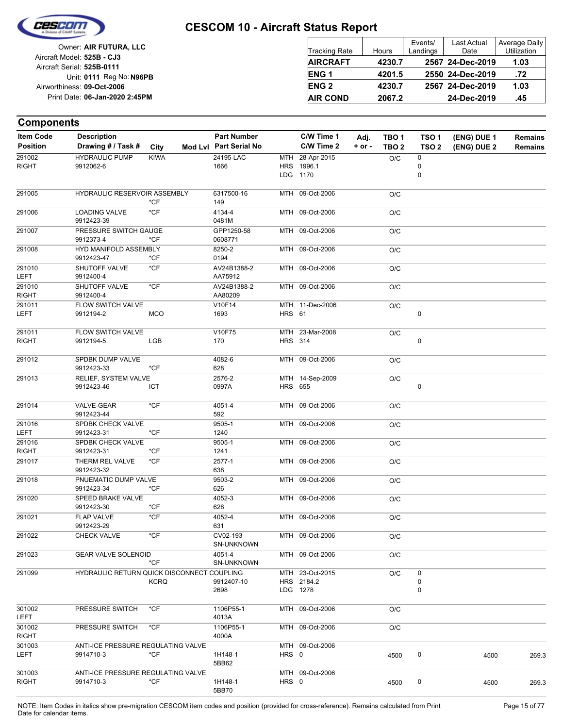# CESCOM 10 - Aircraft Status Report

Owner: **AIR FUTURA, LLC**
Aircraft Model: **525B - CJ3**
Aircraft Serial: **525B-0111**
Unit: **0111** Reg No: **N96PB**
Airworthiness: **09-Oct-2006**
Print Date: **06-Jan-2020 2:45PM**

| Tracking Rate | Hours | Events/ Landings | Last Actual Date | Average Daily Utilization |
|---|---|---|---|---|
| **AIRCRAFT** | **4230.7** | **2567** | **24-Dec-2019** | **1.03** |
| **ENG 1** | **4201.5** | **2550** | **24-Dec-2019** | **.72** |
| **ENG 2** | **4230.7** | **2567** | **24-Dec-2019** | **1.03** |
| **AIR COND** | **2067.2** | | **24-Dec-2019** | **.45** |

## Components

| Item Code / Position | Description / Drawing # / Task # | City | Mod Lvl | Part Number / Part Serial No | C/W Time 1 / C/W Time 2 | Adj. + or - | TBO 1 / TBO 2 | TSO 1 / TSO 2 | (ENG) DUE 1 / (ENG) DUE 2 | Remains / Remains |
|---|---|---|---|---|---|---|---|---|---|---|
| 291002 RIGHT | HYDRAULIC PUMP 9912062-6 | KIWA | | 24195-LAC 1666 | MTH 28-Apr-2015 HRS 1996.1 LDG 1170 | | O/C | 0 0 0 | | |
| 291005 | HYDRAULIC RESERVOIR ASSEMBLY | *CF | | 6317500-16 149 | MTH 09-Oct-2006 | | O/C | | | |
| 291006 | LOADING VALVE 9912423-39 | *CF | | 4134-4 0481M | MTH 09-Oct-2006 | | O/C | | | |
| 291007 | PRESSURE SWITCH GAUGE 9912373-4 | *CF | | GPP1250-58 0608771 | MTH 09-Oct-2006 | | O/C | | | |
| 291008 | HYD MANIFOLD ASSEMBLY 9912423-47 | *CF | | 8250-2 0194 | MTH 09-Oct-2006 | | O/C | | | |
| 291010 LEFT | SHUTOFF VALVE 9912400-4 | *CF | | AV24B1388-2 AA75912 | MTH 09-Oct-2006 | | O/C | | | |
| 291010 RIGHT | SHUTOFF VALVE 9912400-4 | *CF | | AV24B1388-2 AA80209 | MTH 09-Oct-2006 | | O/C | | | |
| 291011 LEFT | FLOW SWITCH VALVE 9912194-2 | MCO | | V10F14 1693 | MTH 11-Dec-2006 HRS 61 | | O/C | 0 | | |
| 291011 RIGHT | FLOW SWITCH VALVE 9912194-5 | LGB | | V10F75 170 | MTH 23-Mar-2008 HRS 314 | | O/C | 0 | | |
| 291012 | SPDBK DUMP VALVE 9912423-33 | *CF | | 4082-6 628 | MTH 09-Oct-2006 | | O/C | | | |
| 291013 | RELIEF, SYSTEM VALVE 9912423-46 | ICT | | 2576-2 0997A | MTH 14-Sep-2009 HRS 655 | | O/C | 0 | | |
| 291014 | VALVE-GEAR 9912423-44 | *CF | | 4051-4 592 | MTH 09-Oct-2006 | | O/C | | | |
| 291016 LEFT | SPDBK CHECK VALVE 9912423-31 | *CF | | 9505-1 1240 | MTH 09-Oct-2006 | | O/C | | | |
| 291016 RIGHT | SPDBK CHECK VALVE 9912423-31 | *CF | | 9505-1 1241 | MTH 09-Oct-2006 | | O/C | | | |
| 291017 | THERM REL VALVE 9912423-32 | *CF | | 2577-1 638 | MTH 09-Oct-2006 | | O/C | | | |
| 291018 | PNUEMATIC DUMP VALVE 9912423-34 | *CF | | 9503-2 626 | MTH 09-Oct-2006 | | O/C | | | |
| 291020 | SPEED BRAKE VALVE 9912423-30 | *CF | | 4052-3 628 | MTH 09-Oct-2006 | | O/C | | | |
| 291021 | FLAP VALVE 9912423-29 | *CF | | 4052-4 631 | MTH 09-Oct-2006 | | O/C | | | |
| 291022 | CHECK VALVE | *CF | | CV02-193 SN-UNKNOWN | MTH 09-Oct-2006 | | O/C | | | |
| 291023 | GEAR VALVE SOLENOID | *CF | | 4051-4 SN-UNKNOWN | MTH 09-Oct-2006 | | O/C | | | |
| 291099 | HYDRAULIC RETURN QUICK DISCONNECT COUPLING | KCRQ | | 9912407-10 2698 | MTH 23-Oct-2015 HRS 2184.2 LDG 1278 | | O/C | 0 0 0 | | |
| 301002 LEFT | PRESSURE SWITCH | *CF | | 1106P55-1 4013A | MTH 09-Oct-2006 | | O/C | | | |
| 301002 RIGHT | PRESSURE SWITCH | *CF | | 1106P55-1 4000A | MTH 09-Oct-2006 | | O/C | | | |
| 301003 LEFT | ANTI-ICE PRESSURE REGULATING VALVE 9914710-3 | *CF | | 1H148-1 5BB62 | MTH 09-Oct-2006 HRS 0 | | 4500 | 0 | 4500 | 269.3 |
| 301003 RIGHT | ANTI-ICE PRESSURE REGULATING VALVE 9914710-3 | *CF | | 1H148-1 5BB70 | MTH 09-Oct-2006 HRS 0 | | 4500 | 0 | 4500 | 269.3 |

NOTE: Item Codes in italics show pre-migration CESCOM item codes and position (provided for cross-reference). Remains calculated from Print Date for calendar items.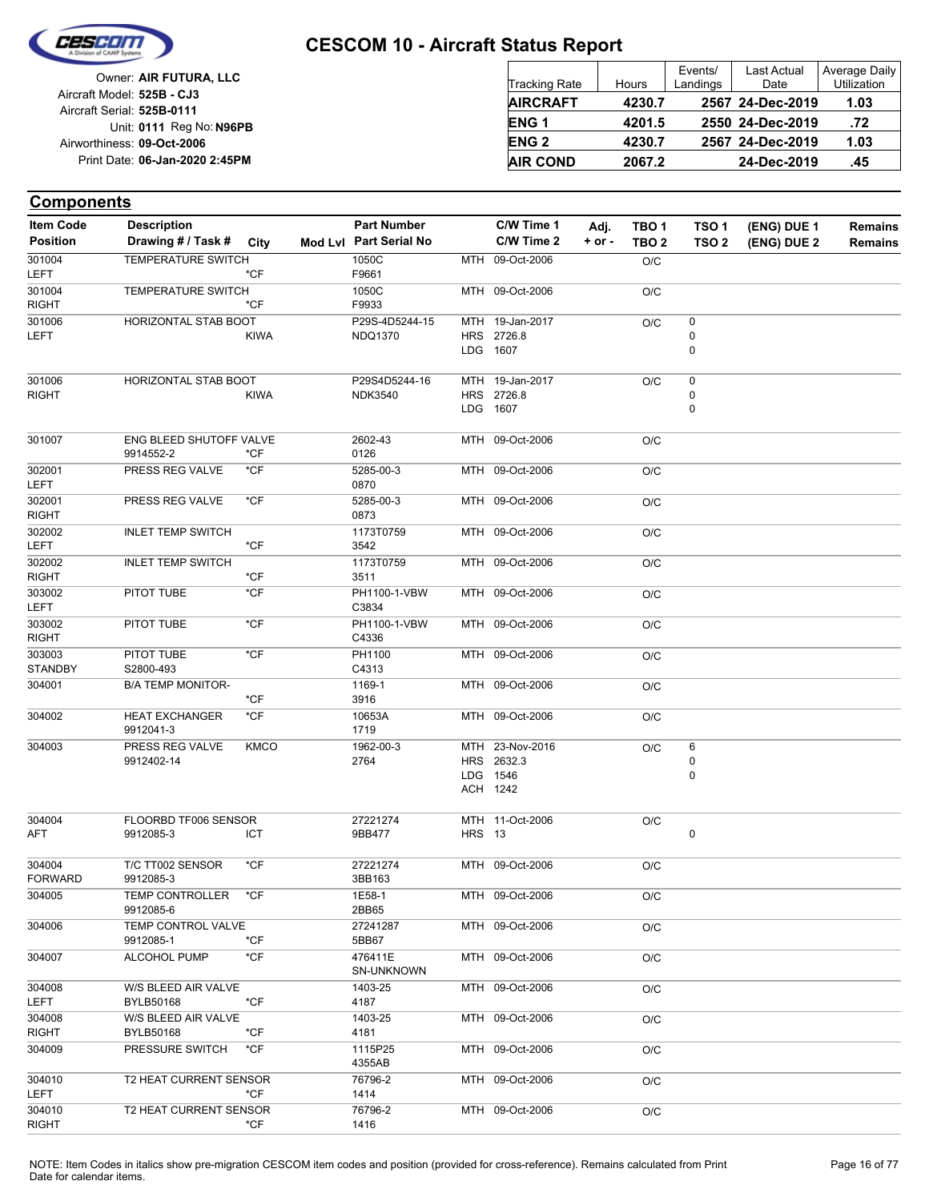# CESCOM 10 - Aircraft Status Report

Owner: **AIR FUTURA, LLC**
Aircraft Model: **525B - CJ3**
Aircraft Serial: **525B-0111**
Unit: **0111** Reg No: **N96PB**
Airworthiness: **09-Oct-2006**
Print Date: **06-Jan-2020 2:45PM**

| Tracking Rate | Hours | Events/ Landings | Last Actual Date | Average Daily Utilization |
|---|---|---|---|---|
| **AIRCRAFT** | **4230.7** | **2567** | **24-Dec-2019** | **1.03** |
| **ENG 1** | **4201.5** | **2550** | **24-Dec-2019** | **.72** |
| **ENG 2** | **4230.7** | **2567** | **24-Dec-2019** | **1.03** |
| **AIR COND** | **2067.2** | | **24-Dec-2019** | **.45** |

## Components

| Item Code / Position | Description / Drawing # / Task # | City | Mod Lvl | Part Number / Part Serial No | C/W Time 1 / C/W Time 2 | Adj. + or - | TBO 1 / TBO 2 | TSO 1 / TSO 2 | (ENG) DUE 1 / (ENG) DUE 2 | Remains / Remains |
|---|---|---|---|---|---|---|---|---|---|---|
| 301004 LEFT | TEMPERATURE SWITCH | *CF | | 1050C F9661 | MTH 09-Oct-2006 | | O/C | | | |
| 301004 RIGHT | TEMPERATURE SWITCH | *CF | | 1050C F9933 | MTH 09-Oct-2006 | | O/C | | | |
| 301006 LEFT | HORIZONTAL STAB BOOT | KIWA | | P29S-4D5244-15 NDQ1370 | MTH 19-Jan-2017 HRS 2726.8 LDG 1607 | | O/C | 0 0 0 | | |
| 301006 RIGHT | HORIZONTAL STAB BOOT | KIWA | | P29S4D5244-16 NDK3540 | MTH 19-Jan-2017 HRS 2726.8 LDG 1607 | | O/C | 0 0 0 | | |
| 301007 | ENG BLEED SHUTOFF VALVE 9914552-2 | *CF | | 2602-43 0126 | MTH 09-Oct-2006 | | O/C | | | |
| 302001 LEFT | PRESS REG VALVE | *CF | | 5285-00-3 0870 | MTH 09-Oct-2006 | | O/C | | | |
| 302001 RIGHT | PRESS REG VALVE | *CF | | 5285-00-3 0873 | MTH 09-Oct-2006 | | O/C | | | |
| 302002 LEFT | INLET TEMP SWITCH | *CF | | 1173T0759 3542 | MTH 09-Oct-2006 | | O/C | | | |
| 302002 RIGHT | INLET TEMP SWITCH | *CF | | 1173T0759 3511 | MTH 09-Oct-2006 | | O/C | | | |
| 303002 LEFT | PITOT TUBE | *CF | | PH1100-1-VBW C3834 | MTH 09-Oct-2006 | | O/C | | | |
| 303002 RIGHT | PITOT TUBE | *CF | | PH1100-1-VBW C4336 | MTH 09-Oct-2006 | | O/C | | | |
| 303003 STANDBY | PITOT TUBE S2800-493 | *CF | | PH1100 C4313 | MTH 09-Oct-2006 | | O/C | | | |
| 304001 | B/A TEMP MONITOR- | *CF | | 1169-1 3916 | MTH 09-Oct-2006 | | O/C | | | |
| 304002 | HEAT EXCHANGER 9912041-3 | *CF | | 10653A 1719 | MTH 09-Oct-2006 | | O/C | | | |
| 304003 | PRESS REG VALVE 9912402-14 | KMCO | | 1962-00-3 2764 | MTH 23-Nov-2016 HRS 2632.3 LDG 1546 ACH 1242 | | O/C | 6 0 0 | | |
| 304004 AFT | FLOORBD TF006 SENSOR 9912085-3 | ICT | | 27221274 9BB477 | MTH 11-Oct-2006 HRS 13 | | O/C | 0 | | |
| 304004 FORWARD | T/C TT002 SENSOR 9912085-3 | *CF | | 27221274 3BB163 | MTH 09-Oct-2006 | | O/C | | | |
| 304005 | TEMP CONTROLLER 9912085-6 | *CF | | 1E58-1 2BB65 | MTH 09-Oct-2006 | | O/C | | | |
| 304006 | TEMP CONTROL VALVE 9912085-1 | *CF | | 27241287 5BB67 | MTH 09-Oct-2006 | | O/C | | | |
| 304007 | ALCOHOL PUMP | *CF | | 476411E SN-UNKNOWN | MTH 09-Oct-2006 | | O/C | | | |
| 304008 LEFT | W/S BLEED AIR VALVE BYLB50168 | *CF | | 1403-25 4187 | MTH 09-Oct-2006 | | O/C | | | |
| 304008 RIGHT | W/S BLEED AIR VALVE BYLB50168 | *CF | | 1403-25 4181 | MTH 09-Oct-2006 | | O/C | | | |
| 304009 | PRESSURE SWITCH | *CF | | 1115P25 4355AB | MTH 09-Oct-2006 | | O/C | | | |
| 304010 LEFT | T2 HEAT CURRENT SENSOR | *CF | | 76796-2 1414 | MTH 09-Oct-2006 | | O/C | | | |
| 304010 RIGHT | T2 HEAT CURRENT SENSOR | *CF | | 76796-2 1416 | MTH 09-Oct-2006 | | O/C | | | |

NOTE: Item Codes in italics show pre-migration CESCOM item codes and position (provided for cross-reference). Remains calculated from Print Date for calendar items.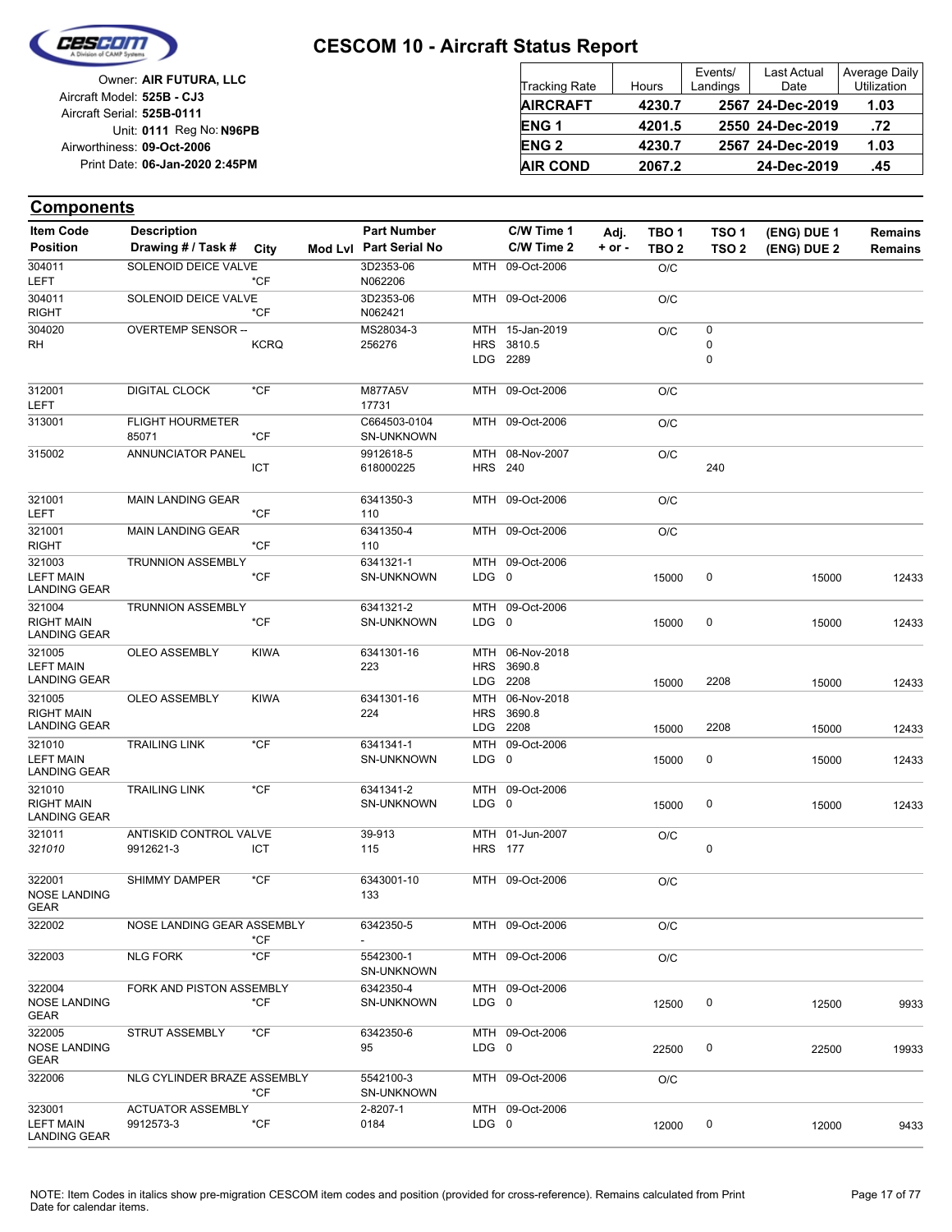# CESCOM 10 - Aircraft Status Report

Owner: **AIR FUTURA, LLC**
Aircraft Model: **525B - CJ3**
Aircraft Serial: **525B-0111**
Unit: **0111** Reg No: **N96PB**
Airworthiness: **09-Oct-2006**
Print Date: **06-Jan-2020 2:45PM**

| Tracking Rate | Hours | Events/ Landings | Last Actual Date | Average Daily Utilization |
|---|---|---|---|---|
| **AIRCRAFT** | **4230.7** | **2567** | **24-Dec-2019** | **1.03** |
| **ENG 1** | **4201.5** | **2550** | **24-Dec-2019** | **.72** |
| **ENG 2** | **4230.7** | **2567** | **24-Dec-2019** | **1.03** |
| **AIR COND** | **2067.2** | | **24-Dec-2019** | **.45** |

## Components

| Item Code / Position | Description / Drawing # / Task # | City | Mod Lvl | Part Number / Part Serial No | C/W Time 1 / C/W Time 2 | Adj. + or - | TBO 1 / TBO 2 | TSO 1 / TSO 2 | (ENG) DUE 1 / (ENG) DUE 2 | Remains / Remains |
|---|---|---|---|---|---|---|---|---|---|---|
| 304011 LEFT | SOLENOID DEICE VALVE | *CF | | 3D2353-06 N062206 | MTH 09-Oct-2006 | | O/C | | | |
| 304011 RIGHT | SOLENOID DEICE VALVE | *CF | | 3D2353-06 N062421 | MTH 09-Oct-2006 | | O/C | | | |
| 304020 RH | OVERTEMP SENSOR -- | KCRQ | | MS28034-3 256276 | MTH 15-Jan-2019 HRS 3810.5 LDG 2289 | | O/C | 0 0 0 | | |
| 312001 LEFT | DIGITAL CLOCK | *CF | | M877A5V 17731 | MTH 09-Oct-2006 | | O/C | | | |
| 313001 | FLIGHT HOURMETER 85071 | *CF | | C664503-0104 SN-UNKNOWN | MTH 09-Oct-2006 | | O/C | | | |
| 315002 | ANNUNCIATOR PANEL | ICT | | 9912618-5 618000225 | MTH 08-Nov-2007 HRS 240 | | O/C | 240 | | |
| 321001 LEFT | MAIN LANDING GEAR | *CF | | 6341350-3 110 | MTH 09-Oct-2006 | | O/C | | | |
| 321001 RIGHT | MAIN LANDING GEAR | *CF | | 6341350-4 110 | MTH 09-Oct-2006 | | O/C | | | |
| 321003 LEFT MAIN LANDING GEAR | TRUNNION ASSEMBLY | *CF | | 6341321-1 SN-UNKNOWN | MTH 09-Oct-2006 LDG 0 | | 15000 | 0 | 15000 | 12433 |
| 321004 RIGHT MAIN LANDING GEAR | TRUNNION ASSEMBLY | *CF | | 6341321-2 SN-UNKNOWN | MTH 09-Oct-2006 LDG 0 | | 15000 | 0 | 15000 | 12433 |
| 321005 LEFT MAIN LANDING GEAR | OLEO ASSEMBLY | KIWA | | 6341301-16 223 | MTH 06-Nov-2018 HRS 3690.8 LDG 2208 | | 15000 | 2208 | 15000 | 12433 |
| 321005 RIGHT MAIN LANDING GEAR | OLEO ASSEMBLY | KIWA | | 6341301-16 224 | MTH 06-Nov-2018 HRS 3690.8 LDG 2208 | | 15000 | 2208 | 15000 | 12433 |
| 321010 LEFT MAIN LANDING GEAR | TRAILING LINK | *CF | | 6341341-1 SN-UNKNOWN | MTH 09-Oct-2006 LDG 0 | | 15000 | 0 | 15000 | 12433 |
| 321010 RIGHT MAIN LANDING GEAR | TRAILING LINK | *CF | | 6341341-2 SN-UNKNOWN | MTH 09-Oct-2006 LDG 0 | | 15000 | 0 | 15000 | 12433 |
| 321011 *321010* | ANTISKID CONTROL VALVE 9912621-3 | ICT | | 39-913 115 | MTH 01-Jun-2007 HRS 177 | | O/C | 0 | | |
| 322001 NOSE LANDING GEAR | SHIMMY DAMPER | *CF | | 6343001-10 133 | MTH 09-Oct-2006 | | O/C | | | |
| 322002 | NOSE LANDING GEAR ASSEMBLY | *CF | | 6342350-5 - | MTH 09-Oct-2006 | | O/C | | | |
| 322003 | NLG FORK | *CF | | 5542300-1 SN-UNKNOWN | MTH 09-Oct-2006 | | O/C | | | |
| 322004 NOSE LANDING GEAR | FORK AND PISTON ASSEMBLY | *CF | | 6342350-4 SN-UNKNOWN | MTH 09-Oct-2006 LDG 0 | | 12500 | 0 | 12500 | 9933 |
| 322005 NOSE LANDING GEAR | STRUT ASSEMBLY | *CF | | 6342350-6 95 | MTH 09-Oct-2006 LDG 0 | | 22500 | 0 | 22500 | 19933 |
| 322006 | NLG CYLINDER BRAZE ASSEMBLY | *CF | | 5542100-3 SN-UNKNOWN | MTH 09-Oct-2006 | | O/C | | | |
| 323001 LEFT MAIN LANDING GEAR | ACTUATOR ASSEMBLY 9912573-3 | *CF | | 2-8207-1 0184 | MTH 09-Oct-2006 LDG 0 | | 12000 | 0 | 12000 | 9433 |

NOTE: Item Codes in italics show pre-migration CESCOM item codes and position (provided for cross-reference). Remains calculated from Print Date for calendar items.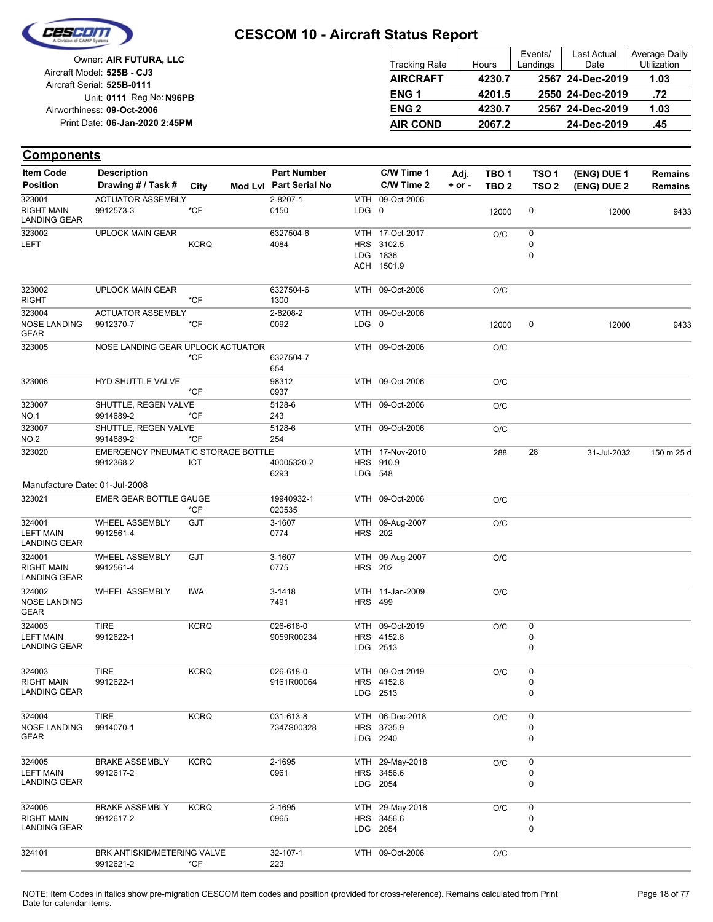# CESCOM 10 - Aircraft Status Report

Owner: **AIR FUTURA, LLC**
Aircraft Model: **525B - CJ3**
Aircraft Serial: **525B-0111**
Unit: **0111** Reg No: **N96PB**
Airworthiness: **09-Oct-2006**
Print Date: **06-Jan-2020 2:45PM**

| Tracking Rate | Hours | Events/ Landings | Last Actual Date | Average Daily Utilization |
|---|---|---|---|---|
| **AIRCRAFT** | **4230.7** | **2567** | **24-Dec-2019** | **1.03** |
| **ENG 1** | **4201.5** | **2550** | **24-Dec-2019** | **.72** |
| **ENG 2** | **4230.7** | **2567** | **24-Dec-2019** | **1.03** |
| **AIR COND** | **2067.2** | | **24-Dec-2019** | **.45** |

## Components

| Item Code / Position | Description / Drawing # / Task # | City | Mod Lvl | Part Number / Part Serial No | C/W Time 1 / C/W Time 2 | Adj. + or - | TBO 1 / TBO 2 | TSO 1 / TSO 2 | (ENG) DUE 1 / (ENG) DUE 2 | Remains / Remains |
|---|---|---|---|---|---|---|---|---|---|---|
| 323001 RIGHT MAIN LANDING GEAR | ACTUATOR ASSEMBLY 9912573-3 | *CF | | 2-8207-1 0150 | MTH 09-Oct-2006 LDG 0 | | 12000 | 0 | 12000 | 9433 |
| 323002 LEFT | UPLOCK MAIN GEAR | KCRQ | | 6327504-6 4084 | MTH 17-Oct-2017 HRS 3102.5 LDG 1836 ACH 1501.9 | | O/C | 0 0 0 | | |
| 323002 RIGHT | UPLOCK MAIN GEAR | *CF | | 6327504-6 1300 | MTH 09-Oct-2006 | | O/C | | | |
| 323004 NOSE LANDING GEAR | ACTUATOR ASSEMBLY 9912370-7 | *CF | | 2-8208-2 0092 | MTH 09-Oct-2006 LDG 0 | | 12000 | 0 | 12000 | 9433 |
| 323005 | NOSE LANDING GEAR UPLOCK ACTUATOR | *CF | | 6327504-7 654 | MTH 09-Oct-2006 | | O/C | | | |
| 323006 | HYD SHUTTLE VALVE | *CF | | 98312 0937 | MTH 09-Oct-2006 | | O/C | | | |
| 323007 NO.1 | SHUTTLE, REGEN VALVE 9914689-2 | *CF | | 5128-6 243 | MTH 09-Oct-2006 | | O/C | | | |
| 323007 NO.2 | SHUTTLE, REGEN VALVE 9914689-2 | *CF | | 5128-6 254 | MTH 09-Oct-2006 | | O/C | | | |
| 323020 | EMERGENCY PNEUMATIC STORAGE BOTTLE 9912368-2 | ICT | | 40005320-2 6293 | MTH 17-Nov-2010 HRS 910.9 LDG 548 | | 288 | 28 | 31-Jul-2032 | 150 m 25 d |
| Manufacture Date: 01-Jul-2008 | | | | | | | | | | |
| 323021 | EMER GEAR BOTTLE GAUGE | *CF | | 19940932-1 020535 | MTH 09-Oct-2006 | | O/C | | | |
| 324001 LEFT MAIN LANDING GEAR | WHEEL ASSEMBLY 9912561-4 | GJT | | 3-1607 0774 | MTH 09-Aug-2007 HRS 202 | | O/C | | | |
| 324001 RIGHT MAIN LANDING GEAR | WHEEL ASSEMBLY 9912561-4 | GJT | | 3-1607 0775 | MTH 09-Aug-2007 HRS 202 | | O/C | | | |
| 324002 NOSE LANDING GEAR | WHEEL ASSEMBLY | IWA | | 3-1418 7491 | MTH 11-Jan-2009 HRS 499 | | O/C | | | |
| 324003 LEFT MAIN LANDING GEAR | TIRE 9912622-1 | KCRQ | | 026-618-0 9059R00234 | MTH 09-Oct-2019 HRS 4152.8 LDG 2513 | | O/C | 0 0 0 | | |
| 324003 RIGHT MAIN LANDING GEAR | TIRE 9912622-1 | KCRQ | | 026-618-0 9161R00064 | MTH 09-Oct-2019 HRS 4152.8 LDG 2513 | | O/C | 0 0 0 | | |
| 324004 NOSE LANDING GEAR | TIRE 9914070-1 | KCRQ | | 031-613-8 7347S00328 | MTH 06-Dec-2018 HRS 3735.9 LDG 2240 | | O/C | 0 0 0 | | |
| 324005 LEFT MAIN LANDING GEAR | BRAKE ASSEMBLY 9912617-2 | KCRQ | | 2-1695 0961 | MTH 29-May-2018 HRS 3456.6 LDG 2054 | | O/C | 0 0 0 | | |
| 324005 RIGHT MAIN LANDING GEAR | BRAKE ASSEMBLY 9912617-2 | KCRQ | | 2-1695 0965 | MTH 29-May-2018 HRS 3456.6 LDG 2054 | | O/C | 0 0 0 | | |
| 324101 | BRK ANTISKID/METERING VALVE 9912621-2 | *CF | | 32-107-1 223 | MTH 09-Oct-2006 | | O/C | | | |

NOTE: Item Codes in italics show pre-migration CESCOM item codes and position (provided for cross-reference). Remains calculated from Print Date for calendar items.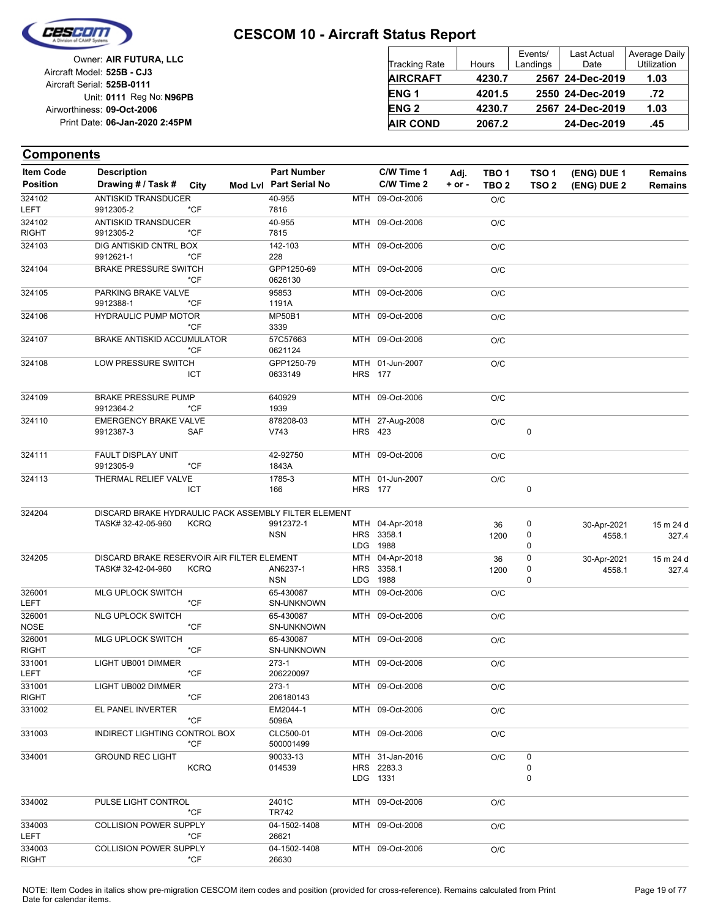# CESCOM 10 - Aircraft Status Report

Owner: **AIR FUTURA, LLC**
Aircraft Model: **525B - CJ3**
Aircraft Serial: **525B-0111**
Unit: **0111** Reg No: **N96PB**
Airworthiness: **09-Oct-2006**
Print Date: **06-Jan-2020 2:45PM**

| Tracking Rate | Hours | Events/ Landings | Last Actual Date | Average Daily Utilization |
|---|---|---|---|---|
| **AIRCRAFT** | **4230.7** | **2567** | **24-Dec-2019** | **1.03** |
| **ENG 1** | **4201.5** | **2550** | **24-Dec-2019** | **.72** |
| **ENG 2** | **4230.7** | **2567** | **24-Dec-2019** | **1.03** |
| **AIR COND** | **2067.2** | | **24-Dec-2019** | **.45** |

## Components

| Item Code / Position | Description / Drawing # / Task # | City | Mod Lvl | Part Number / Part Serial No | C/W Time 1 / C/W Time 2 | Adj. + or - | TBO 1 / TBO 2 | TSO 1 / TSO 2 | (ENG) DUE 1 / (ENG) DUE 2 | Remains / Remains |
|---|---|---|---|---|---|---|---|---|---|---|
| 324102 LEFT | ANTISKID TRANSDUCER 9912305-2 | *CF | | 40-955 7816 | MTH 09-Oct-2006 | | O/C | | | |
| 324102 RIGHT | ANTISKID TRANSDUCER 9912305-2 | *CF | | 40-955 7815 | MTH 09-Oct-2006 | | O/C | | | |
| 324103 | DIG ANTISKID CNTRL BOX 9912621-1 | *CF | | 142-103 228 | MTH 09-Oct-2006 | | O/C | | | |
| 324104 | BRAKE PRESSURE SWITCH | *CF | | GPP1250-69 0626130 | MTH 09-Oct-2006 | | O/C | | | |
| 324105 | PARKING BRAKE VALVE 9912388-1 | *CF | | 95853 1191A | MTH 09-Oct-2006 | | O/C | | | |
| 324106 | HYDRAULIC PUMP MOTOR | *CF | | MP50B1 3339 | MTH 09-Oct-2006 | | O/C | | | |
| 324107 | BRAKE ANTISKID ACCUMULATOR | *CF | | 57C57663 0621124 | MTH 09-Oct-2006 | | O/C | | | |
| 324108 | LOW PRESSURE SWITCH | ICT | | GPP1250-79 0633149 | MTH 01-Jun-2007<br>HRS 177 | | O/C | | | |
| 324109 | BRAKE PRESSURE PUMP 9912364-2 | *CF | | 640929 1939 | MTH 09-Oct-2006 | | O/C | | | |
| 324110 | EMERGENCY BRAKE VALVE 9912387-3 | SAF | | 878208-03 V743 | MTH 27-Aug-2008<br>HRS 423 | | O/C | <br>0 | | |
| 324111 | FAULT DISPLAY UNIT 9912305-9 | *CF | | 42-92750 1843A | MTH 09-Oct-2006 | | O/C | | | |
| 324113 | THERMAL RELIEF VALVE | ICT | | 1785-3 166 | MTH 01-Jun-2007<br>HRS 177 | | O/C | <br>0 | | |
| 324204 | DISCARD BRAKE HYDRAULIC PACK ASSEMBLY FILTER ELEMENT TASK# 32-42-05-960 | KCRQ | | 9912372-1 NSN | MTH 04-Apr-2018<br>HRS 3358.1<br>LDG 1988 | | 36<br>1200 | 0<br>0<br>0 | 30-Apr-2021<br>4558.1 | 15 m 24 d<br>327.4 |
| 324205 | DISCARD BRAKE RESERVOIR AIR FILTER ELEMENT TASK# 32-42-04-960 | KCRQ | | AN6237-1 NSN | MTH 04-Apr-2018<br>HRS 3358.1<br>LDG 1988 | | 36<br>1200 | 0<br>0<br>0 | 30-Apr-2021<br>4558.1 | 15 m 24 d<br>327.4 |
| 326001 LEFT | MLG UPLOCK SWITCH | *CF | | 65-430087 SN-UNKNOWN | MTH 09-Oct-2006 | | O/C | | | |
| 326001 NOSE | NLG UPLOCK SWITCH | *CF | | 65-430087 SN-UNKNOWN | MTH 09-Oct-2006 | | O/C | | | |
| 326001 RIGHT | MLG UPLOCK SWITCH | *CF | | 65-430087 SN-UNKNOWN | MTH 09-Oct-2006 | | O/C | | | |
| 331001 LEFT | LIGHT UB001 DIMMER | *CF | | 273-1 206220097 | MTH 09-Oct-2006 | | O/C | | | |
| 331001 RIGHT | LIGHT UB002 DIMMER | *CF | | 273-1 206180143 | MTH 09-Oct-2006 | | O/C | | | |
| 331002 | EL PANEL INVERTER | *CF | | EM2044-1 5096A | MTH 09-Oct-2006 | | O/C | | | |
| 331003 | INDIRECT LIGHTING CONTROL BOX | *CF | | CLC500-01 500001499 | MTH 09-Oct-2006 | | O/C | | | |
| 334001 | GROUND REC LIGHT | KCRQ | | 90033-13 014539 | MTH 31-Jan-2016<br>HRS 2283.3<br>LDG 1331 | | O/C | 0<br>0<br>0 | | |
| 334002 | PULSE LIGHT CONTROL | *CF | | 2401C TR742 | MTH 09-Oct-2006 | | O/C | | | |
| 334003 LEFT | COLLISION POWER SUPPLY | *CF | | 04-1502-1408 26621 | MTH 09-Oct-2006 | | O/C | | | |
| 334003 RIGHT | COLLISION POWER SUPPLY | *CF | | 04-1502-1408 26630 | MTH 09-Oct-2006 | | O/C | | | |

NOTE: Item Codes in italics show pre-migration CESCOM item codes and position (provided for cross-reference). Remains calculated from Print Date for calendar items.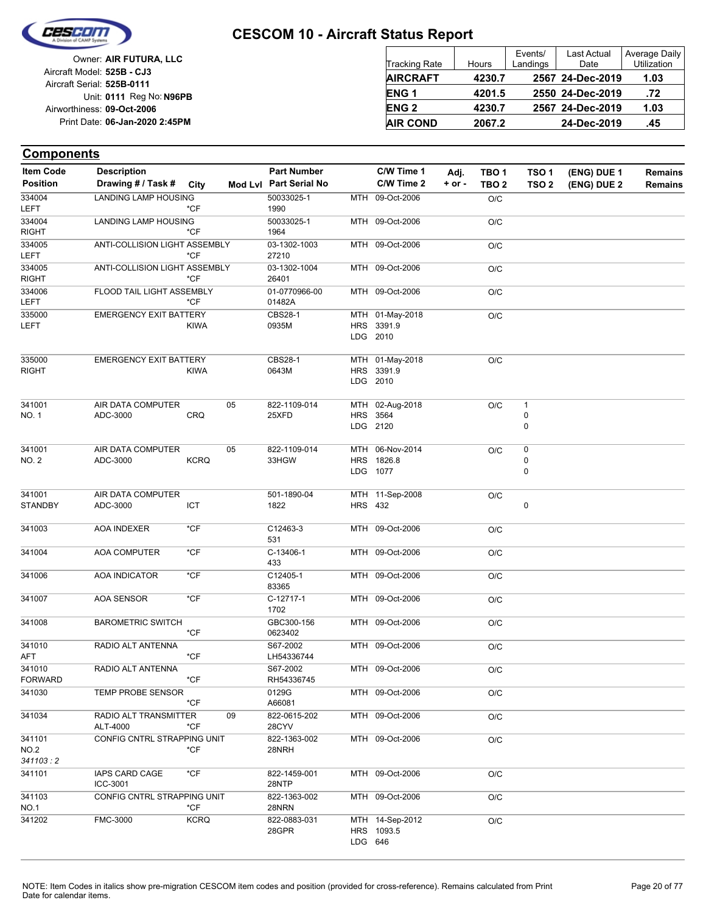# CESCOM 10 - Aircraft Status Report

Owner: **AIR FUTURA, LLC**
Aircraft Model: **525B - CJ3**
Aircraft Serial: **525B-0111**
Unit: **0111** Reg No: **N96PB**
Airworthiness: **09-Oct-2006**
Print Date: **06-Jan-2020 2:45PM**

| Tracking Rate | Hours | Events/ Landings | Last Actual Date | Average Daily Utilization |
|---|---|---|---|---|
| **AIRCRAFT** | **4230.7** | **2567** | **24-Dec-2019** | **1.03** |
| **ENG 1** | **4201.5** | **2550** | **24-Dec-2019** | **.72** |
| **ENG 2** | **4230.7** | **2567** | **24-Dec-2019** | **1.03** |
| **AIR COND** | **2067.2** | | **24-Dec-2019** | **.45** |

## Components

| Item Code / Position | Description / Drawing # / Task # | City | Mod Lvl | Part Number / Part Serial No | C/W Time 1 / C/W Time 2 | Adj. + or - | TBO 1 / TBO 2 | TSO 1 / TSO 2 | (ENG) DUE 1 / (ENG) DUE 2 | Remains / Remains |
|---|---|---|---|---|---|---|---|---|---|---|
| 334004 LEFT | LANDING LAMP HOUSING | *CF | | 50033025-1 1990 | MTH 09-Oct-2006 | | O/C | | | |
| 334004 RIGHT | LANDING LAMP HOUSING | *CF | | 50033025-1 1964 | MTH 09-Oct-2006 | | O/C | | | |
| 334005 LEFT | ANTI-COLLISION LIGHT ASSEMBLY | *CF | | 03-1302-1003 27210 | MTH 09-Oct-2006 | | O/C | | | |
| 334005 RIGHT | ANTI-COLLISION LIGHT ASSEMBLY | *CF | | 03-1302-1004 26401 | MTH 09-Oct-2006 | | O/C | | | |
| 334006 LEFT | FLOOD TAIL LIGHT ASSEMBLY | *CF | | 01-0770966-00 01482A | MTH 09-Oct-2006 | | O/C | | | |
| 335000 LEFT | EMERGENCY EXIT BATTERY | KIWA | | CBS28-1 0935M | MTH 01-May-2018 HRS 3391.9 LDG 2010 | | O/C | | | |
| 335000 RIGHT | EMERGENCY EXIT BATTERY | KIWA | | CBS28-1 0643M | MTH 01-May-2018 HRS 3391.9 LDG 2010 | | O/C | | | |
| 341001 NO. 1 | AIR DATA COMPUTER ADC-3000 | CRQ | 05 | 822-1109-014 25XFD | MTH 02-Aug-2018 HRS 3564 LDG 2120 | | O/C | 1 0 0 | | |
| 341001 NO. 2 | AIR DATA COMPUTER ADC-3000 | KCRQ | 05 | 822-1109-014 33HGW | MTH 06-Nov-2014 HRS 1826.8 LDG 1077 | | O/C | 0 0 0 | | |
| 341001 STANDBY | AIR DATA COMPUTER ADC-3000 | ICT | | 501-1890-04 1822 | MTH 11-Sep-2008 HRS 432 | | O/C | 0 | | |
| 341003 | AOA INDEXER | *CF | | C12463-3 531 | MTH 09-Oct-2006 | | O/C | | | |
| 341004 | AOA COMPUTER | *CF | | C-13406-1 433 | MTH 09-Oct-2006 | | O/C | | | |
| 341006 | AOA INDICATOR | *CF | | C12405-1 83365 | MTH 09-Oct-2006 | | O/C | | | |
| 341007 | AOA SENSOR | *CF | | C-12717-1 1702 | MTH 09-Oct-2006 | | O/C | | | |
| 341008 | BAROMETRIC SWITCH | *CF | | GBC300-156 0623402 | MTH 09-Oct-2006 | | O/C | | | |
| 341010 AFT | RADIO ALT ANTENNA | *CF | | S67-2002 LH54336744 | MTH 09-Oct-2006 | | O/C | | | |
| 341010 FORWARD | RADIO ALT ANTENNA | *CF | | S67-2002 RH54336745 | MTH 09-Oct-2006 | | O/C | | | |
| 341030 | TEMP PROBE SENSOR | *CF | | 0129G A66081 | MTH 09-Oct-2006 | | O/C | | | |
| 341034 | RADIO ALT TRANSMITTER ALT-4000 | *CF | 09 | 822-0615-202 28CYV | MTH 09-Oct-2006 | | O/C | | | |
| 341101 NO.2 *341103 : 2* | CONFIG CNTRL STRAPPING UNIT | *CF | | 822-1363-002 28NRH | MTH 09-Oct-2006 | | O/C | | | |
| 341101 | IAPS CARD CAGE ICC-3001 | *CF | | 822-1459-001 28NTP | MTH 09-Oct-2006 | | O/C | | | |
| 341103 NO.1 | CONFIG CNTRL STRAPPING UNIT | *CF | | 822-1363-002 28NRN | MTH 09-Oct-2006 | | O/C | | | |
| 341202 | FMC-3000 | KCRQ | | 822-0883-031 28GPR | MTH 14-Sep-2012 HRS 1093.5 LDG 646 | | O/C | | | |

NOTE: Item Codes in italics show pre-migration CESCOM item codes and position (provided for cross-reference). Remains calculated from Print Date for calendar items.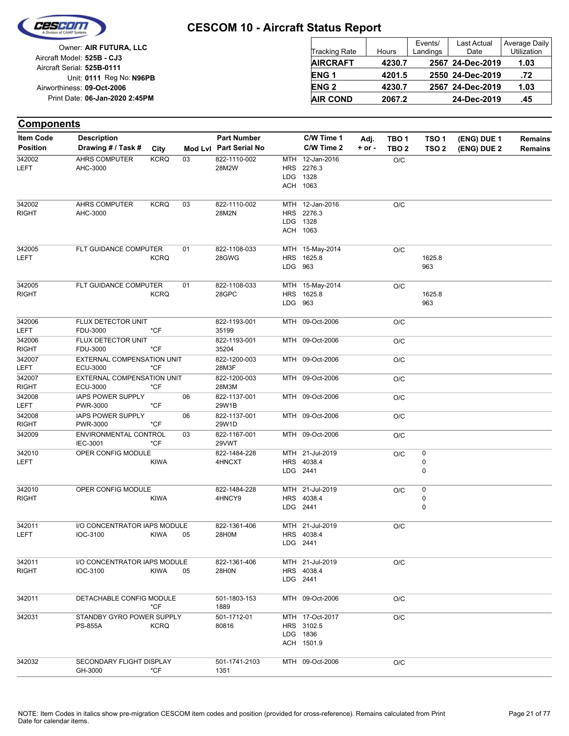# CESCOM 10 - Aircraft Status Report

Owner: **AIR FUTURA, LLC**
Aircraft Model: **525B - CJ3**
Aircraft Serial: **525B-0111**
Unit: **0111** Reg No: **N96PB**
Airworthiness: **09-Oct-2006**
Print Date: **06-Jan-2020 2:45PM**

| Tracking Rate | Hours | Events/ Landings | Last Actual Date | Average Daily Utilization |
|---|---|---|---|---|
| **AIRCRAFT** | **4230.7** | **2567** | **24-Dec-2019** | **1.03** |
| **ENG 1** | **4201.5** | **2550** | **24-Dec-2019** | **.72** |
| **ENG 2** | **4230.7** | **2567** | **24-Dec-2019** | **1.03** |
| **AIR COND** | **2067.2** | | **24-Dec-2019** | **.45** |

## Components

| Item Code / Position | Description / Drawing # / Task # | City | Mod Lvl | Part Number / Part Serial No | C/W Time 1 / C/W Time 2 | Adj. + or - | TBO 1 / TBO 2 | TSO 1 / TSO 2 | (ENG) DUE 1 / (ENG) DUE 2 | Remains / Remains |
|---|---|---|---|---|---|---|---|---|---|---|
| 342002 LEFT | AHRS COMPUTER AHC-3000 | KCRQ | 03 | 822-1110-002 28M2W | MTH 12-Jan-2016 HRS 2276.3 LDG 1328 ACH 1063 | | O/C | | | |
| 342002 RIGHT | AHRS COMPUTER AHC-3000 | KCRQ | 03 | 822-1110-002 28M2N | MTH 12-Jan-2016 HRS 2276.3 LDG 1328 ACH 1063 | | O/C | | | |
| 342005 LEFT | FLT GUIDANCE COMPUTER | KCRQ | 01 | 822-1108-033 28GWG | MTH 15-May-2014 HRS 1625.8 LDG 963 | | O/C | 1625.8 963 | | |
| 342005 RIGHT | FLT GUIDANCE COMPUTER | KCRQ | 01 | 822-1108-033 28GPC | MTH 15-May-2014 HRS 1625.8 LDG 963 | | O/C | 1625.8 963 | | |
| 342006 LEFT | FLUX DETECTOR UNIT FDU-3000 | *CF | | 822-1193-001 35199 | MTH 09-Oct-2006 | | O/C | | | |
| 342006 RIGHT | FLUX DETECTOR UNIT FDU-3000 | *CF | | 822-1193-001 35204 | MTH 09-Oct-2006 | | O/C | | | |
| 342007 LEFT | EXTERNAL COMPENSATION UNIT ECU-3000 | *CF | | 822-1200-003 28M3F | MTH 09-Oct-2006 | | O/C | | | |
| 342007 RIGHT | EXTERNAL COMPENSATION UNIT ECU-3000 | *CF | | 822-1200-003 28M3M | MTH 09-Oct-2006 | | O/C | | | |
| 342008 LEFT | IAPS POWER SUPPLY PWR-3000 | *CF | 06 | 822-1137-001 29W1B | MTH 09-Oct-2006 | | O/C | | | |
| 342008 RIGHT | IAPS POWER SUPPLY PWR-3000 | *CF | 06 | 822-1137-001 29W1D | MTH 09-Oct-2006 | | O/C | | | |
| 342009 | ENVIRONMENTAL CONTROL IEC-3001 | *CF | 03 | 822-1167-001 29VWT | MTH 09-Oct-2006 | | O/C | | | |
| 342010 LEFT | OPER CONFIG MODULE | KIWA | | 822-1484-228 4HNCXT | MTH 21-Jul-2019 HRS 4038.4 LDG 2441 | | O/C | 0 0 0 | | |
| 342010 RIGHT | OPER CONFIG MODULE | KIWA | | 822-1484-228 4HNCY9 | MTH 21-Jul-2019 HRS 4038.4 LDG 2441 | | O/C | 0 0 0 | | |
| 342011 LEFT | I/O CONCENTRATOR IAPS MODULE IOC-3100 | KIWA | 05 | 822-1361-406 28H0M | MTH 21-Jul-2019 HRS 4038.4 LDG 2441 | | O/C | | | |
| 342011 RIGHT | I/O CONCENTRATOR IAPS MODULE IOC-3100 | KIWA | 05 | 822-1361-406 28H0N | MTH 21-Jul-2019 HRS 4038.4 LDG 2441 | | O/C | | | |
| 342011 | DETACHABLE CONFIG MODULE | *CF | | 501-1803-153 1889 | MTH 09-Oct-2006 | | O/C | | | |
| 342031 | STANDBY GYRO POWER SUPPLY PS-855A | KCRQ | | 501-1712-01 80816 | MTH 17-Oct-2017 HRS 3102.5 LDG 1836 ACH 1501.9 | | O/C | | | |
| 342032 | SECONDARY FLIGHT DISPLAY GH-3000 | *CF | | 501-1741-2103 1351 | MTH 09-Oct-2006 | | O/C | | | |

NOTE: Item Codes in italics show pre-migration CESCOM item codes and position (provided for cross-reference). Remains calculated from Print Date for calendar items.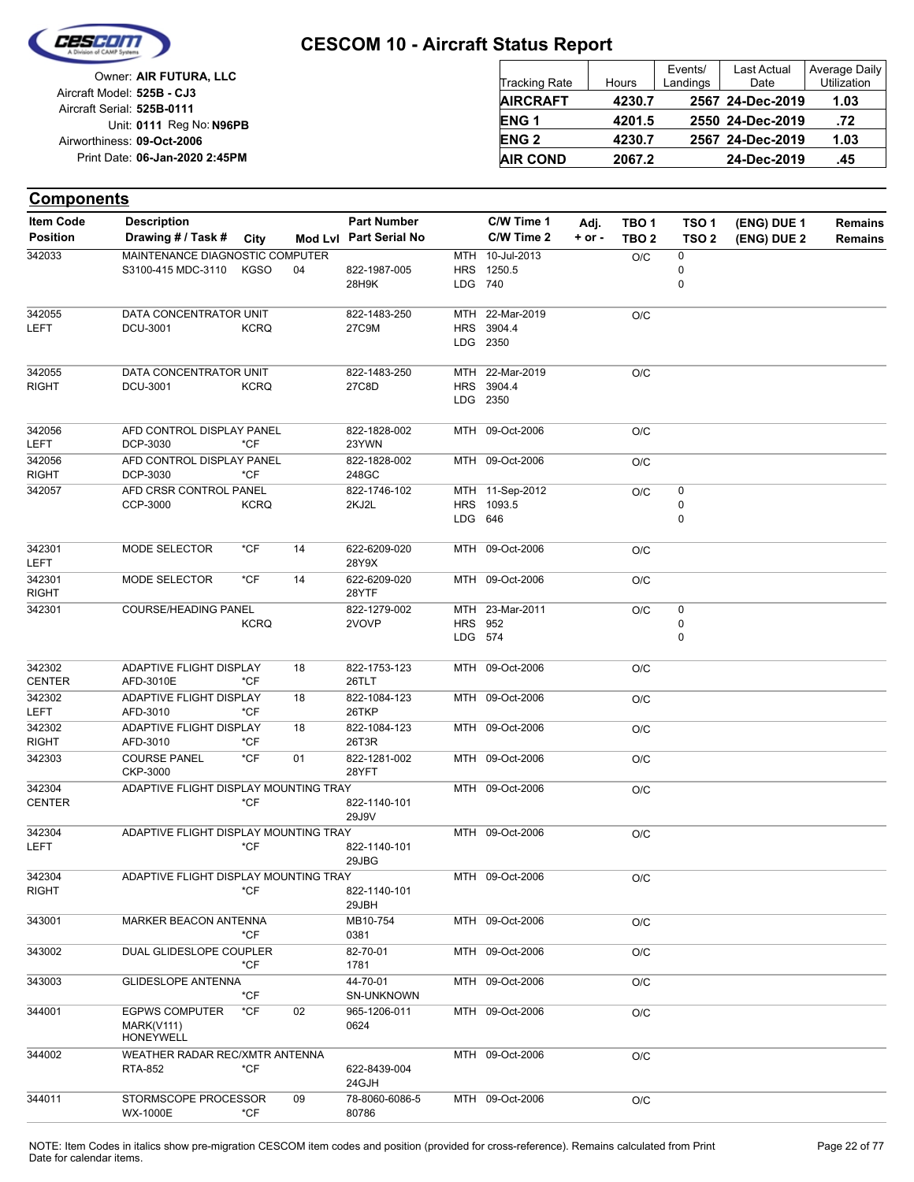# CESCOM 10 - Aircraft Status Report

Owner: **AIR FUTURA, LLC**
Aircraft Model: **525B - CJ3**
Aircraft Serial: **525B-0111**
Unit: **0111** Reg No: **N96PB**
Airworthiness: **09-Oct-2006**
Print Date: **06-Jan-2020 2:45PM**

| Tracking Rate | Hours | Events/ Landings | Last Actual Date | Average Daily Utilization |
|---|---|---|---|---|
| **AIRCRAFT** | **4230.7** | **2567** | **24-Dec-2019** | **1.03** |
| **ENG 1** | **4201.5** | **2550** | **24-Dec-2019** | **.72** |
| **ENG 2** | **4230.7** | **2567** | **24-Dec-2019** | **1.03** |
| **AIR COND** | **2067.2** | | **24-Dec-2019** | **.45** |

## Components

| Item Code / Position | Description / Drawing # / Task # | City | Mod Lvl | Part Number / Part Serial No | | C/W Time 1 / C/W Time 2 | Adj. + or - | TBO 1 / TBO 2 | TSO 1 / TSO 2 | (ENG) DUE 1 / (ENG) DUE 2 | Remains / Remains |
|---|---|---|---|---|---|---|---|---|---|---|---|
| 342033 | MAINTENANCE DIAGNOSTIC COMPUTER<br>S3100-415 MDC-3110 | KGSO | 04 | 822-1987-005<br>28H9K | MTH<br>HRS<br>LDG | 10-Jul-2013<br>1250.5<br>740 | | O/C | 0<br>0<br>0 | | |
| 342055<br>LEFT | DATA CONCENTRATOR UNIT<br>DCU-3001 | KCRQ | | 822-1483-250<br>27C9M | MTH<br>HRS<br>LDG | 22-Mar-2019<br>3904.4<br>2350 | | O/C | | | |
| 342055<br>RIGHT | DATA CONCENTRATOR UNIT<br>DCU-3001 | KCRQ | | 822-1483-250<br>27C8D | MTH<br>HRS<br>LDG | 22-Mar-2019<br>3904.4<br>2350 | | O/C | | | |
| 342056<br>LEFT | AFD CONTROL DISPLAY PANEL<br>DCP-3030 | *CF | | 822-1828-002<br>23YWN | MTH | 09-Oct-2006 | | O/C | | | |
| 342056<br>RIGHT | AFD CONTROL DISPLAY PANEL<br>DCP-3030 | *CF | | 822-1828-002<br>248GC | MTH | 09-Oct-2006 | | O/C | | | |
| 342057 | AFD CRSR CONTROL PANEL<br>CCP-3000 | KCRQ | | 822-1746-102<br>2KJ2L | MTH<br>HRS<br>LDG | 11-Sep-2012<br>1093.5<br>646 | | O/C | 0<br>0<br>0 | | |
| 342301<br>LEFT | MODE SELECTOR | *CF | 14 | 622-6209-020<br>28Y9X | MTH | 09-Oct-2006 | | O/C | | | |
| 342301<br>RIGHT | MODE SELECTOR | *CF | 14 | 622-6209-020<br>28YTF | MTH | 09-Oct-2006 | | O/C | | | |
| 342301 | COURSE/HEADING PANEL | KCRQ | | 822-1279-002<br>2VOVP | MTH<br>HRS<br>LDG | 23-Mar-2011<br>952<br>574 | | O/C | 0<br>0<br>0 | | |
| 342302<br>CENTER | ADAPTIVE FLIGHT DISPLAY<br>AFD-3010E | *CF | 18 | 822-1753-123<br>26TLT | MTH | 09-Oct-2006 | | O/C | | | |
| 342302<br>LEFT | ADAPTIVE FLIGHT DISPLAY<br>AFD-3010 | *CF | 18 | 822-1084-123<br>26TKP | MTH | 09-Oct-2006 | | O/C | | | |
| 342302<br>RIGHT | ADAPTIVE FLIGHT DISPLAY<br>AFD-3010 | *CF | 18 | 822-1084-123<br>26T3R | MTH | 09-Oct-2006 | | O/C | | | |
| 342303 | COURSE PANEL<br>CKP-3000 | *CF | 01 | 822-1281-002<br>28YFT | MTH | 09-Oct-2006 | | O/C | | | |
| 342304<br>CENTER | ADAPTIVE FLIGHT DISPLAY MOUNTING TRAY | *CF | | 822-1140-101<br>29J9V | MTH | 09-Oct-2006 | | O/C | | | |
| 342304<br>LEFT | ADAPTIVE FLIGHT DISPLAY MOUNTING TRAY | *CF | | 822-1140-101<br>29JBG | MTH | 09-Oct-2006 | | O/C | | | |
| 342304<br>RIGHT | ADAPTIVE FLIGHT DISPLAY MOUNTING TRAY | *CF | | 822-1140-101<br>29JBH | MTH | 09-Oct-2006 | | O/C | | | |
| 343001 | MARKER BEACON ANTENNA | *CF | | MB10-754<br>0381 | MTH | 09-Oct-2006 | | O/C | | | |
| 343002 | DUAL GLIDESLOPE COUPLER | *CF | | 82-70-01<br>1781 | MTH | 09-Oct-2006 | | O/C | | | |
| 343003 | GLIDESLOPE ANTENNA | *CF | | 44-70-01<br>SN-UNKNOWN | MTH | 09-Oct-2006 | | O/C | | | |
| 344001 | EGPWS COMPUTER<br>MARK(V111)<br>HONEYWELL | *CF | 02 | 965-1206-011<br>0624 | MTH | 09-Oct-2006 | | O/C | | | |
| 344002 | WEATHER RADAR REC/XMTR ANTENNA<br>RTA-852 | *CF | | 622-8439-004<br>24GJH | MTH | 09-Oct-2006 | | O/C | | | |
| 344011 | STORMSCOPE PROCESSOR<br>WX-1000E | *CF | 09 | 78-8060-6086-5<br>80786 | MTH | 09-Oct-2006 | | O/C | | | |

NOTE: Item Codes in italics show pre-migration CESCOM item codes and position (provided for cross-reference). Remains calculated from Print Date for calendar items.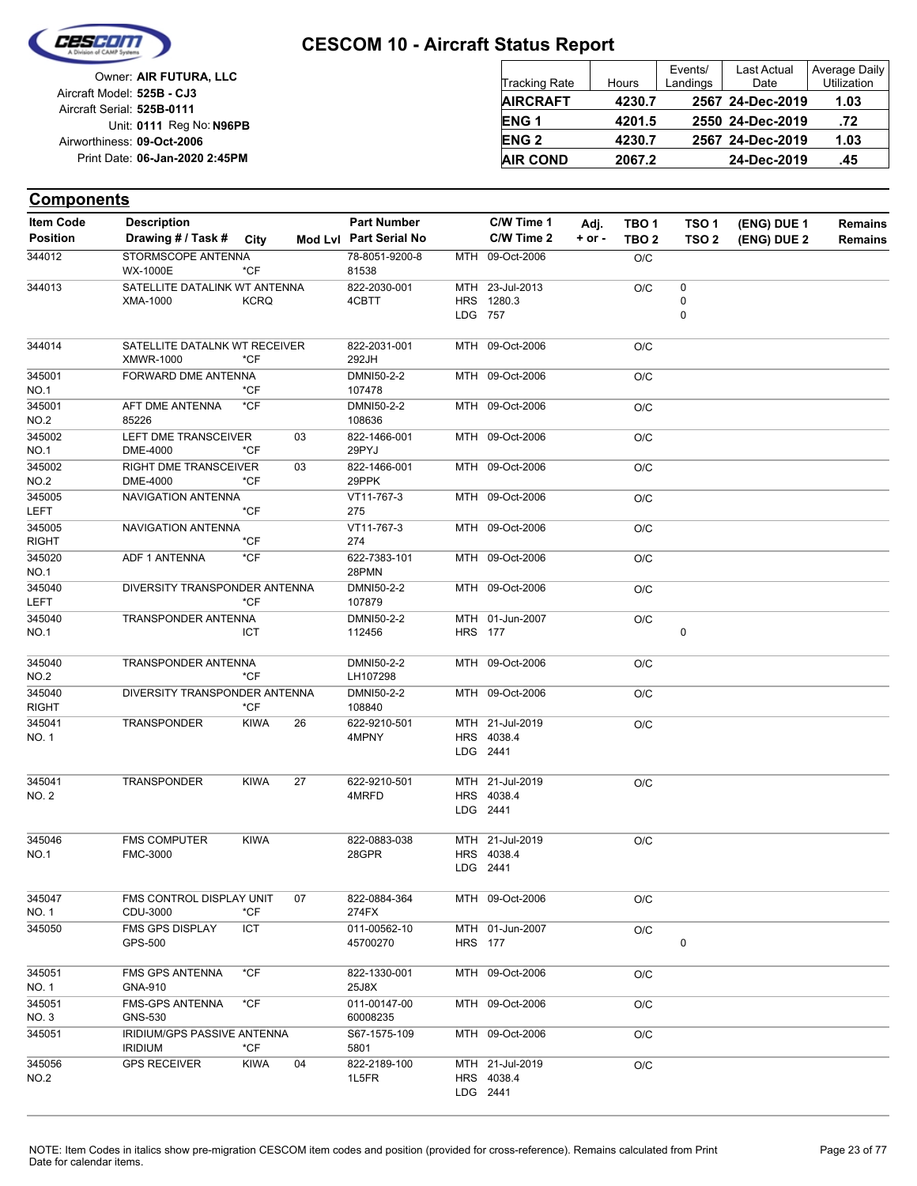# CESCOM 10 - Aircraft Status Report

Owner: **AIR FUTURA, LLC**
Aircraft Model: **525B - CJ3**
Aircraft Serial: **525B-0111**
Unit: **0111** Reg No: **N96PB**
Airworthiness: **09-Oct-2006**
Print Date: **06-Jan-2020 2:45PM**

| Tracking Rate | Hours | Events/ Landings | Last Actual Date | Average Daily Utilization |
|---|---|---|---|---|
| **AIRCRAFT** | **4230.7** | **2567** | **24-Dec-2019** | **1.03** |
| **ENG 1** | **4201.5** | **2550** | **24-Dec-2019** | **.72** |
| **ENG 2** | **4230.7** | **2567** | **24-Dec-2019** | **1.03** |
| **AIR COND** | **2067.2** | | **24-Dec-2019** | **.45** |

## Components

| Item Code / Position | Description / Drawing # / Task # | City | Mod Lvl | Part Number / Part Serial No | C/W Time 1 / C/W Time 2 | Adj. + or - | TBO 1 / TBO 2 | TSO 1 / TSO 2 | (ENG) DUE 1 / (ENG) DUE 2 | Remains / Remains |
|---|---|---|---|---|---|---|---|---|---|---|
| 344012 | STORMSCOPE ANTENNA<br>WX-1000E | *CF | | 78-8051-9200-8<br>81538 | MTH 09-Oct-2006 | | O/C | | | |
| 344013 | SATELLITE DATALINK WT ANTENNA<br>XMA-1000 | KCRQ | | 822-2030-001<br>4CBTT | MTH 23-Jul-2013<br>HRS 1280.3<br>LDG 757 | | O/C | 0<br>0<br>0 | | |
| 344014 | SATELLITE DATALNK WT RECEIVER<br>XMWR-1000 | *CF | | 822-2031-001<br>292JH | MTH 09-Oct-2006 | | O/C | | | |
| 345001<br>NO.1 | FORWARD DME ANTENNA | *CF | | DMNI50-2-2<br>107478 | MTH 09-Oct-2006 | | O/C | | | |
| 345001<br>NO.2 | AFT DME ANTENNA<br>85226 | *CF | | DMNI50-2-2<br>108636 | MTH 09-Oct-2006 | | O/C | | | |
| 345002<br>NO.1 | LEFT DME TRANSCEIVER<br>DME-4000 | *CF | 03 | 822-1466-001<br>29PYJ | MTH 09-Oct-2006 | | O/C | | | |
| 345002<br>NO.2 | RIGHT DME TRANSCEIVER<br>DME-4000 | *CF | 03 | 822-1466-001<br>29PPK | MTH 09-Oct-2006 | | O/C | | | |
| 345005<br>LEFT | NAVIGATION ANTENNA | *CF | | VT11-767-3<br>275 | MTH 09-Oct-2006 | | O/C | | | |
| 345005<br>RIGHT | NAVIGATION ANTENNA | *CF | | VT11-767-3<br>274 | MTH 09-Oct-2006 | | O/C | | | |
| 345020<br>NO.1 | ADF 1 ANTENNA | *CF | | 622-7383-101<br>28PMN | MTH 09-Oct-2006 | | O/C | | | |
| 345040<br>LEFT | DIVERSITY TRANSPONDER ANTENNA | *CF | | DMNI50-2-2<br>107879 | MTH 09-Oct-2006 | | O/C | | | |
| 345040<br>NO.1 | TRANSPONDER ANTENNA | ICT | | DMNI50-2-2<br>112456 | MTH 01-Jun-2007<br>HRS 177 | | O/C | <br>0 | | |
| 345040<br>NO.2 | TRANSPONDER ANTENNA | *CF | | DMNI50-2-2<br>LH107298 | MTH 09-Oct-2006 | | O/C | | | |
| 345040<br>RIGHT | DIVERSITY TRANSPONDER ANTENNA | *CF | | DMNI50-2-2<br>108840 | MTH 09-Oct-2006 | | O/C | | | |
| 345041<br>NO. 1 | TRANSPONDER | KIWA | 26 | 622-9210-501<br>4MPNY | MTH 21-Jul-2019<br>HRS 4038.4<br>LDG 2441 | | O/C | | | |
| 345041<br>NO. 2 | TRANSPONDER | KIWA | 27 | 622-9210-501<br>4MRFD | MTH 21-Jul-2019<br>HRS 4038.4<br>LDG 2441 | | O/C | | | |
| 345046<br>NO.1 | FMS COMPUTER<br>FMC-3000 | KIWA | | 822-0883-038<br>28GPR | MTH 21-Jul-2019<br>HRS 4038.4<br>LDG 2441 | | O/C | | | |
| 345047<br>NO. 1 | FMS CONTROL DISPLAY UNIT<br>CDU-3000 | *CF | 07 | 822-0884-364<br>274FX | MTH 09-Oct-2006 | | O/C | | | |
| 345050 | FMS GPS DISPLAY<br>GPS-500 | ICT | | 011-00562-10<br>45700270 | MTH 01-Jun-2007<br>HRS 177 | | O/C | <br>0 | | |
| 345051<br>NO. 1 | FMS GPS ANTENNA<br>GNA-910 | *CF | | 822-1330-001<br>25J8X | MTH 09-Oct-2006 | | O/C | | | |
| 345051<br>NO. 3 | FMS-GPS ANTENNA<br>GNS-530 | *CF | | 011-00147-00<br>60008235 | MTH 09-Oct-2006 | | O/C | | | |
| 345051 | IRIDIUM/GPS PASSIVE ANTENNA<br>IRIDIUM | *CF | | S67-1575-109<br>5801 | MTH 09-Oct-2006 | | O/C | | | |
| 345056<br>NO.2 | GPS RECEIVER | KIWA | 04 | 822-2189-100<br>1L5FR | MTH 21-Jul-2019<br>HRS 4038.4<br>LDG 2441 | | O/C | | | |

NOTE: Item Codes in italics show pre-migration CESCOM item codes and position (provided for cross-reference). Remains calculated from Print Date for calendar items.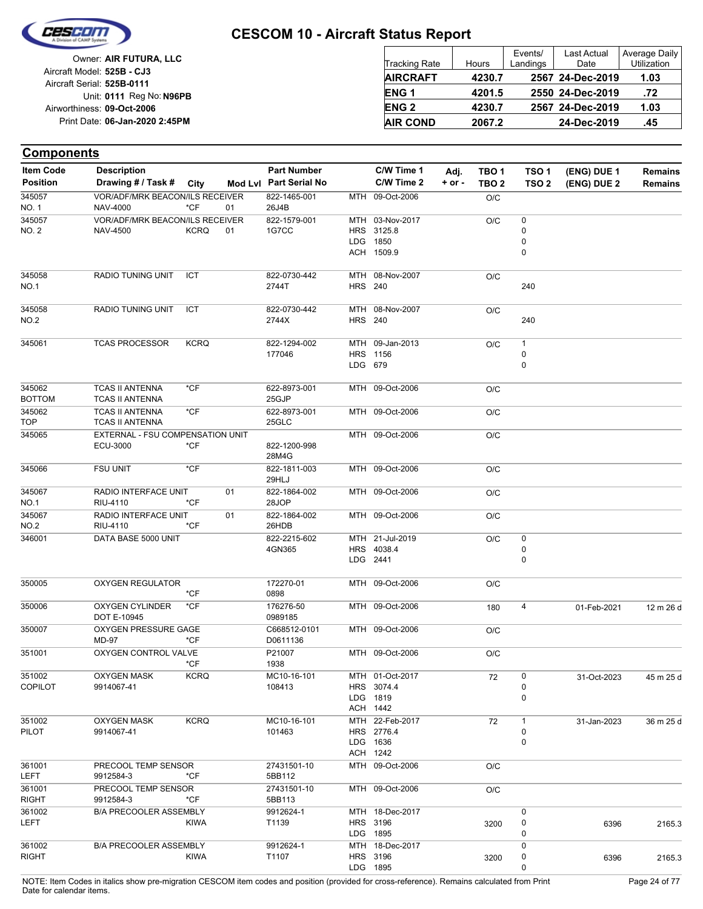# CESCOM 10 - Aircraft Status Report

Owner: **AIR FUTURA, LLC**
Aircraft Model: **525B - CJ3**
Aircraft Serial: **525B-0111**
Unit: **0111** Reg No: **N96PB**
Airworthiness: **09-Oct-2006**
Print Date: **06-Jan-2020 2:45PM**

| Tracking Rate | Hours | Events/ Landings | Last Actual Date | Average Daily Utilization |
|---|---|---|---|---|
| **AIRCRAFT** | **4230.7** | **2567** | **24-Dec-2019** | **1.03** |
| **ENG 1** | **4201.5** | **2550** | **24-Dec-2019** | **.72** |
| **ENG 2** | **4230.7** | **2567** | **24-Dec-2019** | **1.03** |
| **AIR COND** | **2067.2** | | **24-Dec-2019** | **.45** |

## Components

| Item Code / Position | Description / Drawing # / Task # | City | Mod Lvl | Part Number / Part Serial No | C/W Time 1 / C/W Time 2 | Adj. + or - | TBO 1 / TBO 2 | TSO 1 / TSO 2 | (ENG) DUE 1 / (ENG) DUE 2 | Remains / Remains |
|---|---|---|---|---|---|---|---|---|---|---|
| 345057 NO. 1 | VOR/ADF/MRK BEACON/ILS RECEIVER NAV-4000 | *CF | 01 | 822-1465-001 26J4B | MTH 09-Oct-2006 | | O/C | | | |
| 345057 NO. 2 | VOR/ADF/MRK BEACON/ILS RECEIVER NAV-4500 | KCRQ | 01 | 822-1579-001 1G7CC | MTH 03-Nov-2017 HRS 3125.8 LDG 1850 ACH 1509.9 | | O/C | 0 0 0 0 | | |
| 345058 NO.1 | RADIO TUNING UNIT | ICT | | 822-0730-442 2744T | MTH 08-Nov-2007 HRS 240 | | O/C | 240 | | |
| 345058 NO.2 | RADIO TUNING UNIT | ICT | | 822-0730-442 2744X | MTH 08-Nov-2007 HRS 240 | | O/C | 240 | | |
| 345061 | TCAS PROCESSOR | KCRQ | | 822-1294-002 177046 | MTH 09-Jan-2013 HRS 1156 LDG 679 | | O/C | 1 0 0 | | |
| 345062 BOTTOM | TCAS II ANTENNA TCAS II ANTENNA | *CF | | 622-8973-001 25GJP | MTH 09-Oct-2006 | | O/C | | | |
| 345062 TOP | TCAS II ANTENNA TCAS II ANTENNA | *CF | | 622-8973-001 25GLC | MTH 09-Oct-2006 | | O/C | | | |
| 345065 | EXTERNAL - FSU COMPENSATION UNIT ECU-3000 | *CF | | 822-1200-998 28M4G | MTH 09-Oct-2006 | | O/C | | | |
| 345066 | FSU UNIT | *CF | | 822-1811-003 29HLJ | MTH 09-Oct-2006 | | O/C | | | |
| 345067 NO.1 | RADIO INTERFACE UNIT RIU-4110 | *CF | 01 | 822-1864-002 28JOP | MTH 09-Oct-2006 | | O/C | | | |
| 345067 NO.2 | RADIO INTERFACE UNIT RIU-4110 | *CF | 01 | 822-1864-002 26HDB | MTH 09-Oct-2006 | | O/C | | | |
| 346001 | DATA BASE 5000 UNIT | | | 822-2215-602 4GN365 | MTH 21-Jul-2019 HRS 4038.4 LDG 2441 | | O/C | 0 0 0 | | |
| 350005 | OXYGEN REGULATOR | *CF | | 172270-01 0898 | MTH 09-Oct-2006 | | O/C | | | |
| 350006 | OXYGEN CYLINDER DOT E-10945 | *CF | | 176276-50 0989185 | MTH 09-Oct-2006 | | 180 | 4 | 01-Feb-2021 | 12 m 26 d |
| 350007 | OXYGEN PRESSURE GAGE MD-97 | *CF | | C668512-0101 D0611136 | MTH 09-Oct-2006 | | O/C | | | |
| 351001 | OXYGEN CONTROL VALVE | *CF | | P21007 1938 | MTH 09-Oct-2006 | | O/C | | | |
| 351002 COPILOT | OXYGEN MASK 9914067-41 | KCRQ | | MC10-16-101 108413 | MTH 01-Oct-2017 HRS 3074.4 LDG 1819 ACH 1442 | | 72 | 0 0 0 | 31-Oct-2023 | 45 m 25 d |
| 351002 PILOT | OXYGEN MASK 9914067-41 | KCRQ | | MC10-16-101 101463 | MTH 22-Feb-2017 HRS 2776.4 LDG 1636 ACH 1242 | | 72 | 1 0 0 | 31-Jan-2023 | 36 m 25 d |
| 361001 LEFT | PRECOOL TEMP SENSOR 9912584-3 | *CF | | 27431501-10 5BB112 | MTH 09-Oct-2006 | | O/C | | | |
| 361001 RIGHT | PRECOOL TEMP SENSOR 9912584-3 | *CF | | 27431501-10 5BB113 | MTH 09-Oct-2006 | | O/C | | | |
| 361002 LEFT | B/A PRECOOLER ASSEMBLY | KIWA | | 9912624-1 T1139 | MTH 18-Dec-2017 HRS 3196 LDG 1895 | | 3200 | 0 0 0 | 6396 | 2165.3 |
| 361002 RIGHT | B/A PRECOOLER ASSEMBLY | KIWA | | 9912624-1 T1107 | MTH 18-Dec-2017 HRS 3196 LDG 1895 | | 3200 | 0 0 0 | 6396 | 2165.3 |

NOTE: Item Codes in italics show pre-migration CESCOM item codes and position (provided for cross-reference). Remains calculated from Print Date for calendar items.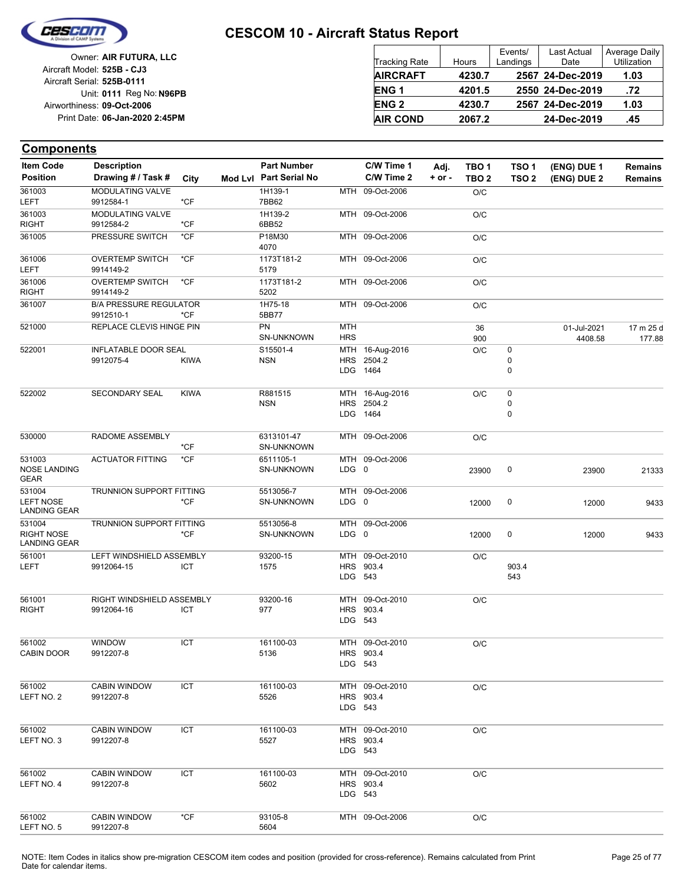# CESCOM 10 - Aircraft Status Report

Owner: **AIR FUTURA, LLC**
Aircraft Model: **525B - CJ3**
Aircraft Serial: **525B-0111**
Unit: **0111** Reg No: **N96PB**
Airworthiness: **09-Oct-2006**
Print Date: **06-Jan-2020 2:45PM**

| Tracking Rate | Hours | Events/ Landings | Last Actual Date | Average Daily Utilization |
|---|---|---|---|---|
| **AIRCRAFT** | **4230.7** | **2567** | **24-Dec-2019** | **1.03** |
| **ENG 1** | **4201.5** | **2550** | **24-Dec-2019** | **.72** |
| **ENG 2** | **4230.7** | **2567** | **24-Dec-2019** | **1.03** |
| **AIR COND** | **2067.2** | | **24-Dec-2019** | **.45** |

## Components

| Item Code / Position | Description / Drawing # / Task # | City | Mod Lvl | Part Number / Part Serial No | | C/W Time 1 / C/W Time 2 | Adj. + or - | TBO 1 / TBO 2 | TSO 1 / TSO 2 | (ENG) DUE 1 / (ENG) DUE 2 | Remains / Remains |
|---|---|---|---|---|---|---|---|---|---|---|---|
| 361003 LEFT | MODULATING VALVE 9912584-1 | *CF | | 1H139-1 7BB62 | MTH | 09-Oct-2006 | | O/C | | | |
| 361003 RIGHT | MODULATING VALVE 9912584-2 | *CF | | 1H139-2 6BB52 | MTH | 09-Oct-2006 | | O/C | | | |
| 361005 | PRESSURE SWITCH | *CF | | P18M30 4070 | MTH | 09-Oct-2006 | | O/C | | | |
| 361006 LEFT | OVERTEMP SWITCH 9914149-2 | *CF | | 1173T181-2 5179 | MTH | 09-Oct-2006 | | O/C | | | |
| 361006 RIGHT | OVERTEMP SWITCH 9914149-2 | *CF | | 1173T181-2 5202 | MTH | 09-Oct-2006 | | O/C | | | |
| 361007 | B/A PRESSURE REGULATOR 9912510-1 | *CF | | 1H75-18 5BB77 | MTH | 09-Oct-2006 | | O/C | | | |
| 521000 | REPLACE CLEVIS HINGE PIN | | | PN SN-UNKNOWN | MTH HRS | | | 36 900 | | 01-Jul-2021 4408.58 | 17 m 25 d 177.88 |
| 522001 | INFLATABLE DOOR SEAL 9912075-4 | KIWA | | S15501-4 NSN | MTH HRS LDG | 16-Aug-2016 2504.2 1464 | | O/C | 0 0 0 | | |
| 522002 | SECONDARY SEAL | KIWA | | R881515 NSN | MTH HRS LDG | 16-Aug-2016 2504.2 1464 | | O/C | 0 0 0 | | |
| 530000 | RADOME ASSEMBLY | *CF | | 6313101-47 SN-UNKNOWN | MTH | 09-Oct-2006 | | O/C | | | |
| 531003 NOSE LANDING GEAR | ACTUATOR FITTING | *CF | | 6511105-1 SN-UNKNOWN | MTH LDG | 09-Oct-2006 0 | | 23900 | 0 | 23900 | 21333 |
| 531004 LEFT NOSE LANDING GEAR | TRUNNION SUPPORT FITTING | *CF | | 5513056-7 SN-UNKNOWN | MTH LDG | 09-Oct-2006 0 | | 12000 | 0 | 12000 | 9433 |
| 531004 RIGHT NOSE LANDING GEAR | TRUNNION SUPPORT FITTING | *CF | | 5513056-8 SN-UNKNOWN | MTH LDG | 09-Oct-2006 0 | | 12000 | 0 | 12000 | 9433 |
| 561001 LEFT | LEFT WINDSHIELD ASSEMBLY 9912064-15 | ICT | | 93200-15 1575 | MTH HRS LDG | 09-Oct-2010 903.4 543 | | O/C | 903.4 543 | | |
| 561001 RIGHT | RIGHT WINDSHIELD ASSEMBLY 9912064-16 | ICT | | 93200-16 977 | MTH HRS LDG | 09-Oct-2010 903.4 543 | | O/C | | | |
| 561002 CABIN DOOR | WINDOW 9912207-8 | ICT | | 161100-03 5136 | MTH HRS LDG | 09-Oct-2010 903.4 543 | | O/C | | | |
| 561002 LEFT NO. 2 | CABIN WINDOW 9912207-8 | ICT | | 161100-03 5526 | MTH HRS LDG | 09-Oct-2010 903.4 543 | | O/C | | | |
| 561002 LEFT NO. 3 | CABIN WINDOW 9912207-8 | ICT | | 161100-03 5527 | MTH HRS LDG | 09-Oct-2010 903.4 543 | | O/C | | | |
| 561002 LEFT NO. 4 | CABIN WINDOW 9912207-8 | ICT | | 161100-03 5602 | MTH HRS LDG | 09-Oct-2010 903.4 543 | | O/C | | | |
| 561002 LEFT NO. 5 | CABIN WINDOW 9912207-8 | *CF | | 93105-8 5604 | MTH | 09-Oct-2006 | | O/C | | | |

NOTE: Item Codes in italics show pre-migration CESCOM item codes and position (provided for cross-reference). Remains calculated from Print Date for calendar items.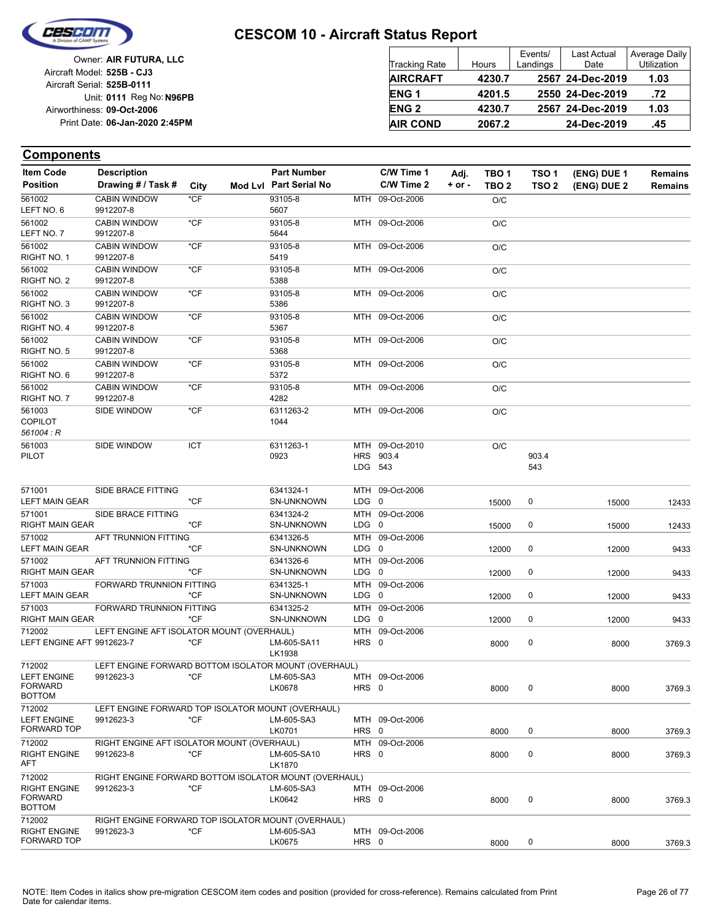# CESCOM 10 - Aircraft Status Report

Owner: **AIR FUTURA, LLC**
Aircraft Model: **525B - CJ3**
Aircraft Serial: **525B-0111**
Unit: **0111** Reg No: **N96PB**
Airworthiness: **09-Oct-2006**
Print Date: **06-Jan-2020 2:45PM**

| Tracking Rate | Hours | Events/ Landings | Last Actual Date | Average Daily Utilization |
|---|---|---|---|---|
| **AIRCRAFT** | **4230.7** | **2567** | **24-Dec-2019** | **1.03** |
| **ENG 1** | **4201.5** | **2550** | **24-Dec-2019** | **.72** |
| **ENG 2** | **4230.7** | **2567** | **24-Dec-2019** | **1.03** |
| **AIR COND** | **2067.2** | | **24-Dec-2019** | **.45** |

## Components

| Item Code / Position | Description / Drawing # / Task # | City | Mod Lvl | Part Number / Part Serial No | | C/W Time 1 / C/W Time 2 | Adj. + or - | TBO 1 / TBO 2 | TSO 1 / TSO 2 | (ENG) DUE 1 / (ENG) DUE 2 | Remains / Remains |
|---|---|---|---|---|---|---|---|---|---|---|---|
| 561002 LEFT NO. 6 | CABIN WINDOW 9912207-8 | *CF | | 93105-8 5607 | MTH | 09-Oct-2006 | | O/C | | | |
| 561002 LEFT NO. 7 | CABIN WINDOW 9912207-8 | *CF | | 93105-8 5644 | MTH | 09-Oct-2006 | | O/C | | | |
| 561002 RIGHT NO. 1 | CABIN WINDOW 9912207-8 | *CF | | 93105-8 5419 | MTH | 09-Oct-2006 | | O/C | | | |
| 561002 RIGHT NO. 2 | CABIN WINDOW 9912207-8 | *CF | | 93105-8 5388 | MTH | 09-Oct-2006 | | O/C | | | |
| 561002 RIGHT NO. 3 | CABIN WINDOW 9912207-8 | *CF | | 93105-8 5386 | MTH | 09-Oct-2006 | | O/C | | | |
| 561002 RIGHT NO. 4 | CABIN WINDOW 9912207-8 | *CF | | 93105-8 5367 | MTH | 09-Oct-2006 | | O/C | | | |
| 561002 RIGHT NO. 5 | CABIN WINDOW 9912207-8 | *CF | | 93105-8 5368 | MTH | 09-Oct-2006 | | O/C | | | |
| 561002 RIGHT NO. 6 | CABIN WINDOW 9912207-8 | *CF | | 93105-8 5372 | MTH | 09-Oct-2006 | | O/C | | | |
| 561002 RIGHT NO. 7 | CABIN WINDOW 9912207-8 | *CF | | 93105-8 4282 | MTH | 09-Oct-2006 | | O/C | | | |
| 561003 COPILOT *561004 : R* | SIDE WINDOW | *CF | | 6311263-2 1044 | MTH | 09-Oct-2006 | | O/C | | | |
| 561003 PILOT | SIDE WINDOW | ICT | | 6311263-1 0923 | MTH / HRS / LDG | 09-Oct-2010 / 903.4 / 543 | | O/C | 903.4 / 543 | | |
| 571001 LEFT MAIN GEAR | SIDE BRACE FITTING | *CF | | 6341324-1 SN-UNKNOWN | MTH / LDG | 09-Oct-2006 / 0 | | 15000 | 0 | 15000 | 12433 |
| 571001 RIGHT MAIN GEAR | SIDE BRACE FITTING | *CF | | 6341324-2 SN-UNKNOWN | MTH / LDG | 09-Oct-2006 / 0 | | 15000 | 0 | 15000 | 12433 |
| 571002 LEFT MAIN GEAR | AFT TRUNNION FITTING | *CF | | 6341326-5 SN-UNKNOWN | MTH / LDG | 09-Oct-2006 / 0 | | 12000 | 0 | 12000 | 9433 |
| 571002 RIGHT MAIN GEAR | AFT TRUNNION FITTING | *CF | | 6341326-6 SN-UNKNOWN | MTH / LDG | 09-Oct-2006 / 0 | | 12000 | 0 | 12000 | 9433 |
| 571003 LEFT MAIN GEAR | FORWARD TRUNNION FITTING | *CF | | 6341325-1 SN-UNKNOWN | MTH / LDG | 09-Oct-2006 / 0 | | 12000 | 0 | 12000 | 9433 |
| 571003 RIGHT MAIN GEAR | FORWARD TRUNNION FITTING | *CF | | 6341325-2 SN-UNKNOWN | MTH / LDG | 09-Oct-2006 / 0 | | 12000 | 0 | 12000 | 9433 |
| 712002 LEFT ENGINE AFT | LEFT ENGINE AFT ISOLATOR MOUNT (OVERHAUL) 9912623-7 | *CF | | LM-605-SA11 LK1938 | MTH / HRS | 09-Oct-2006 / 0 | | 8000 | 0 | 8000 | 3769.3 |
| 712002 LEFT ENGINE FORWARD BOTTOM | LEFT ENGINE FORWARD BOTTOM ISOLATOR MOUNT (OVERHAUL) 9912623-3 | *CF | | LM-605-SA3 LK0678 | MTH / HRS | 09-Oct-2006 / 0 | | 8000 | 0 | 8000 | 3769.3 |
| 712002 LEFT ENGINE FORWARD TOP | LEFT ENGINE FORWARD TOP ISOLATOR MOUNT (OVERHAUL) 9912623-3 | *CF | | LM-605-SA3 LK0701 | MTH / HRS | 09-Oct-2006 / 0 | | 8000 | 0 | 8000 | 3769.3 |
| 712002 RIGHT ENGINE AFT | RIGHT ENGINE AFT ISOLATOR MOUNT (OVERHAUL) 9912623-8 | *CF | | LM-605-SA10 LK1870 | MTH / HRS | 09-Oct-2006 / 0 | | 8000 | 0 | 8000 | 3769.3 |
| 712002 RIGHT ENGINE FORWARD BOTTOM | RIGHT ENGINE FORWARD BOTTOM ISOLATOR MOUNT (OVERHAUL) 9912623-3 | *CF | | LM-605-SA3 LK0642 | MTH / HRS | 09-Oct-2006 / 0 | | 8000 | 0 | 8000 | 3769.3 |
| 712002 RIGHT ENGINE FORWARD TOP | RIGHT ENGINE FORWARD TOP ISOLATOR MOUNT (OVERHAUL) 9912623-3 | *CF | | LM-605-SA3 LK0675 | MTH / HRS | 09-Oct-2006 / 0 | | 8000 | 0 | 8000 | 3769.3 |

NOTE: Item Codes in italics show pre-migration CESCOM item codes and position (provided for cross-reference). Remains calculated from Print Date for calendar items.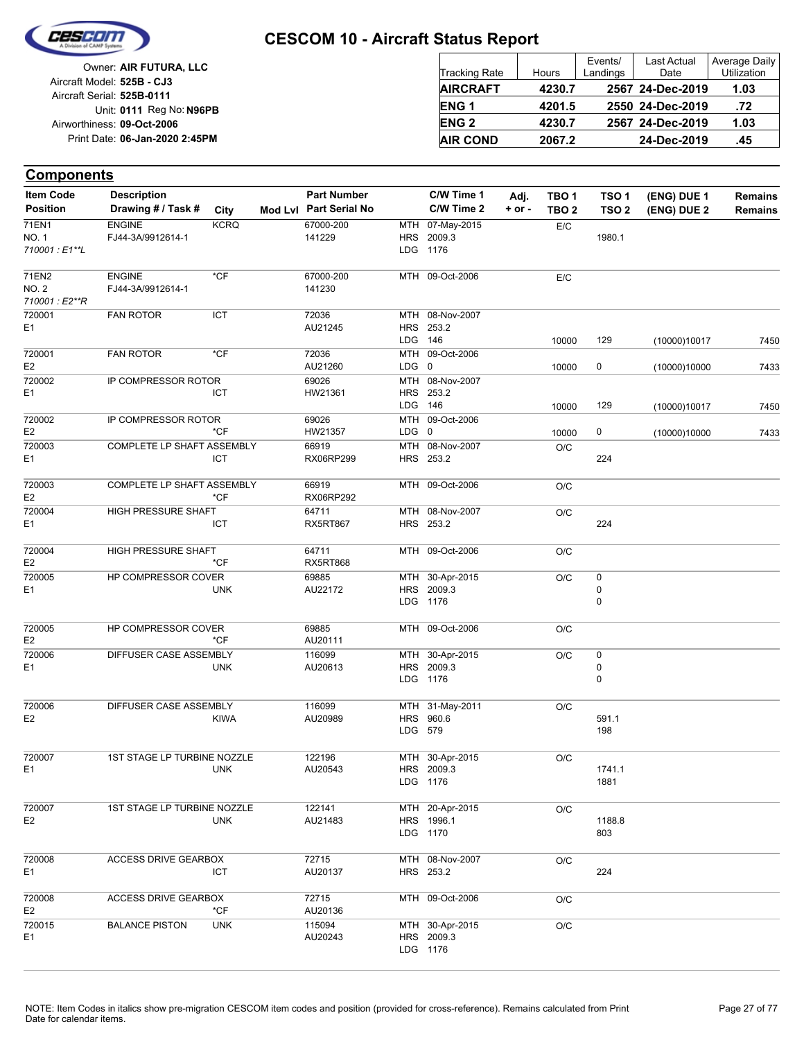# CESCOM 10 - Aircraft Status Report

Owner: **AIR FUTURA, LLC**
Aircraft Model: **525B - CJ3**
Aircraft Serial: **525B-0111**
Unit: **0111** Reg No: **N96PB**
Airworthiness: **09-Oct-2006**
Print Date: **06-Jan-2020 2:45PM**

| Tracking Rate | Hours | Events/ Landings | Last Actual Date | Average Daily Utilization |
|---|---|---|---|---|
| **AIRCRAFT** | **4230.7** | **2567** | **24-Dec-2019** | **1.03** |
| **ENG 1** | **4201.5** | **2550** | **24-Dec-2019** | **.72** |
| **ENG 2** | **4230.7** | **2567** | **24-Dec-2019** | **1.03** |
| **AIR COND** | **2067.2** | | **24-Dec-2019** | **.45** |

## Components

| Item Code / Position | Description / Drawing # / Task # | City | Mod Lvl | Part Number / Part Serial No | C/W Time 1 / C/W Time 2 | Adj. + or - | TBO 1 / TBO 2 | TSO 1 / TSO 2 | (ENG) DUE 1 / (ENG) DUE 2 | Remains / Remains |
|---|---|---|---|---|---|---|---|---|---|---|
| 71EN1<br>NO. 1<br>*710001 : E1\*\*L* | ENGINE<br>FJ44-3A/9912614-1 | KCRQ | | 67000-200<br>141229 | MTH 07-May-2015<br>HRS 2009.3<br>LDG 1176 | | E/C | <br>1980.1 | | |
| 71EN2<br>NO. 2<br>*710001 : E2\*\*R* | ENGINE<br>FJ44-3A/9912614-1 | *CF | | 67000-200<br>141230 | MTH 09-Oct-2006 | | E/C | | | |
| 720001<br>E1 | FAN ROTOR | ICT | | 72036<br>AU21245 | MTH 08-Nov-2007<br>HRS 253.2<br>LDG 146 | | 10000 | 129 | (10000)10017 | 7450 |
| 720001<br>E2 | FAN ROTOR | *CF | | 72036<br>AU21260 | MTH 09-Oct-2006<br>LDG 0 | | 10000 | 0 | (10000)10000 | 7433 |
| 720002<br>E1 | IP COMPRESSOR ROTOR | ICT | | 69026<br>HW21361 | MTH 08-Nov-2007<br>HRS 253.2<br>LDG 146 | | 10000 | 129 | (10000)10017 | 7450 |
| 720002<br>E2 | IP COMPRESSOR ROTOR | *CF | | 69026<br>HW21357 | MTH 09-Oct-2006<br>LDG 0 | | 10000 | 0 | (10000)10000 | 7433 |
| 720003<br>E1 | COMPLETE LP SHAFT ASSEMBLY | ICT | | 66919<br>RX06RP299 | MTH 08-Nov-2007<br>HRS 253.2 | | O/C | <br>224 | | |
| 720003<br>E2 | COMPLETE LP SHAFT ASSEMBLY | *CF | | 66919<br>RX06RP292 | MTH 09-Oct-2006 | | O/C | | | |
| 720004<br>E1 | HIGH PRESSURE SHAFT | ICT | | 64711<br>RX5RT867 | MTH 08-Nov-2007<br>HRS 253.2 | | O/C | <br>224 | | |
| 720004<br>E2 | HIGH PRESSURE SHAFT | *CF | | 64711<br>RX5RT868 | MTH 09-Oct-2006 | | O/C | | | |
| 720005<br>E1 | HP COMPRESSOR COVER | UNK | | 69885<br>AU22172 | MTH 30-Apr-2015<br>HRS 2009.3<br>LDG 1176 | | O/C | 0<br>0<br>0 | | |
| 720005<br>E2 | HP COMPRESSOR COVER | *CF | | 69885<br>AU20111 | MTH 09-Oct-2006 | | O/C | | | |
| 720006<br>E1 | DIFFUSER CASE ASSEMBLY | UNK | | 116099<br>AU20613 | MTH 30-Apr-2015<br>HRS 2009.3<br>LDG 1176 | | O/C | 0<br>0<br>0 | | |
| 720006<br>E2 | DIFFUSER CASE ASSEMBLY | KIWA | | 116099<br>AU20989 | MTH 31-May-2011<br>HRS 960.6<br>LDG 579 | | O/C | <br>591.1<br>198 | | |
| 720007<br>E1 | 1ST STAGE LP TURBINE NOZZLE | UNK | | 122196<br>AU20543 | MTH 30-Apr-2015<br>HRS 2009.3<br>LDG 1176 | | O/C | <br>1741.1<br>1881 | | |
| 720007<br>E2 | 1ST STAGE LP TURBINE NOZZLE | UNK | | 122141<br>AU21483 | MTH 20-Apr-2015<br>HRS 1996.1<br>LDG 1170 | | O/C | <br>1188.8<br>803 | | |
| 720008<br>E1 | ACCESS DRIVE GEARBOX | ICT | | 72715<br>AU20137 | MTH 08-Nov-2007<br>HRS 253.2 | | O/C | <br>224 | | |
| 720008<br>E2 | ACCESS DRIVE GEARBOX | *CF | | 72715<br>AU20136 | MTH 09-Oct-2006 | | O/C | | | |
| 720015<br>E1 | BALANCE PISTON | UNK | | 115094<br>AU20243 | MTH 30-Apr-2015<br>HRS 2009.3<br>LDG 1176 | | O/C | | | |

NOTE: Item Codes in italics show pre-migration CESCOM item codes and position (provided for cross-reference). Remains calculated from Print Date for calendar items.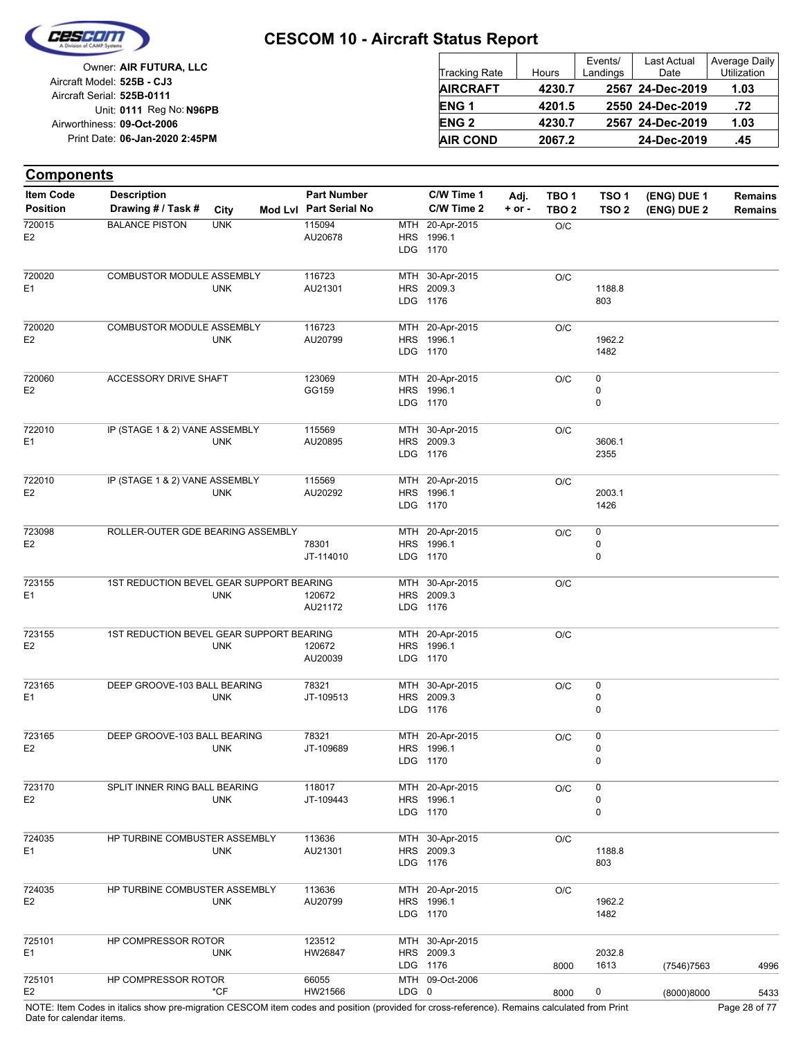# CESCOM 10 - Aircraft Status Report

Owner: **AIR FUTURA, LLC**
Aircraft Model: **525B - CJ3**
Aircraft Serial: **525B-0111**
Unit: **0111** Reg No: **N96PB**
Airworthiness: **09-Oct-2006**
Print Date: **06-Jan-2020 2:45PM**

| Tracking Rate | Hours | Events/ Landings | Last Actual Date | Average Daily Utilization |
|---|---|---|---|---|
| **AIRCRAFT** | **4230.7** | **2567** | **24-Dec-2019** | **1.03** |
| **ENG 1** | **4201.5** | **2550** | **24-Dec-2019** | **.72** |
| **ENG 2** | **4230.7** | **2567** | **24-Dec-2019** | **1.03** |
| **AIR COND** | **2067.2** | | **24-Dec-2019** | **.45** |

## Components

| Item Code / Position | Description / Drawing # / Task # | City | Mod Lvl | Part Number / Part Serial No | | C/W Time 1 / C/W Time 2 | Adj. + or - | TBO 1 / TBO 2 | TSO 1 / TSO 2 | (ENG) DUE 1 / (ENG) DUE 2 | Remains / Remains |
|---|---|---|---|---|---|---|---|---|---|---|---|
| 720015 / E2 | BALANCE PISTON | UNK | | 115094 / AU20678 | MTH / HRS / LDG | 20-Apr-2015 / 1996.1 / 1170 | | O/C | | | |
| 720020 / E1 | COMBUSTOR MODULE ASSEMBLY | UNK | | 116723 / AU21301 | MTH / HRS / LDG | 30-Apr-2015 / 2009.3 / 1176 | | O/C | 1188.8 / 803 | | |
| 720020 / E2 | COMBUSTOR MODULE ASSEMBLY | UNK | | 116723 / AU20799 | MTH / HRS / LDG | 20-Apr-2015 / 1996.1 / 1170 | | O/C | 1962.2 / 1482 | | |
| 720060 / E2 | ACCESSORY DRIVE SHAFT | | | 123069 / GG159 | MTH / HRS / LDG | 20-Apr-2015 / 1996.1 / 1170 | | O/C | 0 / 0 / 0 | | |
| 722010 / E1 | IP (STAGE 1 & 2) VANE ASSEMBLY | UNK | | 115569 / AU20895 | MTH / HRS / LDG | 30-Apr-2015 / 2009.3 / 1176 | | O/C | 3606.1 / 2355 | | |
| 722010 / E2 | IP (STAGE 1 & 2) VANE ASSEMBLY | UNK | | 115569 / AU20292 | MTH / HRS / LDG | 20-Apr-2015 / 1996.1 / 1170 | | O/C | 2003.1 / 1426 | | |
| 723098 / E2 | ROLLER-OUTER GDE BEARING ASSEMBLY | | | 78301 / JT-114010 | MTH / HRS / LDG | 20-Apr-2015 / 1996.1 / 1170 | | O/C | 0 / 0 / 0 | | |
| 723155 / E1 | 1ST REDUCTION BEVEL GEAR SUPPORT BEARING | UNK | | 120672 / AU21172 | MTH / HRS / LDG | 30-Apr-2015 / 2009.3 / 1176 | | O/C | | | |
| 723155 / E2 | 1ST REDUCTION BEVEL GEAR SUPPORT BEARING | UNK | | 120672 / AU20039 | MTH / HRS / LDG | 20-Apr-2015 / 1996.1 / 1170 | | O/C | | | |
| 723165 / E1 | DEEP GROOVE-103 BALL BEARING | UNK | | 78321 / JT-109513 | MTH / HRS / LDG | 30-Apr-2015 / 2009.3 / 1176 | | O/C | 0 / 0 / 0 | | |
| 723165 / E2 | DEEP GROOVE-103 BALL BEARING | UNK | | 78321 / JT-109689 | MTH / HRS / LDG | 20-Apr-2015 / 1996.1 / 1170 | | O/C | 0 / 0 / 0 | | |
| 723170 / E2 | SPLIT INNER RING BALL BEARING | UNK | | 118017 / JT-109443 | MTH / HRS / LDG | 20-Apr-2015 / 1996.1 / 1170 | | O/C | 0 / 0 / 0 | | |
| 724035 / E1 | HP TURBINE COMBUSTER ASSEMBLY | UNK | | 113636 / AU21301 | MTH / HRS / LDG | 30-Apr-2015 / 2009.3 / 1176 | | O/C | 1188.8 / 803 | | |
| 724035 / E2 | HP TURBINE COMBUSTER ASSEMBLY | UNK | | 113636 / AU20799 | MTH / HRS / LDG | 20-Apr-2015 / 1996.1 / 1170 | | O/C | 1962.2 / 1482 | | |
| 725101 / E1 | HP COMPRESSOR ROTOR | UNK | | 123512 / HW26847 | MTH / HRS / LDG | 30-Apr-2015 / 2009.3 / 1176 | | 8000 | 2032.8 / 1613 | (7546)7563 | 4996 |
| 725101 / E2 | HP COMPRESSOR ROTOR | *CF | | 66055 / HW21566 | MTH / LDG | 09-Oct-2006 / 0 | | 8000 | 0 | (8000)8000 | 5433 |

NOTE: Item Codes in italics show pre-migration CESCOM item codes and position (provided for cross-reference). Remains calculated from Print Date for calendar items.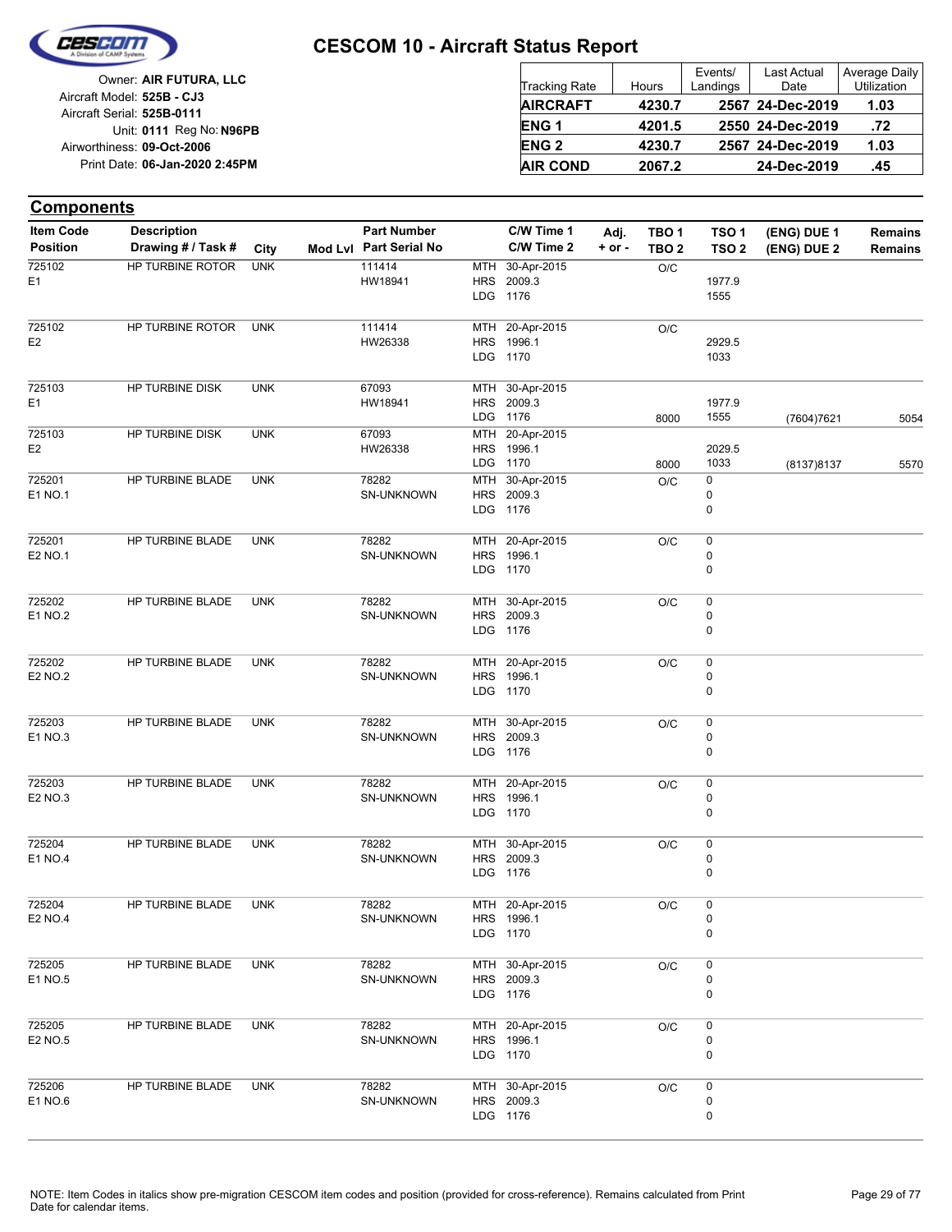# CESCOM 10 - Aircraft Status Report

Owner: **AIR FUTURA, LLC**
Aircraft Model: **525B - CJ3**
Aircraft Serial: **525B-0111**
Unit: **0111** Reg No: **N96PB**
Airworthiness: **09-Oct-2006**
Print Date: **06-Jan-2020 2:45PM**

| Tracking Rate | Hours | Events/ Landings | Last Actual Date | Average Daily Utilization |
|---|---|---|---|---|
| **AIRCRAFT** | **4230.7** | **2567** | **24-Dec-2019** | **1.03** |
| **ENG 1** | **4201.5** | **2550** | **24-Dec-2019** | **.72** |
| **ENG 2** | **4230.7** | **2567** | **24-Dec-2019** | **1.03** |
| **AIR COND** | **2067.2** | | **24-Dec-2019** | **.45** |

## Components

| Item Code / Position | Description / Drawing # / Task # | City | Mod Lvl | Part Number / Part Serial No | | C/W Time 1 / C/W Time 2 | Adj. + or - | TBO 1 / TBO 2 | TSO 1 / TSO 2 | (ENG) DUE 1 / (ENG) DUE 2 | Remains / Remains |
|---|---|---|---|---|---|---|---|---|---|---|---|
| 725102 | HP TURBINE ROTOR | UNK | | 111414 | MTH | 30-Apr-2015 | | O/C | | | |
| E1 | | | | HW18941 | HRS | 2009.3 | | | 1977.9 | | |
| | | | | | LDG | 1176 | | | 1555 | | |
| 725102 | HP TURBINE ROTOR | UNK | | 111414 | MTH | 20-Apr-2015 | | O/C | | | |
| E2 | | | | HW26338 | HRS | 1996.1 | | | 2929.5 | | |
| | | | | | LDG | 1170 | | | 1033 | | |
| 725103 | HP TURBINE DISK | UNK | | 67093 | MTH | 30-Apr-2015 | | | | | |
| E1 | | | | HW18941 | HRS | 2009.3 | | | 1977.9 | | |
| | | | | | LDG | 1176 | | 8000 | 1555 | (7604)7621 | 5054 |
| 725103 | HP TURBINE DISK | UNK | | 67093 | MTH | 20-Apr-2015 | | | | | |
| E2 | | | | HW26338 | HRS | 1996.1 | | | 2029.5 | | |
| | | | | | LDG | 1170 | | 8000 | 1033 | (8137)8137 | 5570 |
| 725201 | HP TURBINE BLADE | UNK | | 78282 | MTH | 30-Apr-2015 | | O/C | 0 | | |
| E1 NO.1 | | | | SN-UNKNOWN | HRS | 2009.3 | | | 0 | | |
| | | | | | LDG | 1176 | | | 0 | | |
| 725201 | HP TURBINE BLADE | UNK | | 78282 | MTH | 20-Apr-2015 | | O/C | 0 | | |
| E2 NO.1 | | | | SN-UNKNOWN | HRS | 1996.1 | | | 0 | | |
| | | | | | LDG | 1170 | | | 0 | | |
| 725202 | HP TURBINE BLADE | UNK | | 78282 | MTH | 30-Apr-2015 | | O/C | 0 | | |
| E1 NO.2 | | | | SN-UNKNOWN | HRS | 2009.3 | | | 0 | | |
| | | | | | LDG | 1176 | | | 0 | | |
| 725202 | HP TURBINE BLADE | UNK | | 78282 | MTH | 20-Apr-2015 | | O/C | 0 | | |
| E2 NO.2 | | | | SN-UNKNOWN | HRS | 1996.1 | | | 0 | | |
| | | | | | LDG | 1170 | | | 0 | | |
| 725203 | HP TURBINE BLADE | UNK | | 78282 | MTH | 30-Apr-2015 | | O/C | 0 | | |
| E1 NO.3 | | | | SN-UNKNOWN | HRS | 2009.3 | | | 0 | | |
| | | | | | LDG | 1176 | | | 0 | | |
| 725203 | HP TURBINE BLADE | UNK | | 78282 | MTH | 20-Apr-2015 | | O/C | 0 | | |
| E2 NO.3 | | | | SN-UNKNOWN | HRS | 1996.1 | | | 0 | | |
| | | | | | LDG | 1170 | | | 0 | | |
| 725204 | HP TURBINE BLADE | UNK | | 78282 | MTH | 30-Apr-2015 | | O/C | 0 | | |
| E1 NO.4 | | | | SN-UNKNOWN | HRS | 2009.3 | | | 0 | | |
| | | | | | LDG | 1176 | | | 0 | | |
| 725204 | HP TURBINE BLADE | UNK | | 78282 | MTH | 20-Apr-2015 | | O/C | 0 | | |
| E2 NO.4 | | | | SN-UNKNOWN | HRS | 1996.1 | | | 0 | | |
| | | | | | LDG | 1170 | | | 0 | | |
| 725205 | HP TURBINE BLADE | UNK | | 78282 | MTH | 30-Apr-2015 | | O/C | 0 | | |
| E1 NO.5 | | | | SN-UNKNOWN | HRS | 2009.3 | | | 0 | | |
| | | | | | LDG | 1176 | | | 0 | | |
| 725205 | HP TURBINE BLADE | UNK | | 78282 | MTH | 20-Apr-2015 | | O/C | 0 | | |
| E2 NO.5 | | | | SN-UNKNOWN | HRS | 1996.1 | | | 0 | | |
| | | | | | LDG | 1170 | | | 0 | | |
| 725206 | HP TURBINE BLADE | UNK | | 78282 | MTH | 30-Apr-2015 | | O/C | 0 | | |
| E1 NO.6 | | | | SN-UNKNOWN | HRS | 2009.3 | | | 0 | | |
| | | | | | LDG | 1176 | | | 0 | | |

NOTE: Item Codes in italics show pre-migration CESCOM item codes and position (provided for cross-reference). Remains calculated from Print Date for calendar items.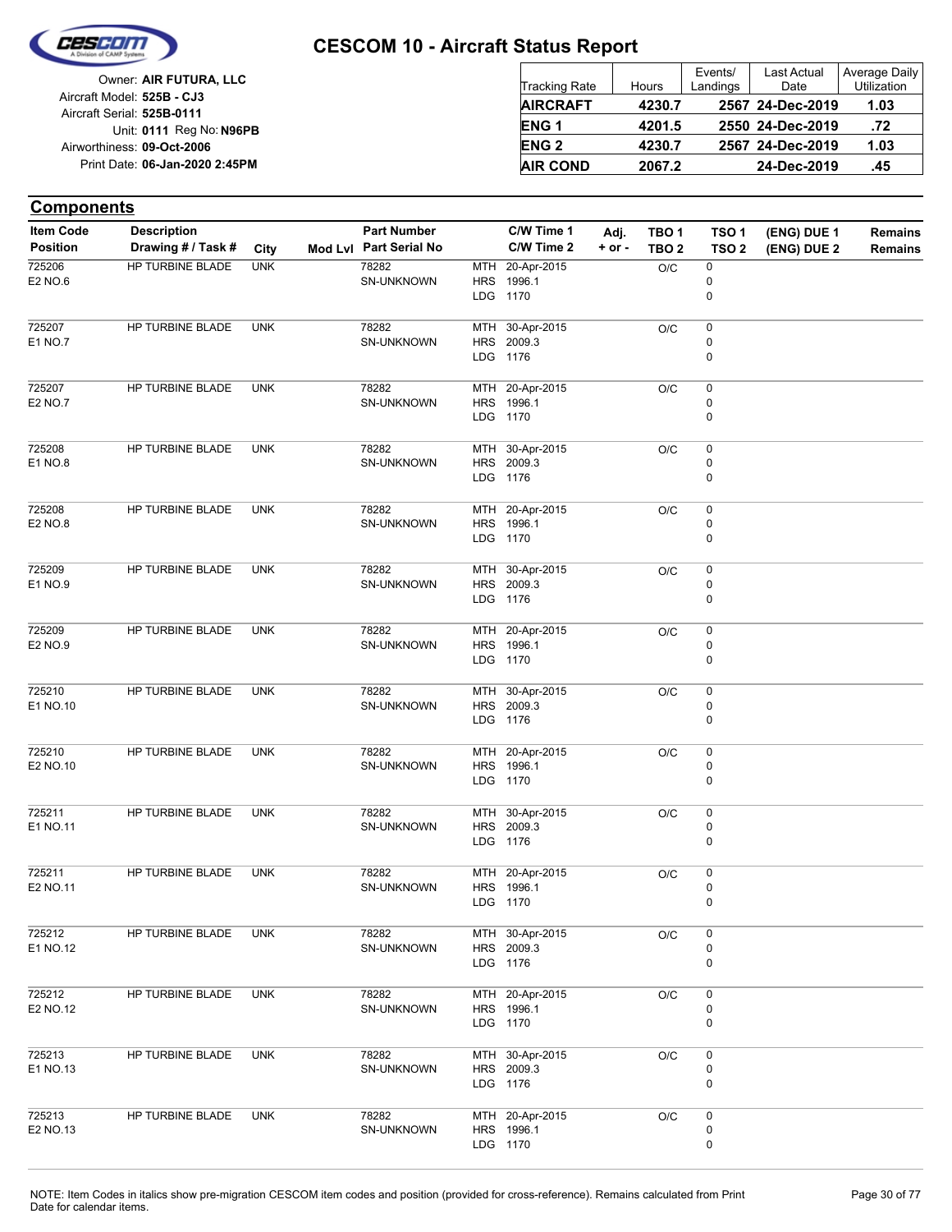# CESCOM 10 - Aircraft Status Report

Owner: **AIR FUTURA, LLC**
Aircraft Model: **525B - CJ3**
Aircraft Serial: **525B-0111**
Unit: **0111** Reg No: **N96PB**
Airworthiness: **09-Oct-2006**
Print Date: **06-Jan-2020 2:45PM**

| Tracking Rate | Hours | Events/ Landings | Last Actual Date | Average Daily Utilization |
|---|---|---|---|---|
| **AIRCRAFT** | **4230.7** | **2567** | **24-Dec-2019** | **1.03** |
| **ENG 1** | **4201.5** | **2550** | **24-Dec-2019** | **.72** |
| **ENG 2** | **4230.7** | **2567** | **24-Dec-2019** | **1.03** |
| **AIR COND** | **2067.2** | | **24-Dec-2019** | **.45** |

## Components

| Item Code / Position | Description / Drawing # / Task # | City | Mod Lvl | Part Number / Part Serial No | | C/W Time 1 / C/W Time 2 | Adj. + or - | TBO 1 / TBO 2 | TSO 1 / TSO 2 | (ENG) DUE 1 / (ENG) DUE 2 | Remains / Remains |
|---|---|---|---|---|---|---|---|---|---|---|---|
| 725206 / E2 NO.6 | HP TURBINE BLADE | UNK | | 78282 / SN-UNKNOWN | MTH / HRS / LDG | 20-Apr-2015 / 1996.1 / 1170 | | O/C | 0 / 0 / 0 | | |
| 725207 / E1 NO.7 | HP TURBINE BLADE | UNK | | 78282 / SN-UNKNOWN | MTH / HRS / LDG | 30-Apr-2015 / 2009.3 / 1176 | | O/C | 0 / 0 / 0 | | |
| 725207 / E2 NO.7 | HP TURBINE BLADE | UNK | | 78282 / SN-UNKNOWN | MTH / HRS / LDG | 20-Apr-2015 / 1996.1 / 1170 | | O/C | 0 / 0 / 0 | | |
| 725208 / E1 NO.8 | HP TURBINE BLADE | UNK | | 78282 / SN-UNKNOWN | MTH / HRS / LDG | 30-Apr-2015 / 2009.3 / 1176 | | O/C | 0 / 0 / 0 | | |
| 725208 / E2 NO.8 | HP TURBINE BLADE | UNK | | 78282 / SN-UNKNOWN | MTH / HRS / LDG | 20-Apr-2015 / 1996.1 / 1170 | | O/C | 0 / 0 / 0 | | |
| 725209 / E1 NO.9 | HP TURBINE BLADE | UNK | | 78282 / SN-UNKNOWN | MTH / HRS / LDG | 30-Apr-2015 / 2009.3 / 1176 | | O/C | 0 / 0 / 0 | | |
| 725209 / E2 NO.9 | HP TURBINE BLADE | UNK | | 78282 / SN-UNKNOWN | MTH / HRS / LDG | 20-Apr-2015 / 1996.1 / 1170 | | O/C | 0 / 0 / 0 | | |
| 725210 / E1 NO.10 | HP TURBINE BLADE | UNK | | 78282 / SN-UNKNOWN | MTH / HRS / LDG | 30-Apr-2015 / 2009.3 / 1176 | | O/C | 0 / 0 / 0 | | |
| 725210 / E2 NO.10 | HP TURBINE BLADE | UNK | | 78282 / SN-UNKNOWN | MTH / HRS / LDG | 20-Apr-2015 / 1996.1 / 1170 | | O/C | 0 / 0 / 0 | | |
| 725211 / E1 NO.11 | HP TURBINE BLADE | UNK | | 78282 / SN-UNKNOWN | MTH / HRS / LDG | 30-Apr-2015 / 2009.3 / 1176 | | O/C | 0 / 0 / 0 | | |
| 725211 / E2 NO.11 | HP TURBINE BLADE | UNK | | 78282 / SN-UNKNOWN | MTH / HRS / LDG | 20-Apr-2015 / 1996.1 / 1170 | | O/C | 0 / 0 / 0 | | |
| 725212 / E1 NO.12 | HP TURBINE BLADE | UNK | | 78282 / SN-UNKNOWN | MTH / HRS / LDG | 30-Apr-2015 / 2009.3 / 1176 | | O/C | 0 / 0 / 0 | | |
| 725212 / E2 NO.12 | HP TURBINE BLADE | UNK | | 78282 / SN-UNKNOWN | MTH / HRS / LDG | 20-Apr-2015 / 1996.1 / 1170 | | O/C | 0 / 0 / 0 | | |
| 725213 / E1 NO.13 | HP TURBINE BLADE | UNK | | 78282 / SN-UNKNOWN | MTH / HRS / LDG | 30-Apr-2015 / 2009.3 / 1176 | | O/C | 0 / 0 / 0 | | |
| 725213 / E2 NO.13 | HP TURBINE BLADE | UNK | | 78282 / SN-UNKNOWN | MTH / HRS / LDG | 20-Apr-2015 / 1996.1 / 1170 | | O/C | 0 / 0 / 0 | | |

NOTE: Item Codes in italics show pre-migration CESCOM item codes and position (provided for cross-reference). Remains calculated from Print Date for calendar items.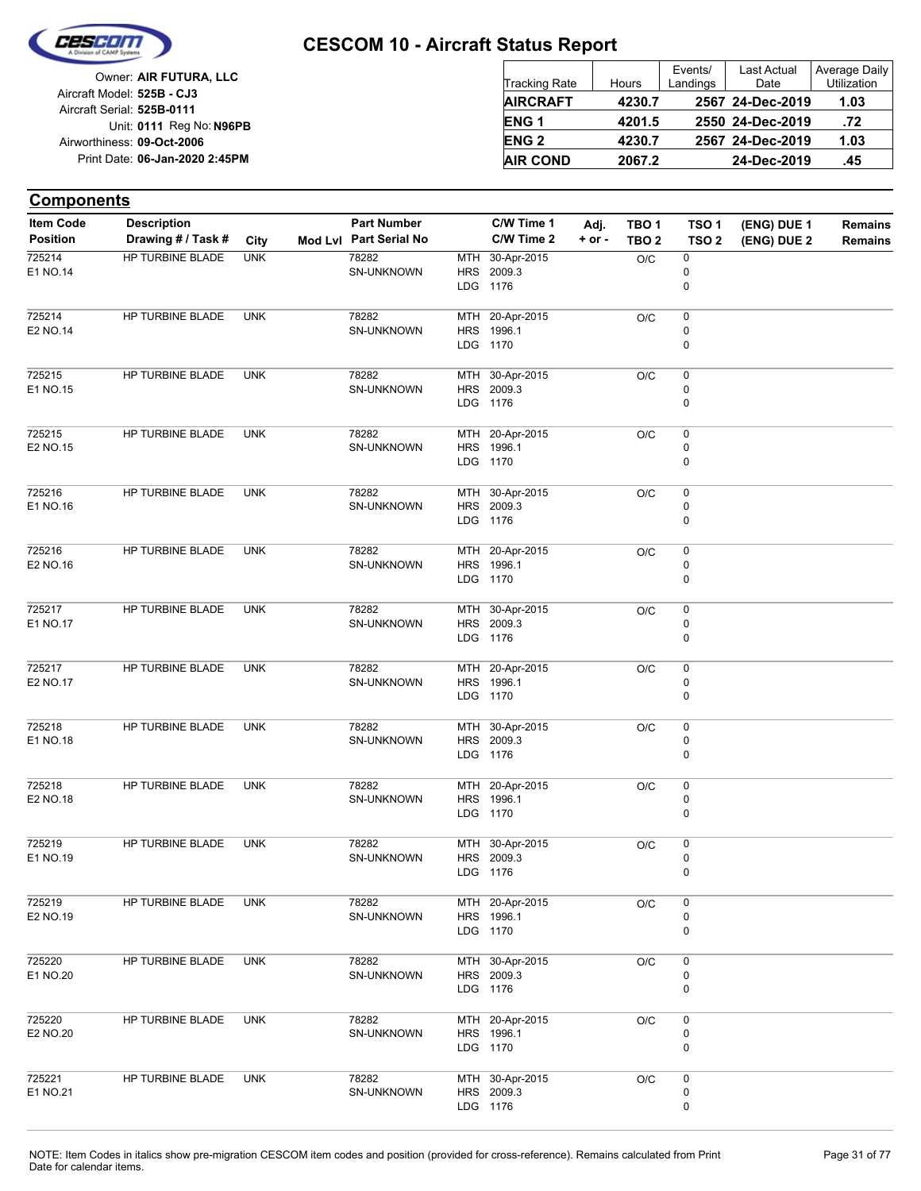# CESCOM 10 - Aircraft Status Report

Owner: **AIR FUTURA, LLC**
Aircraft Model: **525B - CJ3**
Aircraft Serial: **525B-0111**
Unit: **0111** Reg No: **N96PB**
Airworthiness: **09-Oct-2006**
Print Date: **06-Jan-2020 2:45PM**

| Tracking Rate | Hours | Events/ Landings | Last Actual Date | Average Daily Utilization |
|---|---|---|---|---|
| **AIRCRAFT** | **4230.7** | **2567** | **24-Dec-2019** | **1.03** |
| **ENG 1** | **4201.5** | **2550** | **24-Dec-2019** | **.72** |
| **ENG 2** | **4230.7** | **2567** | **24-Dec-2019** | **1.03** |
| **AIR COND** | **2067.2** | | **24-Dec-2019** | **.45** |

## Components

| Item Code / Position | Description / Drawing # / Task # | City | Mod Lvl | Part Number / Part Serial No | | C/W Time 1 / C/W Time 2 | Adj. + or - | TBO 1 / TBO 2 | TSO 1 / TSO 2 | (ENG) DUE 1 / (ENG) DUE 2 | Remains / Remains |
|---|---|---|---|---|---|---|---|---|---|---|---|
| 725214<br>E1 NO.14 | HP TURBINE BLADE | UNK | | 78282<br>SN-UNKNOWN | MTH<br>HRS<br>LDG | 30-Apr-2015<br>2009.3<br>1176 | | O/C | 0<br>0<br>0 | | |
| 725214<br>E2 NO.14 | HP TURBINE BLADE | UNK | | 78282<br>SN-UNKNOWN | MTH<br>HRS<br>LDG | 20-Apr-2015<br>1996.1<br>1170 | | O/C | 0<br>0<br>0 | | |
| 725215<br>E1 NO.15 | HP TURBINE BLADE | UNK | | 78282<br>SN-UNKNOWN | MTH<br>HRS<br>LDG | 30-Apr-2015<br>2009.3<br>1176 | | O/C | 0<br>0<br>0 | | |
| 725215<br>E2 NO.15 | HP TURBINE BLADE | UNK | | 78282<br>SN-UNKNOWN | MTH<br>HRS<br>LDG | 20-Apr-2015<br>1996.1<br>1170 | | O/C | 0<br>0<br>0 | | |
| 725216<br>E1 NO.16 | HP TURBINE BLADE | UNK | | 78282<br>SN-UNKNOWN | MTH<br>HRS<br>LDG | 30-Apr-2015<br>2009.3<br>1176 | | O/C | 0<br>0<br>0 | | |
| 725216<br>E2 NO.16 | HP TURBINE BLADE | UNK | | 78282<br>SN-UNKNOWN | MTH<br>HRS<br>LDG | 20-Apr-2015<br>1996.1<br>1170 | | O/C | 0<br>0<br>0 | | |
| 725217<br>E1 NO.17 | HP TURBINE BLADE | UNK | | 78282<br>SN-UNKNOWN | MTH<br>HRS<br>LDG | 30-Apr-2015<br>2009.3<br>1176 | | O/C | 0<br>0<br>0 | | |
| 725217<br>E2 NO.17 | HP TURBINE BLADE | UNK | | 78282<br>SN-UNKNOWN | MTH<br>HRS<br>LDG | 20-Apr-2015<br>1996.1<br>1170 | | O/C | 0<br>0<br>0 | | |
| 725218<br>E1 NO.18 | HP TURBINE BLADE | UNK | | 78282<br>SN-UNKNOWN | MTH<br>HRS<br>LDG | 30-Apr-2015<br>2009.3<br>1176 | | O/C | 0<br>0<br>0 | | |
| 725218<br>E2 NO.18 | HP TURBINE BLADE | UNK | | 78282<br>SN-UNKNOWN | MTH<br>HRS<br>LDG | 20-Apr-2015<br>1996.1<br>1170 | | O/C | 0<br>0<br>0 | | |
| 725219<br>E1 NO.19 | HP TURBINE BLADE | UNK | | 78282<br>SN-UNKNOWN | MTH<br>HRS<br>LDG | 30-Apr-2015<br>2009.3<br>1176 | | O/C | 0<br>0<br>0 | | |
| 725219<br>E2 NO.19 | HP TURBINE BLADE | UNK | | 78282<br>SN-UNKNOWN | MTH<br>HRS<br>LDG | 20-Apr-2015<br>1996.1<br>1170 | | O/C | 0<br>0<br>0 | | |
| 725220<br>E1 NO.20 | HP TURBINE BLADE | UNK | | 78282<br>SN-UNKNOWN | MTH<br>HRS<br>LDG | 30-Apr-2015<br>2009.3<br>1176 | | O/C | 0<br>0<br>0 | | |
| 725220<br>E2 NO.20 | HP TURBINE BLADE | UNK | | 78282<br>SN-UNKNOWN | MTH<br>HRS<br>LDG | 20-Apr-2015<br>1996.1<br>1170 | | O/C | 0<br>0<br>0 | | |
| 725221<br>E1 NO.21 | HP TURBINE BLADE | UNK | | 78282<br>SN-UNKNOWN | MTH<br>HRS<br>LDG | 30-Apr-2015<br>2009.3<br>1176 | | O/C | 0<br>0<br>0 | | |

NOTE: Item Codes in italics show pre-migration CESCOM item codes and position (provided for cross-reference). Remains calculated from Print Date for calendar items.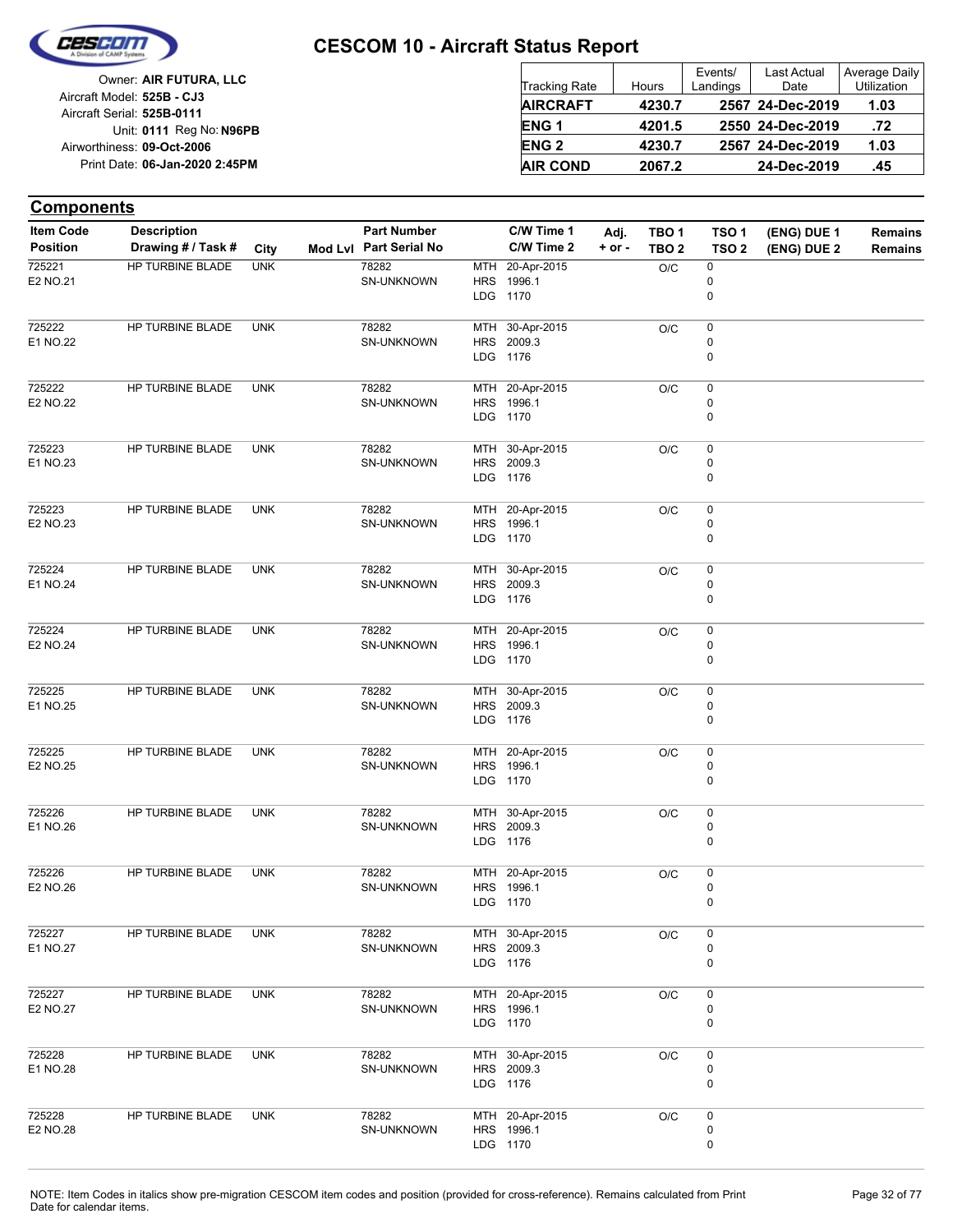# CESCOM 10 - Aircraft Status Report

Owner: **AIR FUTURA, LLC**
Aircraft Model: **525B - CJ3**
Aircraft Serial: **525B-0111**
Unit: **0111** Reg No: **N96PB**
Airworthiness: **09-Oct-2006**
Print Date: **06-Jan-2020 2:45PM**

| Tracking Rate | Hours | Events/ Landings | Last Actual Date | Average Daily Utilization |
|---|---|---|---|---|
| **AIRCRAFT** | **4230.7** | **2567** | **24-Dec-2019** | **1.03** |
| **ENG 1** | **4201.5** | **2550** | **24-Dec-2019** | **.72** |
| **ENG 2** | **4230.7** | **2567** | **24-Dec-2019** | **1.03** |
| **AIR COND** | **2067.2** | | **24-Dec-2019** | **.45** |

## Components

| Item Code / Position | Description / Drawing # / Task # | City | Mod Lvl | Part Number / Part Serial No | | C/W Time 1 / C/W Time 2 | Adj. + or - | TBO 1 / TBO 2 | TSO 1 / TSO 2 | (ENG) DUE 1 / (ENG) DUE 2 | Remains / Remains |
|---|---|---|---|---|---|---|---|---|---|---|---|
| 725221<br>E2 NO.21 | HP TURBINE BLADE | UNK | | 78282<br>SN-UNKNOWN | MTH<br>HRS<br>LDG | 20-Apr-2015<br>1996.1<br>1170 | | O/C | 0<br>0<br>0 | | |
| 725222<br>E1 NO.22 | HP TURBINE BLADE | UNK | | 78282<br>SN-UNKNOWN | MTH<br>HRS<br>LDG | 30-Apr-2015<br>2009.3<br>1176 | | O/C | 0<br>0<br>0 | | |
| 725222<br>E2 NO.22 | HP TURBINE BLADE | UNK | | 78282<br>SN-UNKNOWN | MTH<br>HRS<br>LDG | 20-Apr-2015<br>1996.1<br>1170 | | O/C | 0<br>0<br>0 | | |
| 725223<br>E1 NO.23 | HP TURBINE BLADE | UNK | | 78282<br>SN-UNKNOWN | MTH<br>HRS<br>LDG | 30-Apr-2015<br>2009.3<br>1176 | | O/C | 0<br>0<br>0 | | |
| 725223<br>E2 NO.23 | HP TURBINE BLADE | UNK | | 78282<br>SN-UNKNOWN | MTH<br>HRS<br>LDG | 20-Apr-2015<br>1996.1<br>1170 | | O/C | 0<br>0<br>0 | | |
| 725224<br>E1 NO.24 | HP TURBINE BLADE | UNK | | 78282<br>SN-UNKNOWN | MTH<br>HRS<br>LDG | 30-Apr-2015<br>2009.3<br>1176 | | O/C | 0<br>0<br>0 | | |
| 725224<br>E2 NO.24 | HP TURBINE BLADE | UNK | | 78282<br>SN-UNKNOWN | MTH<br>HRS<br>LDG | 20-Apr-2015<br>1996.1<br>1170 | | O/C | 0<br>0<br>0 | | |
| 725225<br>E1 NO.25 | HP TURBINE BLADE | UNK | | 78282<br>SN-UNKNOWN | MTH<br>HRS<br>LDG | 30-Apr-2015<br>2009.3<br>1176 | | O/C | 0<br>0<br>0 | | |
| 725225<br>E2 NO.25 | HP TURBINE BLADE | UNK | | 78282<br>SN-UNKNOWN | MTH<br>HRS<br>LDG | 20-Apr-2015<br>1996.1<br>1170 | | O/C | 0<br>0<br>0 | | |
| 725226<br>E1 NO.26 | HP TURBINE BLADE | UNK | | 78282<br>SN-UNKNOWN | MTH<br>HRS<br>LDG | 30-Apr-2015<br>2009.3<br>1176 | | O/C | 0<br>0<br>0 | | |
| 725226<br>E2 NO.26 | HP TURBINE BLADE | UNK | | 78282<br>SN-UNKNOWN | MTH<br>HRS<br>LDG | 20-Apr-2015<br>1996.1<br>1170 | | O/C | 0<br>0<br>0 | | |
| 725227<br>E1 NO.27 | HP TURBINE BLADE | UNK | | 78282<br>SN-UNKNOWN | MTH<br>HRS<br>LDG | 30-Apr-2015<br>2009.3<br>1176 | | O/C | 0<br>0<br>0 | | |
| 725227<br>E2 NO.27 | HP TURBINE BLADE | UNK | | 78282<br>SN-UNKNOWN | MTH<br>HRS<br>LDG | 20-Apr-2015<br>1996.1<br>1170 | | O/C | 0<br>0<br>0 | | |
| 725228<br>E1 NO.28 | HP TURBINE BLADE | UNK | | 78282<br>SN-UNKNOWN | MTH<br>HRS<br>LDG | 30-Apr-2015<br>2009.3<br>1176 | | O/C | 0<br>0<br>0 | | |
| 725228<br>E2 NO.28 | HP TURBINE BLADE | UNK | | 78282<br>SN-UNKNOWN | MTH<br>HRS<br>LDG | 20-Apr-2015<br>1996.1<br>1170 | | O/C | 0<br>0<br>0 | | |

NOTE: Item Codes in italics show pre-migration CESCOM item codes and position (provided for cross-reference). Remains calculated from Print Date for calendar items.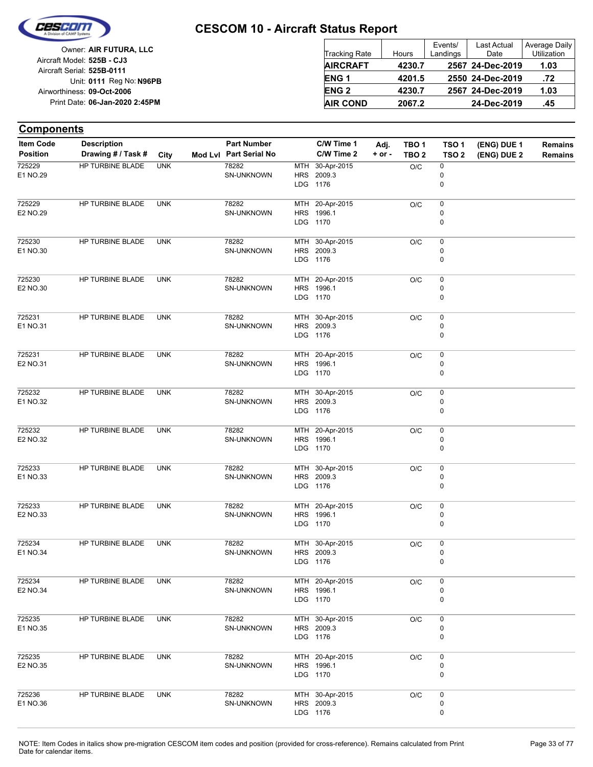# CESCOM 10 - Aircraft Status Report

Owner: **AIR FUTURA, LLC**
Aircraft Model: **525B - CJ3**
Aircraft Serial: **525B-0111**
Unit: **0111** Reg No: **N96PB**
Airworthiness: **09-Oct-2006**
Print Date: **06-Jan-2020 2:45PM**

| Tracking Rate | Hours | Events/ Landings | Last Actual Date | Average Daily Utilization |
|---|---|---|---|---|
| **AIRCRAFT** | **4230.7** | **2567** | **24-Dec-2019** | **1.03** |
| **ENG 1** | **4201.5** | **2550** | **24-Dec-2019** | **.72** |
| **ENG 2** | **4230.7** | **2567** | **24-Dec-2019** | **1.03** |
| **AIR COND** | **2067.2** | | **24-Dec-2019** | **.45** |

## Components

| Item Code / Position | Description / Drawing # / Task # | City | Mod Lvl | Part Number / Part Serial No | | C/W Time 1 / C/W Time 2 | Adj. + or - | TBO 1 / TBO 2 | TSO 1 / TSO 2 | (ENG) DUE 1 / (ENG) DUE 2 | Remains / Remains |
|---|---|---|---|---|---|---|---|---|---|---|---|
| 725229<br>E1 NO.29 | HP TURBINE BLADE | UNK | | 78282<br>SN-UNKNOWN | MTH<br>HRS<br>LDG | 30-Apr-2015<br>2009.3<br>1176 | | O/C | 0<br>0<br>0 | | |
| 725229<br>E2 NO.29 | HP TURBINE BLADE | UNK | | 78282<br>SN-UNKNOWN | MTH<br>HRS<br>LDG | 20-Apr-2015<br>1996.1<br>1170 | | O/C | 0<br>0<br>0 | | |
| 725230<br>E1 NO.30 | HP TURBINE BLADE | UNK | | 78282<br>SN-UNKNOWN | MTH<br>HRS<br>LDG | 30-Apr-2015<br>2009.3<br>1176 | | O/C | 0<br>0<br>0 | | |
| 725230<br>E2 NO.30 | HP TURBINE BLADE | UNK | | 78282<br>SN-UNKNOWN | MTH<br>HRS<br>LDG | 20-Apr-2015<br>1996.1<br>1170 | | O/C | 0<br>0<br>0 | | |
| 725231<br>E1 NO.31 | HP TURBINE BLADE | UNK | | 78282<br>SN-UNKNOWN | MTH<br>HRS<br>LDG | 30-Apr-2015<br>2009.3<br>1176 | | O/C | 0<br>0<br>0 | | |
| 725231<br>E2 NO.31 | HP TURBINE BLADE | UNK | | 78282<br>SN-UNKNOWN | MTH<br>HRS<br>LDG | 20-Apr-2015<br>1996.1<br>1170 | | O/C | 0<br>0<br>0 | | |
| 725232<br>E1 NO.32 | HP TURBINE BLADE | UNK | | 78282<br>SN-UNKNOWN | MTH<br>HRS<br>LDG | 30-Apr-2015<br>2009.3<br>1176 | | O/C | 0<br>0<br>0 | | |
| 725232<br>E2 NO.32 | HP TURBINE BLADE | UNK | | 78282<br>SN-UNKNOWN | MTH<br>HRS<br>LDG | 20-Apr-2015<br>1996.1<br>1170 | | O/C | 0<br>0<br>0 | | |
| 725233<br>E1 NO.33 | HP TURBINE BLADE | UNK | | 78282<br>SN-UNKNOWN | MTH<br>HRS<br>LDG | 30-Apr-2015<br>2009.3<br>1176 | | O/C | 0<br>0<br>0 | | |
| 725233<br>E2 NO.33 | HP TURBINE BLADE | UNK | | 78282<br>SN-UNKNOWN | MTH<br>HRS<br>LDG | 20-Apr-2015<br>1996.1<br>1170 | | O/C | 0<br>0<br>0 | | |
| 725234<br>E1 NO.34 | HP TURBINE BLADE | UNK | | 78282<br>SN-UNKNOWN | MTH<br>HRS<br>LDG | 30-Apr-2015<br>2009.3<br>1176 | | O/C | 0<br>0<br>0 | | |
| 725234<br>E2 NO.34 | HP TURBINE BLADE | UNK | | 78282<br>SN-UNKNOWN | MTH<br>HRS<br>LDG | 20-Apr-2015<br>1996.1<br>1170 | | O/C | 0<br>0<br>0 | | |
| 725235<br>E1 NO.35 | HP TURBINE BLADE | UNK | | 78282<br>SN-UNKNOWN | MTH<br>HRS<br>LDG | 30-Apr-2015<br>2009.3<br>1176 | | O/C | 0<br>0<br>0 | | |
| 725235<br>E2 NO.35 | HP TURBINE BLADE | UNK | | 78282<br>SN-UNKNOWN | MTH<br>HRS<br>LDG | 20-Apr-2015<br>1996.1<br>1170 | | O/C | 0<br>0<br>0 | | |
| 725236<br>E1 NO.36 | HP TURBINE BLADE | UNK | | 78282<br>SN-UNKNOWN | MTH<br>HRS<br>LDG | 30-Apr-2015<br>2009.3<br>1176 | | O/C | 0<br>0<br>0 | | |

NOTE: Item Codes in italics show pre-migration CESCOM item codes and position (provided for cross-reference). Remains calculated from Print Date for calendar items.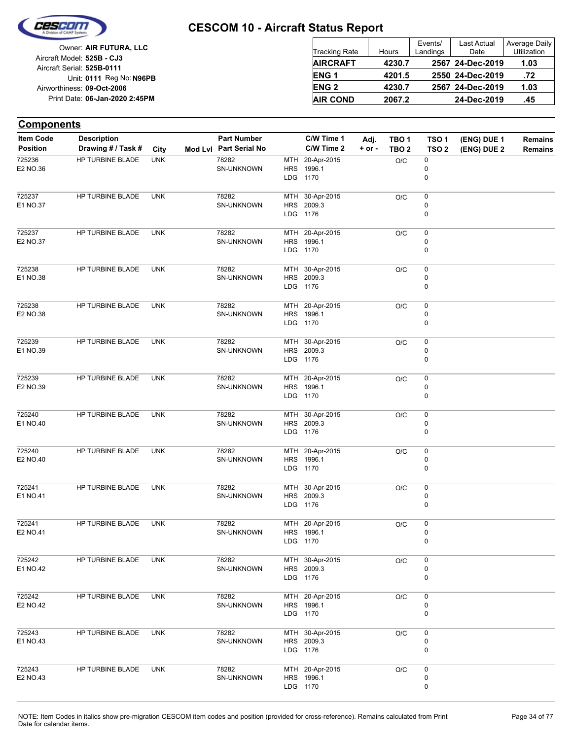# CESCOM 10 - Aircraft Status Report

Owner: **AIR FUTURA, LLC**
Aircraft Model: **525B - CJ3**
Aircraft Serial: **525B-0111**
Unit: **0111** Reg No: **N96PB**
Airworthiness: **09-Oct-2006**
Print Date: **06-Jan-2020 2:45PM**

| Tracking Rate | Hours | Events/ Landings | Last Actual Date | Average Daily Utilization |
|---|---|---|---|---|
| **AIRCRAFT** | **4230.7** | **2567** | **24-Dec-2019** | **1.03** |
| **ENG 1** | **4201.5** | **2550** | **24-Dec-2019** | **.72** |
| **ENG 2** | **4230.7** | **2567** | **24-Dec-2019** | **1.03** |
| **AIR COND** | **2067.2** | | **24-Dec-2019** | **.45** |

## Components

| Item Code / Position | Description / Drawing # / Task # | City | Mod Lvl | Part Number / Part Serial No | C/W Time 1 / C/W Time 2 | Adj. + or - | TBO 1 / TBO 2 | TSO 1 / TSO 2 | (ENG) DUE 1 / (ENG) DUE 2 | Remains / Remains |
|---|---|---|---|---|---|---|---|---|---|---|
| 725236<br>E2 NO.36 | HP TURBINE BLADE | UNK | | 78282<br>SN-UNKNOWN | MTH 20-Apr-2015<br>HRS 1996.1<br>LDG 1170 | | O/C | 0<br>0<br>0 | | |
| 725237<br>E1 NO.37 | HP TURBINE BLADE | UNK | | 78282<br>SN-UNKNOWN | MTH 30-Apr-2015<br>HRS 2009.3<br>LDG 1176 | | O/C | 0<br>0<br>0 | | |
| 725237<br>E2 NO.37 | HP TURBINE BLADE | UNK | | 78282<br>SN-UNKNOWN | MTH 20-Apr-2015<br>HRS 1996.1<br>LDG 1170 | | O/C | 0<br>0<br>0 | | |
| 725238<br>E1 NO.38 | HP TURBINE BLADE | UNK | | 78282<br>SN-UNKNOWN | MTH 30-Apr-2015<br>HRS 2009.3<br>LDG 1176 | | O/C | 0<br>0<br>0 | | |
| 725238<br>E2 NO.38 | HP TURBINE BLADE | UNK | | 78282<br>SN-UNKNOWN | MTH 20-Apr-2015<br>HRS 1996.1<br>LDG 1170 | | O/C | 0<br>0<br>0 | | |
| 725239<br>E1 NO.39 | HP TURBINE BLADE | UNK | | 78282<br>SN-UNKNOWN | MTH 30-Apr-2015<br>HRS 2009.3<br>LDG 1176 | | O/C | 0<br>0<br>0 | | |
| 725239<br>E2 NO.39 | HP TURBINE BLADE | UNK | | 78282<br>SN-UNKNOWN | MTH 20-Apr-2015<br>HRS 1996.1<br>LDG 1170 | | O/C | 0<br>0<br>0 | | |
| 725240<br>E1 NO.40 | HP TURBINE BLADE | UNK | | 78282<br>SN-UNKNOWN | MTH 30-Apr-2015<br>HRS 2009.3<br>LDG 1176 | | O/C | 0<br>0<br>0 | | |
| 725240<br>E2 NO.40 | HP TURBINE BLADE | UNK | | 78282<br>SN-UNKNOWN | MTH 20-Apr-2015<br>HRS 1996.1<br>LDG 1170 | | O/C | 0<br>0<br>0 | | |
| 725241<br>E1 NO.41 | HP TURBINE BLADE | UNK | | 78282<br>SN-UNKNOWN | MTH 30-Apr-2015<br>HRS 2009.3<br>LDG 1176 | | O/C | 0<br>0<br>0 | | |
| 725241<br>E2 NO.41 | HP TURBINE BLADE | UNK | | 78282<br>SN-UNKNOWN | MTH 20-Apr-2015<br>HRS 1996.1<br>LDG 1170 | | O/C | 0<br>0<br>0 | | |
| 725242<br>E1 NO.42 | HP TURBINE BLADE | UNK | | 78282<br>SN-UNKNOWN | MTH 30-Apr-2015<br>HRS 2009.3<br>LDG 1176 | | O/C | 0<br>0<br>0 | | |
| 725242<br>E2 NO.42 | HP TURBINE BLADE | UNK | | 78282<br>SN-UNKNOWN | MTH 20-Apr-2015<br>HRS 1996.1<br>LDG 1170 | | O/C | 0<br>0<br>0 | | |
| 725243<br>E1 NO.43 | HP TURBINE BLADE | UNK | | 78282<br>SN-UNKNOWN | MTH 30-Apr-2015<br>HRS 2009.3<br>LDG 1176 | | O/C | 0<br>0<br>0 | | |
| 725243<br>E2 NO.43 | HP TURBINE BLADE | UNK | | 78282<br>SN-UNKNOWN | MTH 20-Apr-2015<br>HRS 1996.1<br>LDG 1170 | | O/C | 0<br>0<br>0 | | |

NOTE: Item Codes in italics show pre-migration CESCOM item codes and position (provided for cross-reference). Remains calculated from Print Date for calendar items.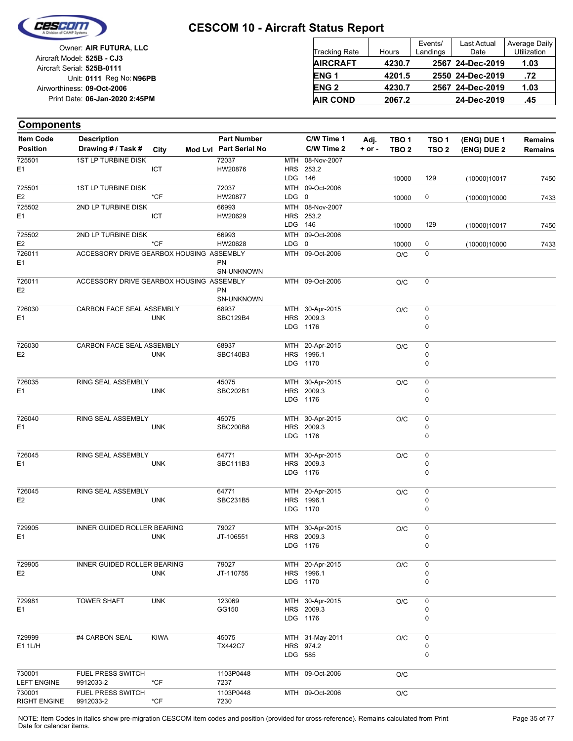# CESCOM 10 - Aircraft Status Report

Owner: **AIR FUTURA, LLC**
Aircraft Model: **525B - CJ3**
Aircraft Serial: **525B-0111**
Unit: **0111** Reg No: **N96PB**
Airworthiness: **09-Oct-2006**
Print Date: **06-Jan-2020 2:45PM**

| Tracking Rate | Hours | Events/ Landings | Last Actual Date | Average Daily Utilization |
|---|---|---|---|---|
| **AIRCRAFT** | **4230.7** | **2567** | **24-Dec-2019** | **1.03** |
| **ENG 1** | **4201.5** | **2550** | **24-Dec-2019** | **.72** |
| **ENG 2** | **4230.7** | **2567** | **24-Dec-2019** | **1.03** |
| **AIR COND** | **2067.2** | | **24-Dec-2019** | **.45** |

## Components

| Item Code / Position | Description / Drawing # / Task # | City | Mod Lvl | Part Number / Part Serial No | | C/W Time 1 / C/W Time 2 | Adj. + or - | TBO 1 / TBO 2 | TSO 1 / TSO 2 | (ENG) DUE 1 / (ENG) DUE 2 | Remains / Remains |
|---|---|---|---|---|---|---|---|---|---|---|---|
| 725501 / E1 | 1ST LP TURBINE DISK | ICT | | 72037 / HW20876 | MTH / HRS / LDG | 08-Nov-2007 / 253.2 / 146 | | 10000 | 129 | (10000)10017 | 7450 |
| 725501 / E2 | 1ST LP TURBINE DISK | *CF | | 72037 / HW20877 | MTH / LDG | 09-Oct-2006 / 0 | | 10000 | 0 | (10000)10000 | 7433 |
| 725502 / E1 | 2ND LP TURBINE DISK | ICT | | 66993 / HW20629 | MTH / HRS / LDG | 08-Nov-2007 / 253.2 / 146 | | 10000 | 129 | (10000)10017 | 7450 |
| 725502 / E2 | 2ND LP TURBINE DISK | *CF | | 66993 / HW20628 | MTH / LDG | 09-Oct-2006 / 0 | | 10000 | 0 | (10000)10000 | 7433 |
| 726011 / E1 | ACCESSORY DRIVE GEARBOX HOUSING ASSEMBLY | | | PN / SN-UNKNOWN | MTH | 09-Oct-2006 | | O/C | 0 | | |
| 726011 / E2 | ACCESSORY DRIVE GEARBOX HOUSING ASSEMBLY | | | PN / SN-UNKNOWN | MTH | 09-Oct-2006 | | O/C | 0 | | |
| 726030 / E1 | CARBON FACE SEAL ASSEMBLY | UNK | | 68937 / SBC129B4 | MTH / HRS / LDG | 30-Apr-2015 / 2009.3 / 1176 | | O/C | 0 / 0 / 0 | | |
| 726030 / E2 | CARBON FACE SEAL ASSEMBLY | UNK | | 68937 / SBC140B3 | MTH / HRS / LDG | 20-Apr-2015 / 1996.1 / 1170 | | O/C | 0 / 0 / 0 | | |
| 726035 / E1 | RING SEAL ASSEMBLY | UNK | | 45075 / SBC202B1 | MTH / HRS / LDG | 30-Apr-2015 / 2009.3 / 1176 | | O/C | 0 / 0 / 0 | | |
| 726040 / E1 | RING SEAL ASSEMBLY | UNK | | 45075 / SBC200B8 | MTH / HRS / LDG | 30-Apr-2015 / 2009.3 / 1176 | | O/C | 0 / 0 / 0 | | |
| 726045 / E1 | RING SEAL ASSEMBLY | UNK | | 64771 / SBC111B3 | MTH / HRS / LDG | 30-Apr-2015 / 2009.3 / 1176 | | O/C | 0 / 0 / 0 | | |
| 726045 / E2 | RING SEAL ASSEMBLY | UNK | | 64771 / SBC231B5 | MTH / HRS / LDG | 20-Apr-2015 / 1996.1 / 1170 | | O/C | 0 / 0 / 0 | | |
| 729905 / E1 | INNER GUIDED ROLLER BEARING | UNK | | 79027 / JT-106551 | MTH / HRS / LDG | 30-Apr-2015 / 2009.3 / 1176 | | O/C | 0 / 0 / 0 | | |
| 729905 / E2 | INNER GUIDED ROLLER BEARING | UNK | | 79027 / JT-110755 | MTH / HRS / LDG | 20-Apr-2015 / 1996.1 / 1170 | | O/C | 0 / 0 / 0 | | |
| 729981 / E1 | TOWER SHAFT | UNK | | 123069 / GG150 | MTH / HRS / LDG | 30-Apr-2015 / 2009.3 / 1176 | | O/C | 0 / 0 / 0 | | |
| 729999 / E1 1L/H | #4 CARBON SEAL | KIWA | | 45075 / TX442C7 | MTH / HRS / LDG | 31-May-2011 / 974.2 / 585 | | O/C | 0 / 0 / 0 | | |
| 730001 / LEFT ENGINE | FUEL PRESS SWITCH / 9912033-2 | *CF | | 1103P0448 / 7237 | MTH | 09-Oct-2006 | | O/C | | | |
| 730001 / RIGHT ENGINE | FUEL PRESS SWITCH / 9912033-2 | *CF | | 1103P0448 / 7230 | MTH | 09-Oct-2006 | | O/C | | | |

NOTE: Item Codes in italics show pre-migration CESCOM item codes and position (provided for cross-reference). Remains calculated from Print Date for calendar items.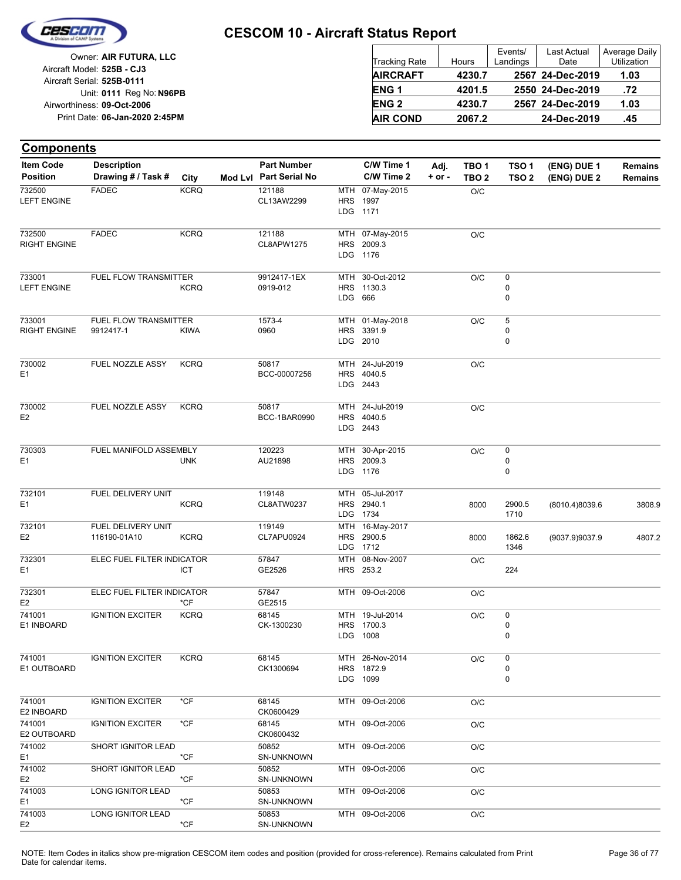# CESCOM 10 - Aircraft Status Report

Owner: **AIR FUTURA, LLC**
Aircraft Model: **525B - CJ3**
Aircraft Serial: **525B-0111**
Unit: **0111** Reg No: **N96PB**
Airworthiness: **09-Oct-2006**
Print Date: **06-Jan-2020 2:45PM**

| Tracking Rate | Hours | Events/ Landings | Last Actual Date | Average Daily Utilization |
|---|---|---|---|---|
| **AIRCRAFT** | **4230.7** | **2567** | **24-Dec-2019** | **1.03** |
| **ENG 1** | **4201.5** | **2550** | **24-Dec-2019** | **.72** |
| **ENG 2** | **4230.7** | **2567** | **24-Dec-2019** | **1.03** |
| **AIR COND** | **2067.2** | | **24-Dec-2019** | **.45** |

## Components

| Item Code / Position | Description / Drawing # / Task # | City | Mod Lvl | Part Number / Part Serial No | C/W Time 1 / C/W Time 2 | Adj. + or - | TBO 1 / TBO 2 | TSO 1 / TSO 2 | (ENG) DUE 1 / (ENG) DUE 2 | Remains / Remains |
|---|---|---|---|---|---|---|---|---|---|---|
| 732500 LEFT ENGINE | FADEC | KCRQ | | 121188 CL13AW2299 | MTH 07-May-2015 HRS 1997 LDG 1171 | | O/C | | | |
| 732500 RIGHT ENGINE | FADEC | KCRQ | | 121188 CL8APW1275 | MTH 07-May-2015 HRS 2009.3 LDG 1176 | | O/C | | | |
| 733001 LEFT ENGINE | FUEL FLOW TRANSMITTER | KCRQ | | 9912417-1EX 0919-012 | MTH 30-Oct-2012 HRS 1130.3 LDG 666 | | O/C | 0 0 0 | | |
| 733001 RIGHT ENGINE | FUEL FLOW TRANSMITTER 9912417-1 | KIWA | | 1573-4 0960 | MTH 01-May-2018 HRS 3391.9 LDG 2010 | | O/C | 5 0 0 | | |
| 730002 E1 | FUEL NOZZLE ASSY | KCRQ | | 50817 BCC-00007256 | MTH 24-Jul-2019 HRS 4040.5 LDG 2443 | | O/C | | | |
| 730002 E2 | FUEL NOZZLE ASSY | KCRQ | | 50817 BCC-1BAR0990 | MTH 24-Jul-2019 HRS 4040.5 LDG 2443 | | O/C | | | |
| 730303 E1 | FUEL MANIFOLD ASSEMBLY | UNK | | 120223 AU21898 | MTH 30-Apr-2015 HRS 2009.3 LDG 1176 | | O/C | 0 0 0 | | |
| 732101 E1 | FUEL DELIVERY UNIT | KCRQ | | 119148 CL8ATW0237 | MTH 05-Jul-2017 HRS 2940.1 LDG 1734 | | 8000 | 2900.5 1710 | (8010.4)8039.6 | 3808.9 |
| 732101 E2 | FUEL DELIVERY UNIT 116190-01A10 | KCRQ | | 119149 CL7APU0924 | MTH 16-May-2017 HRS 2900.5 LDG 1712 | | 8000 | 1862.6 1346 | (9037.9)9037.9 | 4807.2 |
| 732301 E1 | ELEC FUEL FILTER INDICATOR | ICT | | 57847 GE2526 | MTH 08-Nov-2007 HRS 253.2 | | O/C | 224 | | |
| 732301 E2 | ELEC FUEL FILTER INDICATOR | *CF | | 57847 GE2515 | MTH 09-Oct-2006 | | O/C | | | |
| 741001 E1 INBOARD | IGNITION EXCITER | KCRQ | | 68145 CK-1300230 | MTH 19-Jul-2014 HRS 1700.3 LDG 1008 | | O/C | 0 0 0 | | |
| 741001 E1 OUTBOARD | IGNITION EXCITER | KCRQ | | 68145 CK1300694 | MTH 26-Nov-2014 HRS 1872.9 LDG 1099 | | O/C | 0 0 0 | | |
| 741001 E2 INBOARD | IGNITION EXCITER | *CF | | 68145 CK0600429 | MTH 09-Oct-2006 | | O/C | | | |
| 741001 E2 OUTBOARD | IGNITION EXCITER | *CF | | 68145 CK0600432 | MTH 09-Oct-2006 | | O/C | | | |
| 741002 E1 | SHORT IGNITOR LEAD | *CF | | 50852 SN-UNKNOWN | MTH 09-Oct-2006 | | O/C | | | |
| 741002 E2 | SHORT IGNITOR LEAD | *CF | | 50852 SN-UNKNOWN | MTH 09-Oct-2006 | | O/C | | | |
| 741003 E1 | LONG IGNITOR LEAD | *CF | | 50853 SN-UNKNOWN | MTH 09-Oct-2006 | | O/C | | | |
| 741003 E2 | LONG IGNITOR LEAD | *CF | | 50853 SN-UNKNOWN | MTH 09-Oct-2006 | | O/C | | | |

NOTE: Item Codes in italics show pre-migration CESCOM item codes and position (provided for cross-reference). Remains calculated from Print Date for calendar items.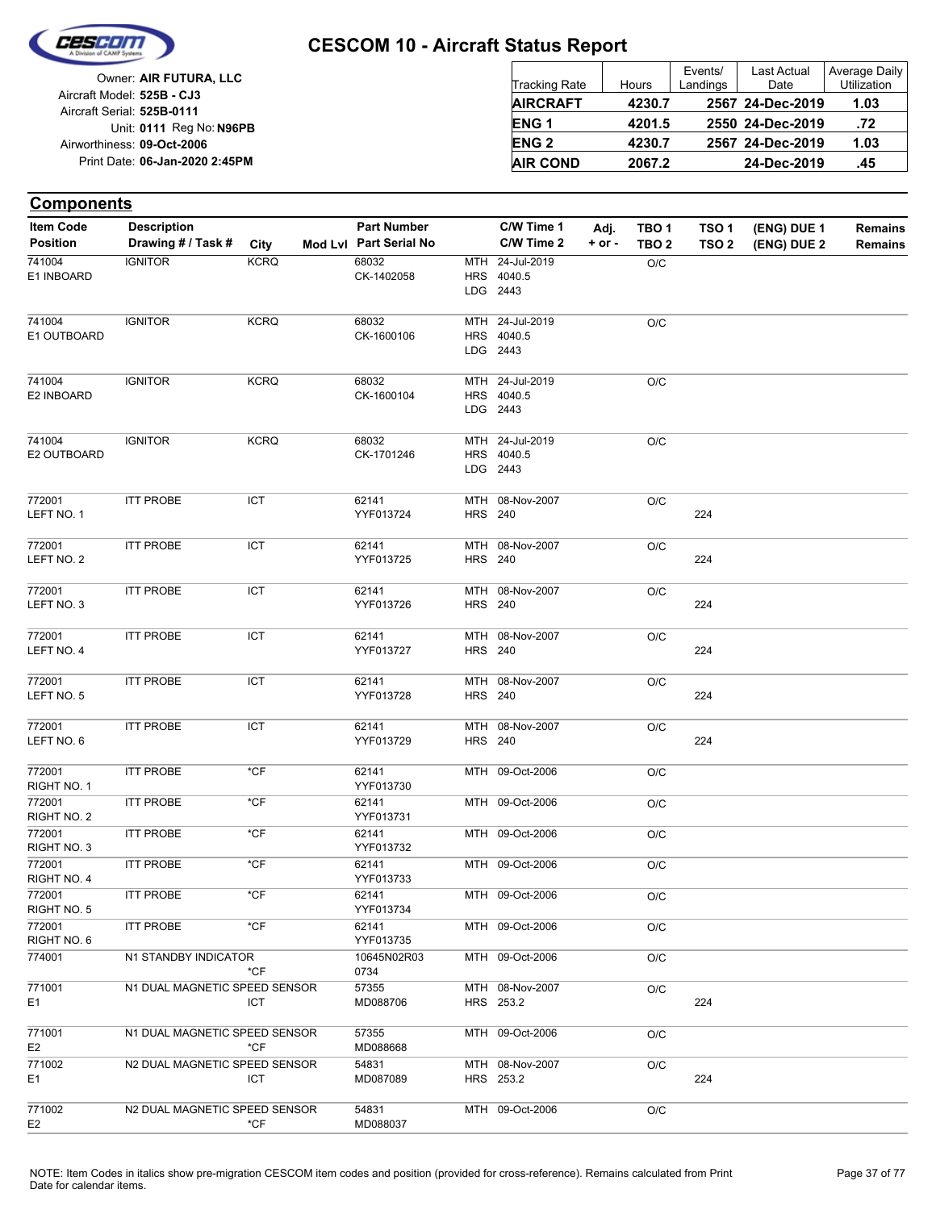# CESCOM 10 - Aircraft Status Report

Owner: **AIR FUTURA, LLC**
Aircraft Model: **525B - CJ3**
Aircraft Serial: **525B-0111**
Unit: **0111** Reg No: **N96PB**
Airworthiness: **09-Oct-2006**
Print Date: **06-Jan-2020 2:45PM**

| Tracking Rate | Hours | Events/ Landings | Last Actual Date | Average Daily Utilization |
|---|---|---|---|---|
| **AIRCRAFT** | **4230.7** | **2567** | **24-Dec-2019** | **1.03** |
| **ENG 1** | **4201.5** | **2550** | **24-Dec-2019** | **.72** |
| **ENG 2** | **4230.7** | **2567** | **24-Dec-2019** | **1.03** |
| **AIR COND** | **2067.2** | | **24-Dec-2019** | **.45** |

## Components

| Item Code / Position | Description / Drawing # / Task # | City | Mod Lvl | Part Number / Part Serial No | C/W Time 1 / C/W Time 2 | Adj. + or - | TBO 1 / TBO 2 | TSO 1 / TSO 2 | (ENG) DUE 1 / (ENG) DUE 2 | Remains / Remains |
|---|---|---|---|---|---|---|---|---|---|---|
| 741004 E1 INBOARD | IGNITOR | KCRQ | | 68032 CK-1402058 | MTH 24-Jul-2019 HRS 4040.5 LDG 2443 | | O/C | | | |
| 741004 E1 OUTBOARD | IGNITOR | KCRQ | | 68032 CK-1600106 | MTH 24-Jul-2019 HRS 4040.5 LDG 2443 | | O/C | | | |
| 741004 E2 INBOARD | IGNITOR | KCRQ | | 68032 CK-1600104 | MTH 24-Jul-2019 HRS 4040.5 LDG 2443 | | O/C | | | |
| 741004 E2 OUTBOARD | IGNITOR | KCRQ | | 68032 CK-1701246 | MTH 24-Jul-2019 HRS 4040.5 LDG 2443 | | O/C | | | |
| 772001 LEFT NO. 1 | ITT PROBE | ICT | | 62141 YYF013724 | MTH 08-Nov-2007 HRS 240 | | O/C | 224 | | |
| 772001 LEFT NO. 2 | ITT PROBE | ICT | | 62141 YYF013725 | MTH 08-Nov-2007 HRS 240 | | O/C | 224 | | |
| 772001 LEFT NO. 3 | ITT PROBE | ICT | | 62141 YYF013726 | MTH 08-Nov-2007 HRS 240 | | O/C | 224 | | |
| 772001 LEFT NO. 4 | ITT PROBE | ICT | | 62141 YYF013727 | MTH 08-Nov-2007 HRS 240 | | O/C | 224 | | |
| 772001 LEFT NO. 5 | ITT PROBE | ICT | | 62141 YYF013728 | MTH 08-Nov-2007 HRS 240 | | O/C | 224 | | |
| 772001 LEFT NO. 6 | ITT PROBE | ICT | | 62141 YYF013729 | MTH 08-Nov-2007 HRS 240 | | O/C | 224 | | |
| 772001 RIGHT NO. 1 | ITT PROBE | *CF | | 62141 YYF013730 | MTH 09-Oct-2006 | | O/C | | | |
| 772001 RIGHT NO. 2 | ITT PROBE | *CF | | 62141 YYF013731 | MTH 09-Oct-2006 | | O/C | | | |
| 772001 RIGHT NO. 3 | ITT PROBE | *CF | | 62141 YYF013732 | MTH 09-Oct-2006 | | O/C | | | |
| 772001 RIGHT NO. 4 | ITT PROBE | *CF | | 62141 YYF013733 | MTH 09-Oct-2006 | | O/C | | | |
| 772001 RIGHT NO. 5 | ITT PROBE | *CF | | 62141 YYF013734 | MTH 09-Oct-2006 | | O/C | | | |
| 772001 RIGHT NO. 6 | ITT PROBE | *CF | | 62141 YYF013735 | MTH 09-Oct-2006 | | O/C | | | |
| 774001 | N1 STANDBY INDICATOR | *CF | | 10645N02R03 0734 | MTH 09-Oct-2006 | | O/C | | | |
| 771001 E1 | N1 DUAL MAGNETIC SPEED SENSOR | ICT | | 57355 MD088706 | MTH 08-Nov-2007 HRS 253.2 | | O/C | 224 | | |
| 771001 E2 | N1 DUAL MAGNETIC SPEED SENSOR | *CF | | 57355 MD088668 | MTH 09-Oct-2006 | | O/C | | | |
| 771002 E1 | N2 DUAL MAGNETIC SPEED SENSOR | ICT | | 54831 MD087089 | MTH 08-Nov-2007 HRS 253.2 | | O/C | 224 | | |
| 771002 E2 | N2 DUAL MAGNETIC SPEED SENSOR | *CF | | 54831 MD088037 | MTH 09-Oct-2006 | | O/C | | | |

NOTE: Item Codes in italics show pre-migration CESCOM item codes and position (provided for cross-reference). Remains calculated from Print Date for calendar items.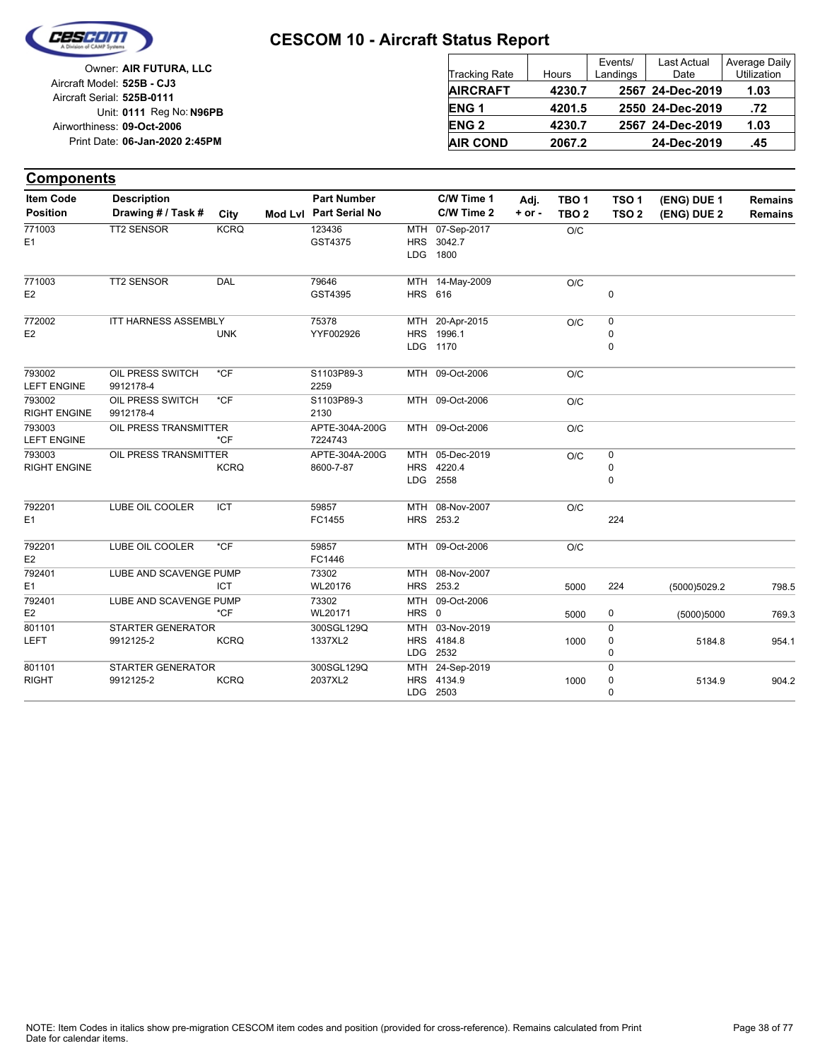# CESCOM 10 - Aircraft Status Report

Owner: **AIR FUTURA, LLC**
Aircraft Model: **525B - CJ3**
Aircraft Serial: **525B-0111**
Unit: **0111** Reg No: **N96PB**
Airworthiness: **09-Oct-2006**
Print Date: **06-Jan-2020 2:45PM**

| Tracking Rate | Hours | Events/ Landings | Last Actual Date | Average Daily Utilization |
|---|---|---|---|---|
| **AIRCRAFT** | **4230.7** | **2567** | **24-Dec-2019** | **1.03** |
| **ENG 1** | **4201.5** | **2550** | **24-Dec-2019** | **.72** |
| **ENG 2** | **4230.7** | **2567** | **24-Dec-2019** | **1.03** |
| **AIR COND** | **2067.2** | | **24-Dec-2019** | **.45** |

## Components

| Item Code / Position | Description / Drawing # / Task # | City | Mod Lvl | Part Number / Part Serial No | C/W Time 1 / C/W Time 2 | Adj. + or - | TBO 1 / TBO 2 | TSO 1 / TSO 2 | (ENG) DUE 1 / (ENG) DUE 2 | Remains / Remains |
|---|---|---|---|---|---|---|---|---|---|---|
| 771003<br>E1 | TT2 SENSOR | KCRQ | | 123436<br>GST4375 | MTH 07-Sep-2017<br>HRS 3042.7<br>LDG 1800 | | O/C | | | |
| 771003<br>E2 | TT2 SENSOR | DAL | | 79646<br>GST4395 | MTH 14-May-2009<br>HRS 616 | | O/C | <br>0 | | |
| 772002<br>E2 | ITT HARNESS ASSEMBLY | UNK | | 75378<br>YYF002926 | MTH 20-Apr-2015<br>HRS 1996.1<br>LDG 1170 | | O/C | 0<br>0<br>0 | | |
| 793002<br>LEFT ENGINE | OIL PRESS SWITCH<br>9912178-4 | *CF | | S1103P89-3<br>2259 | MTH 09-Oct-2006 | | O/C | | | |
| 793002<br>RIGHT ENGINE | OIL PRESS SWITCH<br>9912178-4 | *CF | | S1103P89-3<br>2130 | MTH 09-Oct-2006 | | O/C | | | |
| 793003<br>LEFT ENGINE | OIL PRESS TRANSMITTER | *CF | | APTE-304A-200G<br>7224743 | MTH 09-Oct-2006 | | O/C | | | |
| 793003<br>RIGHT ENGINE | OIL PRESS TRANSMITTER | KCRQ | | APTE-304A-200G<br>8600-7-87 | MTH 05-Dec-2019<br>HRS 4220.4<br>LDG 2558 | | O/C | 0<br>0<br>0 | | |
| 792201<br>E1 | LUBE OIL COOLER | ICT | | 59857<br>FC1455 | MTH 08-Nov-2007<br>HRS 253.2 | | O/C | <br>224 | | |
| 792201<br>E2 | LUBE OIL COOLER | *CF | | 59857<br>FC1446 | MTH 09-Oct-2006 | | O/C | | | |
| 792401<br>E1 | LUBE AND SCAVENGE PUMP | ICT | | 73302<br>WL20176 | MTH 08-Nov-2007<br>HRS 253.2 | | <br>5000 | <br>224 | <br>(5000)5029.2 | <br>798.5 |
| 792401<br>E2 | LUBE AND SCAVENGE PUMP | *CF | | 73302<br>WL20171 | MTH 09-Oct-2006<br>HRS 0 | | <br>5000 | <br>0 | <br>(5000)5000 | <br>769.3 |
| 801101<br>LEFT | STARTER GENERATOR<br>9912125-2 | KCRQ | | 300SGL129Q<br>1337XL2 | MTH 03-Nov-2019<br>HRS 4184.8<br>LDG 2532 | | <br>1000 | 0<br>0<br>0 | <br>5184.8 | <br>954.1 |
| 801101<br>RIGHT | STARTER GENERATOR<br>9912125-2 | KCRQ | | 300SGL129Q<br>2037XL2 | MTH 24-Sep-2019<br>HRS 4134.9<br>LDG 2503 | | <br>1000 | 0<br>0<br>0 | <br>5134.9 | <br>904.2 |

NOTE: Item Codes in italics show pre-migration CESCOM item codes and position (provided for cross-reference). Remains calculated from Print Date for calendar items.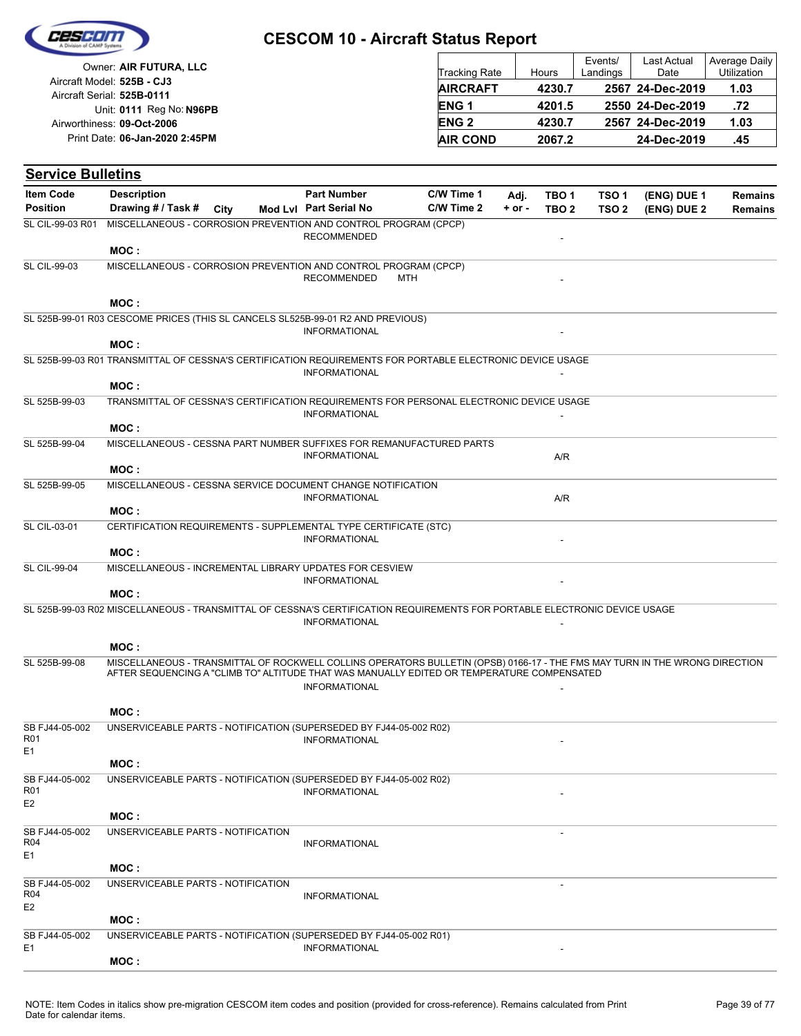# CESCOM 10 - Aircraft Status Report

Owner: **AIR FUTURA, LLC**
Aircraft Model: **525B - CJ3**
Aircraft Serial: **525B-0111**
Unit: **0111** Reg No: **N96PB**
Airworthiness: **09-Oct-2006**
Print Date: **06-Jan-2020 2:45PM**

| Tracking Rate | Hours | Events/ Landings | Last Actual Date | Average Daily Utilization |
|---|---|---|---|---|
| **AIRCRAFT** | **4230.7** | **2567** | **24-Dec-2019** | **1.03** |
| **ENG 1** | **4201.5** | **2550** | **24-Dec-2019** | **.72** |
| **ENG 2** | **4230.7** | **2567** | **24-Dec-2019** | **1.03** |
| **AIR COND** | **2067.2** | | **24-Dec-2019** | **.45** |

## Service Bulletins

| Item Code / Position | Description / Drawing # / Task # | City | Mod Lvl | Part Number / Part Serial No | C/W Time 1 / C/W Time 2 | Adj. + or - | TBO 1 / TBO 2 | TSO 1 / TSO 2 | (ENG) DUE 1 / (ENG) DUE 2 | Remains / Remains |
|---|---|---|---|---|---|---|---|---|---|---|
| SL CIL-99-03 R01 | MISCELLANEOUS - CORROSION PREVENTION AND CONTROL PROGRAM (CPCP) MOC : | | | RECOMMENDED | | | - | | | |
| SL CIL-99-03 | MISCELLANEOUS - CORROSION PREVENTION AND CONTROL PROGRAM (CPCP) MOC : | | | RECOMMENDED | MTH | | - | | | |
| SL 525B-99-01 R03 | CESCOME PRICES (THIS SL CANCELS SL525B-99-01 R2 AND PREVIOUS) MOC : | | | INFORMATIONAL | | | - | | | |
| SL 525B-99-03 R01 | TRANSMITTAL OF CESSNA'S CERTIFICATION REQUIREMENTS FOR PORTABLE ELECTRONIC DEVICE USAGE MOC : | | | INFORMATIONAL | | | - | | | |
| SL 525B-99-03 | TRANSMITTAL OF CESSNA'S CERTIFICATION REQUIREMENTS FOR PERSONAL ELECTRONIC DEVICE USAGE MOC : | | | INFORMATIONAL | | | - | | | |
| SL 525B-99-04 | MISCELLANEOUS - CESSNA PART NUMBER SUFFIXES FOR REMANUFACTURED PARTS MOC : | | | INFORMATIONAL | | | A/R | | | |
| SL 525B-99-05 | MISCELLANEOUS - CESSNA SERVICE DOCUMENT CHANGE NOTIFICATION MOC : | | | INFORMATIONAL | | | A/R | | | |
| SL CIL-03-01 | CERTIFICATION REQUIREMENTS - SUPPLEMENTAL TYPE CERTIFICATE (STC) MOC : | | | INFORMATIONAL | | | - | | | |
| SL CIL-99-04 | MISCELLANEOUS - INCREMENTAL LIBRARY UPDATES FOR CESVIEW MOC : | | | INFORMATIONAL | | | - | | | |
| SL 525B-99-03 R02 | MISCELLANEOUS - TRANSMITTAL OF CESSNA'S CERTIFICATION REQUIREMENTS FOR PORTABLE ELECTRONIC DEVICE USAGE MOC : | | | INFORMATIONAL | | | - | | | |
| SL 525B-99-08 | MISCELLANEOUS - TRANSMITTAL OF ROCKWELL COLLINS OPERATORS BULLETIN (OPSB) 0166-17 - THE FMS MAY TURN IN THE WRONG DIRECTION AFTER SEQUENCING A "CLIMB TO" ALTITUDE THAT WAS MANUALLY EDITED OR TEMPERATURE COMPENSATED MOC : | | | INFORMATIONAL | | | - | | | |
| SB FJ44-05-002 R01 E1 | UNSERVICEABLE PARTS - NOTIFICATION (SUPERSEDED BY FJ44-05-002 R02) MOC : | | | INFORMATIONAL | | | - | | | |
| SB FJ44-05-002 R01 E2 | UNSERVICEABLE PARTS - NOTIFICATION (SUPERSEDED BY FJ44-05-002 R02) MOC : | | | INFORMATIONAL | | | - | | | |
| SB FJ44-05-002 R04 E1 | UNSERVICEABLE PARTS - NOTIFICATION MOC : | | | INFORMATIONAL | | | - | | | |
| SB FJ44-05-002 R04 E2 | UNSERVICEABLE PARTS - NOTIFICATION MOC : | | | INFORMATIONAL | | | - | | | |
| SB FJ44-05-002 E1 | UNSERVICEABLE PARTS - NOTIFICATION (SUPERSEDED BY FJ44-05-002 R01) MOC : | | | INFORMATIONAL | | | - | | | |

NOTE: Item Codes in italics show pre-migration CESCOM item codes and position (provided for cross-reference). Remains calculated from Print Date for calendar items.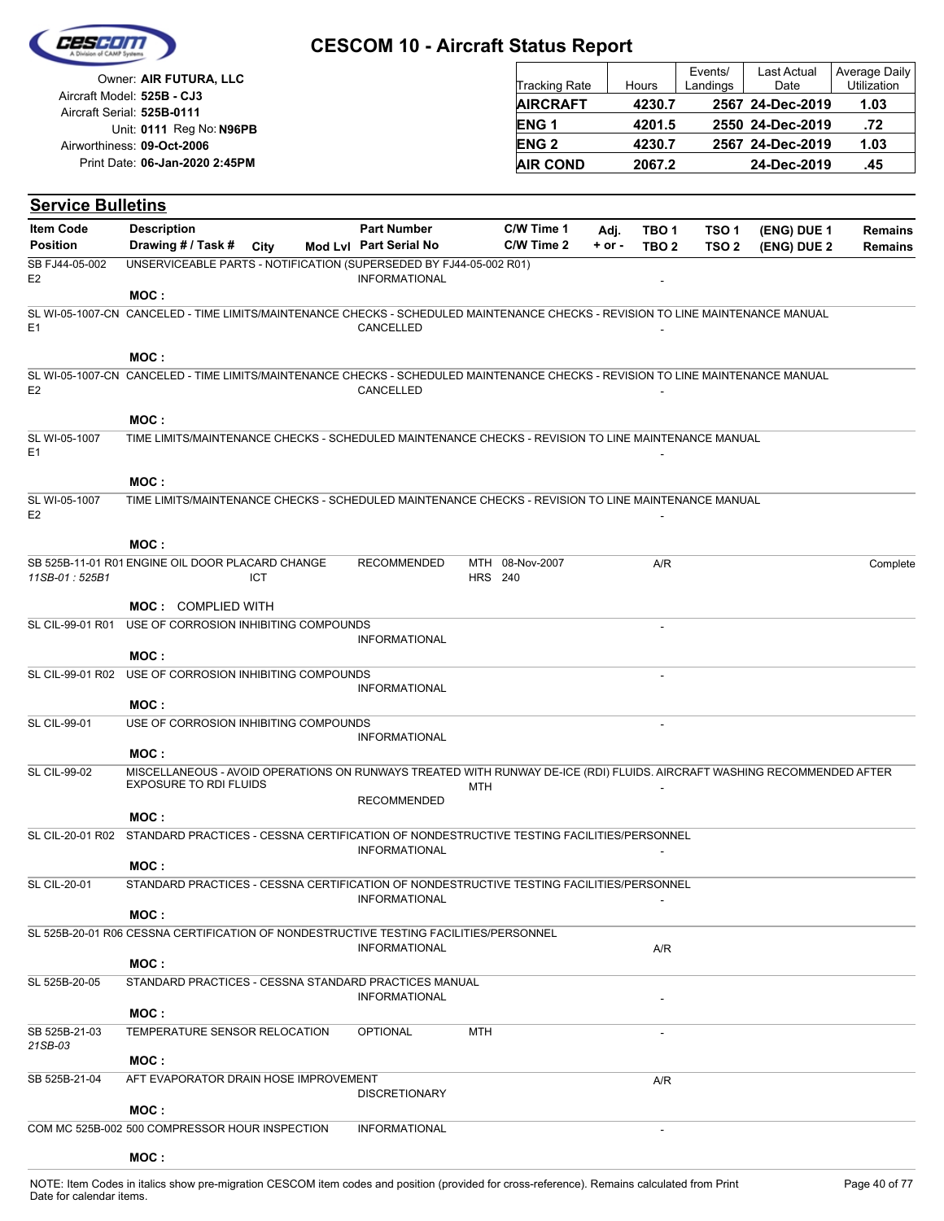# CESCOM 10 - Aircraft Status Report

Owner: **AIR FUTURA, LLC**
Aircraft Model: **525B - CJ3**
Aircraft Serial: **525B-0111**
Unit: **0111** Reg No: **N96PB**
Airworthiness: **09-Oct-2006**
Print Date: **06-Jan-2020 2:45PM**

| Tracking Rate | Hours | Events/ Landings | Last Actual Date | Average Daily Utilization |
|---|---|---|---|---|
| **AIRCRAFT** | **4230.7** | **2567** | **24-Dec-2019** | **1.03** |
| **ENG 1** | **4201.5** | **2550** | **24-Dec-2019** | **.72** |
| **ENG 2** | **4230.7** | **2567** | **24-Dec-2019** | **1.03** |
| **AIR COND** | **2067.2** | | **24-Dec-2019** | **.45** |

## Service Bulletins

| Item Code / Position | Description / Drawing # / Task # | City | Mod Lvl | Part Number / Part Serial No | C/W Time 1 / C/W Time 2 | Adj. + or - | TBO 1 / TBO 2 | TSO 1 / TSO 2 | (ENG) DUE 1 / (ENG) DUE 2 | Remains / Remains |
|---|---|---|---|---|---|---|---|---|---|---|
| SB FJ44-05-002 / E2 | UNSERVICEABLE PARTS - NOTIFICATION (SUPERSEDED BY FJ44-05-002 R01) | | | INFORMATIONAL | | | - | | | |
| | **MOC :** | | | | | | | | | |
| SL WI-05-1007-CN / E1 | CANCELED - TIME LIMITS/MAINTENANCE CHECKS - SCHEDULED MAINTENANCE CHECKS - REVISION TO LINE MAINTENANCE MANUAL | | | CANCELLED | | | - | | | |
| | **MOC :** | | | | | | | | | |
| SL WI-05-1007-CN / E2 | CANCELED - TIME LIMITS/MAINTENANCE CHECKS - SCHEDULED MAINTENANCE CHECKS - REVISION TO LINE MAINTENANCE MANUAL | | | CANCELLED | | | - | | | |
| | **MOC :** | | | | | | | | | |
| SL WI-05-1007 / E1 | TIME LIMITS/MAINTENANCE CHECKS - SCHEDULED MAINTENANCE CHECKS - REVISION TO LINE MAINTENANCE MANUAL | | | | | | - | | | |
| | **MOC :** | | | | | | | | | |
| SL WI-05-1007 / E2 | TIME LIMITS/MAINTENANCE CHECKS - SCHEDULED MAINTENANCE CHECKS - REVISION TO LINE MAINTENANCE MANUAL | | | | | | - | | | |
| | **MOC :** | | | | | | | | | |
| SB 525B-11-01 R01 / *11SB-01 : 525B1* | ENGINE OIL DOOR PLACARD CHANGE | ICT | | RECOMMENDED | MTH 08-Nov-2007 / HRS 240 | | A/R | | | Complete |
| | **MOC :** COMPLIED WITH | | | | | | | | | |
| SL CIL-99-01 R01 | USE OF CORROSION INHIBITING COMPOUNDS | | | INFORMATIONAL | | | - | | | |
| | **MOC :** | | | | | | | | | |
| SL CIL-99-01 R02 | USE OF CORROSION INHIBITING COMPOUNDS | | | INFORMATIONAL | | | - | | | |
| | **MOC :** | | | | | | | | | |
| SL CIL-99-01 | USE OF CORROSION INHIBITING COMPOUNDS | | | INFORMATIONAL | | | - | | | |
| | **MOC :** | | | | | | | | | |
| SL CIL-99-02 | MISCELLANEOUS - AVOID OPERATIONS ON RUNWAYS TREATED WITH RUNWAY DE-ICE (RDI) FLUIDS. AIRCRAFT WASHING RECOMMENDED AFTER EXPOSURE TO RDI FLUIDS | | | RECOMMENDED | MTH | | - | | | |
| | **MOC :** | | | | | | | | | |
| SL CIL-20-01 R02 | STANDARD PRACTICES - CESSNA CERTIFICATION OF NONDESTRUCTIVE TESTING FACILITIES/PERSONNEL | | | INFORMATIONAL | | | - | | | |
| | **MOC :** | | | | | | | | | |
| SL CIL-20-01 | STANDARD PRACTICES - CESSNA CERTIFICATION OF NONDESTRUCTIVE TESTING FACILITIES/PERSONNEL | | | INFORMATIONAL | | | - | | | |
| | **MOC :** | | | | | | | | | |
| SL 525B-20-01 R06 | CESSNA CERTIFICATION OF NONDESTRUCTIVE TESTING FACILITIES/PERSONNEL | | | INFORMATIONAL | | | A/R | | | |
| | **MOC :** | | | | | | | | | |
| SL 525B-20-05 | STANDARD PRACTICES - CESSNA STANDARD PRACTICES MANUAL | | | INFORMATIONAL | | | - | | | |
| | **MOC :** | | | | | | | | | |
| SB 525B-21-03 / *21SB-03* | TEMPERATURE SENSOR RELOCATION | | | OPTIONAL | MTH | | - | | | |
| | **MOC :** | | | | | | | | | |
| SB 525B-21-04 | AFT EVAPORATOR DRAIN HOSE IMPROVEMENT | | | DISCRETIONARY | | | A/R | | | |
| | **MOC :** | | | | | | | | | |
| COM MC 525B-002 | 500 COMPRESSOR HOUR INSPECTION | | | INFORMATIONAL | | | - | | | |
| | **MOC :** | | | | | | | | | |

NOTE: Item Codes in italics show pre-migration CESCOM item codes and position (provided for cross-reference). Remains calculated from Print Date for calendar items.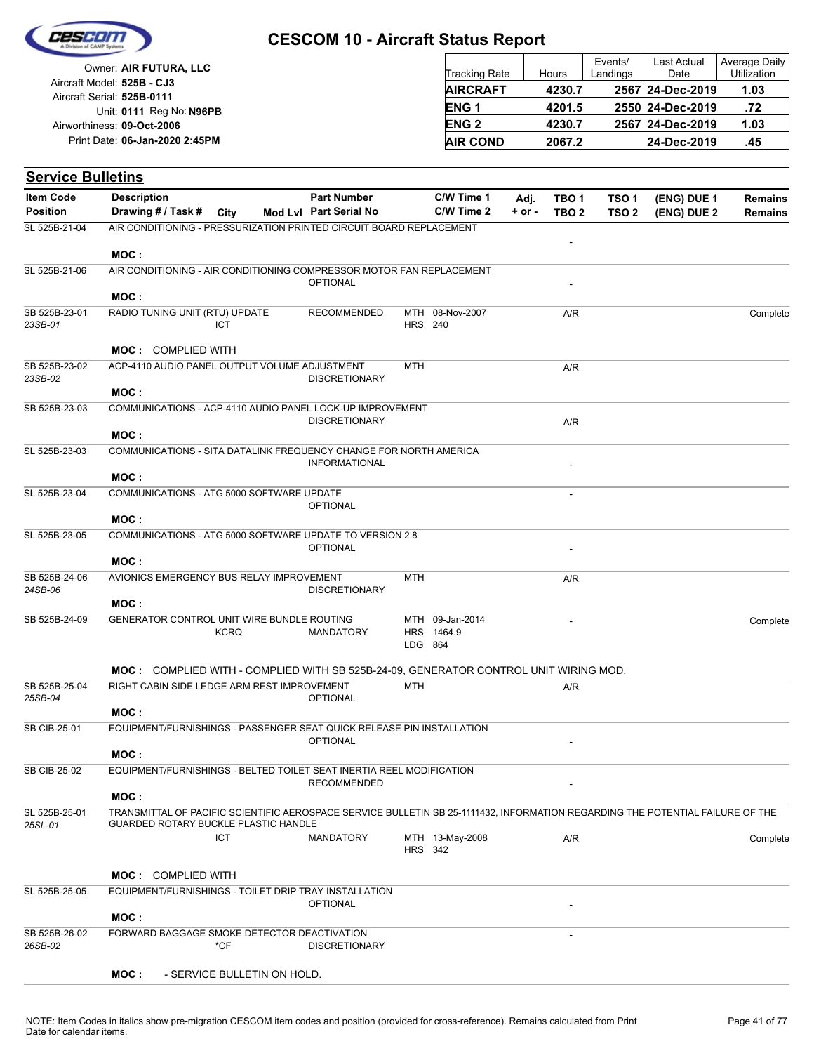# CESCOM 10 - Aircraft Status Report

Owner: **AIR FUTURA, LLC**
Aircraft Model: **525B - CJ3**
Aircraft Serial: **525B-0111**
Unit: **0111** Reg No: **N96PB**
Airworthiness: **09-Oct-2006**
Print Date: **06-Jan-2020 2:45PM**

| Tracking Rate | Hours | Events/ Landings | Last Actual Date | Average Daily Utilization |
|---|---|---|---|---|
| **AIRCRAFT** | **4230.7** | **2567** | **24-Dec-2019** | **1.03** |
| **ENG 1** | **4201.5** | **2550** | **24-Dec-2019** | **.72** |
| **ENG 2** | **4230.7** | **2567** | **24-Dec-2019** | **1.03** |
| **AIR COND** | **2067.2** | | **24-Dec-2019** | **.45** |

## Service Bulletins

| Item Code / Position | Description / Drawing # / Task # | City | Mod Lvl | Part Number / Part Serial No | C/W Time 1 / C/W Time 2 | Adj. + or - | TBO 1 / TBO 2 | TSO 1 / TSO 2 | (ENG) DUE 1 / (ENG) DUE 2 | Remains / Remains |
|---|---|---|---|---|---|---|---|---|---|---|
| SL 525B-21-04 | AIR CONDITIONING - PRESSURIZATION PRINTED CIRCUIT BOARD REPLACEMENT | | | | | | - | | | |
| | MOC : | | | | | | | | | |
| SL 525B-21-06 | AIR CONDITIONING - AIR CONDITIONING COMPRESSOR MOTOR FAN REPLACEMENT | | | OPTIONAL | | | - | | | |
| | MOC : | | | | | | | | | |
| SB 525B-23-01 *23SB-01* | RADIO TUNING UNIT (RTU) UPDATE | ICT | | RECOMMENDED | MTH 08-Nov-2007 HRS 240 | | A/R | | | Complete |
| | MOC : COMPLIED WITH | | | | | | | | | |
| SB 525B-23-02 *23SB-02* | ACP-4110 AUDIO PANEL OUTPUT VOLUME ADJUSTMENT | | | DISCRETIONARY | MTH | | A/R | | | |
| | MOC : | | | | | | | | | |
| SB 525B-23-03 | COMMUNICATIONS - ACP-4110 AUDIO PANEL LOCK-UP IMPROVEMENT | | | DISCRETIONARY | | | A/R | | | |
| | MOC : | | | | | | | | | |
| SL 525B-23-03 | COMMUNICATIONS - SITA DATALINK FREQUENCY CHANGE FOR NORTH AMERICA | | | INFORMATIONAL | | | - | | | |
| | MOC : | | | | | | | | | |
| SL 525B-23-04 | COMMUNICATIONS - ATG 5000 SOFTWARE UPDATE | | | OPTIONAL | | | - | | | |
| | MOC : | | | | | | | | | |
| SL 525B-23-05 | COMMUNICATIONS - ATG 5000 SOFTWARE UPDATE TO VERSION 2.8 | | | OPTIONAL | | | - | | | |
| | MOC : | | | | | | | | | |
| SB 525B-24-06 *24SB-06* | AVIONICS EMERGENCY BUS RELAY IMPROVEMENT | | | DISCRETIONARY | MTH | | A/R | | | |
| | MOC : | | | | | | | | | |
| SB 525B-24-09 | GENERATOR CONTROL UNIT WIRE BUNDLE ROUTING | KCRQ | | MANDATORY | MTH 09-Jan-2014 HRS 1464.9 LDG 864 | | - | | | Complete |
| | MOC : COMPLIED WITH - COMPLIED WITH SB 525B-24-09, GENERATOR CONTROL UNIT WIRING MOD. | | | | | | | | | |
| SB 525B-25-04 *25SB-04* | RIGHT CABIN SIDE LEDGE ARM REST IMPROVEMENT | | | OPTIONAL | MTH | | A/R | | | |
| | MOC : | | | | | | | | | |
| SB CIB-25-01 | EQUIPMENT/FURNISHINGS - PASSENGER SEAT QUICK RELEASE PIN INSTALLATION | | | OPTIONAL | | | - | | | |
| | MOC : | | | | | | | | | |
| SB CIB-25-02 | EQUIPMENT/FURNISHINGS - BELTED TOILET SEAT INERTIA REEL MODIFICATION | | | RECOMMENDED | | | - | | | |
| | MOC : | | | | | | | | | |
| SL 525B-25-01 *25SL-01* | TRANSMITTAL OF PACIFIC SCIENTIFIC AEROSPACE SERVICE BULLETIN SB 25-1111432, INFORMATION REGARDING THE POTENTIAL FAILURE OF THE GUARDED ROTARY BUCKLE PLASTIC HANDLE | ICT | | MANDATORY | MTH 13-May-2008 HRS 342 | | A/R | | | Complete |
| | MOC : COMPLIED WITH | | | | | | | | | |
| SL 525B-25-05 | EQUIPMENT/FURNISHINGS - TOILET DRIP TRAY INSTALLATION | | | OPTIONAL | | | - | | | |
| | MOC : | | | | | | | | | |
| SB 525B-26-02 *26SB-02* | FORWARD BAGGAGE SMOKE DETECTOR DEACTIVATION | *CF | | DISCRETIONARY | | | - | | | |
| | MOC : - SERVICE BULLETIN ON HOLD. | | | | | | | | | |

NOTE: Item Codes in italics show pre-migration CESCOM item codes and position (provided for cross-reference). Remains calculated from Print Date for calendar items.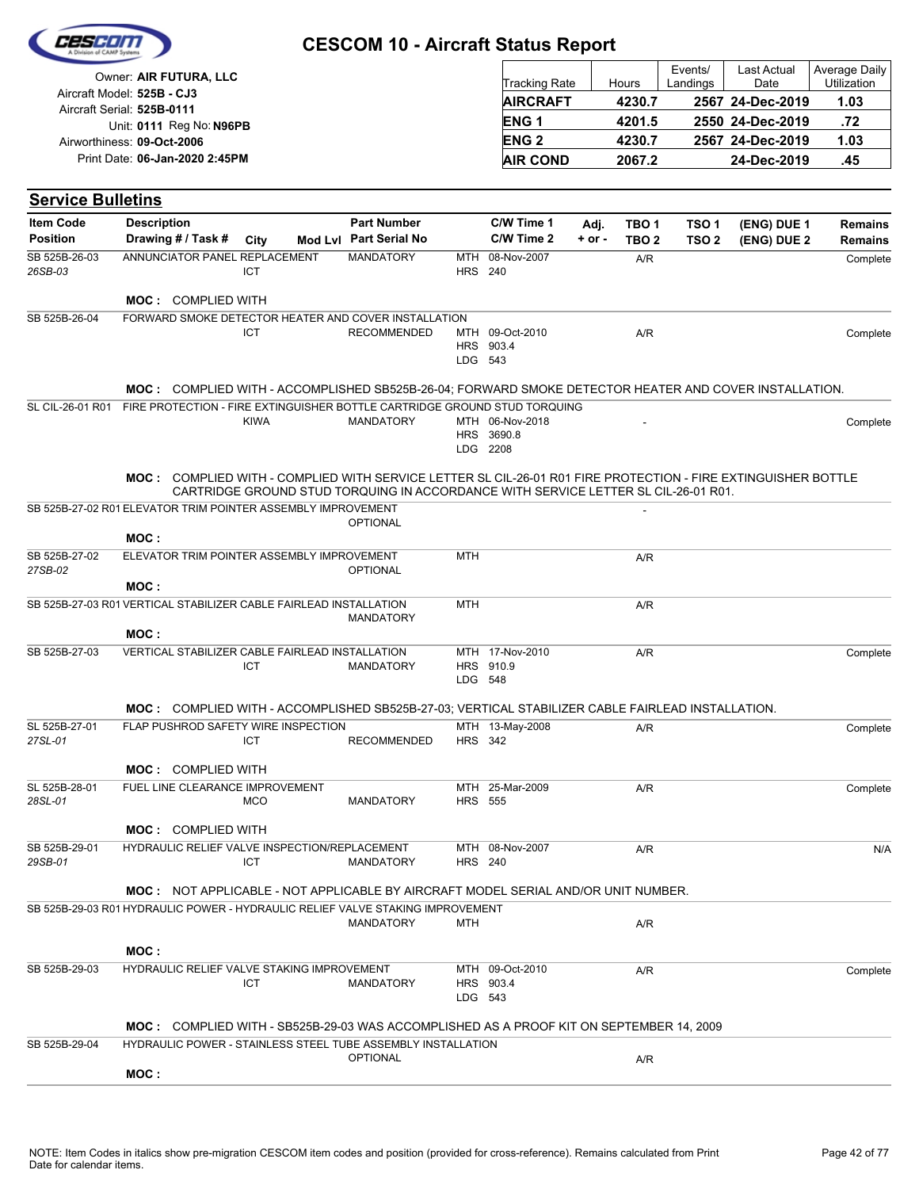# CESCOM 10 - Aircraft Status Report

Owner: **AIR FUTURA, LLC**
Aircraft Model: **525B - CJ3**
Aircraft Serial: **525B-0111**
Unit: **0111** Reg No: **N96PB**
Airworthiness: **09-Oct-2006**
Print Date: **06-Jan-2020 2:45PM**

| Tracking Rate | Hours | Events/ Landings | Last Actual Date | Average Daily Utilization |
|---|---|---|---|---|
| **AIRCRAFT** | **4230.7** | **2567** | **24-Dec-2019** | **1.03** |
| **ENG 1** | **4201.5** | **2550** | **24-Dec-2019** | **.72** |
| **ENG 2** | **4230.7** | **2567** | **24-Dec-2019** | **1.03** |
| **AIR COND** | **2067.2** | | **24-Dec-2019** | **.45** |

## Service Bulletins

| Item Code / Position | Description / Drawing # / Task # | City | Mod Lvl | Part Number / Part Serial No | C/W Time 1 / C/W Time 2 | Adj. + or - | TBO 1 / TBO 2 | TSO 1 / TSO 2 | (ENG) DUE 1 / (ENG) DUE 2 | Remains / Remains |
|---|---|---|---|---|---|---|---|---|---|---|
| SB 525B-26-03 *26SB-03* | ANNUNCIATOR PANEL REPLACEMENT | ICT | | MANDATORY | MTH 08-Nov-2007 HRS 240 | | A/R | | | Complete |
| | **MOC :** COMPLIED WITH | | | | | | | | | |
| SB 525B-26-04 | FORWARD SMOKE DETECTOR HEATER AND COVER INSTALLATION | ICT | | RECOMMENDED | MTH 09-Oct-2010 HRS 903.4 LDG 543 | | A/R | | | Complete |
| | **MOC :** COMPLIED WITH - ACCOMPLISHED SB525B-26-04; FORWARD SMOKE DETECTOR HEATER AND COVER INSTALLATION. | | | | | | | | | |
| SL CIL-26-01 R01 | FIRE PROTECTION - FIRE EXTINGUISHER BOTTLE CARTRIDGE GROUND STUD TORQUING | KIWA | | MANDATORY | MTH 06-Nov-2018 HRS 3690.8 LDG 2208 | | - | | | Complete |
| | **MOC :** COMPLIED WITH - COMPLIED WITH SERVICE LETTER SL CIL-26-01 R01 FIRE PROTECTION - FIRE EXTINGUISHER BOTTLE CARTRIDGE GROUND STUD TORQUING IN ACCORDANCE WITH SERVICE LETTER SL CIL-26-01 R01. | | | | | | | | | |
| SB 525B-27-02 R01 | ELEVATOR TRIM POINTER ASSEMBLY IMPROVEMENT | | | OPTIONAL | | | - | | | |
| | **MOC :** | | | | | | | | | |
| SB 525B-27-02 *27SB-02* | ELEVATOR TRIM POINTER ASSEMBLY IMPROVEMENT | | | OPTIONAL | MTH | | A/R | | | |
| | **MOC :** | | | | | | | | | |
| SB 525B-27-03 R01 | VERTICAL STABILIZER CABLE FAIRLEAD INSTALLATION | | | MANDATORY | MTH | | A/R | | | |
| | **MOC :** | | | | | | | | | |
| SB 525B-27-03 | VERTICAL STABILIZER CABLE FAIRLEAD INSTALLATION | ICT | | MANDATORY | MTH 17-Nov-2010 HRS 910.9 LDG 548 | | A/R | | | Complete |
| | **MOC :** COMPLIED WITH - ACCOMPLISHED SB525B-27-03; VERTICAL STABILIZER CABLE FAIRLEAD INSTALLATION. | | | | | | | | | |
| SL 525B-27-01 *27SL-01* | FLAP PUSHROD SAFETY WIRE INSPECTION | ICT | | RECOMMENDED | MTH 13-May-2008 HRS 342 | | A/R | | | Complete |
| | **MOC :** COMPLIED WITH | | | | | | | | | |
| SL 525B-28-01 *28SL-01* | FUEL LINE CLEARANCE IMPROVEMENT | MCO | | MANDATORY | MTH 25-Mar-2009 HRS 555 | | A/R | | | Complete |
| | **MOC :** COMPLIED WITH | | | | | | | | | |
| SB 525B-29-01 *29SB-01* | HYDRAULIC RELIEF VALVE INSPECTION/REPLACEMENT | ICT | | MANDATORY | MTH 08-Nov-2007 HRS 240 | | A/R | | | N/A |
| | **MOC :** NOT APPLICABLE - NOT APPLICABLE BY AIRCRAFT MODEL SERIAL AND/OR UNIT NUMBER. | | | | | | | | | |
| SB 525B-29-03 R01 | HYDRAULIC POWER - HYDRAULIC RELIEF VALVE STAKING IMPROVEMENT | | | MANDATORY | MTH | | A/R | | | |
| | **MOC :** | | | | | | | | | |
| SB 525B-29-03 | HYDRAULIC RELIEF VALVE STAKING IMPROVEMENT | ICT | | MANDATORY | MTH 09-Oct-2010 HRS 903.4 LDG 543 | | A/R | | | Complete |
| | **MOC :** COMPLIED WITH - SB525B-29-03 WAS ACCOMPLISHED AS A PROOF KIT ON SEPTEMBER 14, 2009 | | | | | | | | | |
| SB 525B-29-04 | HYDRAULIC POWER - STAINLESS STEEL TUBE ASSEMBLY INSTALLATION | | | OPTIONAL | | | A/R | | | |
| | **MOC :** | | | | | | | | | |

NOTE: Item Codes in italics show pre-migration CESCOM item codes and position (provided for cross-reference). Remains calculated from Print Date for calendar items.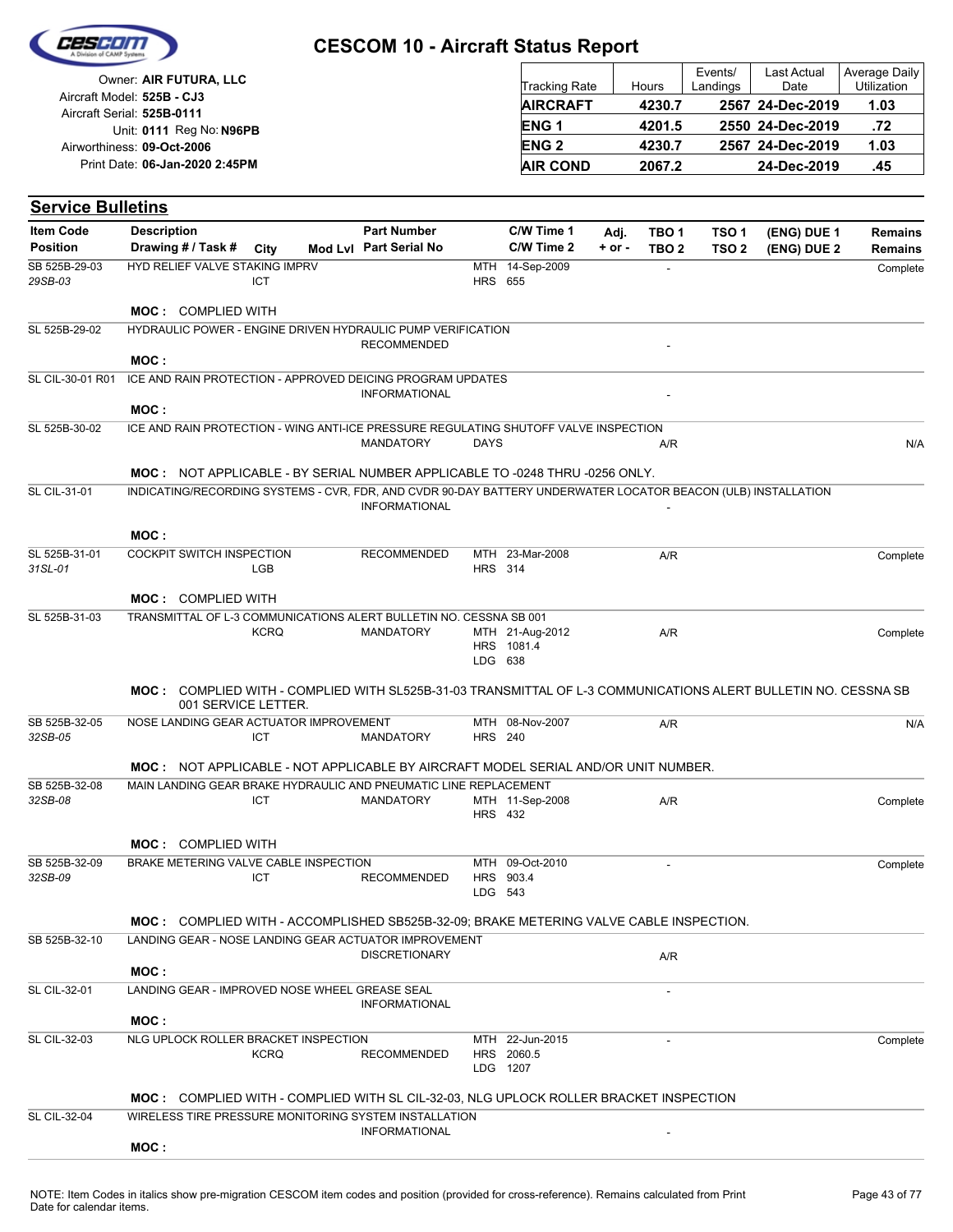# CESCOM 10 - Aircraft Status Report

Owner: **AIR FUTURA, LLC**
Aircraft Model: **525B - CJ3**
Aircraft Serial: **525B-0111**
Unit: **0111** Reg No: **N96PB**
Airworthiness: **09-Oct-2006**
Print Date: **06-Jan-2020 2:45PM**

| Tracking Rate | Hours | Events/ Landings | Last Actual Date | Average Daily Utilization |
|---|---|---|---|---|
| **AIRCRAFT** | **4230.7** | **2567** | **24-Dec-2019** | **1.03** |
| **ENG 1** | **4201.5** | **2550** | **24-Dec-2019** | **.72** |
| **ENG 2** | **4230.7** | **2567** | **24-Dec-2019** | **1.03** |
| **AIR COND** | **2067.2** | | **24-Dec-2019** | **.45** |

## Service Bulletins

| Item Code / Position | Description / Drawing # / Task # | City | Mod Lvl | Part Number / Part Serial No | | C/W Time 1 / C/W Time 2 | Adj. + or - | TBO 1 / TBO 2 | TSO 1 / TSO 2 | (ENG) DUE 1 / (ENG) DUE 2 | Remains / Remains |
|---|---|---|---|---|---|---|---|---|---|---|---|
| SB 525B-29-03 / *29SB-03* | HYD RELIEF VALVE STAKING IMPRV | ICT | | | MTH / HRS | 14-Sep-2009 / 655 | | - | | | Complete |
| | **MOC :** COMPLIED WITH | | | | | | | | | | |
| SL 525B-29-02 | HYDRAULIC POWER - ENGINE DRIVEN HYDRAULIC PUMP VERIFICATION | | | RECOMMENDED | | | | - | | | |
| | **MOC :** | | | | | | | | | | |
| SL CIL-30-01 R01 | ICE AND RAIN PROTECTION - APPROVED DEICING PROGRAM UPDATES | | | INFORMATIONAL | | | | - | | | |
| | **MOC :** | | | | | | | | | | |
| SL 525B-30-02 | ICE AND RAIN PROTECTION - WING ANTI-ICE PRESSURE REGULATING SHUTOFF VALVE INSPECTION | | | MANDATORY | DAYS | | | A/R | | | N/A |
| | **MOC :** NOT APPLICABLE - BY SERIAL NUMBER APPLICABLE TO -0248 THRU -0256 ONLY. | | | | | | | | | | |
| SL CIL-31-01 | INDICATING/RECORDING SYSTEMS - CVR, FDR, AND CVDR 90-DAY BATTERY UNDERWATER LOCATOR BEACON (ULB) INSTALLATION | | | INFORMATIONAL | | | | - | | | |
| | **MOC :** | | | | | | | | | | |
| SL 525B-31-01 / *31SL-01* | COCKPIT SWITCH INSPECTION | LGB | | RECOMMENDED | MTH / HRS | 23-Mar-2008 / 314 | | A/R | | | Complete |
| | **MOC :** COMPLIED WITH | | | | | | | | | | |
| SL 525B-31-03 | TRANSMITTAL OF L-3 COMMUNICATIONS ALERT BULLETIN NO. CESSNA SB 001 | KCRQ | | MANDATORY | MTH / HRS / LDG | 21-Aug-2012 / 1081.4 / 638 | | A/R | | | Complete |
| | **MOC :** COMPLIED WITH - COMPLIED WITH SL525B-31-03 TRANSMITTAL OF L-3 COMMUNICATIONS ALERT BULLETIN NO. CESSNA SB 001 SERVICE LETTER. | | | | | | | | | | |
| SB 525B-32-05 / *32SB-05* | NOSE LANDING GEAR ACTUATOR IMPROVEMENT | ICT | | MANDATORY | MTH / HRS | 08-Nov-2007 / 240 | | A/R | | | N/A |
| | **MOC :** NOT APPLICABLE - NOT APPLICABLE BY AIRCRAFT MODEL SERIAL AND/OR UNIT NUMBER. | | | | | | | | | | |
| SB 525B-32-08 / *32SB-08* | MAIN LANDING GEAR BRAKE HYDRAULIC AND PNEUMATIC LINE REPLACEMENT | ICT | | MANDATORY | MTH / HRS | 11-Sep-2008 / 432 | | A/R | | | Complete |
| | **MOC :** COMPLIED WITH | | | | | | | | | | |
| SB 525B-32-09 / *32SB-09* | BRAKE METERING VALVE CABLE INSPECTION | ICT | | RECOMMENDED | MTH / HRS / LDG | 09-Oct-2010 / 903.4 / 543 | | - | | | Complete |
| | **MOC :** COMPLIED WITH - ACCOMPLISHED SB525B-32-09; BRAKE METERING VALVE CABLE INSPECTION. | | | | | | | | | | |
| SB 525B-32-10 | LANDING GEAR - NOSE LANDING GEAR ACTUATOR IMPROVEMENT | | | DISCRETIONARY | | | | A/R | | | |
| | **MOC :** | | | | | | | | | | |
| SL CIL-32-01 | LANDING GEAR - IMPROVED NOSE WHEEL GREASE SEAL | | | INFORMATIONAL | | | | - | | | |
| | **MOC :** | | | | | | | | | | |
| SL CIL-32-03 | NLG UPLOCK ROLLER BRACKET INSPECTION | KCRQ | | RECOMMENDED | MTH / HRS / LDG | 22-Jun-2015 / 2060.5 / 1207 | | - | | | Complete |
| | **MOC :** COMPLIED WITH - COMPLIED WITH SL CIL-32-03, NLG UPLOCK ROLLER BRACKET INSPECTION | | | | | | | | | | |
| SL CIL-32-04 | WIRELESS TIRE PRESSURE MONITORING SYSTEM INSTALLATION | | | INFORMATIONAL | | | | - | | | |
| | **MOC :** | | | | | | | | | | |

NOTE: Item Codes in italics show pre-migration CESCOM item codes and position (provided for cross-reference). Remains calculated from Print Date for calendar items.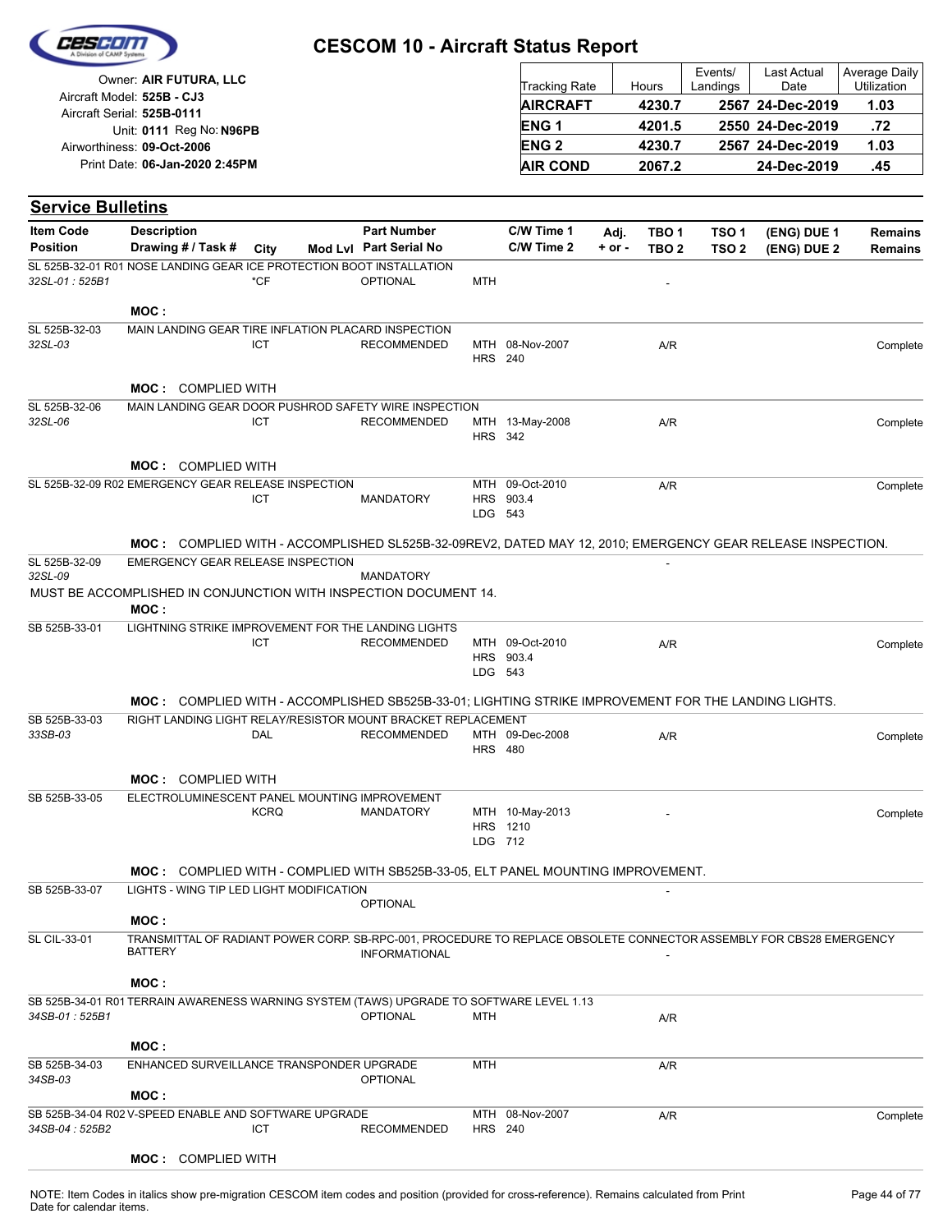# CESCOM 10 - Aircraft Status Report

Owner: **AIR FUTURA, LLC**
Aircraft Model: **525B - CJ3**
Aircraft Serial: **525B-0111**
Unit: **0111** Reg No: **N96PB**
Airworthiness: **09-Oct-2006**
Print Date: **06-Jan-2020 2:45PM**

| Tracking Rate | Hours | Events/ Landings | Last Actual Date | Average Daily Utilization |
|---|---|---|---|---|
| **AIRCRAFT** | **4230.7** | **2567** | **24-Dec-2019** | **1.03** |
| **ENG 1** | **4201.5** | **2550** | **24-Dec-2019** | **.72** |
| **ENG 2** | **4230.7** | **2567** | **24-Dec-2019** | **1.03** |
| **AIR COND** | **2067.2** | | **24-Dec-2019** | **.45** |

## Service Bulletins

| Item Code / Position | Description / Drawing # / Task # | City | Mod Lvl | Part Number / Part Serial No | | C/W Time 1 / C/W Time 2 | Adj. + or - | TBO 1 / TBO 2 | TSO 1 / TSO 2 | (ENG) DUE 1 / (ENG) DUE 2 | Remains / Remains |
|---|---|---|---|---|---|---|---|---|---|---|---|
| SL 525B-32-01 R01 NOSE LANDING GEAR ICE PROTECTION BOOT INSTALLATION | | | | | | | | | | | |
| *32SL-01 : 525B1* | | *CF | | OPTIONAL | MTH | | | - | | | |
| | **MOC :** | | | | | | | | | | |
| SL 525B-32-03 | MAIN LANDING GEAR TIRE INFLATION PLACARD INSPECTION | | | | | | | | | | |
| *32SL-03* | | ICT | | RECOMMENDED | MTH<br>HRS | 08-Nov-2007<br>240 | | A/R | | | Complete |
| | **MOC :** COMPLIED WITH | | | | | | | | | | |
| SL 525B-32-06 | MAIN LANDING GEAR DOOR PUSHROD SAFETY WIRE INSPECTION | | | | | | | | | | |
| *32SL-06* | | ICT | | RECOMMENDED | MTH<br>HRS | 13-May-2008<br>342 | | A/R | | | Complete |
| | **MOC :** COMPLIED WITH | | | | | | | | | | |
| SL 525B-32-09 R02 EMERGENCY GEAR RELEASE INSPECTION | | | | | MTH | 09-Oct-2010 | | A/R | | | Complete |
| | | ICT | | MANDATORY | HRS<br>LDG | 903.4<br>543 | | | | | |
| | **MOC :** COMPLIED WITH - ACCOMPLISHED SL525B-32-09REV2, DATED MAY 12, 2010; EMERGENCY GEAR RELEASE INSPECTION. | | | | | | | | | | |
| SL 525B-32-09 | EMERGENCY GEAR RELEASE INSPECTION | | | | | | | - | | | |
| *32SL-09* | | | | MANDATORY | | | | | | | |
| MUST BE ACCOMPLISHED IN CONJUNCTION WITH INSPECTION DOCUMENT 14. | | | | | | | | | | | |
| | **MOC :** | | | | | | | | | | |
| SB 525B-33-01 | LIGHTNING STRIKE IMPROVEMENT FOR THE LANDING LIGHTS | | | | | | | | | | |
| | | ICT | | RECOMMENDED | MTH<br>HRS<br>LDG | 09-Oct-2010<br>903.4<br>543 | | A/R | | | Complete |
| | **MOC :** COMPLIED WITH - ACCOMPLISHED SB525B-33-01; LIGHTING STRIKE IMPROVEMENT FOR THE LANDING LIGHTS. | | | | | | | | | | |
| SB 525B-33-03 | RIGHT LANDING LIGHT RELAY/RESISTOR MOUNT BRACKET REPLACEMENT | | | | | | | | | | |
| *33SB-03* | | DAL | | RECOMMENDED | MTH<br>HRS | 09-Dec-2008<br>480 | | A/R | | | Complete |
| | **MOC :** COMPLIED WITH | | | | | | | | | | |
| SB 525B-33-05 | ELECTROLUMINESCENT PANEL MOUNTING IMPROVEMENT | | | | | | | | | | |
| | | KCRQ | | MANDATORY | MTH<br>HRS<br>LDG | 10-May-2013<br>1210<br>712 | | - | | | Complete |
| | **MOC :** COMPLIED WITH - COMPLIED WITH SB525B-33-05, ELT PANEL MOUNTING IMPROVEMENT. | | | | | | | | | | |
| SB 525B-33-07 | LIGHTS - WING TIP LED LIGHT MODIFICATION | | | | | | | - | | | |
| | | | | OPTIONAL | | | | | | | |
| | **MOC :** | | | | | | | | | | |
| SL CIL-33-01 | TRANSMITTAL OF RADIANT POWER CORP. SB-RPC-001, PROCEDURE TO REPLACE OBSOLETE CONNECTOR ASSEMBLY FOR CBS28 EMERGENCY BATTERY | | | INFORMATIONAL | | | | - | | | |
| | **MOC :** | | | | | | | | | | |
| SB 525B-34-01 R01 TERRAIN AWARENESS WARNING SYSTEM (TAWS) UPGRADE TO SOFTWARE LEVEL 1.13 | | | | | | | | | | | |
| *34SB-01 : 525B1* | | | | OPTIONAL | MTH | | | A/R | | | |
| | **MOC :** | | | | | | | | | | |
| SB 525B-34-03 | ENHANCED SURVEILLANCE TRANSPONDER UPGRADE | | | | MTH | | | A/R | | | |
| *34SB-03* | | | | OPTIONAL | | | | | | | |
| | **MOC :** | | | | | | | | | | |
| SB 525B-34-04 R02 V-SPEED ENABLE AND SOFTWARE UPGRADE | | | | | MTH | 08-Nov-2007 | | A/R | | | Complete |
| *34SB-04 : 525B2* | | ICT | | RECOMMENDED | HRS | 240 | | | | | |
| | **MOC :** COMPLIED WITH | | | | | | | | | | |

NOTE: Item Codes in italics show pre-migration CESCOM item codes and position (provided for cross-reference). Remains calculated from Print Date for calendar items.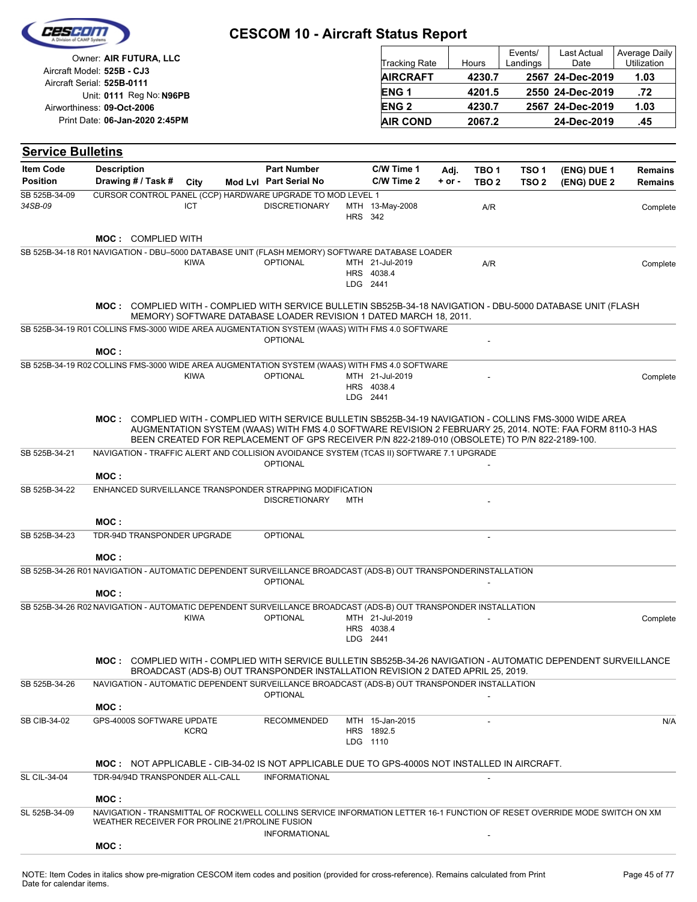# CESCOM 10 - Aircraft Status Report

Owner: **AIR FUTURA, LLC**
Aircraft Model: **525B - CJ3**
Aircraft Serial: **525B-0111**
Unit: **0111** Reg No: **N96PB**
Airworthiness: **09-Oct-2006**
Print Date: **06-Jan-2020 2:45PM**

| Tracking Rate | Hours | Events/ Landings | Last Actual Date | Average Daily Utilization |
|---|---|---|---|---|
| **AIRCRAFT** | **4230.7** | **2567** | **24-Dec-2019** | **1.03** |
| **ENG 1** | **4201.5** | **2550** | **24-Dec-2019** | **.72** |
| **ENG 2** | **4230.7** | **2567** | **24-Dec-2019** | **1.03** |
| **AIR COND** | **2067.2** | | **24-Dec-2019** | **.45** |

## Service Bulletins

| Item Code / Position | Description / Drawing # / Task # | City | Mod Lvl | Part Number / Part Serial No | C/W Time 1 / C/W Time 2 | Adj. + or - | TBO 1 / TBO 2 | TSO 1 / TSO 2 | (ENG) DUE 1 / (ENG) DUE 2 | Remains / Remains |
|---|---|---|---|---|---|---|---|---|---|---|
| SB 525B-34-09 / *34SB-09* | CURSOR CONTROL PANEL (CCP) HARDWARE UPGRADE TO MOD LEVEL 1 | ICT | | DISCRETIONARY | MTH 13-May-2008 HRS 342 | | A/R | | | Complete |
| | MOC : COMPLIED WITH | | | | | | | | | |
| SB 525B-34-18 R01 | NAVIGATION - DBU–5000 DATABASE UNIT (FLASH MEMORY) SOFTWARE DATABASE LOADER | KIWA | | OPTIONAL | MTH 21-Jul-2019 HRS 4038.4 LDG 2441 | | A/R | | | Complete |
| | MOC : COMPLIED WITH - COMPLIED WITH SERVICE BULLETIN SB525B-34-18 NAVIGATION - DBU-5000 DATABASE UNIT (FLASH MEMORY) SOFTWARE DATABASE LOADER REVISION 1 DATED MARCH 18, 2011. | | | | | | | | | |
| SB 525B-34-19 R01 | COLLINS FMS-3000 WIDE AREA AUGMENTATION SYSTEM (WAAS) WITH FMS 4.0 SOFTWARE | | | OPTIONAL | | | - | | | |
| | MOC : | | | | | | | | | |
| SB 525B-34-19 R02 | COLLINS FMS-3000 WIDE AREA AUGMENTATION SYSTEM (WAAS) WITH FMS 4.0 SOFTWARE | KIWA | | OPTIONAL | MTH 21-Jul-2019 HRS 4038.4 LDG 2441 | | - | | | Complete |
| | MOC : COMPLIED WITH - COMPLIED WITH SERVICE BULLETIN SB525B-34-19 NAVIGATION - COLLINS FMS-3000 WIDE AREA AUGMENTATION SYSTEM (WAAS) WITH FMS 4.0 SOFTWARE REVISION 2 FEBRUARY 25, 2014. NOTE: FAA FORM 8110-3 HAS BEEN CREATED FOR REPLACEMENT OF GPS RECEIVER P/N 822-2189-010 (OBSOLETE) TO P/N 822-2189-100. | | | | | | | | | |
| SB 525B-34-21 | NAVIGATION - TRAFFIC ALERT AND COLLISION AVOIDANCE SYSTEM (TCAS II) SOFTWARE 7.1 UPGRADE | | | OPTIONAL | | | - | | | |
| | MOC : | | | | | | | | | |
| SB 525B-34-22 | ENHANCED SURVEILLANCE TRANSPONDER STRAPPING MODIFICATION | | | DISCRETIONARY | MTH | | - | | | |
| | MOC : | | | | | | | | | |
| SB 525B-34-23 | TDR-94D TRANSPONDER UPGRADE | | | OPTIONAL | | | - | | | |
| | MOC : | | | | | | | | | |
| SB 525B-34-26 R01 | NAVIGATION - AUTOMATIC DEPENDENT SURVEILLANCE BROADCAST (ADS-B) OUT TRANSPONDERINSTALLATION | | | OPTIONAL | | | - | | | |
| | MOC : | | | | | | | | | |
| SB 525B-34-26 R02 | NAVIGATION - AUTOMATIC DEPENDENT SURVEILLANCE BROADCAST (ADS-B) OUT TRANSPONDER INSTALLATION | KIWA | | OPTIONAL | MTH 21-Jul-2019 HRS 4038.4 LDG 2441 | | - | | | Complete |
| | MOC : COMPLIED WITH - COMPLIED WITH SERVICE BULLETIN SB525B-34-26 NAVIGATION - AUTOMATIC DEPENDENT SURVEILLANCE BROADCAST (ADS-B) OUT TRANSPONDER INSTALLATION REVISION 2 DATED APRIL 25, 2019. | | | | | | | | | |
| SB 525B-34-26 | NAVIGATION - AUTOMATIC DEPENDENT SURVEILLANCE BROADCAST (ADS-B) OUT TRANSPONDER INSTALLATION | | | OPTIONAL | | | - | | | |
| | MOC : | | | | | | | | | |
| SB CIB-34-02 | GPS-4000S SOFTWARE UPDATE | KCRQ | | RECOMMENDED | MTH 15-Jan-2015 HRS 1892.5 LDG 1110 | | - | | | N/A |
| | MOC : NOT APPLICABLE - CIB-34-02 IS NOT APPLICABLE DUE TO GPS-4000S NOT INSTALLED IN AIRCRAFT. | | | | | | | | | |
| SL CIL-34-04 | TDR-94/94D TRANSPONDER ALL-CALL | | | INFORMATIONAL | | | - | | | |
| | MOC : | | | | | | | | | |
| SL 525B-34-09 | NAVIGATION - TRANSMITTAL OF ROCKWELL COLLINS SERVICE INFORMATION LETTER 16-1 FUNCTION OF RESET OVERRIDE MODE SWITCH ON XM WEATHER RECEIVER FOR PROLINE 21/PROLINE FUSION | | | INFORMATIONAL | | | - | | | |
| | MOC : | | | | | | | | | |

NOTE: Item Codes in italics show pre-migration CESCOM item codes and position (provided for cross-reference). Remains calculated from Print Date for calendar items.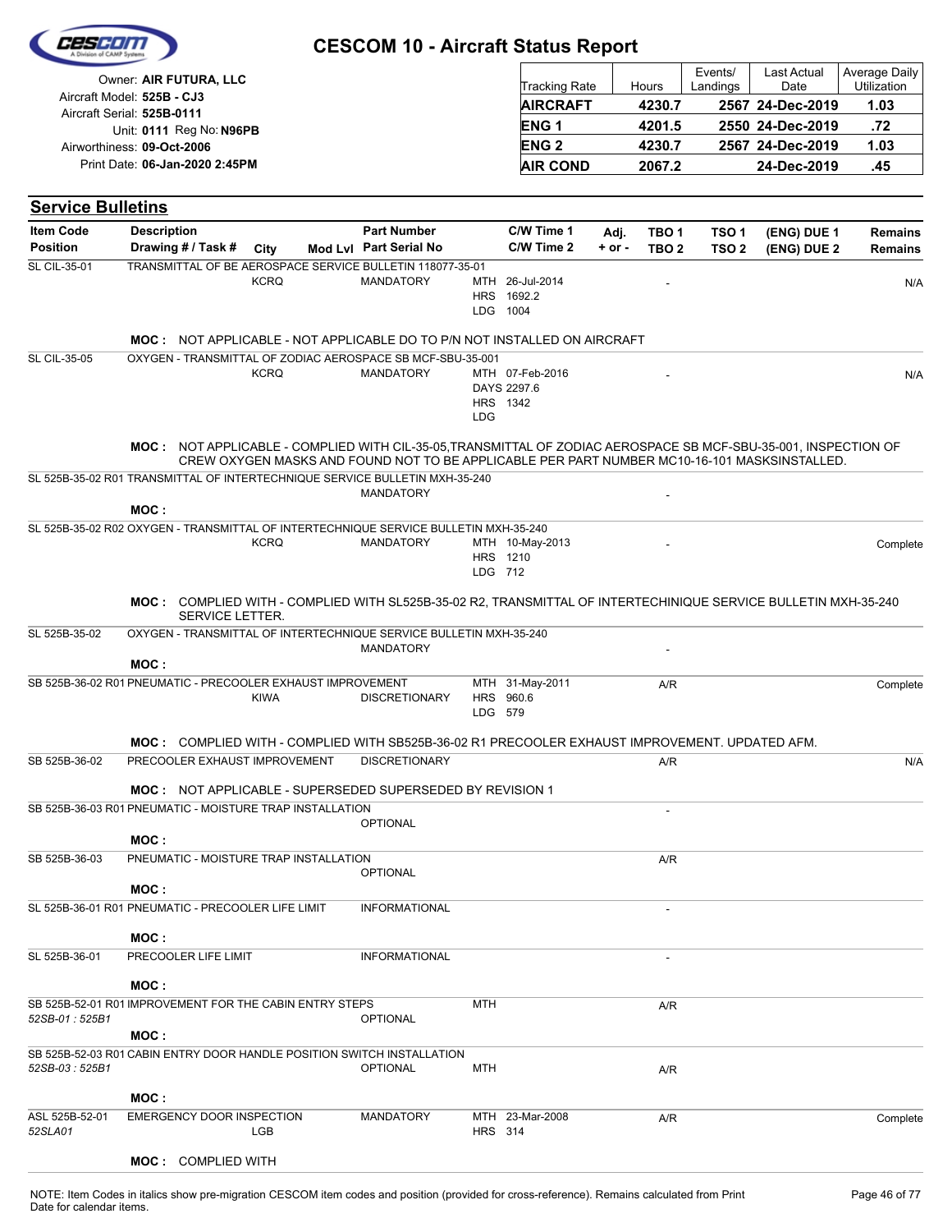# CESCOM 10 - Aircraft Status Report

Owner: **AIR FUTURA, LLC**
Aircraft Model: **525B - CJ3**
Aircraft Serial: **525B-0111**
Unit: **0111** Reg No: **N96PB**
Airworthiness: **09-Oct-2006**
Print Date: **06-Jan-2020 2:45PM**

| Tracking Rate | Hours | Events/ Landings | Last Actual Date | Average Daily Utilization |
|---|---|---|---|---|
| **AIRCRAFT** | **4230.7** | **2567** | **24-Dec-2019** | **1.03** |
| **ENG 1** | **4201.5** | **2550** | **24-Dec-2019** | **.72** |
| **ENG 2** | **4230.7** | **2567** | **24-Dec-2019** | **1.03** |
| **AIR COND** | **2067.2** | | **24-Dec-2019** | **.45** |

## Service Bulletins

| Item Code / Position | Description / Drawing # / Task # | City | Mod Lvl | Part Number / Part Serial No | C/W Time 1 / C/W Time 2 | Adj. + or - | TBO 1 / TBO 2 | TSO 1 / TSO 2 | (ENG) DUE 1 / (ENG) DUE 2 | Remains / Remains |
|---|---|---|---|---|---|---|---|---|---|---|
| SL CIL-35-01 | TRANSMITTAL OF BE AEROSPACE SERVICE BULLETIN 118077-35-01 | KCRQ | | MANDATORY | MTH 26-Jul-2014<br>HRS 1692.2<br>LDG 1004 | | - | | | N/A |
| | **MOC :** NOT APPLICABLE - NOT APPLICABLE DO TO P/N NOT INSTALLED ON AIRCRAFT | | | | | | | | | |
| SL CIL-35-05 | OXYGEN - TRANSMITTAL OF ZODIAC AEROSPACE SB MCF-SBU-35-001 | KCRQ | | MANDATORY | MTH 07-Feb-2016<br>DAYS 2297.6<br>HRS 1342<br>LDG | | - | | | N/A |
| | **MOC :** NOT APPLICABLE - COMPLIED WITH CIL-35-05,TRANSMITTAL OF ZODIAC AEROSPACE SB MCF-SBU-35-001, INSPECTION OF CREW OXYGEN MASKS AND FOUND NOT TO BE APPLICABLE PER PART NUMBER MC10-16-101 MASKSINSTALLED. | | | | | | | | | |
| SL 525B-35-02 R01 | TRANSMITTAL OF INTERTECHNIQUE SERVICE BULLETIN MXH-35-240 | | | MANDATORY | | | - | | | |
| | **MOC :** | | | | | | | | | |
| SL 525B-35-02 R02 | OXYGEN - TRANSMITTAL OF INTERTECHNIQUE SERVICE BULLETIN MXH-35-240 | KCRQ | | MANDATORY | MTH 10-May-2013<br>HRS 1210<br>LDG 712 | | - | | | Complete |
| | **MOC :** COMPLIED WITH - COMPLIED WITH SL525B-35-02 R2, TRANSMITTAL OF INTERTECHINIQUE SERVICE BULLETIN MXH-35-240 SERVICE LETTER. | | | | | | | | | |
| SL 525B-35-02 | OXYGEN - TRANSMITTAL OF INTERTECHNIQUE SERVICE BULLETIN MXH-35-240 | | | MANDATORY | | | - | | | |
| | **MOC :** | | | | | | | | | |
| SB 525B-36-02 R01 | PNEUMATIC - PRECOOLER EXHAUST IMPROVEMENT | KIWA | | DISCRETIONARY | MTH 31-May-2011<br>HRS 960.6<br>LDG 579 | | A/R | | | Complete |
| | **MOC :** COMPLIED WITH - COMPLIED WITH SB525B-36-02 R1 PRECOOLER EXHAUST IMPROVEMENT. UPDATED AFM. | | | | | | | | | |
| SB 525B-36-02 | PRECOOLER EXHAUST IMPROVEMENT | | | DISCRETIONARY | | | A/R | | | N/A |
| | **MOC :** NOT APPLICABLE - SUPERSEDED SUPERSEDED BY REVISION 1 | | | | | | | | | |
| SB 525B-36-03 R01 | PNEUMATIC - MOISTURE TRAP INSTALLATION | | | OPTIONAL | | | - | | | |
| | **MOC :** | | | | | | | | | |
| SB 525B-36-03 | PNEUMATIC - MOISTURE TRAP INSTALLATION | | | OPTIONAL | | | A/R | | | |
| | **MOC :** | | | | | | | | | |
| SL 525B-36-01 R01 | PNEUMATIC - PRECOOLER LIFE LIMIT | | | INFORMATIONAL | | | - | | | |
| | **MOC :** | | | | | | | | | |
| SL 525B-36-01 | PRECOOLER LIFE LIMIT | | | INFORMATIONAL | | | - | | | |
| | **MOC :** | | | | | | | | | |
| SB 525B-52-01 R01<br>*52SB-01 : 525B1* | IMPROVEMENT FOR THE CABIN ENTRY STEPS | | | OPTIONAL | MTH | | A/R | | | |
| | **MOC :** | | | | | | | | | |
| SB 525B-52-03 R01<br>*52SB-03 : 525B1* | CABIN ENTRY DOOR HANDLE POSITION SWITCH INSTALLATION | | | OPTIONAL | MTH | | A/R | | | |
| | **MOC :** | | | | | | | | | |
| ASL 525B-52-01<br>*52SLA01* | EMERGENCY DOOR INSPECTION | LGB | | MANDATORY | MTH 23-Mar-2008<br>HRS 314 | | A/R | | | Complete |
| | **MOC :** COMPLIED WITH | | | | | | | | | |

NOTE: Item Codes in italics show pre-migration CESCOM item codes and position (provided for cross-reference). Remains calculated from Print Date for calendar items.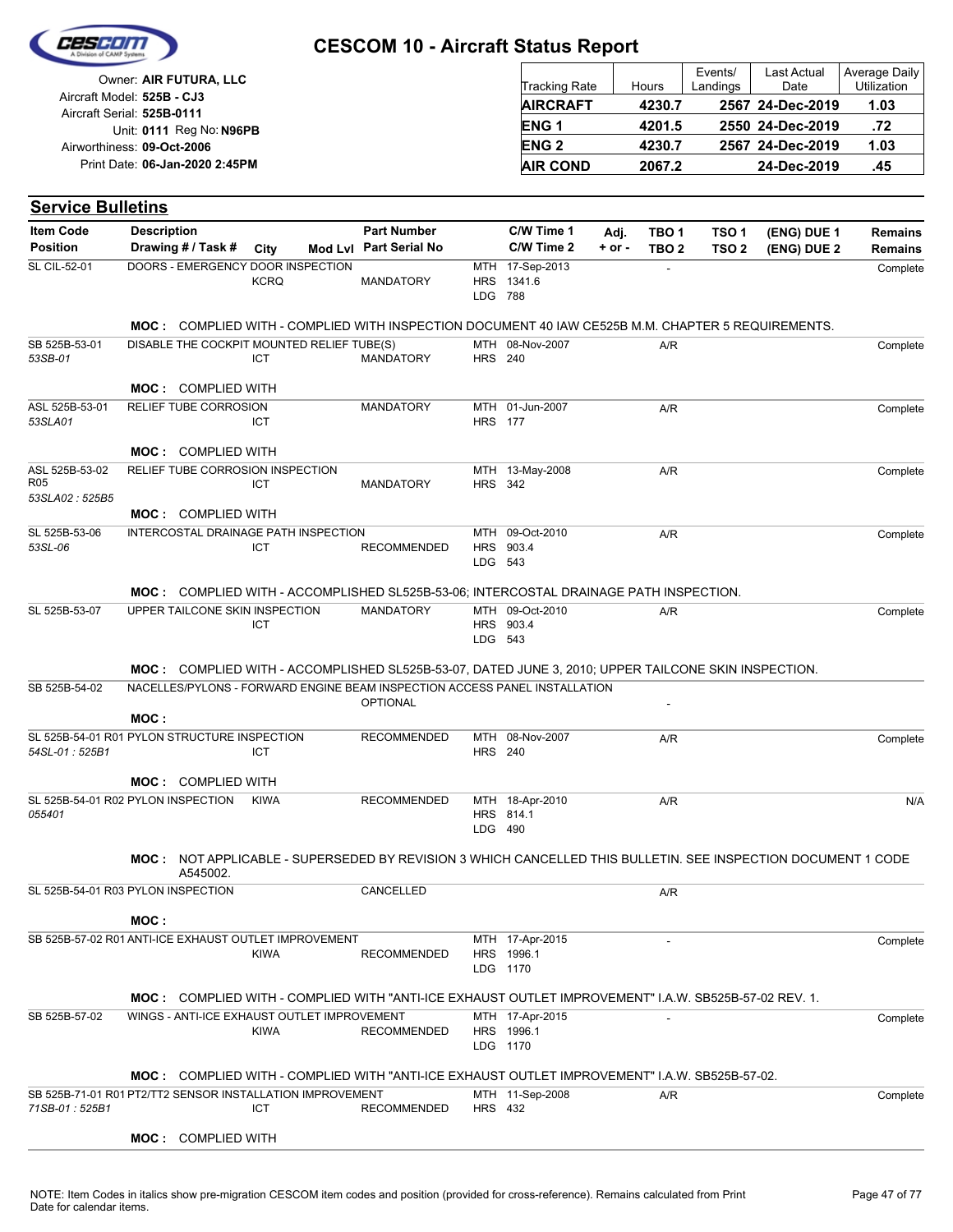# CESCOM 10 - Aircraft Status Report

Owner: **AIR FUTURA, LLC**
Aircraft Model: **525B - CJ3**
Aircraft Serial: **525B-0111**
Unit: **0111** Reg No: **N96PB**
Airworthiness: **09-Oct-2006**
Print Date: **06-Jan-2020 2:45PM**

| Tracking Rate | Hours | Events/ Landings | Last Actual Date | Average Daily Utilization |
|---|---|---|---|---|
| **AIRCRAFT** | **4230.7** | **2567** | **24-Dec-2019** | **1.03** |
| **ENG 1** | **4201.5** | **2550** | **24-Dec-2019** | **.72** |
| **ENG 2** | **4230.7** | **2567** | **24-Dec-2019** | **1.03** |
| **AIR COND** | **2067.2** | | **24-Dec-2019** | **.45** |

## Service Bulletins

| Item Code / Position | Description / Drawing # / Task # | City | Mod Lvl | Part Number / Part Serial No | C/W Time 1 / C/W Time 2 | Adj. + or - | TBO 1 / TBO 2 | TSO 1 / TSO 2 | (ENG) DUE 1 / (ENG) DUE 2 | Remains |
|---|---|---|---|---|---|---|---|---|---|---|
| SL CIL-52-01 | DOORS - EMERGENCY DOOR INSPECTION | KCRQ | | MANDATORY | MTH 17-Sep-2013<br>HRS 1341.6<br>LDG 788 | | - | | | Complete |
| | **MOC :** COMPLIED WITH - COMPLIED WITH INSPECTION DOCUMENT 40 IAW CE525B M.M. CHAPTER 5 REQUIREMENTS. | | | | | | | | | |
| SB 525B-53-01<br>*53SB-01* | DISABLE THE COCKPIT MOUNTED RELIEF TUBE(S) | ICT | | MANDATORY | MTH 08-Nov-2007<br>HRS 240 | | A/R | | | Complete |
| | **MOC :** COMPLIED WITH | | | | | | | | | |
| ASL 525B-53-01<br>*53SLA01* | RELIEF TUBE CORROSION | ICT | | MANDATORY | MTH 01-Jun-2007<br>HRS 177 | | A/R | | | Complete |
| | **MOC :** COMPLIED WITH | | | | | | | | | |
| ASL 525B-53-02 R05<br>*53SLA02 : 525B5* | RELIEF TUBE CORROSION INSPECTION | ICT | | MANDATORY | MTH 13-May-2008<br>HRS 342 | | A/R | | | Complete |
| | **MOC :** COMPLIED WITH | | | | | | | | | |
| SL 525B-53-06<br>*53SL-06* | INTERCOSTAL DRAINAGE PATH INSPECTION | ICT | | RECOMMENDED | MTH 09-Oct-2010<br>HRS 903.4<br>LDG 543 | | A/R | | | Complete |
| | **MOC :** COMPLIED WITH - ACCOMPLISHED SL525B-53-06; INTERCOSTAL DRAINAGE PATH INSPECTION. | | | | | | | | | |
| SL 525B-53-07 | UPPER TAILCONE SKIN INSPECTION | ICT | | MANDATORY | MTH 09-Oct-2010<br>HRS 903.4<br>LDG 543 | | A/R | | | Complete |
| | **MOC :** COMPLIED WITH - ACCOMPLISHED SL525B-53-07, DATED JUNE 3, 2010; UPPER TAILCONE SKIN INSPECTION. | | | | | | | | | |
| SB 525B-54-02 | NACELLES/PYLONS - FORWARD ENGINE BEAM INSPECTION ACCESS PANEL INSTALLATION | | | OPTIONAL | | | - | | | |
| | **MOC :** | | | | | | | | | |
| SL 525B-54-01 R01<br>*54SL-01 : 525B1* | PYLON STRUCTURE INSPECTION | ICT | | RECOMMENDED | MTH 08-Nov-2007<br>HRS 240 | | A/R | | | Complete |
| | **MOC :** COMPLIED WITH | | | | | | | | | |
| SL 525B-54-01 R02<br>*055401* | PYLON INSPECTION | KIWA | | RECOMMENDED | MTH 18-Apr-2010<br>HRS 814.1<br>LDG 490 | | A/R | | | N/A |
| | **MOC :** NOT APPLICABLE - SUPERSEDED BY REVISION 3 WHICH CANCELLED THIS BULLETIN. SEE INSPECTION DOCUMENT 1 CODE A545002. | | | | | | | | | |
| SL 525B-54-01 R03 | PYLON INSPECTION | | | CANCELLED | | | A/R | | | |
| | **MOC :** | | | | | | | | | |
| SB 525B-57-02 R01 | ANTI-ICE EXHAUST OUTLET IMPROVEMENT | KIWA | | RECOMMENDED | MTH 17-Apr-2015<br>HRS 1996.1<br>LDG 1170 | | - | | | Complete |
| | **MOC :** COMPLIED WITH - COMPLIED WITH "ANTI-ICE EXHAUST OUTLET IMPROVEMENT" I.A.W. SB525B-57-02 REV. 1. | | | | | | | | | |
| SB 525B-57-02 | WINGS - ANTI-ICE EXHAUST OUTLET IMPROVEMENT | KIWA | | RECOMMENDED | MTH 17-Apr-2015<br>HRS 1996.1<br>LDG 1170 | | - | | | Complete |
| | **MOC :** COMPLIED WITH - COMPLIED WITH "ANTI-ICE EXHAUST OUTLET IMPROVEMENT" I.A.W. SB525B-57-02. | | | | | | | | | |
| SB 525B-71-01 R01<br>*71SB-01 : 525B1* | PT2/TT2 SENSOR INSTALLATION IMPROVEMENT | ICT | | RECOMMENDED | MTH 11-Sep-2008<br>HRS 432 | | A/R | | | Complete |
| | **MOC :** COMPLIED WITH | | | | | | | | | |

NOTE: Item Codes in italics show pre-migration CESCOM item codes and position (provided for cross-reference). Remains calculated from Print Date for calendar items.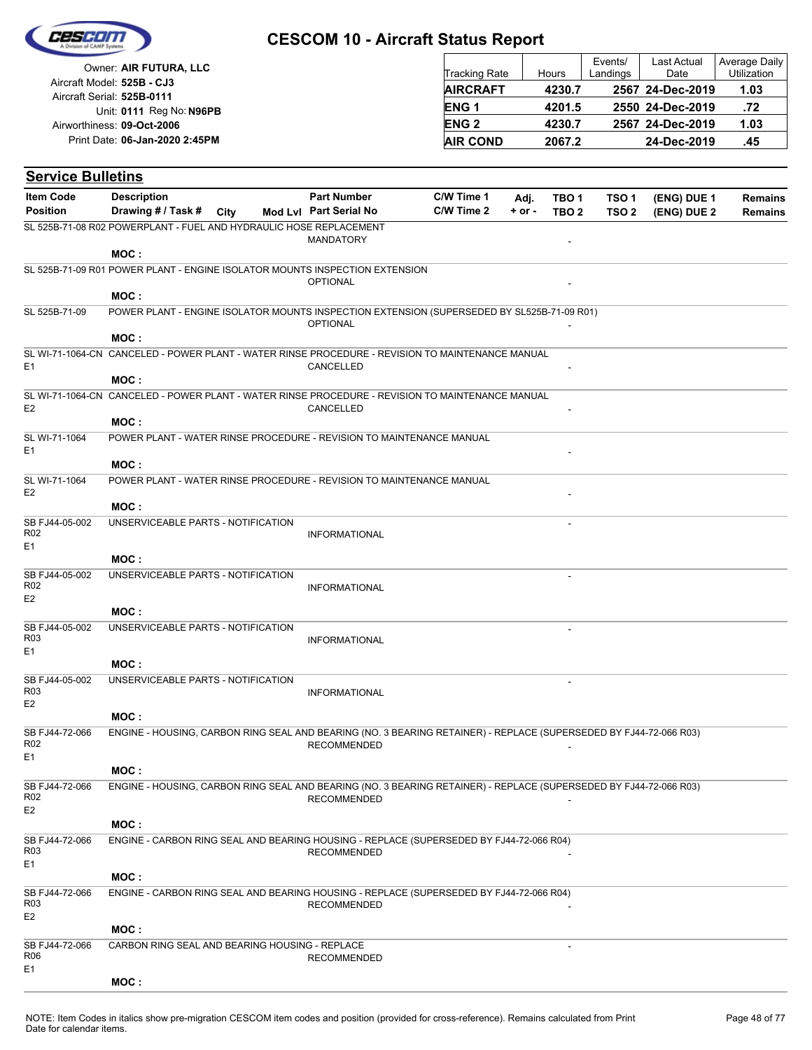# CESCOM 10 - Aircraft Status Report

Owner: **AIR FUTURA, LLC**
Aircraft Model: **525B - CJ3**
Aircraft Serial: **525B-0111**
Unit: **0111** Reg No: **N96PB**
Airworthiness: **09-Oct-2006**
Print Date: **06-Jan-2020 2:45PM**

| Tracking Rate | Hours | Events/ Landings | Last Actual Date | Average Daily Utilization |
|---|---|---|---|---|
| **AIRCRAFT** | **4230.7** | **2567** | **24-Dec-2019** | **1.03** |
| **ENG 1** | **4201.5** | **2550** | **24-Dec-2019** | **.72** |
| **ENG 2** | **4230.7** | **2567** | **24-Dec-2019** | **1.03** |
| **AIR COND** | **2067.2** | | **24-Dec-2019** | **.45** |

## Service Bulletins

| Item Code / Position | Description / Drawing # / Task # | City | Mod Lvl | Part Number / Part Serial No | C/W Time 1 / C/W Time 2 | Adj. + or - | TBO 1 / TBO 2 | TSO 1 / TSO 2 | (ENG) DUE 1 / (ENG) DUE 2 | Remains / Remains |
|---|---|---|---|---|---|---|---|---|---|---|
| SL 525B-71-08 R02 | POWERPLANT - FUEL AND HYDRAULIC HOSE REPLACEMENT | | | MANDATORY | | | - | | | |
| | MOC : | | | | | | | | | |
| SL 525B-71-09 R01 | POWER PLANT - ENGINE ISOLATOR MOUNTS INSPECTION EXTENSION | | | OPTIONAL | | | - | | | |
| | MOC : | | | | | | | | | |
| SL 525B-71-09 | POWER PLANT - ENGINE ISOLATOR MOUNTS INSPECTION EXTENSION (SUPERSEDED BY SL525B-71-09 R01) | | | OPTIONAL | | | - | | | |
| | MOC : | | | | | | | | | |
| SL WI-71-1064-CN E1 | CANCELED - POWER PLANT - WATER RINSE PROCEDURE - REVISION TO MAINTENANCE MANUAL | | | CANCELLED | | | - | | | |
| | MOC : | | | | | | | | | |
| SL WI-71-1064-CN E2 | CANCELED - POWER PLANT - WATER RINSE PROCEDURE - REVISION TO MAINTENANCE MANUAL | | | CANCELLED | | | - | | | |
| | MOC : | | | | | | | | | |
| SL WI-71-1064 E1 | POWER PLANT - WATER RINSE PROCEDURE - REVISION TO MAINTENANCE MANUAL | | | | | | - | | | |
| | MOC : | | | | | | | | | |
| SL WI-71-1064 E2 | POWER PLANT - WATER RINSE PROCEDURE - REVISION TO MAINTENANCE MANUAL | | | | | | - | | | |
| | MOC : | | | | | | | | | |
| SB FJ44-05-002 R02 E1 | UNSERVICEABLE PARTS - NOTIFICATION | | | INFORMATIONAL | | | - | | | |
| | MOC : | | | | | | | | | |
| SB FJ44-05-002 R02 E2 | UNSERVICEABLE PARTS - NOTIFICATION | | | INFORMATIONAL | | | - | | | |
| | MOC : | | | | | | | | | |
| SB FJ44-05-002 R03 E1 | UNSERVICEABLE PARTS - NOTIFICATION | | | INFORMATIONAL | | | - | | | |
| | MOC : | | | | | | | | | |
| SB FJ44-05-002 R03 E2 | UNSERVICEABLE PARTS - NOTIFICATION | | | INFORMATIONAL | | | - | | | |
| | MOC : | | | | | | | | | |
| SB FJ44-72-066 R02 E1 | ENGINE - HOUSING, CARBON RING SEAL AND BEARING (NO. 3 BEARING RETAINER) - REPLACE (SUPERSEDED BY FJ44-72-066 R03) | | | RECOMMENDED | | | - | | | |
| | MOC : | | | | | | | | | |
| SB FJ44-72-066 R02 E2 | ENGINE - HOUSING, CARBON RING SEAL AND BEARING (NO. 3 BEARING RETAINER) - REPLACE (SUPERSEDED BY FJ44-72-066 R03) | | | RECOMMENDED | | | - | | | |
| | MOC : | | | | | | | | | |
| SB FJ44-72-066 R03 E1 | ENGINE - CARBON RING SEAL AND BEARING HOUSING - REPLACE (SUPERSEDED BY FJ44-72-066 R04) | | | RECOMMENDED | | | - | | | |
| | MOC : | | | | | | | | | |
| SB FJ44-72-066 R03 E2 | ENGINE - CARBON RING SEAL AND BEARING HOUSING - REPLACE (SUPERSEDED BY FJ44-72-066 R04) | | | RECOMMENDED | | | - | | | |
| | MOC : | | | | | | | | | |
| SB FJ44-72-066 R06 E1 | CARBON RING SEAL AND BEARING HOUSING - REPLACE | | | RECOMMENDED | | | - | | | |
| | MOC : | | | | | | | | | |

NOTE: Item Codes in italics show pre-migration CESCOM item codes and position (provided for cross-reference). Remains calculated from Print Date for calendar items.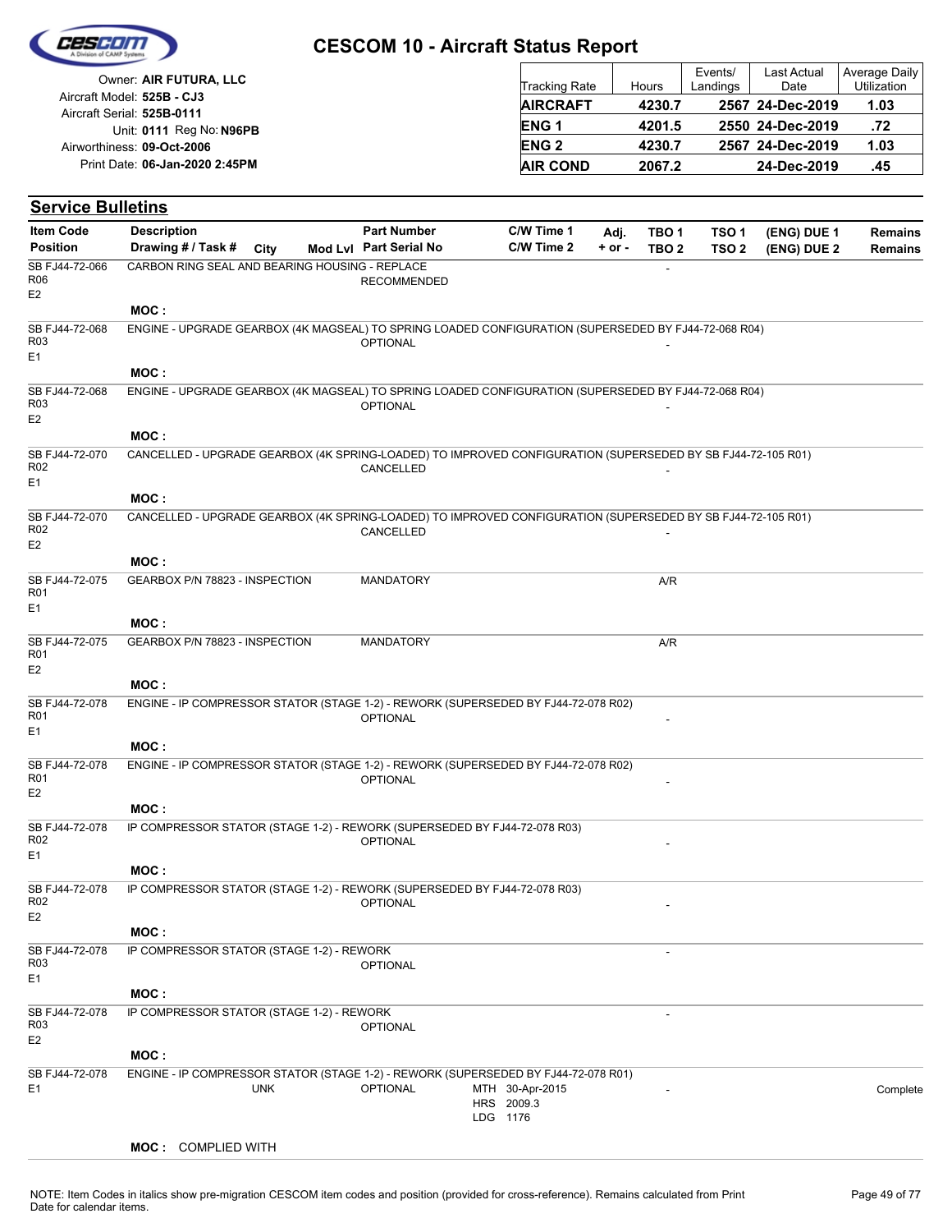# CESCOM 10 - Aircraft Status Report

Owner: **AIR FUTURA, LLC**
Aircraft Model: **525B - CJ3**
Aircraft Serial: **525B-0111**
Unit: **0111** Reg No: **N96PB**
Airworthiness: **09-Oct-2006**
Print Date: **06-Jan-2020 2:45PM**

| Tracking Rate | Hours | Events/ Landings | Last Actual Date | Average Daily Utilization |
|---|---|---|---|---|
| **AIRCRAFT** | **4230.7** | **2567** | **24-Dec-2019** | **1.03** |
| **ENG 1** | **4201.5** | **2550** | **24-Dec-2019** | **.72** |
| **ENG 2** | **4230.7** | **2567** | **24-Dec-2019** | **1.03** |
| **AIR COND** | **2067.2** | | **24-Dec-2019** | **.45** |

## Service Bulletins

| Item Code / Position | Description / Drawing # / Task # | City | Mod Lvl | Part Number / Part Serial No | C/W Time 1 / C/W Time 2 | Adj. + or - | TBO 1 / TBO 2 | TSO 1 / TSO 2 | (ENG) DUE 1 / (ENG) DUE 2 | Remains / Remains |
|---|---|---|---|---|---|---|---|---|---|---|
| SB FJ44-72-066 R06 E2 | CARBON RING SEAL AND BEARING HOUSING - REPLACE | | | RECOMMENDED | | | - | | | |
| | **MOC :** | | | | | | | | | |
| SB FJ44-72-068 R03 E1 | ENGINE - UPGRADE GEARBOX (4K MAGSEAL) TO SPRING LOADED CONFIGURATION (SUPERSEDED BY FJ44-72-068 R04) | | | OPTIONAL | | | - | | | |
| | **MOC :** | | | | | | | | | |
| SB FJ44-72-068 R03 E2 | ENGINE - UPGRADE GEARBOX (4K MAGSEAL) TO SPRING LOADED CONFIGURATION (SUPERSEDED BY FJ44-72-068 R04) | | | OPTIONAL | | | - | | | |
| | **MOC :** | | | | | | | | | |
| SB FJ44-72-070 R02 E1 | CANCELLED - UPGRADE GEARBOX (4K SPRING-LOADED) TO IMPROVED CONFIGURATION (SUPERSEDED BY SB FJ44-72-105 R01) | | | CANCELLED | | | - | | | |
| | **MOC :** | | | | | | | | | |
| SB FJ44-72-070 R02 E2 | CANCELLED - UPGRADE GEARBOX (4K SPRING-LOADED) TO IMPROVED CONFIGURATION (SUPERSEDED BY SB FJ44-72-105 R01) | | | CANCELLED | | | - | | | |
| | **MOC :** | | | | | | | | | |
| SB FJ44-72-075 R01 E1 | GEARBOX P/N 78823 - INSPECTION | | | MANDATORY | | | A/R | | | |
| | **MOC :** | | | | | | | | | |
| SB FJ44-72-075 R01 E2 | GEARBOX P/N 78823 - INSPECTION | | | MANDATORY | | | A/R | | | |
| | **MOC :** | | | | | | | | | |
| SB FJ44-72-078 R01 E1 | ENGINE - IP COMPRESSOR STATOR (STAGE 1-2) - REWORK (SUPERSEDED BY FJ44-72-078 R02) | | | OPTIONAL | | | - | | | |
| | **MOC :** | | | | | | | | | |
| SB FJ44-72-078 R01 E2 | ENGINE - IP COMPRESSOR STATOR (STAGE 1-2) - REWORK (SUPERSEDED BY FJ44-72-078 R02) | | | OPTIONAL | | | - | | | |
| | **MOC :** | | | | | | | | | |
| SB FJ44-72-078 R02 E1 | IP COMPRESSOR STATOR (STAGE 1-2) - REWORK (SUPERSEDED BY FJ44-72-078 R03) | | | OPTIONAL | | | - | | | |
| | **MOC :** | | | | | | | | | |
| SB FJ44-72-078 R02 E2 | IP COMPRESSOR STATOR (STAGE 1-2) - REWORK (SUPERSEDED BY FJ44-72-078 R03) | | | OPTIONAL | | | - | | | |
| | **MOC :** | | | | | | | | | |
| SB FJ44-72-078 R03 E1 | IP COMPRESSOR STATOR (STAGE 1-2) - REWORK | | | OPTIONAL | | | - | | | |
| | **MOC :** | | | | | | | | | |
| SB FJ44-72-078 R03 E2 | IP COMPRESSOR STATOR (STAGE 1-2) - REWORK | | | OPTIONAL | | | - | | | |
| | **MOC :** | | | | | | | | | |
| SB FJ44-72-078 E1 | ENGINE - IP COMPRESSOR STATOR (STAGE 1-2) - REWORK (SUPERSEDED BY FJ44-72-078 R01) | UNK | | OPTIONAL | MTH 30-Apr-2015 HRS 2009.3 LDG 1176 | | - | | | Complete |
| | **MOC :** COMPLIED WITH | | | | | | | | | |

NOTE: Item Codes in italics show pre-migration CESCOM item codes and position (provided for cross-reference). Remains calculated from Print Date for calendar items.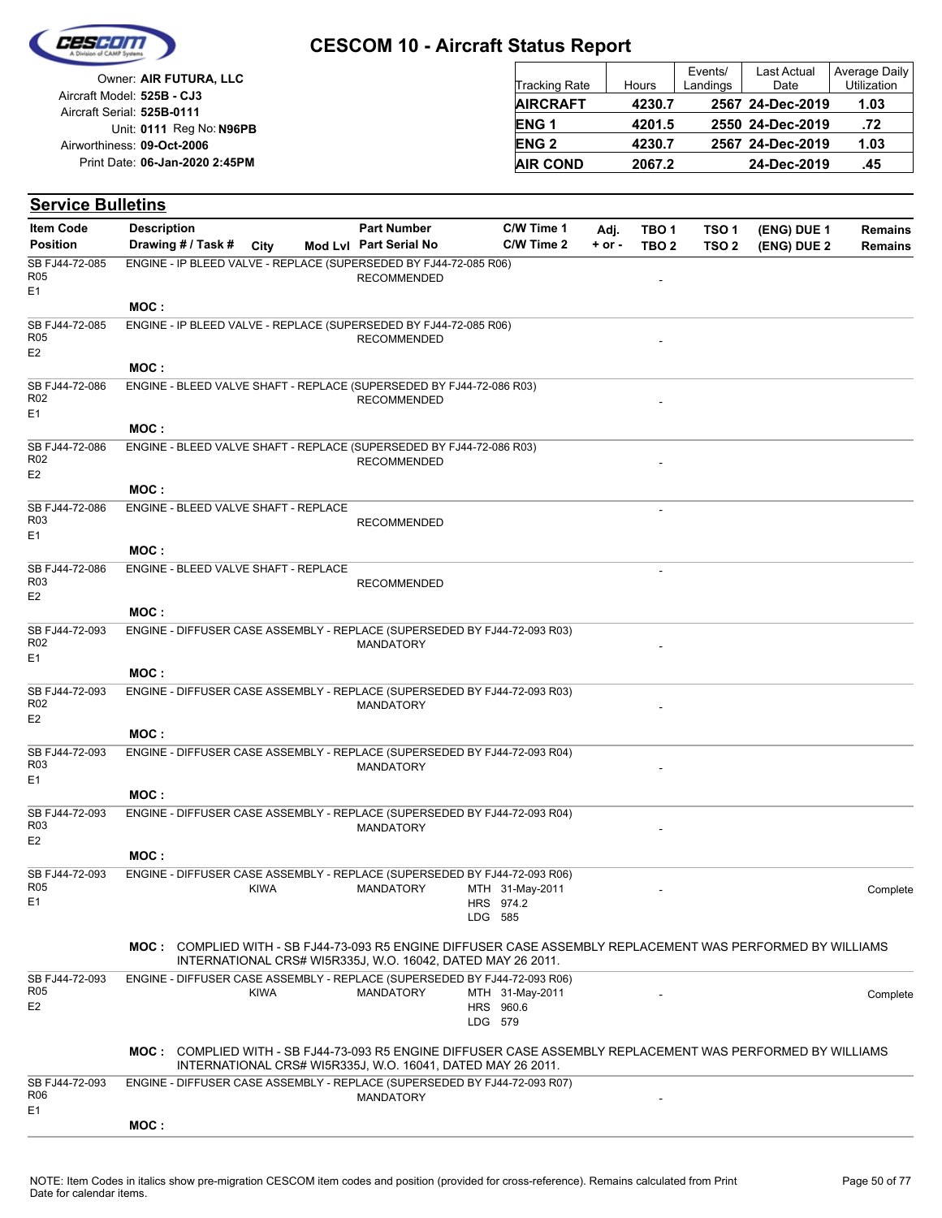# CESCOM 10 - Aircraft Status Report

Owner: **AIR FUTURA, LLC**
Aircraft Model: **525B - CJ3**
Aircraft Serial: **525B-0111**
Unit: **0111** Reg No: **N96PB**
Airworthiness: **09-Oct-2006**
Print Date: **06-Jan-2020 2:45PM**

| Tracking Rate | Hours | Events/ Landings | Last Actual Date | Average Daily Utilization |
|---|---|---|---|---|
| **AIRCRAFT** | **4230.7** | **2567** | **24-Dec-2019** | **1.03** |
| **ENG 1** | **4201.5** | **2550** | **24-Dec-2019** | **.72** |
| **ENG 2** | **4230.7** | **2567** | **24-Dec-2019** | **1.03** |
| **AIR COND** | **2067.2** | | **24-Dec-2019** | **.45** |

## Service Bulletins

| Item Code / Position | Description / Drawing # / Task # | City | Mod Lvl | Part Number / Part Serial No | C/W Time 1 / C/W Time 2 | Adj. + or - | TBO 1 / TBO 2 | TSO 1 / TSO 2 | (ENG) DUE 1 / (ENG) DUE 2 | Remains / Remains |
|---|---|---|---|---|---|---|---|---|---|---|
| SB FJ44-72-085 R05 E1 | ENGINE - IP BLEED VALVE - REPLACE (SUPERSEDED BY FJ44-72-085 R06) | | | RECOMMENDED | | | - | | | |
| | **MOC :** | | | | | | | | | |
| SB FJ44-72-085 R05 E2 | ENGINE - IP BLEED VALVE - REPLACE (SUPERSEDED BY FJ44-72-085 R06) | | | RECOMMENDED | | | - | | | |
| | **MOC :** | | | | | | | | | |
| SB FJ44-72-086 R02 E1 | ENGINE - BLEED VALVE SHAFT - REPLACE (SUPERSEDED BY FJ44-72-086 R03) | | | RECOMMENDED | | | - | | | |
| | **MOC :** | | | | | | | | | |
| SB FJ44-72-086 R02 E2 | ENGINE - BLEED VALVE SHAFT - REPLACE (SUPERSEDED BY FJ44-72-086 R03) | | | RECOMMENDED | | | - | | | |
| | **MOC :** | | | | | | | | | |
| SB FJ44-72-086 R03 E1 | ENGINE - BLEED VALVE SHAFT - REPLACE | | | RECOMMENDED | | | - | | | |
| | **MOC :** | | | | | | | | | |
| SB FJ44-72-086 R03 E2 | ENGINE - BLEED VALVE SHAFT - REPLACE | | | RECOMMENDED | | | - | | | |
| | **MOC :** | | | | | | | | | |
| SB FJ44-72-093 R02 E1 | ENGINE - DIFFUSER CASE ASSEMBLY - REPLACE (SUPERSEDED BY FJ44-72-093 R03) | | | MANDATORY | | | - | | | |
| | **MOC :** | | | | | | | | | |
| SB FJ44-72-093 R02 E2 | ENGINE - DIFFUSER CASE ASSEMBLY - REPLACE (SUPERSEDED BY FJ44-72-093 R03) | | | MANDATORY | | | - | | | |
| | **MOC :** | | | | | | | | | |
| SB FJ44-72-093 R03 E1 | ENGINE - DIFFUSER CASE ASSEMBLY - REPLACE (SUPERSEDED BY FJ44-72-093 R04) | | | MANDATORY | | | - | | | |
| | **MOC :** | | | | | | | | | |
| SB FJ44-72-093 R03 E2 | ENGINE - DIFFUSER CASE ASSEMBLY - REPLACE (SUPERSEDED BY FJ44-72-093 R04) | | | MANDATORY | | | - | | | |
| | **MOC :** | | | | | | | | | |
| SB FJ44-72-093 R05 E1 | ENGINE - DIFFUSER CASE ASSEMBLY - REPLACE (SUPERSEDED BY FJ44-72-093 R06) | KIWA | | MANDATORY | MTH 31-May-2011 HRS 974.2 LDG 585 | | - | | | Complete |
| | **MOC :** COMPLIED WITH - SB FJ44-73-093 R5 ENGINE DIFFUSER CASE ASSEMBLY REPLACEMENT WAS PERFORMED BY WILLIAMS INTERNATIONAL CRS# WI5R335J, W.O. 16042, DATED MAY 26 2011. | | | | | | | | | |
| SB FJ44-72-093 R05 E2 | ENGINE - DIFFUSER CASE ASSEMBLY - REPLACE (SUPERSEDED BY FJ44-72-093 R06) | KIWA | | MANDATORY | MTH 31-May-2011 HRS 960.6 LDG 579 | | - | | | Complete |
| | **MOC :** COMPLIED WITH - SB FJ44-73-093 R5 ENGINE DIFFUSER CASE ASSEMBLY REPLACEMENT WAS PERFORMED BY WILLIAMS INTERNATIONAL CRS# WI5R335J, W.O. 16041, DATED MAY 26 2011. | | | | | | | | | |
| SB FJ44-72-093 R06 E1 | ENGINE - DIFFUSER CASE ASSEMBLY - REPLACE (SUPERSEDED BY FJ44-72-093 R07) | | | MANDATORY | | | - | | | |
| | **MOC :** | | | | | | | | | |

NOTE: Item Codes in italics show pre-migration CESCOM item codes and position (provided for cross-reference). Remains calculated from Print Date for calendar items.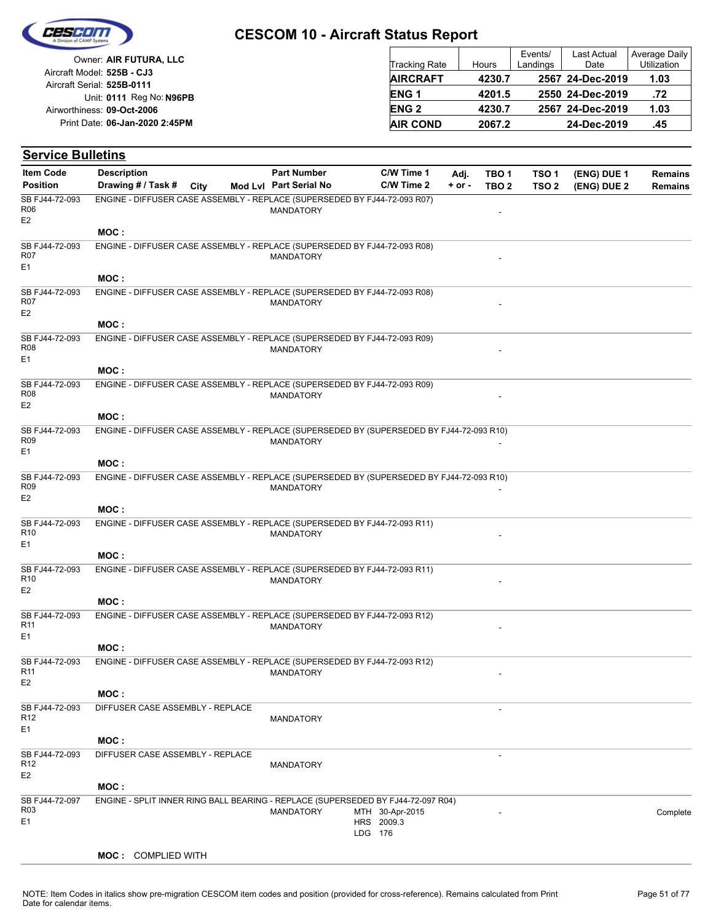# CESCOM 10 - Aircraft Status Report

Owner: **AIR FUTURA, LLC**
Aircraft Model: **525B - CJ3**
Aircraft Serial: **525B-0111**
Unit: **0111** Reg No: **N96PB**
Airworthiness: **09-Oct-2006**
Print Date: **06-Jan-2020 2:45PM**

| Tracking Rate | Hours | Events/ Landings | Last Actual Date | Average Daily Utilization |
|---|---|---|---|---|
| **AIRCRAFT** | **4230.7** | **2567** | **24-Dec-2019** | **1.03** |
| **ENG 1** | **4201.5** | **2550** | **24-Dec-2019** | **.72** |
| **ENG 2** | **4230.7** | **2567** | **24-Dec-2019** | **1.03** |
| **AIR COND** | **2067.2** | | **24-Dec-2019** | **.45** |

## Service Bulletins

| Item Code / Position | Description / Drawing # / Task # | City | Mod Lvl | Part Number / Part Serial No | C/W Time 1 / C/W Time 2 | Adj. + or - | TBO 1 / TBO 2 | TSO 1 / TSO 2 | (ENG) DUE 1 / (ENG) DUE 2 | Remains / Remains |
|---|---|---|---|---|---|---|---|---|---|---|
| SB FJ44-72-093 R06 E2 | ENGINE - DIFFUSER CASE ASSEMBLY - REPLACE (SUPERSEDED BY FJ44-72-093 R07) | | | MANDATORY | | | - | | | |
| | **MOC :** | | | | | | | | | |
| SB FJ44-72-093 R07 E1 | ENGINE - DIFFUSER CASE ASSEMBLY - REPLACE (SUPERSEDED BY FJ44-72-093 R08) | | | MANDATORY | | | - | | | |
| | **MOC :** | | | | | | | | | |
| SB FJ44-72-093 R07 E2 | ENGINE - DIFFUSER CASE ASSEMBLY - REPLACE (SUPERSEDED BY FJ44-72-093 R08) | | | MANDATORY | | | - | | | |
| | **MOC :** | | | | | | | | | |
| SB FJ44-72-093 R08 E1 | ENGINE - DIFFUSER CASE ASSEMBLY - REPLACE (SUPERSEDED BY FJ44-72-093 R09) | | | MANDATORY | | | - | | | |
| | **MOC :** | | | | | | | | | |
| SB FJ44-72-093 R08 E2 | ENGINE - DIFFUSER CASE ASSEMBLY - REPLACE (SUPERSEDED BY FJ44-72-093 R09) | | | MANDATORY | | | - | | | |
| | **MOC :** | | | | | | | | | |
| SB FJ44-72-093 R09 E1 | ENGINE - DIFFUSER CASE ASSEMBLY - REPLACE (SUPERSEDED BY (SUPERSEDED BY FJ44-72-093 R10) | | | MANDATORY | | | - | | | |
| | **MOC :** | | | | | | | | | |
| SB FJ44-72-093 R09 E2 | ENGINE - DIFFUSER CASE ASSEMBLY - REPLACE (SUPERSEDED BY (SUPERSEDED BY FJ44-72-093 R10) | | | MANDATORY | | | - | | | |
| | **MOC :** | | | | | | | | | |
| SB FJ44-72-093 R10 E1 | ENGINE - DIFFUSER CASE ASSEMBLY - REPLACE (SUPERSEDED BY FJ44-72-093 R11) | | | MANDATORY | | | - | | | |
| | **MOC :** | | | | | | | | | |
| SB FJ44-72-093 R10 E2 | ENGINE - DIFFUSER CASE ASSEMBLY - REPLACE (SUPERSEDED BY FJ44-72-093 R11) | | | MANDATORY | | | - | | | |
| | **MOC :** | | | | | | | | | |
| SB FJ44-72-093 R11 E1 | ENGINE - DIFFUSER CASE ASSEMBLY - REPLACE (SUPERSEDED BY FJ44-72-093 R12) | | | MANDATORY | | | - | | | |
| | **MOC :** | | | | | | | | | |
| SB FJ44-72-093 R11 E2 | ENGINE - DIFFUSER CASE ASSEMBLY - REPLACE (SUPERSEDED BY FJ44-72-093 R12) | | | MANDATORY | | | - | | | |
| | **MOC :** | | | | | | | | | |
| SB FJ44-72-093 R12 E1 | DIFFUSER CASE ASSEMBLY - REPLACE | | | MANDATORY | | | - | | | |
| | **MOC :** | | | | | | | | | |
| SB FJ44-72-093 R12 E2 | DIFFUSER CASE ASSEMBLY - REPLACE | | | MANDATORY | | | - | | | |
| | **MOC :** | | | | | | | | | |
| SB FJ44-72-097 R03 E1 | ENGINE - SPLIT INNER RING BALL BEARING - REPLACE (SUPERSEDED BY FJ44-72-097 R04) | | | MANDATORY | MTH 30-Apr-2015 HRS 2009.3 LDG 176 | | - | | | Complete |
| | **MOC :** COMPLIED WITH | | | | | | | | | |

NOTE: Item Codes in italics show pre-migration CESCOM item codes and position (provided for cross-reference). Remains calculated from Print Date for calendar items.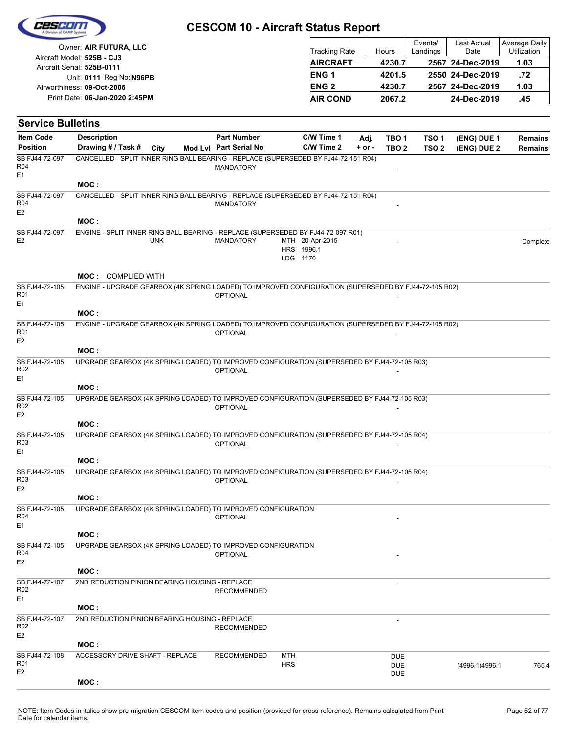# CESCOM 10 - Aircraft Status Report

Owner: **AIR FUTURA, LLC**
Aircraft Model: **525B - CJ3**
Aircraft Serial: **525B-0111**
Unit: **0111** Reg No: **N96PB**
Airworthiness: **09-Oct-2006**
Print Date: **06-Jan-2020 2:45PM**

| Tracking Rate | Hours | Events/ Landings | Last Actual Date | Average Daily Utilization |
|---|---|---|---|---|
| **AIRCRAFT** | **4230.7** | **2567** | **24-Dec-2019** | **1.03** |
| **ENG 1** | **4201.5** | **2550** | **24-Dec-2019** | **.72** |
| **ENG 2** | **4230.7** | **2567** | **24-Dec-2019** | **1.03** |
| **AIR COND** | **2067.2** | | **24-Dec-2019** | **.45** |

## Service Bulletins

| Item Code / Position | Description / Drawing # / Task # | City | Mod Lvl | Part Number / Part Serial No | C/W Time 1 / C/W Time 2 | Adj. + or - | TBO 1 / TBO 2 | TSO 1 / TSO 2 | (ENG) DUE 1 / (ENG) DUE 2 | Remains / Remains |
|---|---|---|---|---|---|---|---|---|---|---|
| SB FJ44-72-097 R04 E1 | CANCELLED - SPLIT INNER RING BALL BEARING - REPLACE (SUPERSEDED BY FJ44-72-151 R04) | | | MANDATORY | | | - | | | |
| | MOC : | | | | | | | | | |
| SB FJ44-72-097 R04 E2 | CANCELLED - SPLIT INNER RING BALL BEARING - REPLACE (SUPERSEDED BY FJ44-72-151 R04) | | | MANDATORY | | | - | | | |
| | MOC : | | | | | | | | | |
| SB FJ44-72-097 E2 | ENGINE - SPLIT INNER RING BALL BEARING - REPLACE (SUPERSEDED BY FJ44-72-097 R01) | UNK | | MANDATORY | MTH 20-Apr-2015 HRS 1996.1 LDG 1170 | | - | | | Complete |
| | MOC : COMPLIED WITH | | | | | | | | | |
| SB FJ44-72-105 R01 E1 | ENGINE - UPGRADE GEARBOX (4K SPRING LOADED) TO IMPROVED CONFIGURATION (SUPERSEDED BY FJ44-72-105 R02) | | | OPTIONAL | | | - | | | |
| | MOC : | | | | | | | | | |
| SB FJ44-72-105 R01 E2 | ENGINE - UPGRADE GEARBOX (4K SPRING LOADED) TO IMPROVED CONFIGURATION (SUPERSEDED BY FJ44-72-105 R02) | | | OPTIONAL | | | - | | | |
| | MOC : | | | | | | | | | |
| SB FJ44-72-105 R02 E1 | UPGRADE GEARBOX (4K SPRING LOADED) TO IMPROVED CONFIGURATION (SUPERSEDED BY FJ44-72-105 R03) | | | OPTIONAL | | | - | | | |
| | MOC : | | | | | | | | | |
| SB FJ44-72-105 R02 E2 | UPGRADE GEARBOX (4K SPRING LOADED) TO IMPROVED CONFIGURATION (SUPERSEDED BY FJ44-72-105 R03) | | | OPTIONAL | | | - | | | |
| | MOC : | | | | | | | | | |
| SB FJ44-72-105 R03 E1 | UPGRADE GEARBOX (4K SPRING LOADED) TO IMPROVED CONFIGURATION (SUPERSEDED BY FJ44-72-105 R04) | | | OPTIONAL | | | - | | | |
| | MOC : | | | | | | | | | |
| SB FJ44-72-105 R03 E2 | UPGRADE GEARBOX (4K SPRING LOADED) TO IMPROVED CONFIGURATION (SUPERSEDED BY FJ44-72-105 R04) | | | OPTIONAL | | | - | | | |
| | MOC : | | | | | | | | | |
| SB FJ44-72-105 R04 E1 | UPGRADE GEARBOX (4K SPRING LOADED) TO IMPROVED CONFIGURATION | | | OPTIONAL | | | - | | | |
| | MOC : | | | | | | | | | |
| SB FJ44-72-105 R04 E2 | UPGRADE GEARBOX (4K SPRING LOADED) TO IMPROVED CONFIGURATION | | | OPTIONAL | | | - | | | |
| | MOC : | | | | | | | | | |
| SB FJ44-72-107 R02 E1 | 2ND REDUCTION PINION BEARING HOUSING - REPLACE | | | RECOMMENDED | | | - | | | |
| | MOC : | | | | | | | | | |
| SB FJ44-72-107 R02 E2 | 2ND REDUCTION PINION BEARING HOUSING - REPLACE | | | RECOMMENDED | | | - | | | |
| | MOC : | | | | | | | | | |
| SB FJ44-72-108 R01 E2 | ACCESSORY DRIVE SHAFT - REPLACE | | | RECOMMENDED | MTH HRS | | DUE DUE DUE | | (4996.1)4996.1 | 765.4 |
| | MOC : | | | | | | | | | |

NOTE: Item Codes in italics show pre-migration CESCOM item codes and position (provided for cross-reference). Remains calculated from Print Date for calendar items.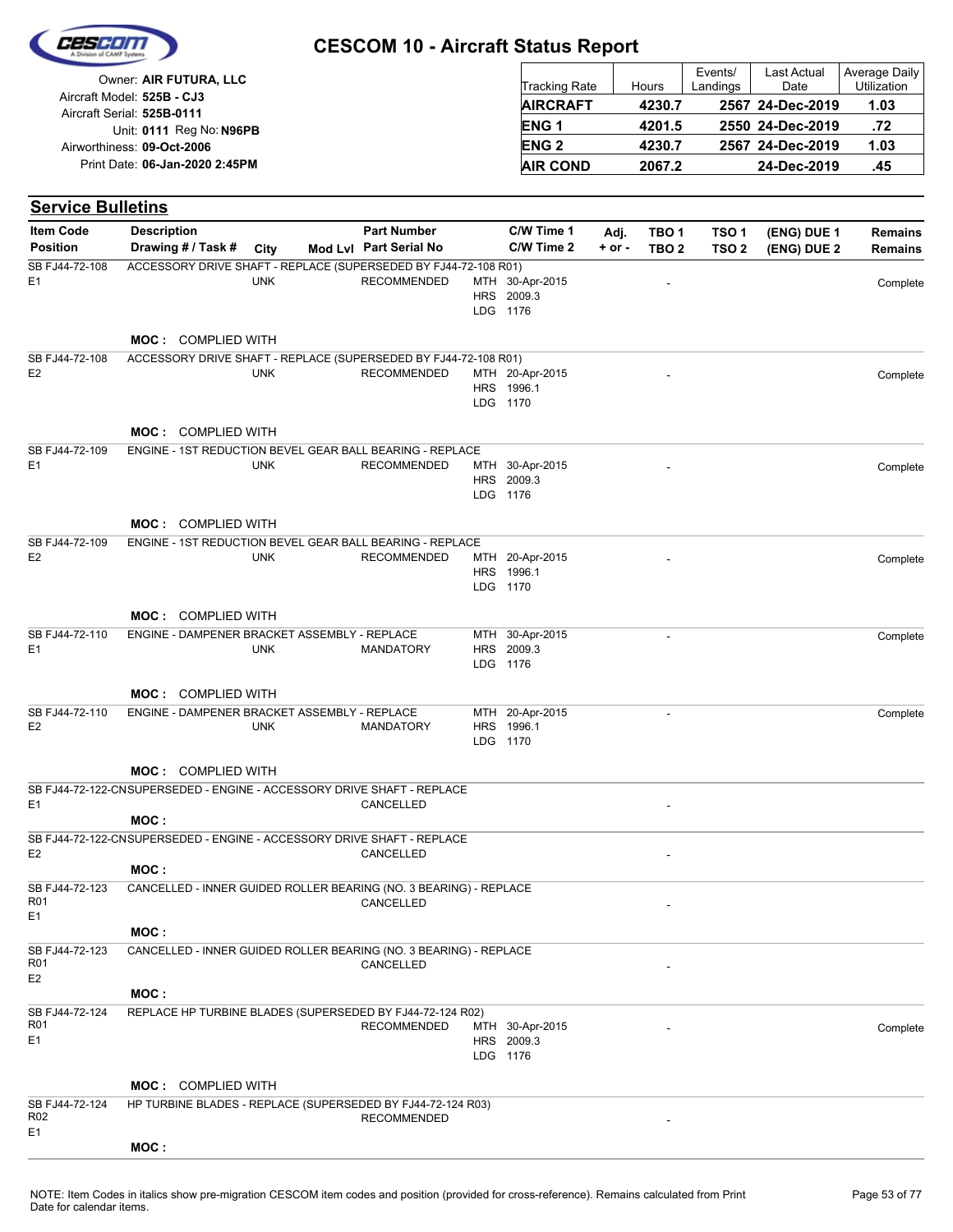# CESCOM 10 - Aircraft Status Report

Owner: **AIR FUTURA, LLC**
Aircraft Model: **525B - CJ3**
Aircraft Serial: **525B-0111**
Unit: **0111** Reg No: **N96PB**
Airworthiness: **09-Oct-2006**
Print Date: **06-Jan-2020 2:45PM**

| Tracking Rate | Hours | Events/ Landings | Last Actual Date | Average Daily Utilization |
|---|---|---|---|---|
| **AIRCRAFT** | **4230.7** | **2567** | **24-Dec-2019** | **1.03** |
| **ENG 1** | **4201.5** | **2550** | **24-Dec-2019** | **.72** |
| **ENG 2** | **4230.7** | **2567** | **24-Dec-2019** | **1.03** |
| **AIR COND** | **2067.2** | | **24-Dec-2019** | **.45** |

## Service Bulletins

| Item Code / Position | Description / Drawing # / Task # | City | Mod Lvl | Part Number / Part Serial No | C/W Time 1 / C/W Time 2 | Adj. + or - | TBO 1 / TBO 2 | TSO 1 / TSO 2 | (ENG) DUE 1 / (ENG) DUE 2 | Remains / Remains |
|---|---|---|---|---|---|---|---|---|---|---|
| SB FJ44-72-108 E1 | ACCESSORY DRIVE SHAFT - REPLACE (SUPERSEDED BY FJ44-72-108 R01) **MOC :** COMPLIED WITH | UNK | | RECOMMENDED | MTH 30-Apr-2015 HRS 2009.3 LDG 1176 | | - | | | Complete |
| SB FJ44-72-108 E2 | ACCESSORY DRIVE SHAFT - REPLACE (SUPERSEDED BY FJ44-72-108 R01) **MOC :** COMPLIED WITH | UNK | | RECOMMENDED | MTH 20-Apr-2015 HRS 1996.1 LDG 1170 | | - | | | Complete |
| SB FJ44-72-109 E1 | ENGINE - 1ST REDUCTION BEVEL GEAR BALL BEARING - REPLACE **MOC :** COMPLIED WITH | UNK | | RECOMMENDED | MTH 30-Apr-2015 HRS 2009.3 LDG 1176 | | - | | | Complete |
| SB FJ44-72-109 E2 | ENGINE - 1ST REDUCTION BEVEL GEAR BALL BEARING - REPLACE **MOC :** COMPLIED WITH | UNK | | RECOMMENDED | MTH 20-Apr-2015 HRS 1996.1 LDG 1170 | | - | | | Complete |
| SB FJ44-72-110 E1 | ENGINE - DAMPENER BRACKET ASSEMBLY - REPLACE **MOC :** COMPLIED WITH | UNK | | MANDATORY | MTH 30-Apr-2015 HRS 2009.3 LDG 1176 | | - | | | Complete |
| SB FJ44-72-110 E2 | ENGINE - DAMPENER BRACKET ASSEMBLY - REPLACE **MOC :** COMPLIED WITH | UNK | | MANDATORY | MTH 20-Apr-2015 HRS 1996.1 LDG 1170 | | - | | | Complete |
| SB FJ44-72-122-CN E1 | SUPERSEDED - ENGINE - ACCESSORY DRIVE SHAFT - REPLACE **MOC :** | | | CANCELLED | | | - | | | |
| SB FJ44-72-122-CN E2 | SUPERSEDED - ENGINE - ACCESSORY DRIVE SHAFT - REPLACE **MOC :** | | | CANCELLED | | | - | | | |
| SB FJ44-72-123 R01 E1 | CANCELLED - INNER GUIDED ROLLER BEARING (NO. 3 BEARING) - REPLACE **MOC :** | | | CANCELLED | | | - | | | |
| SB FJ44-72-123 R01 E2 | CANCELLED - INNER GUIDED ROLLER BEARING (NO. 3 BEARING) - REPLACE **MOC :** | | | CANCELLED | | | - | | | |
| SB FJ44-72-124 R01 E1 | REPLACE HP TURBINE BLADES (SUPERSEDED BY FJ44-72-124 R02) **MOC :** COMPLIED WITH | | | RECOMMENDED | MTH 30-Apr-2015 HRS 2009.3 LDG 1176 | | - | | | Complete |
| SB FJ44-72-124 R02 E1 | HP TURBINE BLADES - REPLACE (SUPERSEDED BY FJ44-72-124 R03) **MOC :** | | | RECOMMENDED | | | - | | | |

NOTE: Item Codes in italics show pre-migration CESCOM item codes and position (provided for cross-reference). Remains calculated from Print Date for calendar items.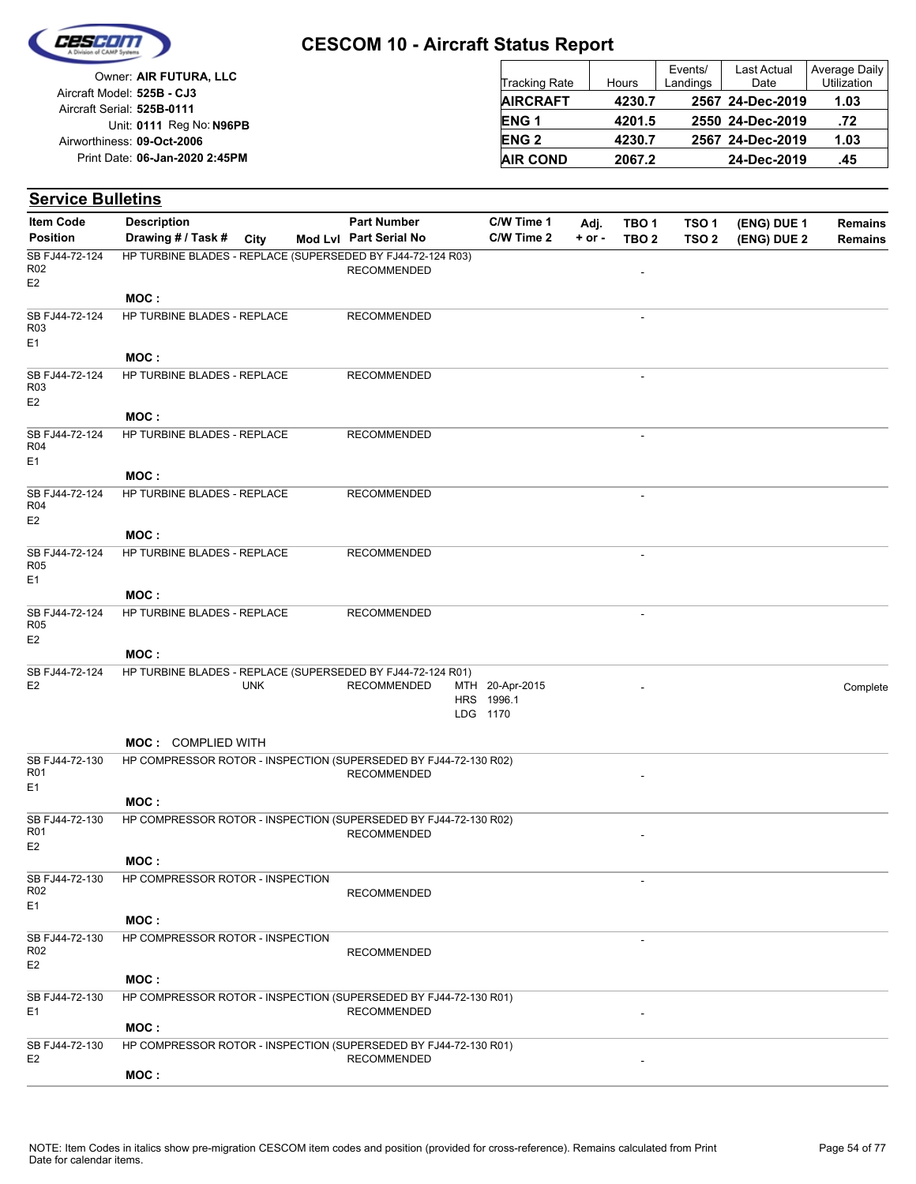# CESCOM 10 - Aircraft Status Report

Owner: **AIR FUTURA, LLC**
Aircraft Model: **525B - CJ3**
Aircraft Serial: **525B-0111**
Unit: **0111** Reg No: **N96PB**
Airworthiness: **09-Oct-2006**
Print Date: **06-Jan-2020 2:45PM**

| Tracking Rate | Hours | Events/ Landings | Last Actual Date | Average Daily Utilization |
|---|---|---|---|---|
| **AIRCRAFT** | **4230.7** | **2567** | **24-Dec-2019** | **1.03** |
| **ENG 1** | **4201.5** | **2550** | **24-Dec-2019** | **.72** |
| **ENG 2** | **4230.7** | **2567** | **24-Dec-2019** | **1.03** |
| **AIR COND** | **2067.2** | | **24-Dec-2019** | **.45** |

## Service Bulletins

| Item Code / Position | Description / Drawing # / Task # | City | Mod Lvl | Part Number / Part Serial No | C/W Time 1 / C/W Time 2 | Adj. + or - | TBO 1 / TBO 2 | TSO 1 / TSO 2 | (ENG) DUE 1 / (ENG) DUE 2 | Remains / Remains |
|---|---|---|---|---|---|---|---|---|---|---|
| SB FJ44-72-124 R02 E2 | HP TURBINE BLADES - REPLACE (SUPERSEDED BY FJ44-72-124 R03) **MOC :** | | | RECOMMENDED | | | - | | | |
| SB FJ44-72-124 R03 E1 | HP TURBINE BLADES - REPLACE **MOC :** | | | RECOMMENDED | | | - | | | |
| SB FJ44-72-124 R03 E2 | HP TURBINE BLADES - REPLACE **MOC :** | | | RECOMMENDED | | | - | | | |
| SB FJ44-72-124 R04 E1 | HP TURBINE BLADES - REPLACE **MOC :** | | | RECOMMENDED | | | - | | | |
| SB FJ44-72-124 R04 E2 | HP TURBINE BLADES - REPLACE **MOC :** | | | RECOMMENDED | | | - | | | |
| SB FJ44-72-124 R05 E1 | HP TURBINE BLADES - REPLACE **MOC :** | | | RECOMMENDED | | | - | | | |
| SB FJ44-72-124 R05 E2 | HP TURBINE BLADES - REPLACE **MOC :** | | | RECOMMENDED | | | - | | | |
| SB FJ44-72-124 E2 | HP TURBINE BLADES - REPLACE (SUPERSEDED BY FJ44-72-124 R01) **MOC :** COMPLIED WITH | UNK | | RECOMMENDED | MTH 20-Apr-2015 HRS 1996.1 LDG 1170 | | - | | | Complete |
| SB FJ44-72-130 R01 E1 | HP COMPRESSOR ROTOR - INSPECTION (SUPERSEDED BY FJ44-72-130 R02) **MOC :** | | | RECOMMENDED | | | - | | | |
| SB FJ44-72-130 R01 E2 | HP COMPRESSOR ROTOR - INSPECTION (SUPERSEDED BY FJ44-72-130 R02) **MOC :** | | | RECOMMENDED | | | - | | | |
| SB FJ44-72-130 R02 E1 | HP COMPRESSOR ROTOR - INSPECTION **MOC :** | | | RECOMMENDED | | | - | | | |
| SB FJ44-72-130 R02 E2 | HP COMPRESSOR ROTOR - INSPECTION **MOC :** | | | RECOMMENDED | | | - | | | |
| SB FJ44-72-130 E1 | HP COMPRESSOR ROTOR - INSPECTION (SUPERSEDED BY FJ44-72-130 R01) **MOC :** | | | RECOMMENDED | | | - | | | |
| SB FJ44-72-130 E2 | HP COMPRESSOR ROTOR - INSPECTION (SUPERSEDED BY FJ44-72-130 R01) **MOC :** | | | RECOMMENDED | | | - | | | |

NOTE: Item Codes in italics show pre-migration CESCOM item codes and position (provided for cross-reference). Remains calculated from Print Date for calendar items.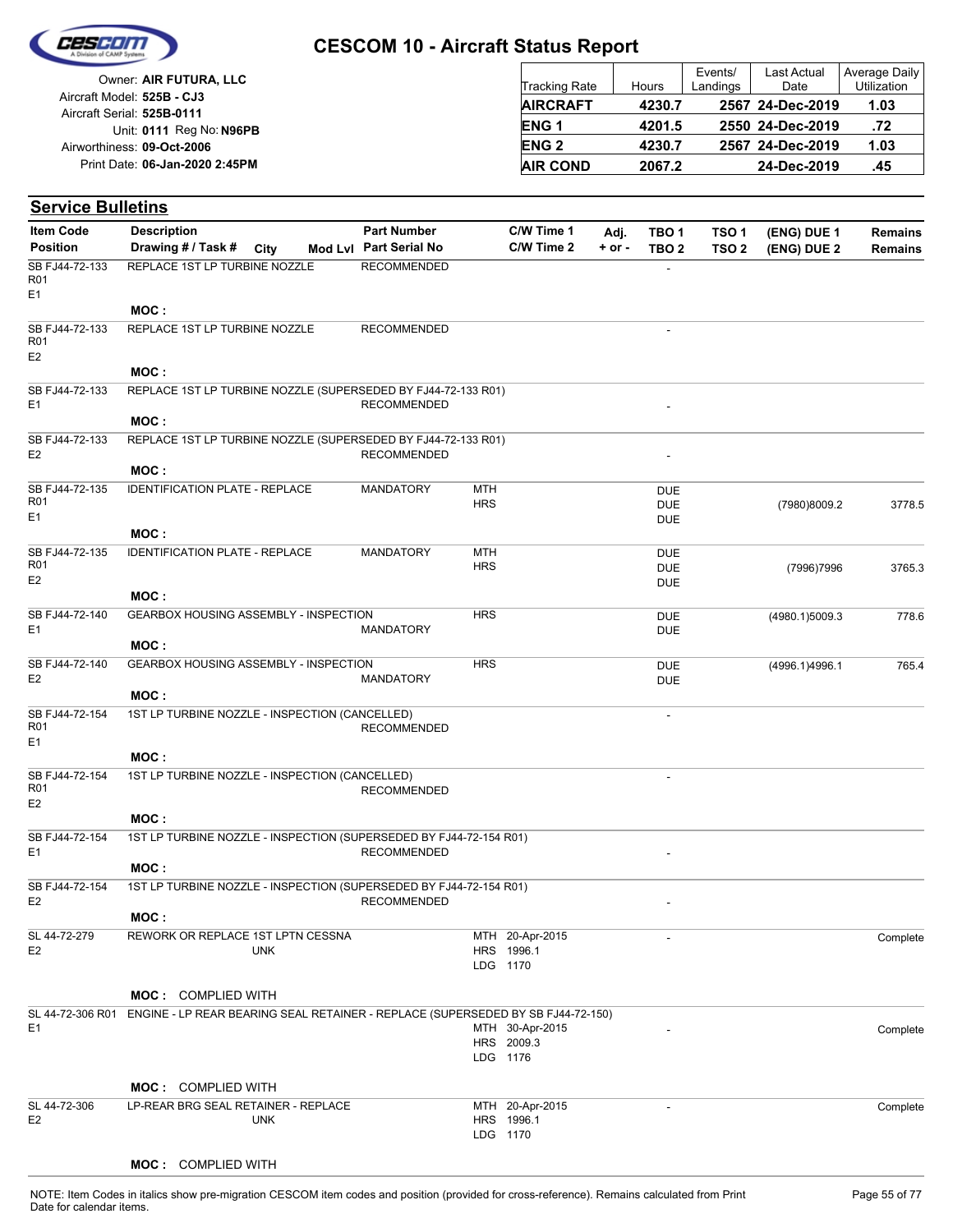# CESCOM 10 - Aircraft Status Report

Owner: **AIR FUTURA, LLC**
Aircraft Model: **525B - CJ3**
Aircraft Serial: **525B-0111**
Unit: **0111** Reg No: **N96PB**
Airworthiness: **09-Oct-2006**
Print Date: **06-Jan-2020 2:45PM**

| Tracking Rate | Hours | Events/ Landings | Last Actual Date | Average Daily Utilization |
|---|---|---|---|---|
| **AIRCRAFT** | **4230.7** | **2567** | **24-Dec-2019** | **1.03** |
| **ENG 1** | **4201.5** | **2550** | **24-Dec-2019** | **.72** |
| **ENG 2** | **4230.7** | **2567** | **24-Dec-2019** | **1.03** |
| **AIR COND** | **2067.2** | | **24-Dec-2019** | **.45** |

## Service Bulletins

| Item Code / Position | Description / Drawing # / Task # / City / Mod Lvl | Part Number / Part Serial No | | C/W Time 1 / C/W Time 2 | Adj. + or - | TBO 1 / TBO 2 | TSO 1 / TSO 2 | (ENG) DUE 1 / (ENG) DUE 2 | Remains / Remains |
|---|---|---|---|---|---|---|---|---|---|
| SB FJ44-72-133 R01 E1 | REPLACE 1ST LP TURBINE NOZZLE | RECOMMENDED | | | | - | | | |
| | **MOC :** | | | | | | | | |
| SB FJ44-72-133 R01 E2 | REPLACE 1ST LP TURBINE NOZZLE | RECOMMENDED | | | | - | | | |
| | **MOC :** | | | | | | | | |
| SB FJ44-72-133 E1 | REPLACE 1ST LP TURBINE NOZZLE (SUPERSEDED BY FJ44-72-133 R01) | RECOMMENDED | | | | - | | | |
| | **MOC :** | | | | | | | | |
| SB FJ44-72-133 E2 | REPLACE 1ST LP TURBINE NOZZLE (SUPERSEDED BY FJ44-72-133 R01) | RECOMMENDED | | | | - | | | |
| | **MOC :** | | | | | | | | |
| SB FJ44-72-135 R01 E1 | IDENTIFICATION PLATE - REPLACE | MANDATORY | MTH HRS | | | DUE DUE DUE | | (7980)8009.2 | 3778.5 |
| | **MOC :** | | | | | | | | |
| SB FJ44-72-135 R01 E2 | IDENTIFICATION PLATE - REPLACE | MANDATORY | MTH HRS | | | DUE DUE DUE | | (7996)7996 | 3765.3 |
| | **MOC :** | | | | | | | | |
| SB FJ44-72-140 E1 | GEARBOX HOUSING ASSEMBLY - INSPECTION | MANDATORY | HRS | | | DUE DUE | | (4980.1)5009.3 | 778.6 |
| | **MOC :** | | | | | | | | |
| SB FJ44-72-140 E2 | GEARBOX HOUSING ASSEMBLY - INSPECTION | MANDATORY | HRS | | | DUE DUE | | (4996.1)4996.1 | 765.4 |
| | **MOC :** | | | | | | | | |
| SB FJ44-72-154 R01 E1 | 1ST LP TURBINE NOZZLE - INSPECTION (CANCELLED) | RECOMMENDED | | | | - | | | |
| | **MOC :** | | | | | | | | |
| SB FJ44-72-154 R01 E2 | 1ST LP TURBINE NOZZLE - INSPECTION (CANCELLED) | RECOMMENDED | | | | - | | | |
| | **MOC :** | | | | | | | | |
| SB FJ44-72-154 E1 | 1ST LP TURBINE NOZZLE - INSPECTION (SUPERSEDED BY FJ44-72-154 R01) | RECOMMENDED | | | | - | | | |
| | **MOC :** | | | | | | | | |
| SB FJ44-72-154 E2 | 1ST LP TURBINE NOZZLE - INSPECTION (SUPERSEDED BY FJ44-72-154 R01) | RECOMMENDED | | | | - | | | |
| | **MOC :** | | | | | | | | |
| SL 44-72-279 E2 | REWORK OR REPLACE 1ST LPTN CESSNA UNK | | MTH HRS LDG | 20-Apr-2015 1996.1 1170 | | - | | | Complete |
| | **MOC :** COMPLIED WITH | | | | | | | | |
| SL 44-72-306 R01 E1 | ENGINE - LP REAR BEARING SEAL RETAINER - REPLACE (SUPERSEDED BY SB FJ44-72-150) | | MTH HRS LDG | 30-Apr-2015 2009.3 1176 | | - | | | Complete |
| | **MOC :** COMPLIED WITH | | | | | | | | |
| SL 44-72-306 E2 | LP-REAR BRG SEAL RETAINER - REPLACE UNK | | MTH HRS LDG | 20-Apr-2015 1996.1 1170 | | - | | | Complete |
| | **MOC :** COMPLIED WITH | | | | | | | | |

NOTE: Item Codes in italics show pre-migration CESCOM item codes and position (provided for cross-reference). Remains calculated from Print Date for calendar items.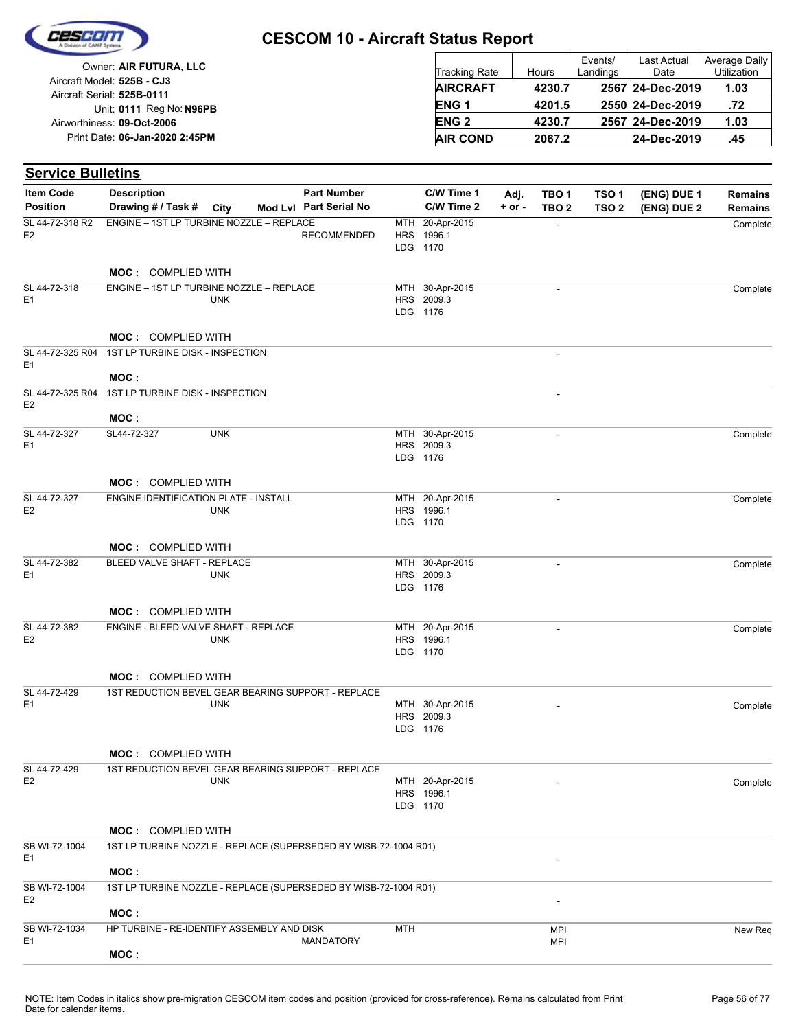# CESCOM 10 - Aircraft Status Report

Owner: **AIR FUTURA, LLC**
Aircraft Model: **525B - CJ3**
Aircraft Serial: **525B-0111**
Unit: **0111** Reg No: **N96PB**
Airworthiness: **09-Oct-2006**
Print Date: **06-Jan-2020 2:45PM**

| Tracking Rate | Hours | Events/ Landings | Last Actual Date | Average Daily Utilization |
|---|---|---|---|---|
| **AIRCRAFT** | **4230.7** | **2567** | **24-Dec-2019** | **1.03** |
| **ENG 1** | **4201.5** | **2550** | **24-Dec-2019** | **.72** |
| **ENG 2** | **4230.7** | **2567** | **24-Dec-2019** | **1.03** |
| **AIR COND** | **2067.2** | | **24-Dec-2019** | **.45** |

## Service Bulletins

| Item Code / Position | Description / Drawing # / Task # | City | Mod Lvl | Part Number / Part Serial No | C/W Time 1 / C/W Time 2 | Adj. + or - | TBO 1 / TBO 2 | TSO 1 / TSO 2 | (ENG) DUE 1 / (ENG) DUE 2 | Remains / Remains |
|---|---|---|---|---|---|---|---|---|---|---|
| SL 44-72-318 R2 E2 | ENGINE – 1ST LP TURBINE NOZZLE – REPLACE | | | RECOMMENDED | MTH 20-Apr-2015 HRS 1996.1 LDG 1170 | | - | | | Complete |
| | **MOC :** COMPLIED WITH | | | | | | | | | |
| SL 44-72-318 E1 | ENGINE – 1ST LP TURBINE NOZZLE – REPLACE | UNK | | | MTH 30-Apr-2015 HRS 2009.3 LDG 1176 | | - | | | Complete |
| | **MOC :** COMPLIED WITH | | | | | | | | | |
| SL 44-72-325 R04 E1 | 1ST LP TURBINE DISK - INSPECTION | | | | | | - | | | |
| | **MOC :** | | | | | | | | | |
| SL 44-72-325 R04 E2 | 1ST LP TURBINE DISK - INSPECTION | | | | | | - | | | |
| | **MOC :** | | | | | | | | | |
| SL 44-72-327 E1 | SL44-72-327 | UNK | | | MTH 30-Apr-2015 HRS 2009.3 LDG 1176 | | - | | | Complete |
| | **MOC :** COMPLIED WITH | | | | | | | | | |
| SL 44-72-327 E2 | ENGINE IDENTIFICATION PLATE - INSTALL | UNK | | | MTH 20-Apr-2015 HRS 1996.1 LDG 1170 | | - | | | Complete |
| | **MOC :** COMPLIED WITH | | | | | | | | | |
| SL 44-72-382 E1 | BLEED VALVE SHAFT - REPLACE | UNK | | | MTH 30-Apr-2015 HRS 2009.3 LDG 1176 | | - | | | Complete |
| | **MOC :** COMPLIED WITH | | | | | | | | | |
| SL 44-72-382 E2 | ENGINE - BLEED VALVE SHAFT - REPLACE | UNK | | | MTH 20-Apr-2015 HRS 1996.1 LDG 1170 | | - | | | Complete |
| | **MOC :** COMPLIED WITH | | | | | | | | | |
| SL 44-72-429 E1 | 1ST REDUCTION BEVEL GEAR BEARING SUPPORT - REPLACE | UNK | | | MTH 30-Apr-2015 HRS 2009.3 LDG 1176 | | - | | | Complete |
| | **MOC :** COMPLIED WITH | | | | | | | | | |
| SL 44-72-429 E2 | 1ST REDUCTION BEVEL GEAR BEARING SUPPORT - REPLACE | UNK | | | MTH 20-Apr-2015 HRS 1996.1 LDG 1170 | | - | | | Complete |
| | **MOC :** COMPLIED WITH | | | | | | | | | |
| SB WI-72-1004 E1 | 1ST LP TURBINE NOZZLE - REPLACE (SUPERSEDED BY WISB-72-1004 R01) | | | | | | - | | | |
| | **MOC :** | | | | | | | | | |
| SB WI-72-1004 E2 | 1ST LP TURBINE NOZZLE - REPLACE (SUPERSEDED BY WISB-72-1004 R01) | | | | | | - | | | |
| | **MOC :** | | | | | | | | | |
| SB WI-72-1034 E1 | HP TURBINE - RE-IDENTIFY ASSEMBLY AND DISK | | | MANDATORY | MTH | | MPI MPI | | | New Req |
| | **MOC :** | | | | | | | | | |

NOTE: Item Codes in italics show pre-migration CESCOM item codes and position (provided for cross-reference). Remains calculated from Print Date for calendar items.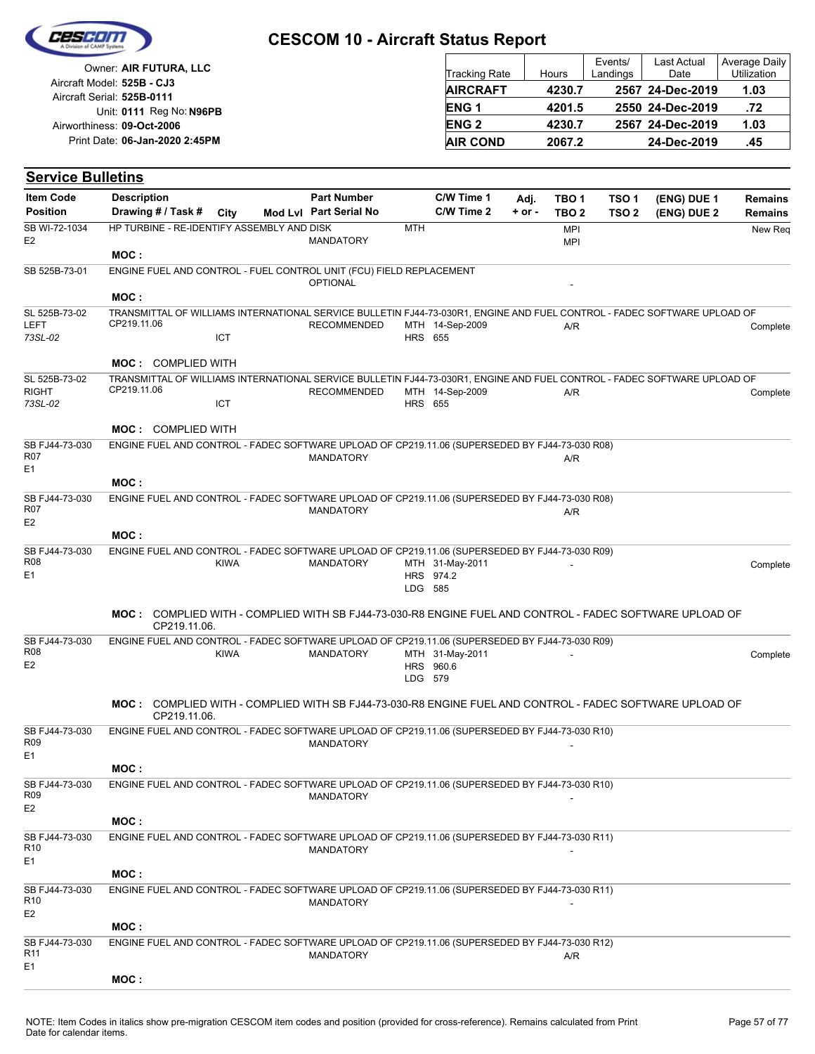# CESCOM 10 - Aircraft Status Report

Owner: **AIR FUTURA, LLC**
Aircraft Model: **525B - CJ3**
Aircraft Serial: **525B-0111**
Unit: **0111** Reg No: **N96PB**
Airworthiness: **09-Oct-2006**
Print Date: **06-Jan-2020 2:45PM**

| Tracking Rate | Hours | Events/ Landings | Last Actual Date | Average Daily Utilization |
|---|---|---|---|---|
| **AIRCRAFT** | **4230.7** | **2567** | **24-Dec-2019** | **1.03** |
| **ENG 1** | **4201.5** | **2550** | **24-Dec-2019** | **.72** |
| **ENG 2** | **4230.7** | **2567** | **24-Dec-2019** | **1.03** |
| **AIR COND** | **2067.2** | | **24-Dec-2019** | **.45** |

## Service Bulletins

| Item Code / Position | Description / Drawing # / Task # | City | Mod Lvl | Part Number / Part Serial No | C/W Time 1 / C/W Time 2 | Adj. + or - | TBO 1 / TBO 2 | TSO 1 / TSO 2 | (ENG) DUE 1 / (ENG) DUE 2 | Remains / Remains |
|---|---|---|---|---|---|---|---|---|---|---|
| SB WI-72-1034 E2 | HP TURBINE - RE-IDENTIFY ASSEMBLY AND DISK | | | MANDATORY | MTH | | MPI MPI | | | New Req |
| | **MOC :** | | | | | | | | | |
| SB 525B-73-01 | ENGINE FUEL AND CONTROL - FUEL CONTROL UNIT (FCU) FIELD REPLACEMENT | | | OPTIONAL | | | - | | | |
| | **MOC :** | | | | | | | | | |
| SL 525B-73-02 LEFT *73SL-02* | TRANSMITTAL OF WILLIAMS INTERNATIONAL SERVICE BULLETIN FJ44-73-030R1, ENGINE AND FUEL CONTROL - FADEC SOFTWARE UPLOAD OF CP219.11.06 | ICT | | RECOMMENDED | MTH 14-Sep-2009 HRS 655 | | A/R | | | Complete |
| | **MOC :** COMPLIED WITH | | | | | | | | | |
| SL 525B-73-02 RIGHT *73SL-02* | TRANSMITTAL OF WILLIAMS INTERNATIONAL SERVICE BULLETIN FJ44-73-030R1, ENGINE AND FUEL CONTROL - FADEC SOFTWARE UPLOAD OF CP219.11.06 | ICT | | RECOMMENDED | MTH 14-Sep-2009 HRS 655 | | A/R | | | Complete |
| | **MOC :** COMPLIED WITH | | | | | | | | | |
| SB FJ44-73-030 R07 E1 | ENGINE FUEL AND CONTROL - FADEC SOFTWARE UPLOAD OF CP219.11.06 (SUPERSEDED BY FJ44-73-030 R08) | | | MANDATORY | | | A/R | | | |
| | **MOC :** | | | | | | | | | |
| SB FJ44-73-030 R07 E2 | ENGINE FUEL AND CONTROL - FADEC SOFTWARE UPLOAD OF CP219.11.06 (SUPERSEDED BY FJ44-73-030 R08) | | | MANDATORY | | | A/R | | | |
| | **MOC :** | | | | | | | | | |
| SB FJ44-73-030 R08 E1 | ENGINE FUEL AND CONTROL - FADEC SOFTWARE UPLOAD OF CP219.11.06 (SUPERSEDED BY FJ44-73-030 R09) | KIWA | | MANDATORY | MTH 31-May-2011 HRS 974.2 LDG 585 | | - | | | Complete |
| | **MOC :** COMPLIED WITH - COMPLIED WITH SB FJ44-73-030-R8 ENGINE FUEL AND CONTROL - FADEC SOFTWARE UPLOAD OF CP219.11.06. | | | | | | | | | |
| SB FJ44-73-030 R08 E2 | ENGINE FUEL AND CONTROL - FADEC SOFTWARE UPLOAD OF CP219.11.06 (SUPERSEDED BY FJ44-73-030 R09) | KIWA | | MANDATORY | MTH 31-May-2011 HRS 960.6 LDG 579 | | - | | | Complete |
| | **MOC :** COMPLIED WITH - COMPLIED WITH SB FJ44-73-030-R8 ENGINE FUEL AND CONTROL - FADEC SOFTWARE UPLOAD OF CP219.11.06. | | | | | | | | | |
| SB FJ44-73-030 R09 E1 | ENGINE FUEL AND CONTROL - FADEC SOFTWARE UPLOAD OF CP219.11.06 (SUPERSEDED BY FJ44-73-030 R10) | | | MANDATORY | | | - | | | |
| | **MOC :** | | | | | | | | | |
| SB FJ44-73-030 R09 E2 | ENGINE FUEL AND CONTROL - FADEC SOFTWARE UPLOAD OF CP219.11.06 (SUPERSEDED BY FJ44-73-030 R10) | | | MANDATORY | | | - | | | |
| | **MOC :** | | | | | | | | | |
| SB FJ44-73-030 R10 E1 | ENGINE FUEL AND CONTROL - FADEC SOFTWARE UPLOAD OF CP219.11.06 (SUPERSEDED BY FJ44-73-030 R11) | | | MANDATORY | | | - | | | |
| | **MOC :** | | | | | | | | | |
| SB FJ44-73-030 R10 E2 | ENGINE FUEL AND CONTROL - FADEC SOFTWARE UPLOAD OF CP219.11.06 (SUPERSEDED BY FJ44-73-030 R11) | | | MANDATORY | | | - | | | |
| | **MOC :** | | | | | | | | | |
| SB FJ44-73-030 R11 E1 | ENGINE FUEL AND CONTROL - FADEC SOFTWARE UPLOAD OF CP219.11.06 (SUPERSEDED BY FJ44-73-030 R12) | | | MANDATORY | | | A/R | | | |
| | **MOC :** | | | | | | | | | |

NOTE: Item Codes in italics show pre-migration CESCOM item codes and position (provided for cross-reference). Remains calculated from Print Date for calendar items.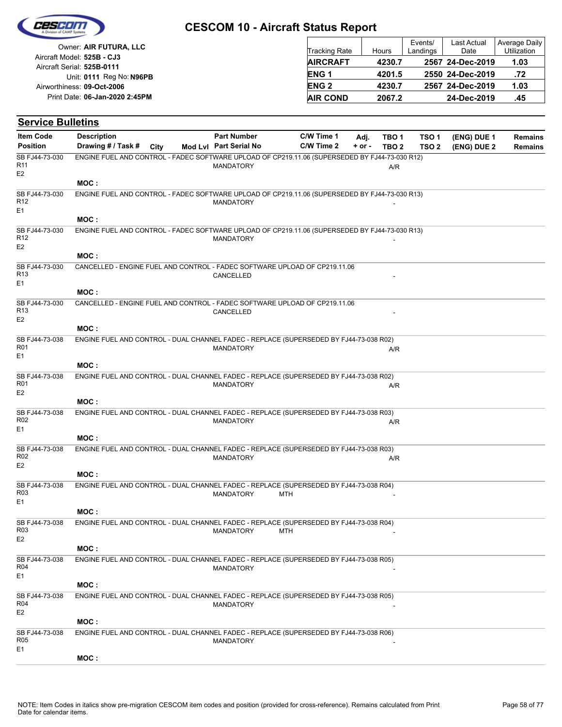# CESCOM 10 - Aircraft Status Report

Owner: **AIR FUTURA, LLC**
Aircraft Model: **525B - CJ3**
Aircraft Serial: **525B-0111**
Unit: **0111** Reg No: **N96PB**
Airworthiness: **09-Oct-2006**
Print Date: **06-Jan-2020 2:45PM**

| Tracking Rate | Hours | Events/ Landings | Last Actual Date | Average Daily Utilization |
|---|---|---|---|---|
| **AIRCRAFT** | **4230.7** | **2567** | **24-Dec-2019** | **1.03** |
| **ENG 1** | **4201.5** | **2550** | **24-Dec-2019** | **.72** |
| **ENG 2** | **4230.7** | **2567** | **24-Dec-2019** | **1.03** |
| **AIR COND** | **2067.2** | | **24-Dec-2019** | **.45** |

## Service Bulletins

| Item Code / Position | Description / Drawing # / Task # | City | Mod Lvl | Part Number / Part Serial No | C/W Time 1 / C/W Time 2 | Adj. + or - | TBO 1 / TBO 2 | TSO 1 / TSO 2 | (ENG) DUE 1 / (ENG) DUE 2 | Remains / Remains |
|---|---|---|---|---|---|---|---|---|---|---|
| SB FJ44-73-030 R11 E2 | ENGINE FUEL AND CONTROL - FADEC SOFTWARE UPLOAD OF CP219.11.06 (SUPERSEDED BY FJ44-73-030 R12) | | | MANDATORY | | | A/R | | | |
| | MOC : | | | | | | | | | |
| SB FJ44-73-030 R12 E1 | ENGINE FUEL AND CONTROL - FADEC SOFTWARE UPLOAD OF CP219.11.06 (SUPERSEDED BY FJ44-73-030 R13) | | | MANDATORY | | | - | | | |
| | MOC : | | | | | | | | | |
| SB FJ44-73-030 R12 E2 | ENGINE FUEL AND CONTROL - FADEC SOFTWARE UPLOAD OF CP219.11.06 (SUPERSEDED BY FJ44-73-030 R13) | | | MANDATORY | | | - | | | |
| | MOC : | | | | | | | | | |
| SB FJ44-73-030 R13 E1 | CANCELLED - ENGINE FUEL AND CONTROL - FADEC SOFTWARE UPLOAD OF CP219.11.06 | | | CANCELLED | | | - | | | |
| | MOC : | | | | | | | | | |
| SB FJ44-73-030 R13 E2 | CANCELLED - ENGINE FUEL AND CONTROL - FADEC SOFTWARE UPLOAD OF CP219.11.06 | | | CANCELLED | | | - | | | |
| | MOC : | | | | | | | | | |
| SB FJ44-73-038 R01 E1 | ENGINE FUEL AND CONTROL - DUAL CHANNEL FADEC - REPLACE (SUPERSEDED BY FJ44-73-038 R02) | | | MANDATORY | | | A/R | | | |
| | MOC : | | | | | | | | | |
| SB FJ44-73-038 R01 E2 | ENGINE FUEL AND CONTROL - DUAL CHANNEL FADEC - REPLACE (SUPERSEDED BY FJ44-73-038 R02) | | | MANDATORY | | | A/R | | | |
| | MOC : | | | | | | | | | |
| SB FJ44-73-038 R02 E1 | ENGINE FUEL AND CONTROL - DUAL CHANNEL FADEC - REPLACE (SUPERSEDED BY FJ44-73-038 R03) | | | MANDATORY | | | A/R | | | |
| | MOC : | | | | | | | | | |
| SB FJ44-73-038 R02 E2 | ENGINE FUEL AND CONTROL - DUAL CHANNEL FADEC - REPLACE (SUPERSEDED BY FJ44-73-038 R03) | | | MANDATORY | | | A/R | | | |
| | MOC : | | | | | | | | | |
| SB FJ44-73-038 R03 E1 | ENGINE FUEL AND CONTROL - DUAL CHANNEL FADEC - REPLACE (SUPERSEDED BY FJ44-73-038 R04) | | | MANDATORY | MTH | | - | | | |
| | MOC : | | | | | | | | | |
| SB FJ44-73-038 R03 E2 | ENGINE FUEL AND CONTROL - DUAL CHANNEL FADEC - REPLACE (SUPERSEDED BY FJ44-73-038 R04) | | | MANDATORY | MTH | | - | | | |
| | MOC : | | | | | | | | | |
| SB FJ44-73-038 R04 E1 | ENGINE FUEL AND CONTROL - DUAL CHANNEL FADEC - REPLACE (SUPERSEDED BY FJ44-73-038 R05) | | | MANDATORY | | | - | | | |
| | MOC : | | | | | | | | | |
| SB FJ44-73-038 R04 E2 | ENGINE FUEL AND CONTROL - DUAL CHANNEL FADEC - REPLACE (SUPERSEDED BY FJ44-73-038 R05) | | | MANDATORY | | | - | | | |
| | MOC : | | | | | | | | | |
| SB FJ44-73-038 R05 E1 | ENGINE FUEL AND CONTROL - DUAL CHANNEL FADEC - REPLACE (SUPERSEDED BY FJ44-73-038 R06) | | | MANDATORY | | | - | | | |
| | MOC : | | | | | | | | | |

NOTE: Item Codes in italics show pre-migration CESCOM item codes and position (provided for cross-reference). Remains calculated from Print Date for calendar items.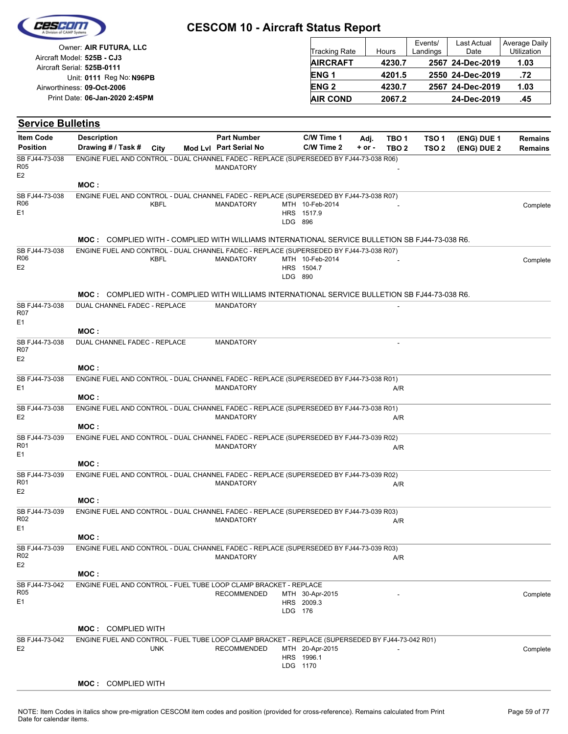# CESCOM 10 - Aircraft Status Report

Owner: **AIR FUTURA, LLC**
Aircraft Model: **525B - CJ3**
Aircraft Serial: **525B-0111**
Unit: **0111** Reg No: **N96PB**
Airworthiness: **09-Oct-2006**
Print Date: **06-Jan-2020 2:45PM**

| Tracking Rate | Hours | Events/ Landings | Last Actual Date | Average Daily Utilization |
|---|---|---|---|---|
| **AIRCRAFT** | **4230.7** | **2567** | **24-Dec-2019** | **1.03** |
| **ENG 1** | **4201.5** | **2550** | **24-Dec-2019** | **.72** |
| **ENG 2** | **4230.7** | **2567** | **24-Dec-2019** | **1.03** |
| **AIR COND** | **2067.2** | | **24-Dec-2019** | **.45** |

## Service Bulletins

| Item Code / Position | Description / Drawing # / Task # | City | Mod Lvl | Part Number / Part Serial No | C/W Time 1 / C/W Time 2 | Adj. + or - | TBO 1 / TBO 2 | TSO 1 / TSO 2 | (ENG) DUE 1 / (ENG) DUE 2 | Remains / Remains |
|---|---|---|---|---|---|---|---|---|---|---|
| SB FJ44-73-038 R05 E2 | ENGINE FUEL AND CONTROL - DUAL CHANNEL FADEC - REPLACE (SUPERSEDED BY FJ44-73-038 R06) | | | MANDATORY | | | - | | | |
| | MOC : | | | | | | | | | |
| SB FJ44-73-038 R06 E1 | ENGINE FUEL AND CONTROL - DUAL CHANNEL FADEC - REPLACE (SUPERSEDED BY FJ44-73-038 R07) | KBFL | | MANDATORY | MTH 10-Feb-2014 HRS 1517.9 LDG 896 | | - | | | Complete |
| | MOC : COMPLIED WITH - COMPLIED WITH WILLIAMS INTERNATIONAL SERVICE BULLETION SB FJ44-73-038 R6. | | | | | | | | | |
| SB FJ44-73-038 R06 E2 | ENGINE FUEL AND CONTROL - DUAL CHANNEL FADEC - REPLACE (SUPERSEDED BY FJ44-73-038 R07) | KBFL | | MANDATORY | MTH 10-Feb-2014 HRS 1504.7 LDG 890 | | - | | | Complete |
| | MOC : COMPLIED WITH - COMPLIED WITH WILLIAMS INTERNATIONAL SERVICE BULLETION SB FJ44-73-038 R6. | | | | | | | | | |
| SB FJ44-73-038 R07 E1 | DUAL CHANNEL FADEC - REPLACE | | | MANDATORY | | | - | | | |
| | MOC : | | | | | | | | | |
| SB FJ44-73-038 R07 E2 | DUAL CHANNEL FADEC - REPLACE | | | MANDATORY | | | - | | | |
| | MOC : | | | | | | | | | |
| SB FJ44-73-038 E1 | ENGINE FUEL AND CONTROL - DUAL CHANNEL FADEC - REPLACE (SUPERSEDED BY FJ44-73-038 R01) | | | MANDATORY | | | A/R | | | |
| | MOC : | | | | | | | | | |
| SB FJ44-73-038 E2 | ENGINE FUEL AND CONTROL - DUAL CHANNEL FADEC - REPLACE (SUPERSEDED BY FJ44-73-038 R01) | | | MANDATORY | | | A/R | | | |
| | MOC : | | | | | | | | | |
| SB FJ44-73-039 R01 E1 | ENGINE FUEL AND CONTROL - DUAL CHANNEL FADEC - REPLACE (SUPERSEDED BY FJ44-73-039 R02) | | | MANDATORY | | | A/R | | | |
| | MOC : | | | | | | | | | |
| SB FJ44-73-039 R01 E2 | ENGINE FUEL AND CONTROL - DUAL CHANNEL FADEC - REPLACE (SUPERSEDED BY FJ44-73-039 R02) | | | MANDATORY | | | A/R | | | |
| | MOC : | | | | | | | | | |
| SB FJ44-73-039 R02 E1 | ENGINE FUEL AND CONTROL - DUAL CHANNEL FADEC - REPLACE (SUPERSEDED BY FJ44-73-039 R03) | | | MANDATORY | | | A/R | | | |
| | MOC : | | | | | | | | | |
| SB FJ44-73-039 R02 E2 | ENGINE FUEL AND CONTROL - DUAL CHANNEL FADEC - REPLACE (SUPERSEDED BY FJ44-73-039 R03) | | | MANDATORY | | | A/R | | | |
| | MOC : | | | | | | | | | |
| SB FJ44-73-042 R05 E1 | ENGINE FUEL AND CONTROL - FUEL TUBE LOOP CLAMP BRACKET - REPLACE | | | RECOMMENDED | MTH 30-Apr-2015 HRS 2009.3 LDG 176 | | - | | | Complete |
| | MOC : COMPLIED WITH | | | | | | | | | |
| SB FJ44-73-042 E2 | ENGINE FUEL AND CONTROL - FUEL TUBE LOOP CLAMP BRACKET - REPLACE (SUPERSEDED BY FJ44-73-042 R01) | UNK | | RECOMMENDED | MTH 20-Apr-2015 HRS 1996.1 LDG 1170 | | - | | | Complete |
| | MOC : COMPLIED WITH | | | | | | | | | |

NOTE: Item Codes in italics show pre-migration CESCOM item codes and position (provided for cross-reference). Remains calculated from Print Date for calendar items.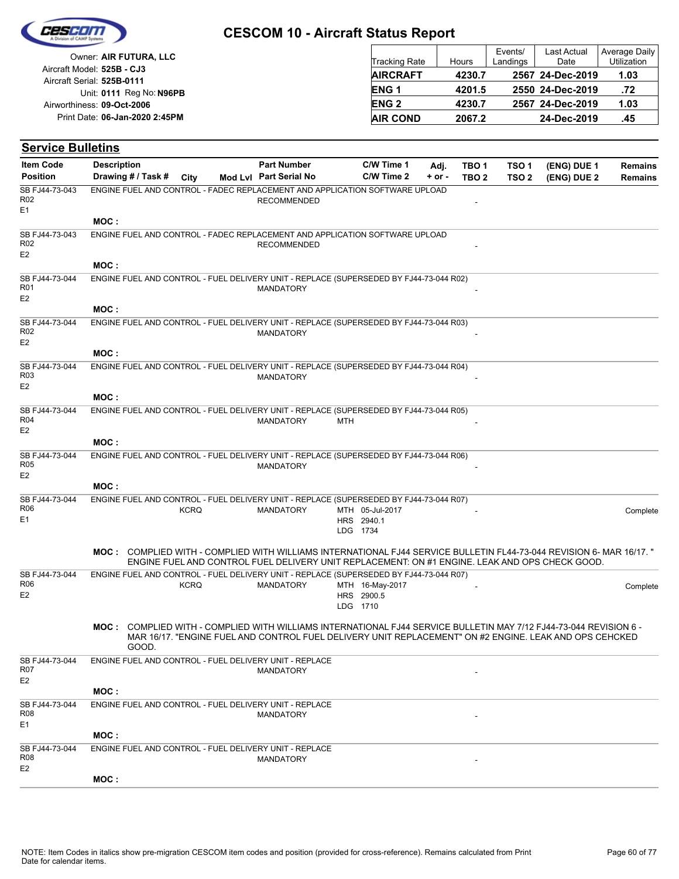# CESCOM 10 - Aircraft Status Report

Owner: **AIR FUTURA, LLC**
Aircraft Model: **525B - CJ3**
Aircraft Serial: **525B-0111**
Unit: **0111** Reg No: **N96PB**
Airworthiness: **09-Oct-2006**
Print Date: **06-Jan-2020 2:45PM**

| Tracking Rate | Hours | Events/ Landings | Last Actual Date | Average Daily Utilization |
|---|---|---|---|---|
| **AIRCRAFT** | **4230.7** | **2567** | **24-Dec-2019** | **1.03** |
| **ENG 1** | **4201.5** | **2550** | **24-Dec-2019** | **.72** |
| **ENG 2** | **4230.7** | **2567** | **24-Dec-2019** | **1.03** |
| **AIR COND** | **2067.2** | | **24-Dec-2019** | **.45** |

## Service Bulletins

| Item Code / Position | Description / Drawing # / Task # | City | Mod Lvl | Part Number / Part Serial No | C/W Time 1 / C/W Time 2 | Adj. + or - | TBO 1 / TBO 2 | TSO 1 / TSO 2 | (ENG) DUE 1 / (ENG) DUE 2 | Remains / Remains |
|---|---|---|---|---|---|---|---|---|---|---|
| SB FJ44-73-043 R02 E1 | ENGINE FUEL AND CONTROL - FADEC REPLACEMENT AND APPLICATION SOFTWARE UPLOAD | | | RECOMMENDED | | | - | | | |
| | MOC : | | | | | | | | | |
| SB FJ44-73-043 R02 E2 | ENGINE FUEL AND CONTROL - FADEC REPLACEMENT AND APPLICATION SOFTWARE UPLOAD | | | RECOMMENDED | | | - | | | |
| | MOC : | | | | | | | | | |
| SB FJ44-73-044 R01 E2 | ENGINE FUEL AND CONTROL - FUEL DELIVERY UNIT - REPLACE (SUPERSEDED BY FJ44-73-044 R02) | | | MANDATORY | | | - | | | |
| | MOC : | | | | | | | | | |
| SB FJ44-73-044 R02 E2 | ENGINE FUEL AND CONTROL - FUEL DELIVERY UNIT - REPLACE (SUPERSEDED BY FJ44-73-044 R03) | | | MANDATORY | | | - | | | |
| | MOC : | | | | | | | | | |
| SB FJ44-73-044 R03 E2 | ENGINE FUEL AND CONTROL - FUEL DELIVERY UNIT - REPLACE (SUPERSEDED BY FJ44-73-044 R04) | | | MANDATORY | | | - | | | |
| | MOC : | | | | | | | | | |
| SB FJ44-73-044 R04 E2 | ENGINE FUEL AND CONTROL - FUEL DELIVERY UNIT - REPLACE (SUPERSEDED BY FJ44-73-044 R05) | | | MANDATORY | MTH | | - | | | |
| | MOC : | | | | | | | | | |
| SB FJ44-73-044 R05 E2 | ENGINE FUEL AND CONTROL - FUEL DELIVERY UNIT - REPLACE (SUPERSEDED BY FJ44-73-044 R06) | | | MANDATORY | | | - | | | |
| | MOC : | | | | | | | | | |
| SB FJ44-73-044 R06 E1 | ENGINE FUEL AND CONTROL - FUEL DELIVERY UNIT - REPLACE (SUPERSEDED BY FJ44-73-044 R07) | KCRQ | | MANDATORY | MTH 05-Jul-2017 HRS 2940.1 LDG 1734 | | - | | | Complete |
| | MOC : COMPLIED WITH - COMPLIED WITH WILLIAMS INTERNATIONAL FJ44 SERVICE BULLETIN FL44-73-044 REVISION 6- MAR 16/17. " ENGINE FUEL AND CONTROL FUEL DELIVERY UNIT REPLACEMENT: ON #1 ENGINE. LEAK AND OPS CHECK GOOD. | | | | | | | | | |
| SB FJ44-73-044 R06 E2 | ENGINE FUEL AND CONTROL - FUEL DELIVERY UNIT - REPLACE (SUPERSEDED BY FJ44-73-044 R07) | KCRQ | | MANDATORY | MTH 16-May-2017 HRS 2900.5 LDG 1710 | | - | | | Complete |
| | MOC : COMPLIED WITH - COMPLIED WITH WILLIAMS INTERNATIONAL FJ44 SERVICE BULLETIN MAY 7/12 FJ44-73-044 REVISION 6 - MAR 16/17. "ENGINE FUEL AND CONTROL FUEL DELIVERY UNIT REPLACEMENT" ON #2 ENGINE. LEAK AND OPS CEHCKED GOOD. | | | | | | | | | |
| SB FJ44-73-044 R07 E2 | ENGINE FUEL AND CONTROL - FUEL DELIVERY UNIT - REPLACE | | | MANDATORY | | | - | | | |
| | MOC : | | | | | | | | | |
| SB FJ44-73-044 R08 E1 | ENGINE FUEL AND CONTROL - FUEL DELIVERY UNIT - REPLACE | | | MANDATORY | | | - | | | |
| | MOC : | | | | | | | | | |
| SB FJ44-73-044 R08 E2 | ENGINE FUEL AND CONTROL - FUEL DELIVERY UNIT - REPLACE | | | MANDATORY | | | - | | | |
| | MOC : | | | | | | | | | |

NOTE: Item Codes in italics show pre-migration CESCOM item codes and position (provided for cross-reference). Remains calculated from Print Date for calendar items.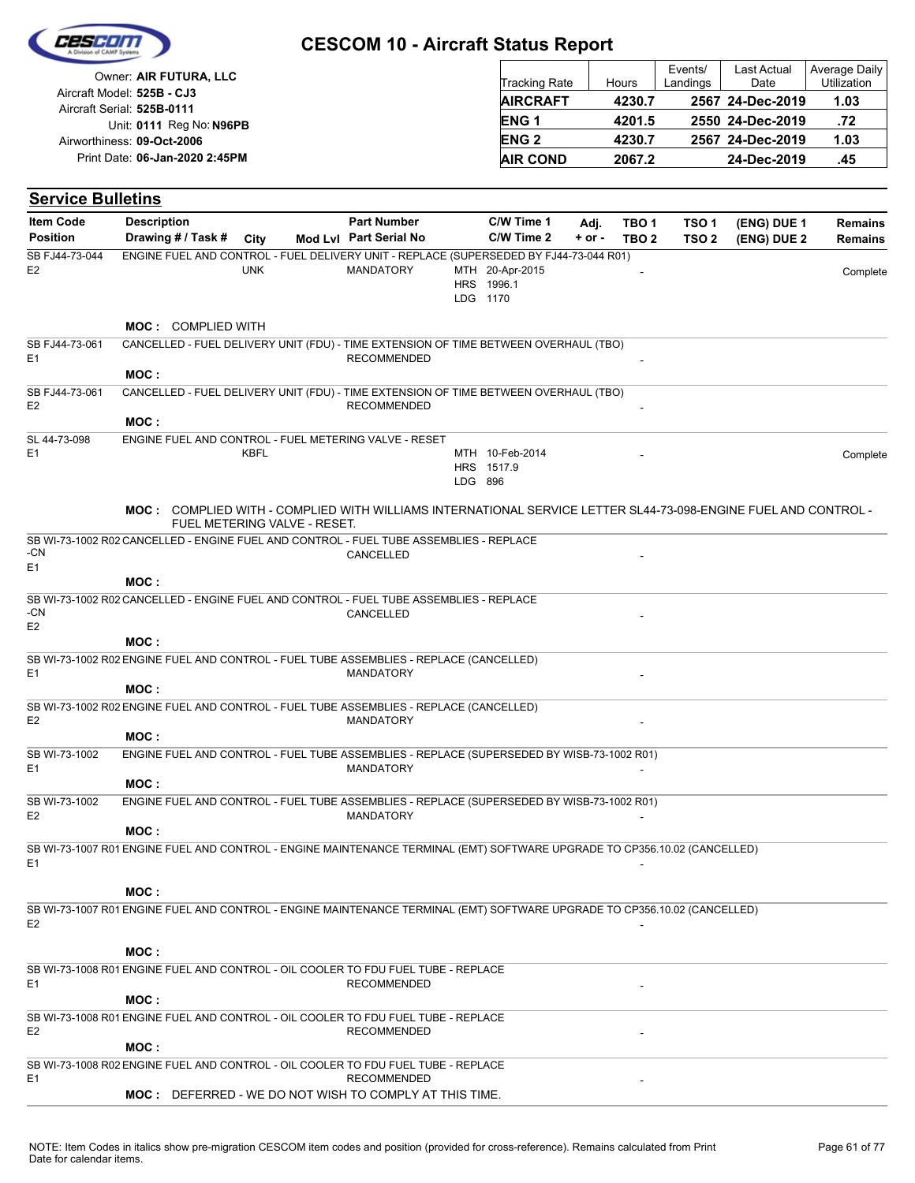# CESCOM 10 - Aircraft Status Report

Owner: **AIR FUTURA, LLC**
Aircraft Model: **525B - CJ3**
Aircraft Serial: **525B-0111**
Unit: **0111** Reg No: **N96PB**
Airworthiness: **09-Oct-2006**
Print Date: **06-Jan-2020 2:45PM**

| Tracking Rate | Hours | Events/ Landings | Last Actual Date | Average Daily Utilization |
|---|---|---|---|---|
| **AIRCRAFT** | **4230.7** | **2567** | **24-Dec-2019** | **1.03** |
| **ENG 1** | **4201.5** | **2550** | **24-Dec-2019** | **.72** |
| **ENG 2** | **4230.7** | **2567** | **24-Dec-2019** | **1.03** |
| **AIR COND** | **2067.2** | | **24-Dec-2019** | **.45** |

## Service Bulletins

| Item Code / Position | Description / Drawing # / Task # | City | Mod Lvl | Part Number / Part Serial No | C/W Time 1 / C/W Time 2 | Adj. + or - | TBO 1 / TBO 2 | TSO 1 / TSO 2 | (ENG) DUE 1 / (ENG) DUE 2 | Remains / Remains |
|---|---|---|---|---|---|---|---|---|---|---|
| SB FJ44-73-044 / E2 | ENGINE FUEL AND CONTROL - FUEL DELIVERY UNIT - REPLACE (SUPERSEDED BY FJ44-73-044 R01) | UNK | | MANDATORY | MTH 20-Apr-2015 HRS 1996.1 LDG 1170 | | - | | | Complete |
| | **MOC :** COMPLIED WITH | | | | | | | | | |
| SB FJ44-73-061 / E1 | CANCELLED - FUEL DELIVERY UNIT (FDU) - TIME EXTENSION OF TIME BETWEEN OVERHAUL (TBO) | | | RECOMMENDED | | | - | | | |
| | **MOC :** | | | | | | | | | |
| SB FJ44-73-061 / E2 | CANCELLED - FUEL DELIVERY UNIT (FDU) - TIME EXTENSION OF TIME BETWEEN OVERHAUL (TBO) | | | RECOMMENDED | | | - | | | |
| | **MOC :** | | | | | | | | | |
| SL 44-73-098 / E1 | ENGINE FUEL AND CONTROL - FUEL METERING VALVE - RESET | KBFL | | | MTH 10-Feb-2014 HRS 1517.9 LDG 896 | | - | | | Complete |
| | **MOC :** COMPLIED WITH - COMPLIED WITH WILLIAMS INTERNATIONAL SERVICE LETTER SL44-73-098-ENGINE FUEL AND CONTROL - FUEL METERING VALVE - RESET. | | | | | | | | | |
| SB WI-73-1002 R02 -CN / E1 | CANCELLED - ENGINE FUEL AND CONTROL - FUEL TUBE ASSEMBLIES - REPLACE | | | CANCELLED | | | - | | | |
| | **MOC :** | | | | | | | | | |
| SB WI-73-1002 R02 -CN / E2 | CANCELLED - ENGINE FUEL AND CONTROL - FUEL TUBE ASSEMBLIES - REPLACE | | | CANCELLED | | | - | | | |
| | **MOC :** | | | | | | | | | |
| SB WI-73-1002 R02 / E1 | ENGINE FUEL AND CONTROL - FUEL TUBE ASSEMBLIES - REPLACE (CANCELLED) | | | MANDATORY | | | - | | | |
| | **MOC :** | | | | | | | | | |
| SB WI-73-1002 R02 / E2 | ENGINE FUEL AND CONTROL - FUEL TUBE ASSEMBLIES - REPLACE (CANCELLED) | | | MANDATORY | | | - | | | |
| | **MOC :** | | | | | | | | | |
| SB WI-73-1002 / E1 | ENGINE FUEL AND CONTROL - FUEL TUBE ASSEMBLIES - REPLACE (SUPERSEDED BY WISB-73-1002 R01) | | | MANDATORY | | | - | | | |
| | **MOC :** | | | | | | | | | |
| SB WI-73-1002 / E2 | ENGINE FUEL AND CONTROL - FUEL TUBE ASSEMBLIES - REPLACE (SUPERSEDED BY WISB-73-1002 R01) | | | MANDATORY | | | - | | | |
| | **MOC :** | | | | | | | | | |
| SB WI-73-1007 R01 / E1 | ENGINE FUEL AND CONTROL - ENGINE MAINTENANCE TERMINAL (EMT) SOFTWARE UPGRADE TO CP356.10.02 (CANCELLED) | | | | | | - | | | |
| | **MOC :** | | | | | | | | | |
| SB WI-73-1007 R01 / E2 | ENGINE FUEL AND CONTROL - ENGINE MAINTENANCE TERMINAL (EMT) SOFTWARE UPGRADE TO CP356.10.02 (CANCELLED) | | | | | | - | | | |
| | **MOC :** | | | | | | | | | |
| SB WI-73-1008 R01 / E1 | ENGINE FUEL AND CONTROL - OIL COOLER TO FDU FUEL TUBE - REPLACE | | | RECOMMENDED | | | - | | | |
| | **MOC :** | | | | | | | | | |
| SB WI-73-1008 R01 / E2 | ENGINE FUEL AND CONTROL - OIL COOLER TO FDU FUEL TUBE - REPLACE | | | RECOMMENDED | | | - | | | |
| | **MOC :** | | | | | | | | | |
| SB WI-73-1008 R02 / E1 | ENGINE FUEL AND CONTROL - OIL COOLER TO FDU FUEL TUBE - REPLACE | | | RECOMMENDED | | | - | | | |
| | **MOC :** DEFERRED - WE DO NOT WISH TO COMPLY AT THIS TIME. | | | | | | | | | |

NOTE: Item Codes in italics show pre-migration CESCOM item codes and position (provided for cross-reference). Remains calculated from Print Date for calendar items.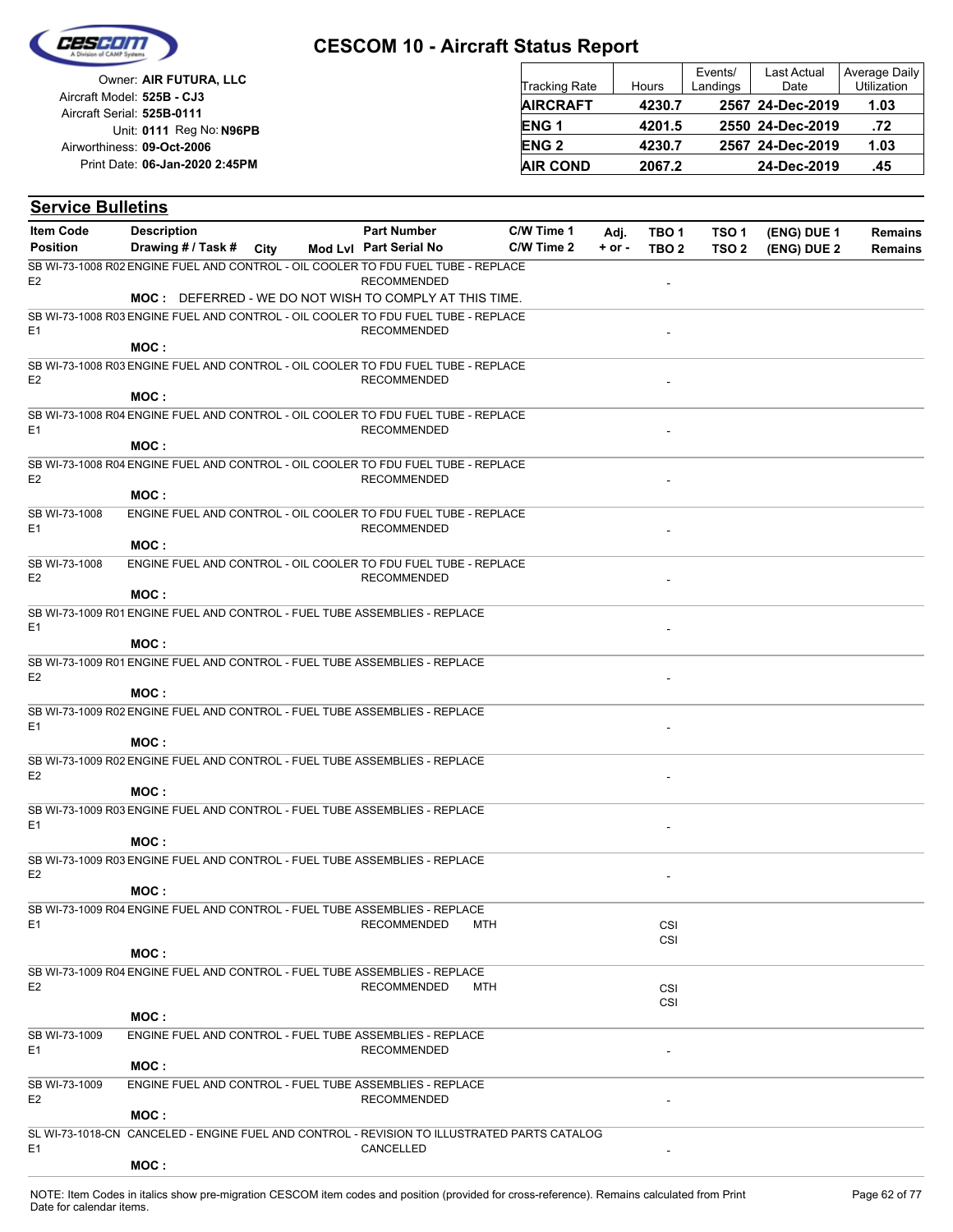# CESCOM 10 - Aircraft Status Report

Owner: **AIR FUTURA, LLC**
Aircraft Model: **525B - CJ3**
Aircraft Serial: **525B-0111**
Unit: **0111** Reg No: **N96PB**
Airworthiness: **09-Oct-2006**
Print Date: **06-Jan-2020 2:45PM**

| Tracking Rate | Hours | Events/ Landings | Last Actual Date | Average Daily Utilization |
|---|---|---|---|---|
| **AIRCRAFT** | **4230.7** | **2567** | **24-Dec-2019** | **1.03** |
| **ENG 1** | **4201.5** | **2550** | **24-Dec-2019** | **.72** |
| **ENG 2** | **4230.7** | **2567** | **24-Dec-2019** | **1.03** |
| **AIR COND** | **2067.2** | | **24-Dec-2019** | **.45** |

## Service Bulletins

| Item Code / Position | Description / Drawing # / Task # | City | Mod Lvl | Part Number / Part Serial No | C/W Time 1 / C/W Time 2 | Adj. + or - | TBO 1 / TBO 2 | TSO 1 / TSO 2 | (ENG) DUE 1 / (ENG) DUE 2 | Remains / Remains |
|---|---|---|---|---|---|---|---|---|---|---|
| SB WI-73-1008 R02 / E2 | ENGINE FUEL AND CONTROL - OIL COOLER TO FDU FUEL TUBE - REPLACE | | | RECOMMENDED | | | - | | | |
| | **MOC :** DEFERRED - WE DO NOT WISH TO COMPLY AT THIS TIME. | | | | | | | | | |
| SB WI-73-1008 R03 / E1 | ENGINE FUEL AND CONTROL - OIL COOLER TO FDU FUEL TUBE - REPLACE | | | RECOMMENDED | | | - | | | |
| | **MOC :** | | | | | | | | | |
| SB WI-73-1008 R03 / E2 | ENGINE FUEL AND CONTROL - OIL COOLER TO FDU FUEL TUBE - REPLACE | | | RECOMMENDED | | | - | | | |
| | **MOC :** | | | | | | | | | |
| SB WI-73-1008 R04 / E1 | ENGINE FUEL AND CONTROL - OIL COOLER TO FDU FUEL TUBE - REPLACE | | | RECOMMENDED | | | - | | | |
| | **MOC :** | | | | | | | | | |
| SB WI-73-1008 R04 / E2 | ENGINE FUEL AND CONTROL - OIL COOLER TO FDU FUEL TUBE - REPLACE | | | RECOMMENDED | | | - | | | |
| | **MOC :** | | | | | | | | | |
| SB WI-73-1008 / E1 | ENGINE FUEL AND CONTROL - OIL COOLER TO FDU FUEL TUBE - REPLACE | | | RECOMMENDED | | | - | | | |
| | **MOC :** | | | | | | | | | |
| SB WI-73-1008 / E2 | ENGINE FUEL AND CONTROL - OIL COOLER TO FDU FUEL TUBE - REPLACE | | | RECOMMENDED | | | - | | | |
| | **MOC :** | | | | | | | | | |
| SB WI-73-1009 R01 / E1 | ENGINE FUEL AND CONTROL - FUEL TUBE ASSEMBLIES - REPLACE | | | | | | - | | | |
| | **MOC :** | | | | | | | | | |
| SB WI-73-1009 R01 / E2 | ENGINE FUEL AND CONTROL - FUEL TUBE ASSEMBLIES - REPLACE | | | | | | - | | | |
| | **MOC :** | | | | | | | | | |
| SB WI-73-1009 R02 / E1 | ENGINE FUEL AND CONTROL - FUEL TUBE ASSEMBLIES - REPLACE | | | | | | - | | | |
| | **MOC :** | | | | | | | | | |
| SB WI-73-1009 R02 / E2 | ENGINE FUEL AND CONTROL - FUEL TUBE ASSEMBLIES - REPLACE | | | | | | - | | | |
| | **MOC :** | | | | | | | | | |
| SB WI-73-1009 R03 / E1 | ENGINE FUEL AND CONTROL - FUEL TUBE ASSEMBLIES - REPLACE | | | | | | - | | | |
| | **MOC :** | | | | | | | | | |
| SB WI-73-1009 R03 / E2 | ENGINE FUEL AND CONTROL - FUEL TUBE ASSEMBLIES - REPLACE | | | | | | - | | | |
| | **MOC :** | | | | | | | | | |
| SB WI-73-1009 R04 / E1 | ENGINE FUEL AND CONTROL - FUEL TUBE ASSEMBLIES - REPLACE | | | RECOMMENDED | MTH | | CSI / CSI | | | |
| | **MOC :** | | | | | | | | | |
| SB WI-73-1009 R04 / E2 | ENGINE FUEL AND CONTROL - FUEL TUBE ASSEMBLIES - REPLACE | | | RECOMMENDED | MTH | | CSI / CSI | | | |
| | **MOC :** | | | | | | | | | |
| SB WI-73-1009 / E1 | ENGINE FUEL AND CONTROL - FUEL TUBE ASSEMBLIES - REPLACE | | | RECOMMENDED | | | - | | | |
| | **MOC :** | | | | | | | | | |
| SB WI-73-1009 / E2 | ENGINE FUEL AND CONTROL - FUEL TUBE ASSEMBLIES - REPLACE | | | RECOMMENDED | | | - | | | |
| | **MOC :** | | | | | | | | | |
| SL WI-73-1018-CN / E1 | CANCELED - ENGINE FUEL AND CONTROL - REVISION TO ILLUSTRATED PARTS CATALOG | | | CANCELLED | | | - | | | |
| | **MOC :** | | | | | | | | | |

NOTE: Item Codes in italics show pre-migration CESCOM item codes and position (provided for cross-reference). Remains calculated from Print Date for calendar items.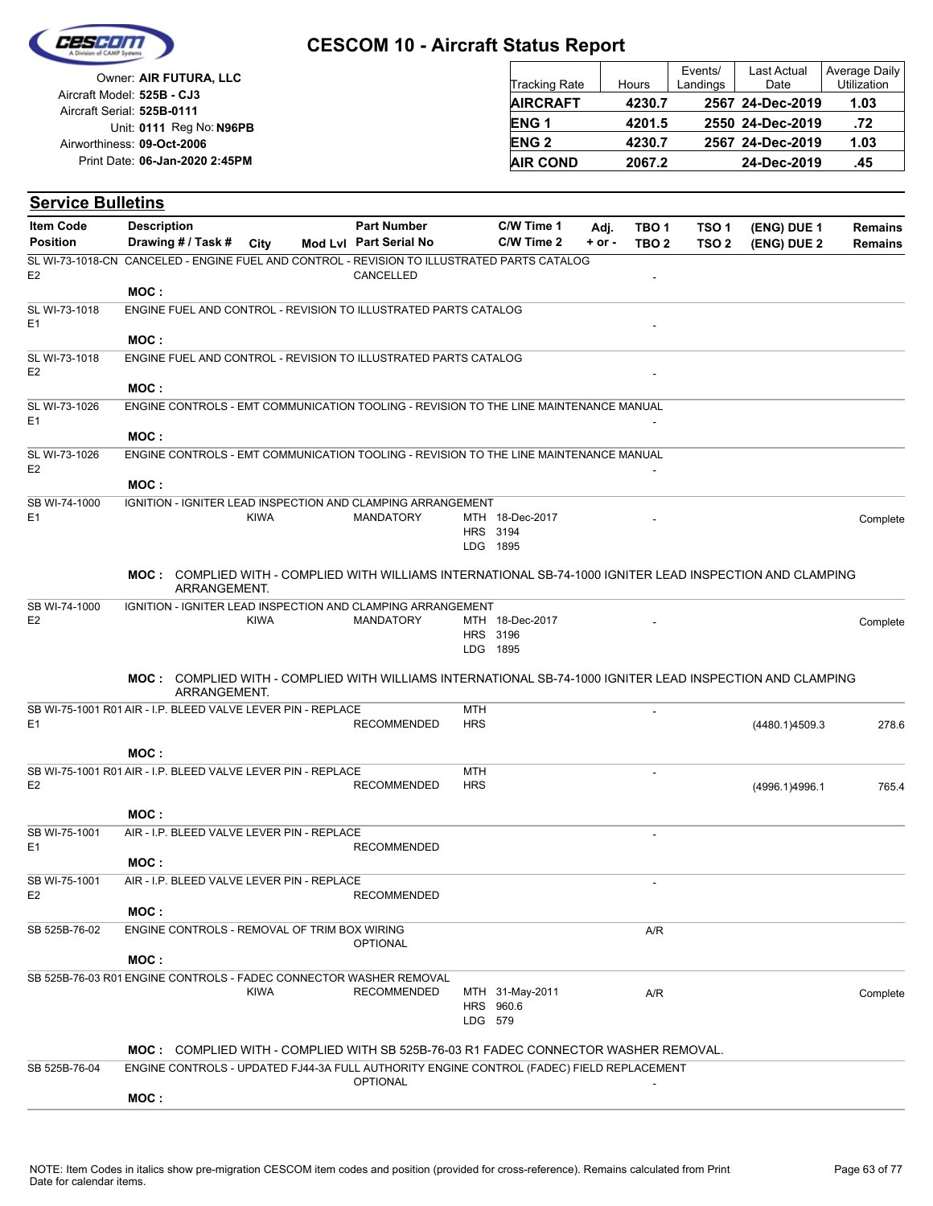# CESCOM 10 - Aircraft Status Report

Owner: **AIR FUTURA, LLC**
Aircraft Model: **525B - CJ3**
Aircraft Serial: **525B-0111**
Unit: **0111** Reg No: **N96PB**
Airworthiness: **09-Oct-2006**
Print Date: **06-Jan-2020 2:45PM**

| Tracking Rate | Hours | Events/ Landings | Last Actual Date | Average Daily Utilization |
|---|---|---|---|---|
| **AIRCRAFT** | **4230.7** | **2567** | **24-Dec-2019** | **1.03** |
| **ENG 1** | **4201.5** | **2550** | **24-Dec-2019** | **.72** |
| **ENG 2** | **4230.7** | **2567** | **24-Dec-2019** | **1.03** |
| **AIR COND** | **2067.2** | | **24-Dec-2019** | **.45** |

## Service Bulletins

| Item Code / Position | Description / Drawing # / Task # | City | Mod Lvl | Part Number / Part Serial No | C/W Time 1 / C/W Time 2 | Adj. + or - | TBO 1 / TBO 2 | TSO 1 / TSO 2 | (ENG) DUE 1 / (ENG) DUE 2 | Remains / Remains |
|---|---|---|---|---|---|---|---|---|---|---|
| SL WI-73-1018-CN / E2 | CANCELED - ENGINE FUEL AND CONTROL - REVISION TO ILLUSTRATED PARTS CATALOG | | | CANCELLED | | | - | | | |
| | MOC : | | | | | | | | | |
| SL WI-73-1018 / E1 | ENGINE FUEL AND CONTROL - REVISION TO ILLUSTRATED PARTS CATALOG | | | | | | - | | | |
| | MOC : | | | | | | | | | |
| SL WI-73-1018 / E2 | ENGINE FUEL AND CONTROL - REVISION TO ILLUSTRATED PARTS CATALOG | | | | | | - | | | |
| | MOC : | | | | | | | | | |
| SL WI-73-1026 / E1 | ENGINE CONTROLS - EMT COMMUNICATION TOOLING - REVISION TO THE LINE MAINTENANCE MANUAL | | | | | | - | | | |
| | MOC : | | | | | | | | | |
| SL WI-73-1026 / E2 | ENGINE CONTROLS - EMT COMMUNICATION TOOLING - REVISION TO THE LINE MAINTENANCE MANUAL | | | | | | - | | | |
| | MOC : | | | | | | | | | |
| SB WI-74-1000 / E1 | IGNITION - IGNITER LEAD INSPECTION AND CLAMPING ARRANGEMENT | KIWA | | MANDATORY | MTH 18-Dec-2017 HRS 3194 LDG 1895 | | - | | | Complete |
| | MOC : COMPLIED WITH - COMPLIED WITH WILLIAMS INTERNATIONAL SB-74-1000 IGNITER LEAD INSPECTION AND CLAMPING ARRANGEMENT. | | | | | | | | | |
| SB WI-74-1000 / E2 | IGNITION - IGNITER LEAD INSPECTION AND CLAMPING ARRANGEMENT | KIWA | | MANDATORY | MTH 18-Dec-2017 HRS 3196 LDG 1895 | | - | | | Complete |
| | MOC : COMPLIED WITH - COMPLIED WITH WILLIAMS INTERNATIONAL SB-74-1000 IGNITER LEAD INSPECTION AND CLAMPING ARRANGEMENT. | | | | | | | | | |
| SB WI-75-1001 R01 / E1 | AIR - I.P. BLEED VALVE LEVER PIN - REPLACE | | | RECOMMENDED | MTH HRS | | - | | (4480.1)4509.3 | 278.6 |
| | MOC : | | | | | | | | | |
| SB WI-75-1001 R01 / E2 | AIR - I.P. BLEED VALVE LEVER PIN - REPLACE | | | RECOMMENDED | MTH HRS | | - | | (4996.1)4996.1 | 765.4 |
| | MOC : | | | | | | | | | |
| SB WI-75-1001 / E1 | AIR - I.P. BLEED VALVE LEVER PIN - REPLACE | | | RECOMMENDED | | | - | | | |
| | MOC : | | | | | | | | | |
| SB WI-75-1001 / E2 | AIR - I.P. BLEED VALVE LEVER PIN - REPLACE | | | RECOMMENDED | | | - | | | |
| | MOC : | | | | | | | | | |
| SB 525B-76-02 | ENGINE CONTROLS - REMOVAL OF TRIM BOX WIRING | | | OPTIONAL | | | A/R | | | |
| | MOC : | | | | | | | | | |
| SB 525B-76-03 R01 | ENGINE CONTROLS - FADEC CONNECTOR WASHER REMOVAL | KIWA | | RECOMMENDED | MTH 31-May-2011 HRS 960.6 LDG 579 | | A/R | | | Complete |
| | MOC : COMPLIED WITH - COMPLIED WITH SB 525B-76-03 R1 FADEC CONNECTOR WASHER REMOVAL. | | | | | | | | | |
| SB 525B-76-04 | ENGINE CONTROLS - UPDATED FJ44-3A FULL AUTHORITY ENGINE CONTROL (FADEC) FIELD REPLACEMENT | | | OPTIONAL | | | - | | | |
| | MOC : | | | | | | | | | |

NOTE: Item Codes in italics show pre-migration CESCOM item codes and position (provided for cross-reference). Remains calculated from Print Date for calendar items.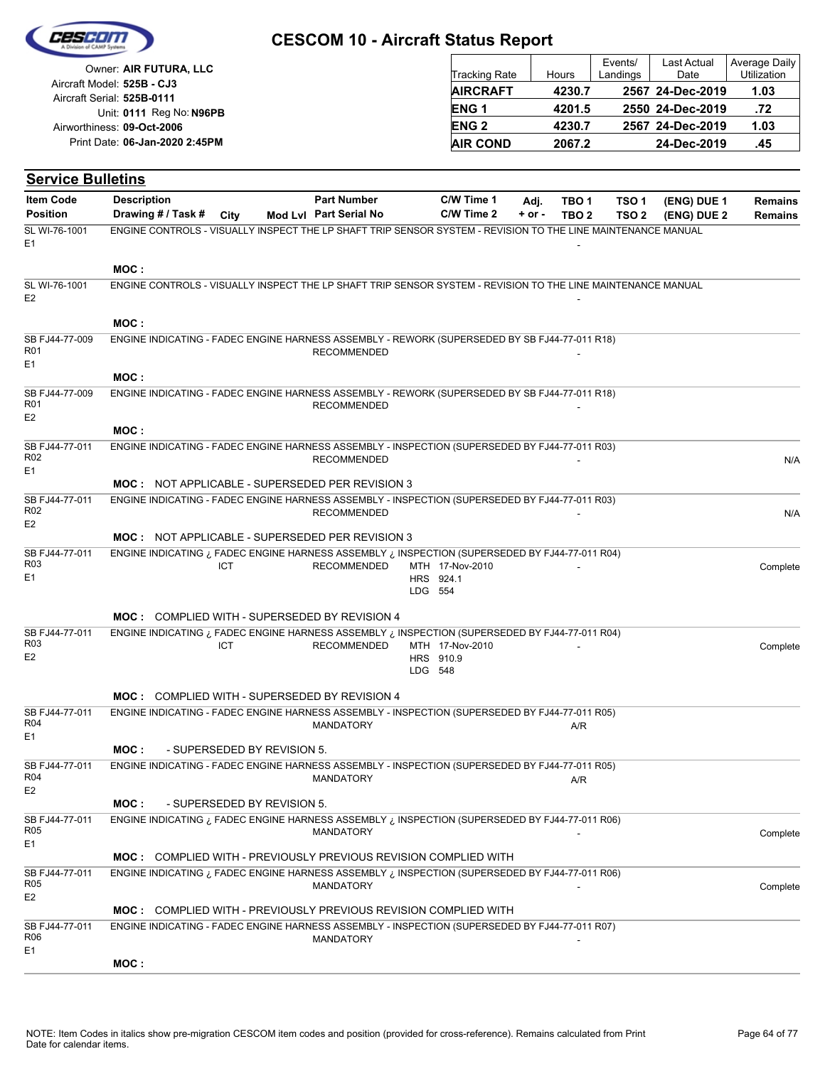# CESCOM 10 - Aircraft Status Report

Owner: **AIR FUTURA, LLC**
Aircraft Model: **525B - CJ3**
Aircraft Serial: **525B-0111**
Unit: **0111** Reg No: **N96PB**
Airworthiness: **09-Oct-2006**
Print Date: **06-Jan-2020 2:45PM**

| Tracking Rate | Hours | Events/ Landings | Last Actual Date | Average Daily Utilization |
|---|---|---|---|---|
| **AIRCRAFT** | **4230.7** | **2567** | **24-Dec-2019** | **1.03** |
| **ENG 1** | **4201.5** | **2550** | **24-Dec-2019** | **.72** |
| **ENG 2** | **4230.7** | **2567** | **24-Dec-2019** | **1.03** |
| **AIR COND** | **2067.2** | | **24-Dec-2019** | **.45** |

## Service Bulletins

| Item Code / Position | Description / Drawing # / Task # | City | Mod Lvl | Part Number / Part Serial No | C/W Time 1 / C/W Time 2 | Adj. + or - | TBO 1 / TBO 2 | TSO 1 / TSO 2 | (ENG) DUE 1 / (ENG) DUE 2 | Remains / Remains |
|---|---|---|---|---|---|---|---|---|---|---|
| SL WI-76-1001 E1 | ENGINE CONTROLS - VISUALLY INSPECT THE LP SHAFT TRIP SENSOR SYSTEM - REVISION TO THE LINE MAINTENANCE MANUAL | | | | | | - | | | |
| | **MOC :** | | | | | | | | | |
| SL WI-76-1001 E2 | ENGINE CONTROLS - VISUALLY INSPECT THE LP SHAFT TRIP SENSOR SYSTEM - REVISION TO THE LINE MAINTENANCE MANUAL | | | | | | - | | | |
| | **MOC :** | | | | | | | | | |
| SB FJ44-77-009 R01 E1 | ENGINE INDICATING - FADEC ENGINE HARNESS ASSEMBLY - REWORK (SUPERSEDED BY SB FJ44-77-011 R18) | | | RECOMMENDED | | | - | | | |
| | **MOC :** | | | | | | | | | |
| SB FJ44-77-009 R01 E2 | ENGINE INDICATING - FADEC ENGINE HARNESS ASSEMBLY - REWORK (SUPERSEDED BY SB FJ44-77-011 R18) | | | RECOMMENDED | | | - | | | |
| | **MOC :** | | | | | | | | | |
| SB FJ44-77-011 R02 E1 | ENGINE INDICATING - FADEC ENGINE HARNESS ASSEMBLY - INSPECTION (SUPERSEDED BY FJ44-77-011 R03) | | | RECOMMENDED | | | - | | | N/A |
| | **MOC :** NOT APPLICABLE - SUPERSEDED PER REVISION 3 | | | | | | | | | |
| SB FJ44-77-011 R02 E2 | ENGINE INDICATING - FADEC ENGINE HARNESS ASSEMBLY - INSPECTION (SUPERSEDED BY FJ44-77-011 R03) | | | RECOMMENDED | | | - | | | N/A |
| | **MOC :** NOT APPLICABLE - SUPERSEDED PER REVISION 3 | | | | | | | | | |
| SB FJ44-77-011 R03 E1 | ENGINE INDICATING ¿ FADEC ENGINE HARNESS ASSEMBLY ¿ INSPECTION (SUPERSEDED BY FJ44-77-011 R04) | ICT | | RECOMMENDED | MTH 17-Nov-2010 HRS 924.1 LDG 554 | | - | | | Complete |
| | **MOC :** COMPLIED WITH - SUPERSEDED BY REVISION 4 | | | | | | | | | |
| SB FJ44-77-011 R03 E2 | ENGINE INDICATING ¿ FADEC ENGINE HARNESS ASSEMBLY ¿ INSPECTION (SUPERSEDED BY FJ44-77-011 R04) | ICT | | RECOMMENDED | MTH 17-Nov-2010 HRS 910.9 LDG 548 | | - | | | Complete |
| | **MOC :** COMPLIED WITH - SUPERSEDED BY REVISION 4 | | | | | | | | | |
| SB FJ44-77-011 R04 E1 | ENGINE INDICATING - FADEC ENGINE HARNESS ASSEMBLY - INSPECTION (SUPERSEDED BY FJ44-77-011 R05) | | | MANDATORY | | | A/R | | | |
| | **MOC :** - SUPERSEDED BY REVISION 5. | | | | | | | | | |
| SB FJ44-77-011 R04 E2 | ENGINE INDICATING - FADEC ENGINE HARNESS ASSEMBLY - INSPECTION (SUPERSEDED BY FJ44-77-011 R05) | | | MANDATORY | | | A/R | | | |
| | **MOC :** - SUPERSEDED BY REVISION 5. | | | | | | | | | |
| SB FJ44-77-011 R05 E1 | ENGINE INDICATING ¿ FADEC ENGINE HARNESS ASSEMBLY ¿ INSPECTION (SUPERSEDED BY FJ44-77-011 R06) | | | MANDATORY | | | - | | | Complete |
| | **MOC :** COMPLIED WITH - PREVIOUSLY PREVIOUS REVISION COMPLIED WITH | | | | | | | | | |
| SB FJ44-77-011 R05 E2 | ENGINE INDICATING ¿ FADEC ENGINE HARNESS ASSEMBLY ¿ INSPECTION (SUPERSEDED BY FJ44-77-011 R06) | | | MANDATORY | | | - | | | Complete |
| | **MOC :** COMPLIED WITH - PREVIOUSLY PREVIOUS REVISION COMPLIED WITH | | | | | | | | | |
| SB FJ44-77-011 R06 E1 | ENGINE INDICATING - FADEC ENGINE HARNESS ASSEMBLY - INSPECTION (SUPERSEDED BY FJ44-77-011 R07) | | | MANDATORY | | | - | | | |
| | **MOC :** | | | | | | | | | |

NOTE: Item Codes in italics show pre-migration CESCOM item codes and position (provided for cross-reference). Remains calculated from Print Date for calendar items.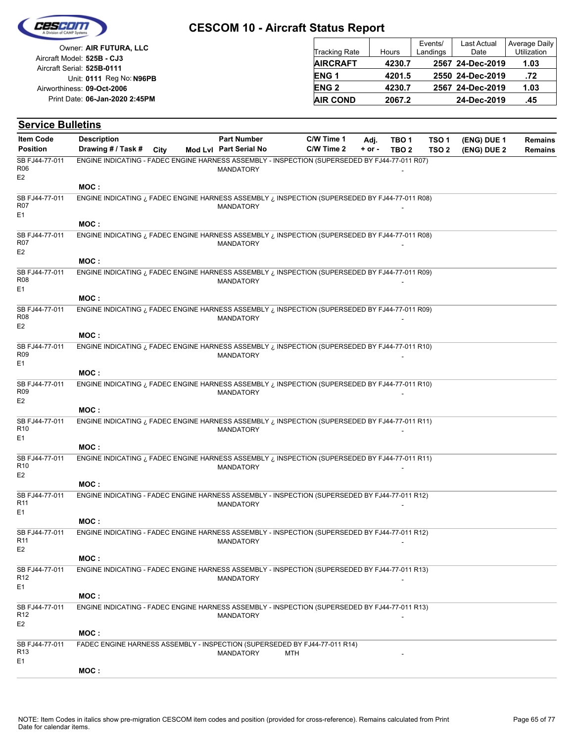# CESCOM 10 - Aircraft Status Report

Owner: **AIR FUTURA, LLC**
Aircraft Model: **525B - CJ3**
Aircraft Serial: **525B-0111**
Unit: **0111** Reg No: **N96PB**
Airworthiness: **09-Oct-2006**
Print Date: **06-Jan-2020 2:45PM**

| Tracking Rate | Hours | Events/ Landings | Last Actual Date | Average Daily Utilization |
|---|---|---|---|---|
| **AIRCRAFT** | **4230.7** | **2567** | **24-Dec-2019** | **1.03** |
| **ENG 1** | **4201.5** | **2550** | **24-Dec-2019** | **.72** |
| **ENG 2** | **4230.7** | **2567** | **24-Dec-2019** | **1.03** |
| **AIR COND** | **2067.2** | | **24-Dec-2019** | **.45** |

## Service Bulletins

| Item Code / Position | Description / Drawing # / Task # | City | Mod Lvl | Part Number / Part Serial No | C/W Time 1 / C/W Time 2 | Adj. + or - | TBO 1 / TBO 2 | TSO 1 / TSO 2 | (ENG) DUE 1 / (ENG) DUE 2 | Remains / Remains |
|---|---|---|---|---|---|---|---|---|---|---|
| SB FJ44-77-011 R06 E2 | ENGINE INDICATING - FADEC ENGINE HARNESS ASSEMBLY - INSPECTION (SUPERSEDED BY FJ44-77-011 R07) | | | MANDATORY | | | - | | | |
| | MOC : | | | | | | | | | |
| SB FJ44-77-011 R07 E1 | ENGINE INDICATING ¿ FADEC ENGINE HARNESS ASSEMBLY ¿ INSPECTION (SUPERSEDED BY FJ44-77-011 R08) | | | MANDATORY | | | - | | | |
| | MOC : | | | | | | | | | |
| SB FJ44-77-011 R07 E2 | ENGINE INDICATING ¿ FADEC ENGINE HARNESS ASSEMBLY ¿ INSPECTION (SUPERSEDED BY FJ44-77-011 R08) | | | MANDATORY | | | - | | | |
| | MOC : | | | | | | | | | |
| SB FJ44-77-011 R08 E1 | ENGINE INDICATING ¿ FADEC ENGINE HARNESS ASSEMBLY ¿ INSPECTION (SUPERSEDED BY FJ44-77-011 R09) | | | MANDATORY | | | - | | | |
| | MOC : | | | | | | | | | |
| SB FJ44-77-011 R08 E2 | ENGINE INDICATING ¿ FADEC ENGINE HARNESS ASSEMBLY ¿ INSPECTION (SUPERSEDED BY FJ44-77-011 R09) | | | MANDATORY | | | - | | | |
| | MOC : | | | | | | | | | |
| SB FJ44-77-011 R09 E1 | ENGINE INDICATING ¿ FADEC ENGINE HARNESS ASSEMBLY ¿ INSPECTION (SUPERSEDED BY FJ44-77-011 R10) | | | MANDATORY | | | - | | | |
| | MOC : | | | | | | | | | |
| SB FJ44-77-011 R09 E2 | ENGINE INDICATING ¿ FADEC ENGINE HARNESS ASSEMBLY ¿ INSPECTION (SUPERSEDED BY FJ44-77-011 R10) | | | MANDATORY | | | - | | | |
| | MOC : | | | | | | | | | |
| SB FJ44-77-011 R10 E1 | ENGINE INDICATING ¿ FADEC ENGINE HARNESS ASSEMBLY ¿ INSPECTION (SUPERSEDED BY FJ44-77-011 R11) | | | MANDATORY | | | - | | | |
| | MOC : | | | | | | | | | |
| SB FJ44-77-011 R10 E2 | ENGINE INDICATING ¿ FADEC ENGINE HARNESS ASSEMBLY ¿ INSPECTION (SUPERSEDED BY FJ44-77-011 R11) | | | MANDATORY | | | - | | | |
| | MOC : | | | | | | | | | |
| SB FJ44-77-011 R11 E1 | ENGINE INDICATING - FADEC ENGINE HARNESS ASSEMBLY - INSPECTION (SUPERSEDED BY FJ44-77-011 R12) | | | MANDATORY | | | - | | | |
| | MOC : | | | | | | | | | |
| SB FJ44-77-011 R11 E2 | ENGINE INDICATING - FADEC ENGINE HARNESS ASSEMBLY - INSPECTION (SUPERSEDED BY FJ44-77-011 R12) | | | MANDATORY | | | - | | | |
| | MOC : | | | | | | | | | |
| SB FJ44-77-011 R12 E1 | ENGINE INDICATING - FADEC ENGINE HARNESS ASSEMBLY - INSPECTION (SUPERSEDED BY FJ44-77-011 R13) | | | MANDATORY | | | - | | | |
| | MOC : | | | | | | | | | |
| SB FJ44-77-011 R12 E2 | ENGINE INDICATING - FADEC ENGINE HARNESS ASSEMBLY - INSPECTION (SUPERSEDED BY FJ44-77-011 R13) | | | MANDATORY | | | - | | | |
| | MOC : | | | | | | | | | |
| SB FJ44-77-011 R13 E1 | FADEC ENGINE HARNESS ASSEMBLY - INSPECTION (SUPERSEDED BY FJ44-77-011 R14) | | | MANDATORY | MTH | | - | | | |
| | MOC : | | | | | | | | | |

NOTE: Item Codes in italics show pre-migration CESCOM item codes and position (provided for cross-reference). Remains calculated from Print Date for calendar items.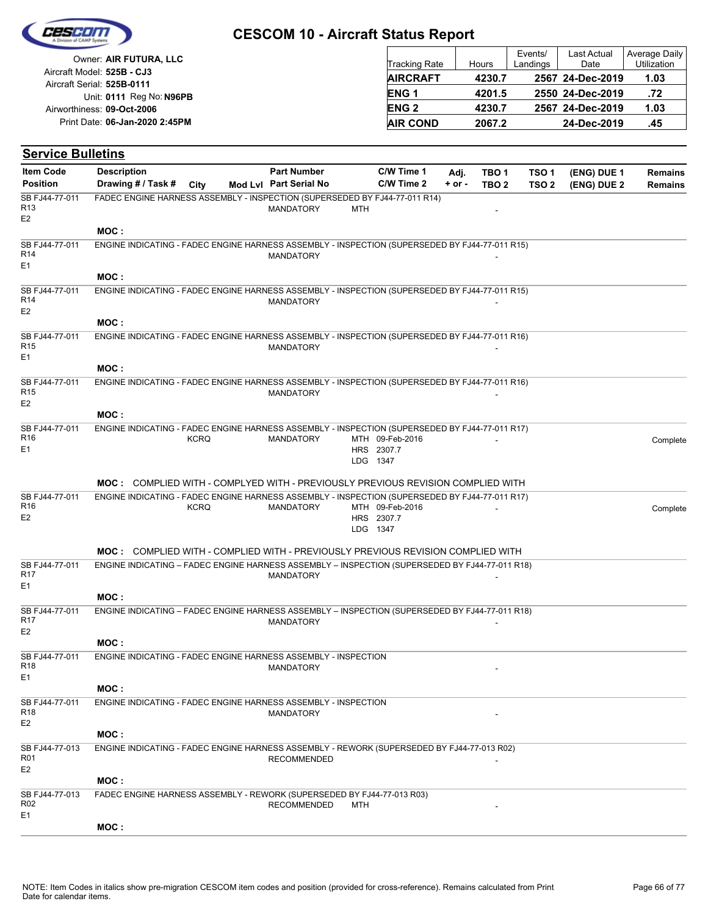# CESCOM 10 - Aircraft Status Report

Owner: **AIR FUTURA, LLC**
Aircraft Model: **525B - CJ3**
Aircraft Serial: **525B-0111**
Unit: **0111** Reg No: **N96PB**
Airworthiness: **09-Oct-2006**
Print Date: **06-Jan-2020 2:45PM**

| Tracking Rate | Hours | Events/ Landings | Last Actual Date | Average Daily Utilization |
|---|---|---|---|---|
| **AIRCRAFT** | **4230.7** | **2567** | **24-Dec-2019** | **1.03** |
| **ENG 1** | **4201.5** | **2550** | **24-Dec-2019** | **.72** |
| **ENG 2** | **4230.7** | **2567** | **24-Dec-2019** | **1.03** |
| **AIR COND** | **2067.2** | | **24-Dec-2019** | **.45** |

## Service Bulletins

| Item Code / Position | Description / Drawing # / Task # | City | Mod Lvl | Part Number / Part Serial No | C/W Time 1 / C/W Time 2 | Adj. + or - | TBO 1 / TBO 2 | TSO 1 / TSO 2 | (ENG) DUE 1 / (ENG) DUE 2 | Remains / Remains |
|---|---|---|---|---|---|---|---|---|---|---|
| SB FJ44-77-011 R13 E2 | FADEC ENGINE HARNESS ASSEMBLY - INSPECTION (SUPERSEDED BY FJ44-77-011 R14) | | | MANDATORY | MTH | | - | | | |
| | MOC : | | | | | | | | | |
| SB FJ44-77-011 R14 E1 | ENGINE INDICATING - FADEC ENGINE HARNESS ASSEMBLY - INSPECTION (SUPERSEDED BY FJ44-77-011 R15) | | | MANDATORY | | | - | | | |
| | MOC : | | | | | | | | | |
| SB FJ44-77-011 R14 E2 | ENGINE INDICATING - FADEC ENGINE HARNESS ASSEMBLY - INSPECTION (SUPERSEDED BY FJ44-77-011 R15) | | | MANDATORY | | | - | | | |
| | MOC : | | | | | | | | | |
| SB FJ44-77-011 R15 E1 | ENGINE INDICATING - FADEC ENGINE HARNESS ASSEMBLY - INSPECTION (SUPERSEDED BY FJ44-77-011 R16) | | | MANDATORY | | | - | | | |
| | MOC : | | | | | | | | | |
| SB FJ44-77-011 R15 E2 | ENGINE INDICATING - FADEC ENGINE HARNESS ASSEMBLY - INSPECTION (SUPERSEDED BY FJ44-77-011 R16) | | | MANDATORY | | | - | | | |
| | MOC : | | | | | | | | | |
| SB FJ44-77-011 R16 E1 | ENGINE INDICATING - FADEC ENGINE HARNESS ASSEMBLY - INSPECTION (SUPERSEDED BY FJ44-77-011 R17) | KCRQ | | MANDATORY | MTH 09-Feb-2016 HRS 2307.7 LDG 1347 | | - | | | Complete |
| | MOC : COMPLIED WITH - COMPLYED WITH - PREVIOUSLY PREVIOUS REVISION COMPLIED WITH | | | | | | | | | |
| SB FJ44-77-011 R16 E2 | ENGINE INDICATING - FADEC ENGINE HARNESS ASSEMBLY - INSPECTION (SUPERSEDED BY FJ44-77-011 R17) | KCRQ | | MANDATORY | MTH 09-Feb-2016 HRS 2307.7 LDG 1347 | | - | | | Complete |
| | MOC : COMPLIED WITH - COMPLIED WITH - PREVIOUSLY PREVIOUS REVISION COMPLIED WITH | | | | | | | | | |
| SB FJ44-77-011 R17 E1 | ENGINE INDICATING – FADEC ENGINE HARNESS ASSEMBLY – INSPECTION (SUPERSEDED BY FJ44-77-011 R18) | | | MANDATORY | | | - | | | |
| | MOC : | | | | | | | | | |
| SB FJ44-77-011 R17 E2 | ENGINE INDICATING – FADEC ENGINE HARNESS ASSEMBLY – INSPECTION (SUPERSEDED BY FJ44-77-011 R18) | | | MANDATORY | | | - | | | |
| | MOC : | | | | | | | | | |
| SB FJ44-77-011 R18 E1 | ENGINE INDICATING - FADEC ENGINE HARNESS ASSEMBLY - INSPECTION | | | MANDATORY | | | - | | | |
| | MOC : | | | | | | | | | |
| SB FJ44-77-011 R18 E2 | ENGINE INDICATING - FADEC ENGINE HARNESS ASSEMBLY - INSPECTION | | | MANDATORY | | | - | | | |
| | MOC : | | | | | | | | | |
| SB FJ44-77-013 R01 E2 | ENGINE INDICATING - FADEC ENGINE HARNESS ASSEMBLY - REWORK (SUPERSEDED BY FJ44-77-013 R02) | | | RECOMMENDED | | | - | | | |
| | MOC : | | | | | | | | | |
| SB FJ44-77-013 R02 E1 | FADEC ENGINE HARNESS ASSEMBLY - REWORK (SUPERSEDED BY FJ44-77-013 R03) | | | RECOMMENDED | MTH | | - | | | |
| | MOC : | | | | | | | | | |

NOTE: Item Codes in italics show pre-migration CESCOM item codes and position (provided for cross-reference). Remains calculated from Print Date for calendar items.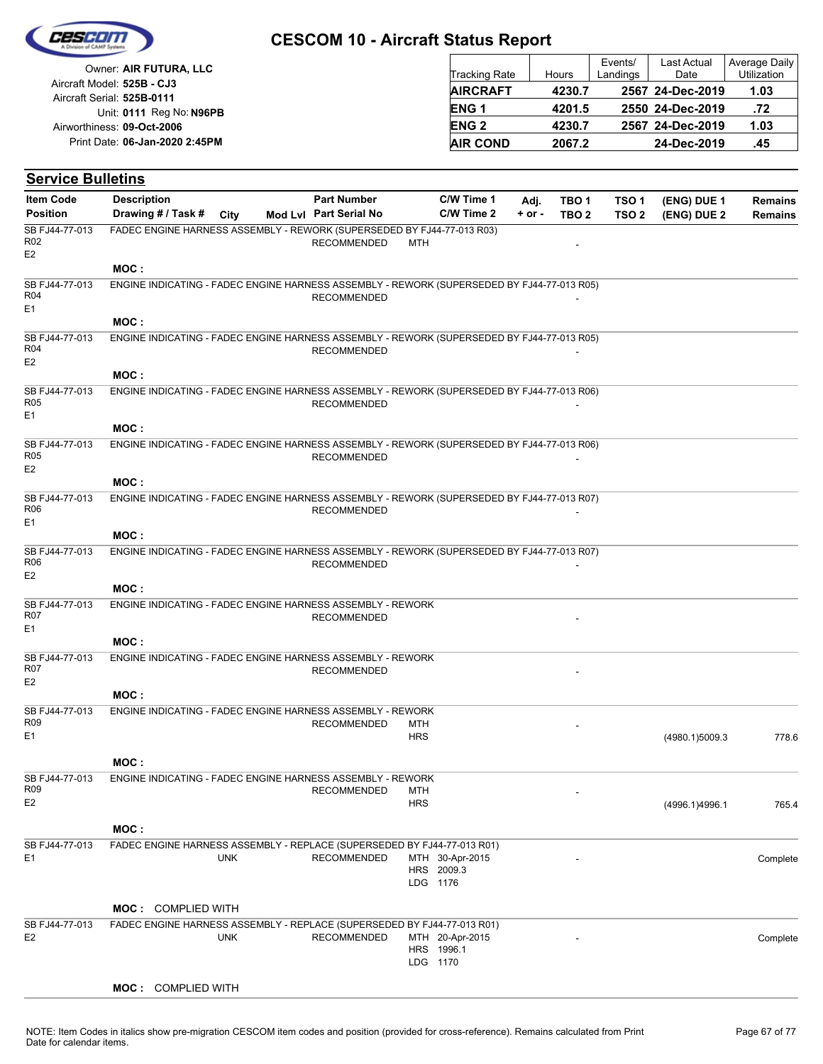# CESCOM 10 - Aircraft Status Report

Owner: **AIR FUTURA, LLC**
Aircraft Model: **525B - CJ3**
Aircraft Serial: **525B-0111**
Unit: **0111** Reg No: **N96PB**
Airworthiness: **09-Oct-2006**
Print Date: **06-Jan-2020 2:45PM**

| Tracking Rate | Hours | Events/ Landings | Last Actual Date | Average Daily Utilization |
|---|---|---|---|---|
| **AIRCRAFT** | **4230.7** | **2567** | **24-Dec-2019** | **1.03** |
| **ENG 1** | **4201.5** | **2550** | **24-Dec-2019** | **.72** |
| **ENG 2** | **4230.7** | **2567** | **24-Dec-2019** | **1.03** |
| **AIR COND** | **2067.2** | | **24-Dec-2019** | **.45** |

## Service Bulletins

| Item Code / Position | Description / Drawing # / Task # | City | Mod Lvl | Part Number / Part Serial No | C/W Time 1 / C/W Time 2 | Adj. + or - | TBO 1 / TBO 2 | TSO 1 / TSO 2 | (ENG) DUE 1 / (ENG) DUE 2 | Remains / Remains |
|---|---|---|---|---|---|---|---|---|---|---|
| SB FJ44-77-013 R02 E2 | FADEC ENGINE HARNESS ASSEMBLY - REWORK (SUPERSEDED BY FJ44-77-013 R03) | | | RECOMMENDED | MTH | | - | | | |
| | MOC : | | | | | | | | | |
| SB FJ44-77-013 R04 E1 | ENGINE INDICATING - FADEC ENGINE HARNESS ASSEMBLY - REWORK (SUPERSEDED BY FJ44-77-013 R05) | | | RECOMMENDED | | | - | | | |
| | MOC : | | | | | | | | | |
| SB FJ44-77-013 R04 E2 | ENGINE INDICATING - FADEC ENGINE HARNESS ASSEMBLY - REWORK (SUPERSEDED BY FJ44-77-013 R05) | | | RECOMMENDED | | | - | | | |
| | MOC : | | | | | | | | | |
| SB FJ44-77-013 R05 E1 | ENGINE INDICATING - FADEC ENGINE HARNESS ASSEMBLY - REWORK (SUPERSEDED BY FJ44-77-013 R06) | | | RECOMMENDED | | | - | | | |
| | MOC : | | | | | | | | | |
| SB FJ44-77-013 R05 E2 | ENGINE INDICATING - FADEC ENGINE HARNESS ASSEMBLY - REWORK (SUPERSEDED BY FJ44-77-013 R06) | | | RECOMMENDED | | | - | | | |
| | MOC : | | | | | | | | | |
| SB FJ44-77-013 R06 E1 | ENGINE INDICATING - FADEC ENGINE HARNESS ASSEMBLY - REWORK (SUPERSEDED BY FJ44-77-013 R07) | | | RECOMMENDED | | | - | | | |
| | MOC : | | | | | | | | | |
| SB FJ44-77-013 R06 E2 | ENGINE INDICATING - FADEC ENGINE HARNESS ASSEMBLY - REWORK (SUPERSEDED BY FJ44-77-013 R07) | | | RECOMMENDED | | | - | | | |
| | MOC : | | | | | | | | | |
| SB FJ44-77-013 R07 E1 | ENGINE INDICATING - FADEC ENGINE HARNESS ASSEMBLY - REWORK | | | RECOMMENDED | | | - | | | |
| | MOC : | | | | | | | | | |
| SB FJ44-77-013 R07 E2 | ENGINE INDICATING - FADEC ENGINE HARNESS ASSEMBLY - REWORK | | | RECOMMENDED | | | - | | | |
| | MOC : | | | | | | | | | |
| SB FJ44-77-013 R09 E1 | ENGINE INDICATING - FADEC ENGINE HARNESS ASSEMBLY - REWORK | | | RECOMMENDED | MTH HRS | | - | | (4980.1)5009.3 | 778.6 |
| | MOC : | | | | | | | | | |
| SB FJ44-77-013 R09 E2 | ENGINE INDICATING - FADEC ENGINE HARNESS ASSEMBLY - REWORK | | | RECOMMENDED | MTH HRS | | - | | (4996.1)4996.1 | 765.4 |
| | MOC : | | | | | | | | | |
| SB FJ44-77-013 E1 | FADEC ENGINE HARNESS ASSEMBLY - REPLACE (SUPERSEDED BY FJ44-77-013 R01) | UNK | | RECOMMENDED | MTH 30-Apr-2015 HRS 2009.3 LDG 1176 | | - | | | Complete |
| | MOC : COMPLIED WITH | | | | | | | | | |
| SB FJ44-77-013 E2 | FADEC ENGINE HARNESS ASSEMBLY - REPLACE (SUPERSEDED BY FJ44-77-013 R01) | UNK | | RECOMMENDED | MTH 20-Apr-2015 HRS 1996.1 LDG 1170 | | - | | | Complete |
| | MOC : COMPLIED WITH | | | | | | | | | |

NOTE: Item Codes in italics show pre-migration CESCOM item codes and position (provided for cross-reference). Remains calculated from Print Date for calendar items.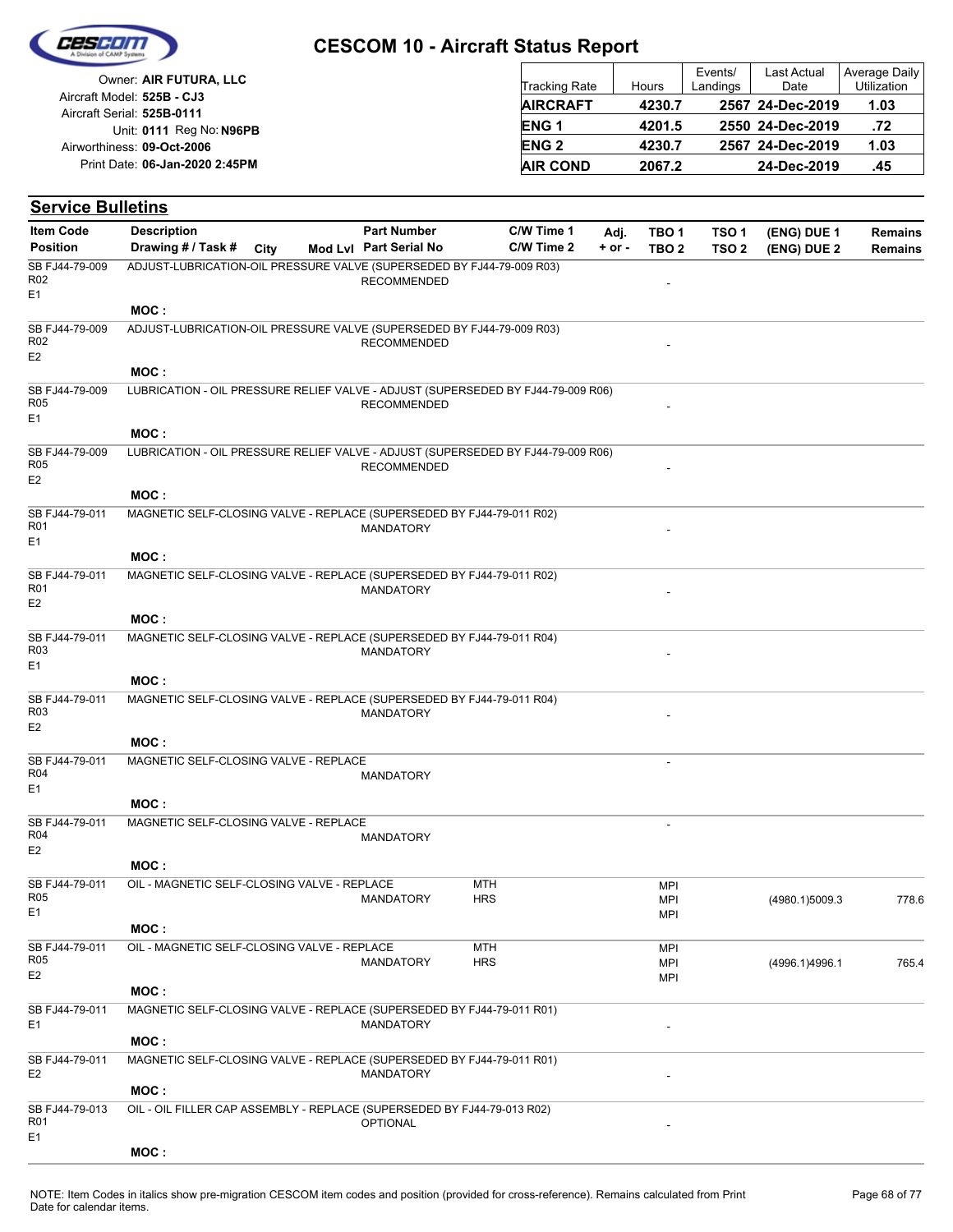# CESCOM 10 - Aircraft Status Report

Owner: **AIR FUTURA, LLC**
Aircraft Model: **525B - CJ3**
Aircraft Serial: **525B-0111**
Unit: **0111** Reg No: **N96PB**
Airworthiness: **09-Oct-2006**
Print Date: **06-Jan-2020 2:45PM**

| Tracking Rate | Hours | Events/ Landings | Last Actual Date | Average Daily Utilization |
|---|---|---|---|---|
| **AIRCRAFT** | **4230.7** | **2567** | **24-Dec-2019** | **1.03** |
| **ENG 1** | **4201.5** | **2550** | **24-Dec-2019** | **.72** |
| **ENG 2** | **4230.7** | **2567** | **24-Dec-2019** | **1.03** |
| **AIR COND** | **2067.2** | | **24-Dec-2019** | **.45** |

## Service Bulletins

| Item Code / Position | Description / Drawing # / Task # | City | Mod Lvl | Part Number / Part Serial No | C/W Time 1 / C/W Time 2 | Adj. + or - | TBO 1 / TBO 2 | TSO 1 / TSO 2 | (ENG) DUE 1 / (ENG) DUE 2 | Remains / Remains |
|---|---|---|---|---|---|---|---|---|---|---|
| SB FJ44-79-009 R02 E1 | ADJUST-LUBRICATION-OIL PRESSURE VALVE (SUPERSEDED BY FJ44-79-009 R03) | | | RECOMMENDED | | | - | | | |
| | MOC : | | | | | | | | | |
| SB FJ44-79-009 R02 E2 | ADJUST-LUBRICATION-OIL PRESSURE VALVE (SUPERSEDED BY FJ44-79-009 R03) | | | RECOMMENDED | | | - | | | |
| | MOC : | | | | | | | | | |
| SB FJ44-79-009 R05 E1 | LUBRICATION - OIL PRESSURE RELIEF VALVE - ADJUST (SUPERSEDED BY FJ44-79-009 R06) | | | RECOMMENDED | | | - | | | |
| | MOC : | | | | | | | | | |
| SB FJ44-79-009 R05 E2 | LUBRICATION - OIL PRESSURE RELIEF VALVE - ADJUST (SUPERSEDED BY FJ44-79-009 R06) | | | RECOMMENDED | | | - | | | |
| | MOC : | | | | | | | | | |
| SB FJ44-79-011 R01 E1 | MAGNETIC SELF-CLOSING VALVE - REPLACE (SUPERSEDED BY FJ44-79-011 R02) | | | MANDATORY | | | - | | | |
| | MOC : | | | | | | | | | |
| SB FJ44-79-011 R01 E2 | MAGNETIC SELF-CLOSING VALVE - REPLACE (SUPERSEDED BY FJ44-79-011 R02) | | | MANDATORY | | | - | | | |
| | MOC : | | | | | | | | | |
| SB FJ44-79-011 R03 E1 | MAGNETIC SELF-CLOSING VALVE - REPLACE (SUPERSEDED BY FJ44-79-011 R04) | | | MANDATORY | | | - | | | |
| | MOC : | | | | | | | | | |
| SB FJ44-79-011 R03 E2 | MAGNETIC SELF-CLOSING VALVE - REPLACE (SUPERSEDED BY FJ44-79-011 R04) | | | MANDATORY | | | - | | | |
| | MOC : | | | | | | | | | |
| SB FJ44-79-011 R04 E1 | MAGNETIC SELF-CLOSING VALVE - REPLACE | | | MANDATORY | | | - | | | |
| | MOC : | | | | | | | | | |
| SB FJ44-79-011 R04 E2 | MAGNETIC SELF-CLOSING VALVE - REPLACE | | | MANDATORY | | | - | | | |
| | MOC : | | | | | | | | | |
| SB FJ44-79-011 R05 E1 | OIL - MAGNETIC SELF-CLOSING VALVE - REPLACE | | | MANDATORY | MTH HRS | | MPI MPI MPI | | (4980.1)5009.3 | 778.6 |
| | MOC : | | | | | | | | | |
| SB FJ44-79-011 R05 E2 | OIL - MAGNETIC SELF-CLOSING VALVE - REPLACE | | | MANDATORY | MTH HRS | | MPI MPI MPI | | (4996.1)4996.1 | 765.4 |
| | MOC : | | | | | | | | | |
| SB FJ44-79-011 E1 | MAGNETIC SELF-CLOSING VALVE - REPLACE (SUPERSEDED BY FJ44-79-011 R01) | | | MANDATORY | | | - | | | |
| | MOC : | | | | | | | | | |
| SB FJ44-79-011 E2 | MAGNETIC SELF-CLOSING VALVE - REPLACE (SUPERSEDED BY FJ44-79-011 R01) | | | MANDATORY | | | - | | | |
| | MOC : | | | | | | | | | |
| SB FJ44-79-013 R01 E1 | OIL - OIL FILLER CAP ASSEMBLY - REPLACE (SUPERSEDED BY FJ44-79-013 R02) | | | OPTIONAL | | | - | | | |
| | MOC : | | | | | | | | | |

NOTE: Item Codes in italics show pre-migration CESCOM item codes and position (provided for cross-reference). Remains calculated from Print Date for calendar items.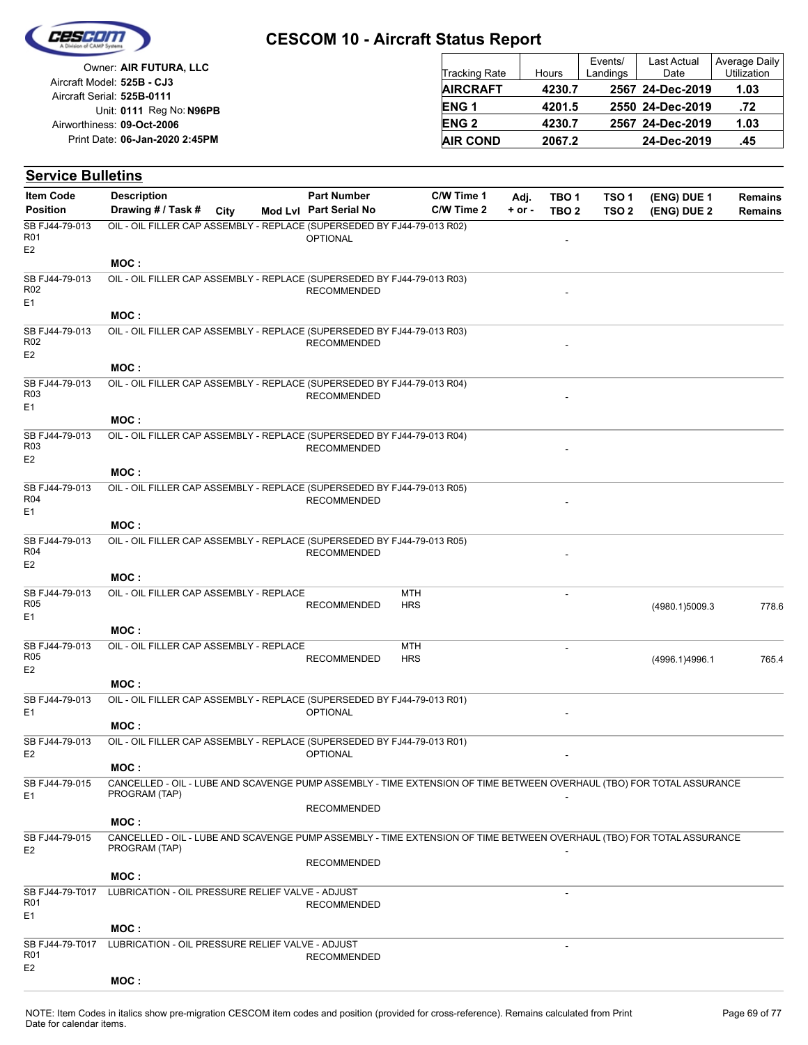# CESCOM 10 - Aircraft Status Report

Owner: **AIR FUTURA, LLC**
Aircraft Model: **525B - CJ3**
Aircraft Serial: **525B-0111**
Unit: **0111** Reg No: **N96PB**
Airworthiness: **09-Oct-2006**
Print Date: **06-Jan-2020 2:45PM**

| Tracking Rate | Hours | Events/ Landings | Last Actual Date | Average Daily Utilization |
|---|---|---|---|---|
| **AIRCRAFT** | **4230.7** | **2567** | **24-Dec-2019** | **1.03** |
| **ENG 1** | **4201.5** | **2550** | **24-Dec-2019** | **.72** |
| **ENG 2** | **4230.7** | **2567** | **24-Dec-2019** | **1.03** |
| **AIR COND** | **2067.2** | | **24-Dec-2019** | **.45** |

## Service Bulletins

| Item Code / Position | Description / Drawing # / Task # | City | Mod Lvl | Part Number / Part Serial No | C/W Time 1 / C/W Time 2 | Adj. + or - | TBO 1 / TBO 2 | TSO 1 / TSO 2 | (ENG) DUE 1 / (ENG) DUE 2 | Remains / Remains |
|---|---|---|---|---|---|---|---|---|---|---|
| SB FJ44-79-013 R01 E2 | OIL - OIL FILLER CAP ASSEMBLY - REPLACE (SUPERSEDED BY FJ44-79-013 R02) MOC : | | | OPTIONAL | | | - | | | |
| SB FJ44-79-013 R02 E1 | OIL - OIL FILLER CAP ASSEMBLY - REPLACE (SUPERSEDED BY FJ44-79-013 R03) MOC : | | | RECOMMENDED | | | - | | | |
| SB FJ44-79-013 R02 E2 | OIL - OIL FILLER CAP ASSEMBLY - REPLACE (SUPERSEDED BY FJ44-79-013 R03) MOC : | | | RECOMMENDED | | | - | | | |
| SB FJ44-79-013 R03 E1 | OIL - OIL FILLER CAP ASSEMBLY - REPLACE (SUPERSEDED BY FJ44-79-013 R04) MOC : | | | RECOMMENDED | | | - | | | |
| SB FJ44-79-013 R03 E2 | OIL - OIL FILLER CAP ASSEMBLY - REPLACE (SUPERSEDED BY FJ44-79-013 R04) MOC : | | | RECOMMENDED | | | - | | | |
| SB FJ44-79-013 R04 E1 | OIL - OIL FILLER CAP ASSEMBLY - REPLACE (SUPERSEDED BY FJ44-79-013 R05) MOC : | | | RECOMMENDED | | | - | | | |
| SB FJ44-79-013 R04 E2 | OIL - OIL FILLER CAP ASSEMBLY - REPLACE (SUPERSEDED BY FJ44-79-013 R05) MOC : | | | RECOMMENDED | | | - | | | |
| SB FJ44-79-013 R05 E1 | OIL - OIL FILLER CAP ASSEMBLY - REPLACE MOC : | | | RECOMMENDED | MTH HRS | | - | | (4980.1)5009.3 | 778.6 |
| SB FJ44-79-013 R05 E2 | OIL - OIL FILLER CAP ASSEMBLY - REPLACE MOC : | | | RECOMMENDED | MTH HRS | | - | | (4996.1)4996.1 | 765.4 |
| SB FJ44-79-013 E1 | OIL - OIL FILLER CAP ASSEMBLY - REPLACE (SUPERSEDED BY FJ44-79-013 R01) MOC : | | | OPTIONAL | | | - | | | |
| SB FJ44-79-013 E2 | OIL - OIL FILLER CAP ASSEMBLY - REPLACE (SUPERSEDED BY FJ44-79-013 R01) MOC : | | | OPTIONAL | | | - | | | |
| SB FJ44-79-015 E1 | CANCELLED - OIL - LUBE AND SCAVENGE PUMP ASSEMBLY - TIME EXTENSION OF TIME BETWEEN OVERHAUL (TBO) FOR TOTAL ASSURANCE PROGRAM (TAP) MOC : | | | RECOMMENDED | | | - | | | |
| SB FJ44-79-015 E2 | CANCELLED - OIL - LUBE AND SCAVENGE PUMP ASSEMBLY - TIME EXTENSION OF TIME BETWEEN OVERHAUL (TBO) FOR TOTAL ASSURANCE PROGRAM (TAP) MOC : | | | RECOMMENDED | | | - | | | |
| SB FJ44-79-T017 R01 E1 | LUBRICATION - OIL PRESSURE RELIEF VALVE - ADJUST MOC : | | | RECOMMENDED | | | - | | | |
| SB FJ44-79-T017 R01 E2 | LUBRICATION - OIL PRESSURE RELIEF VALVE - ADJUST MOC : | | | RECOMMENDED | | | - | | | |

NOTE: Item Codes in italics show pre-migration CESCOM item codes and position (provided for cross-reference). Remains calculated from Print Date for calendar items.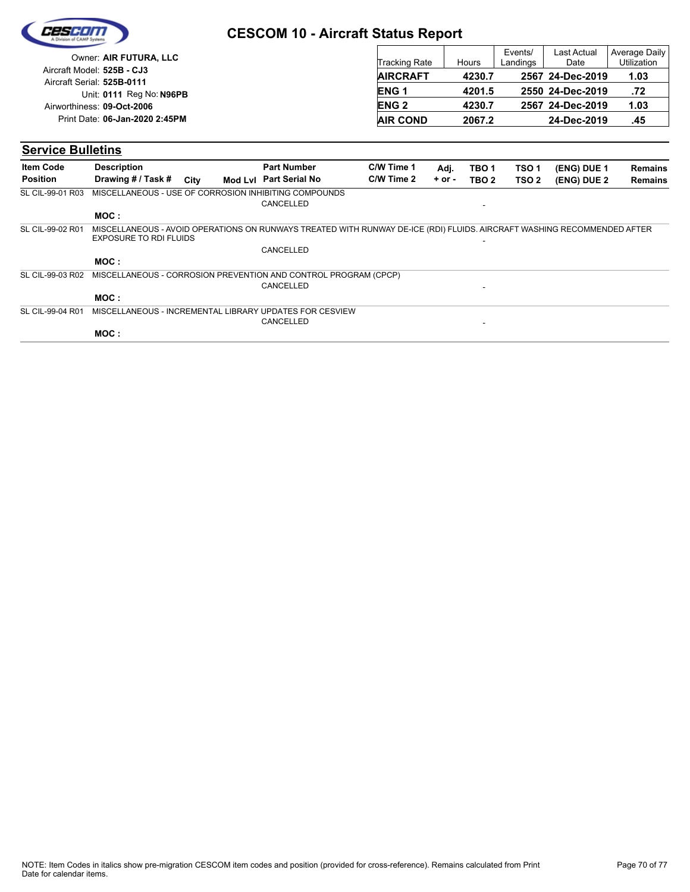# CESCOM 10 - Aircraft Status Report

Owner: **AIR FUTURA, LLC**
Aircraft Model: **525B - CJ3**
Aircraft Serial: **525B-0111**
Unit: **0111** Reg No: **N96PB**
Airworthiness: **09-Oct-2006**
Print Date: **06-Jan-2020 2:45PM**

| Tracking Rate | Hours | Events/ Landings | Last Actual Date | Average Daily Utilization |
|---|---|---|---|---|
| **AIRCRAFT** | **4230.7** | **2567** | **24-Dec-2019** | **1.03** |
| **ENG 1** | **4201.5** | **2550** | **24-Dec-2019** | **.72** |
| **ENG 2** | **4230.7** | **2567** | **24-Dec-2019** | **1.03** |
| **AIR COND** | **2067.2** | | **24-Dec-2019** | **.45** |

## Service Bulletins

| Item Code / Position | Description / Drawing # / Task # | City | Mod Lvl | Part Number / Part Serial No | C/W Time 1 / C/W Time 2 | Adj. + or - | TBO 1 / TBO 2 | TSO 1 / TSO 2 | (ENG) DUE 1 / (ENG) DUE 2 | Remains / Remains |
|---|---|---|---|---|---|---|---|---|---|---|
| SL CIL-99-01 R03 | MISCELLANEOUS - USE OF CORROSION INHIBITING COMPOUNDS | | | CANCELLED | | | - | | | |
| | **MOC :** | | | | | | | | | |
| SL CIL-99-02 R01 | MISCELLANEOUS - AVOID OPERATIONS ON RUNWAYS TREATED WITH RUNWAY DE-ICE (RDI) FLUIDS. AIRCRAFT WASHING RECOMMENDED AFTER EXPOSURE TO RDI FLUIDS | | | CANCELLED | | | - | | | |
| | **MOC :** | | | | | | | | | |
| SL CIL-99-03 R02 | MISCELLANEOUS - CORROSION PREVENTION AND CONTROL PROGRAM (CPCP) | | | CANCELLED | | | - | | | |
| | **MOC :** | | | | | | | | | |
| SL CIL-99-04 R01 | MISCELLANEOUS - INCREMENTAL LIBRARY UPDATES FOR CESVIEW | | | CANCELLED | | | - | | | |
| | **MOC :** | | | | | | | | | |

NOTE: Item Codes in italics show pre-migration CESCOM item codes and position (provided for cross-reference). Remains calculated from Print Date for calendar items.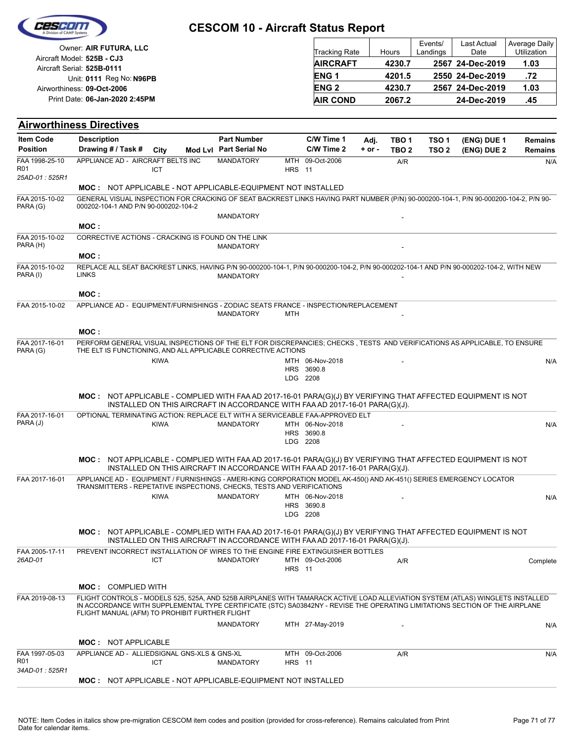# CESCOM 10 - Aircraft Status Report

Owner: **AIR FUTURA, LLC**
Aircraft Model: **525B - CJ3**
Aircraft Serial: **525B-0111**
Unit: **0111** Reg No: **N96PB**
Airworthiness: **09-Oct-2006**
Print Date: **06-Jan-2020 2:45PM**

| Tracking Rate | Hours | Events/ Landings | Last Actual Date | Average Daily Utilization |
|---|---|---|---|---|
| **AIRCRAFT** | **4230.7** | **2567** | **24-Dec-2019** | **1.03** |
| **ENG 1** | **4201.5** | **2550** | **24-Dec-2019** | **.72** |
| **ENG 2** | **4230.7** | **2567** | **24-Dec-2019** | **1.03** |
| **AIR COND** | **2067.2** | | **24-Dec-2019** | **.45** |

## Airworthiness Directives

| Item Code / Position | Description / Drawing # / Task # | City | Mod Lvl | Part Number / Part Serial No | C/W Time 1 / C/W Time 2 | Adj. + or - | TBO 1 / TBO 2 | TSO 1 / TSO 2 | (ENG) DUE 1 / (ENG) DUE 2 | Remains / Remains |
|---|---|---|---|---|---|---|---|---|---|---|
| FAA 1998-25-10 R01 *25AD-01 : 525R1* | APPLIANCE AD - AIRCRAFT BELTS INC | ICT | | MANDATORY | MTH 09-Oct-2006 HRS 11 | | A/R | | | N/A |
| | **MOC :** NOT APPLICABLE - NOT APPLICABLE-EQUIPMENT NOT INSTALLED | | | | | | | | | |
| FAA 2015-10-02 PARA (G) | GENERAL VISUAL INSPECTION FOR CRACKING OF SEAT BACKREST LINKS HAVING PART NUMBER (P/N) 90-000200-104-1, P/N 90-000200-104-2, P/N 90-000202-104-1 AND P/N 90-000202-104-2 | | | MANDATORY | | | - | | | |
| | **MOC :** | | | | | | | | | |
| FAA 2015-10-02 PARA (H) | CORRECTIVE ACTIONS - CRACKING IS FOUND ON THE LINK | | | MANDATORY | | | - | | | |
| | **MOC :** | | | | | | | | | |
| FAA 2015-10-02 PARA (I) | REPLACE ALL SEAT BACKREST LINKS, HAVING P/N 90-000200-104-1, P/N 90-000200-104-2, P/N 90-000202-104-1 AND P/N 90-000202-104-2, WITH NEW LINKS | | | MANDATORY | | | - | | | |
| | **MOC :** | | | | | | | | | |
| FAA 2015-10-02 | APPLIANCE AD - EQUIPMENT/FURNISHINGS - ZODIAC SEATS FRANCE - INSPECTION/REPLACEMENT | | | MANDATORY | MTH | | - | | | |
| | **MOC :** | | | | | | | | | |
| FAA 2017-16-01 PARA (G) | PERFORM GENERAL VISUAL INSPECTIONS OF THE ELT FOR DISCREPANCIES; CHECKS , TESTS AND VERIFICATIONS AS APPLICABLE, TO ENSURE THE ELT IS FUNCTIONING, AND ALL APPLICABLE CORRECTIVE ACTIONS | KIWA | | | MTH 06-Nov-2018 HRS 3690.8 LDG 2208 | | - | | | N/A |
| | **MOC :** NOT APPLICABLE - COMPLIED WITH FAA AD 2017-16-01 PARA(G)(J) BY VERIFYING THAT AFFECTED EQUIPMENT IS NOT INSTALLED ON THIS AIRCRAFT IN ACCORDANCE WITH FAA AD 2017-16-01 PARA(G)(J). | | | | | | | | | |
| FAA 2017-16-01 PARA (J) | OPTIONAL TERMINATING ACTION: REPLACE ELT WITH A SERVICEABLE FAA-APPROVED ELT | KIWA | | MANDATORY | MTH 06-Nov-2018 HRS 3690.8 LDG 2208 | | - | | | N/A |
| | **MOC :** NOT APPLICABLE - COMPLIED WITH FAA AD 2017-16-01 PARA(G)(J) BY VERIFYING THAT AFFECTED EQUIPMENT IS NOT INSTALLED ON THIS AIRCRAFT IN ACCORDANCE WITH FAA AD 2017-16-01 PARA(G)(J). | | | | | | | | | |
| FAA 2017-16-01 | APPLIANCE AD - EQUIPMENT / FURNISHINGS - AMERI-KING CORPORATION MODEL AK-450() AND AK-451() SERIES EMERGENCY LOCATOR TRANSMITTERS - REPETATIVE INSPECTIONS, CHECKS, TESTS AND VERIFICATIONS | KIWA | | MANDATORY | MTH 06-Nov-2018 HRS 3690.8 LDG 2208 | | - | | | N/A |
| | **MOC :** NOT APPLICABLE - COMPLIED WITH FAA AD 2017-16-01 PARA(G)(J) BY VERIFYING THAT AFFECTED EQUIPMENT IS NOT INSTALLED ON THIS AIRCRAFT IN ACCORDANCE WITH FAA AD 2017-16-01 PARA(G)(J). | | | | | | | | | |
| FAA 2005-17-11 *26AD-01* | PREVENT INCORRECT INSTALLATION OF WIRES TO THE ENGINE FIRE EXTINGUISHER BOTTLES | ICT | | MANDATORY | MTH 09-Oct-2006 HRS 11 | | A/R | | | Complete |
| | **MOC :** COMPLIED WITH | | | | | | | | | |
| FAA 2019-08-13 | FLIGHT CONTROLS - MODELS 525, 525A, AND 525B AIRPLANES WITH TAMARACK ACTIVE LOAD ALLEVIATION SYSTEM (ATLAS) WINGLETS INSTALLED IN ACCORDANCE WITH SUPPLEMENTAL TYPE CERTIFICATE (STC) SA03842NY - REVISE THE OPERATING LIMITATIONS SECTION OF THE AIRPLANE FLIGHT MANUAL (AFM) TO PROHIBIT FURTHER FLIGHT | | | MANDATORY | MTH 27-May-2019 | | - | | | N/A |
| | **MOC :** NOT APPLICABLE | | | | | | | | | |
| FAA 1997-05-03 R01 *34AD-01 : 525R1* | APPLIANCE AD - ALLIEDSIGNAL GNS-XLS & GNS-XL | ICT | | MANDATORY | MTH 09-Oct-2006 HRS 11 | | A/R | | | N/A |
| | **MOC :** NOT APPLICABLE - NOT APPLICABLE-EQUIPMENT NOT INSTALLED | | | | | | | | | |

NOTE: Item Codes in italics show pre-migration CESCOM item codes and position (provided for cross-reference). Remains calculated from Print Date for calendar items.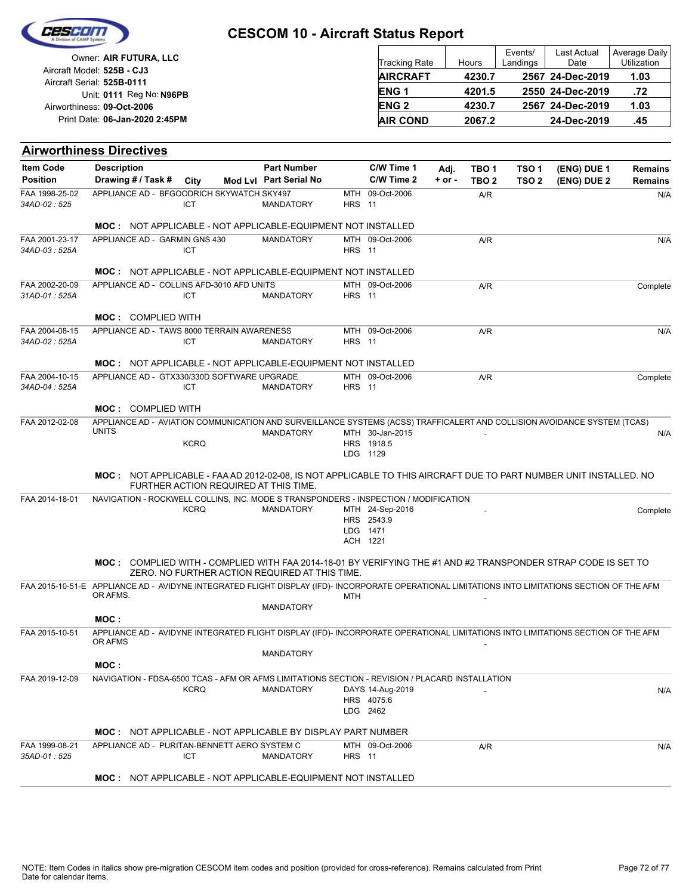# CESCOM 10 - Aircraft Status Report

Owner: **AIR FUTURA, LLC**
Aircraft Model: **525B - CJ3**
Aircraft Serial: **525B-0111**
Unit: **0111** Reg No: **N96PB**
Airworthiness: **09-Oct-2006**
Print Date: **06-Jan-2020 2:45PM**

| Tracking Rate | Hours | Events/ Landings | Last Actual Date | Average Daily Utilization |
|---|---|---|---|---|
| **AIRCRAFT** | **4230.7** | **2567** | **24-Dec-2019** | **1.03** |
| **ENG 1** | **4201.5** | **2550** | **24-Dec-2019** | **.72** |
| **ENG 2** | **4230.7** | **2567** | **24-Dec-2019** | **1.03** |
| **AIR COND** | **2067.2** | | **24-Dec-2019** | **.45** |

## Airworthiness Directives

| Item Code / Position | Description / Drawing # / Task # | City | Mod Lvl | Part Number / Part Serial No | C/W Time 1 / C/W Time 2 | Adj. + or - | TBO 1 / TBO 2 | TSO 1 / TSO 2 | (ENG) DUE 1 / (ENG) DUE 2 | Remains / Remains |
|---|---|---|---|---|---|---|---|---|---|---|
| FAA 1998-25-02 *34AD-02 : 525* | APPLIANCE AD - BFGOODRICH SKYWATCH SKY497 | ICT | | MANDATORY | MTH 09-Oct-2006 HRS 11 | | A/R | | | N/A |
| | **MOC :** NOT APPLICABLE - NOT APPLICABLE-EQUIPMENT NOT INSTALLED | | | | | | | | | |
| FAA 2001-23-17 *34AD-03 : 525A* | APPLIANCE AD - GARMIN GNS 430 | ICT | | MANDATORY | MTH 09-Oct-2006 HRS 11 | | A/R | | | N/A |
| | **MOC :** NOT APPLICABLE - NOT APPLICABLE-EQUIPMENT NOT INSTALLED | | | | | | | | | |
| FAA 2002-20-09 *31AD-01 : 525A* | APPLIANCE AD - COLLINS AFD-3010 AFD UNITS | ICT | | MANDATORY | MTH 09-Oct-2006 HRS 11 | | A/R | | | Complete |
| | **MOC :** COMPLIED WITH | | | | | | | | | |
| FAA 2004-08-15 *34AD-02 : 525A* | APPLIANCE AD - TAWS 8000 TERRAIN AWARENESS | ICT | | MANDATORY | MTH 09-Oct-2006 HRS 11 | | A/R | | | N/A |
| | **MOC :** NOT APPLICABLE - NOT APPLICABLE-EQUIPMENT NOT INSTALLED | | | | | | | | | |
| FAA 2004-10-15 *34AD-04 : 525A* | APPLIANCE AD - GTX330/330D SOFTWARE UPGRADE | ICT | | MANDATORY | MTH 09-Oct-2006 HRS 11 | | A/R | | | Complete |
| | **MOC :** COMPLIED WITH | | | | | | | | | |
| FAA 2012-02-08 | APPLIANCE AD - AVIATION COMMUNICATION AND SURVEILLANCE SYSTEMS (ACSS) TRAFFICALERT AND COLLISION AVOIDANCE SYSTEM (TCAS) UNITS | KCRQ | | MANDATORY | MTH 30-Jan-2015 HRS 1918.5 LDG 1129 | | - | | | N/A |
| | **MOC :** NOT APPLICABLE - FAA AD 2012-02-08, IS NOT APPLICABLE TO THIS AIRCRAFT DUE TO PART NUMBER UNIT INSTALLED. NO FURTHER ACTION REQUIRED AT THIS TIME. | | | | | | | | | |
| FAA 2014-18-01 | NAVIGATION - ROCKWELL COLLINS, INC. MODE S TRANSPONDERS - INSPECTION / MODIFICATION | KCRQ | | MANDATORY | MTH 24-Sep-2016 HRS 2543.9 LDG 1471 ACH 1221 | | - | | | Complete |
| | **MOC :** COMPLIED WITH - COMPLIED WITH FAA 2014-18-01 BY VERIFYING THE #1 AND #2 TRANSPONDER STRAP CODE IS SET TO ZERO. NO FURTHER ACTION REQUIRED AT THIS TIME. | | | | | | | | | |
| FAA 2015-10-51-E | APPLIANCE AD - AVIDYNE INTEGRATED FLIGHT DISPLAY (IFD)- INCORPORATE OPERATIONAL LIMITATIONS INTO LIMITATIONS SECTION OF THE AFM OR AFMS. | | | MANDATORY | MTH | | - | | | |
| | **MOC :** | | | | | | | | | |
| FAA 2015-10-51 | APPLIANCE AD - AVIDYNE INTEGRATED FLIGHT DISPLAY (IFD)- INCORPORATE OPERATIONAL LIMITATIONS INTO LIMITATIONS SECTION OF THE AFM OR AFMS | | | MANDATORY | | | - | | | |
| | **MOC :** | | | | | | | | | |
| FAA 2019-12-09 | NAVIGATION - FDSA-6500 TCAS - AFM OR AFMS LIMITATIONS SECTION - REVISION / PLACARD INSTALLATION | KCRQ | | MANDATORY | DAYS 14-Aug-2019 HRS 4075.6 LDG 2462 | | - | | | N/A |
| | **MOC :** NOT APPLICABLE - NOT APPLICABLE BY DISPLAY PART NUMBER | | | | | | | | | |
| FAA 1999-08-21 *35AD-01 : 525* | APPLIANCE AD - PURITAN-BENNETT AERO SYSTEM C | ICT | | MANDATORY | MTH 09-Oct-2006 HRS 11 | | A/R | | | N/A |
| | **MOC :** NOT APPLICABLE - NOT APPLICABLE-EQUIPMENT NOT INSTALLED | | | | | | | | | |

NOTE: Item Codes in italics show pre-migration CESCOM item codes and position (provided for cross-reference). Remains calculated from Print Date for calendar items.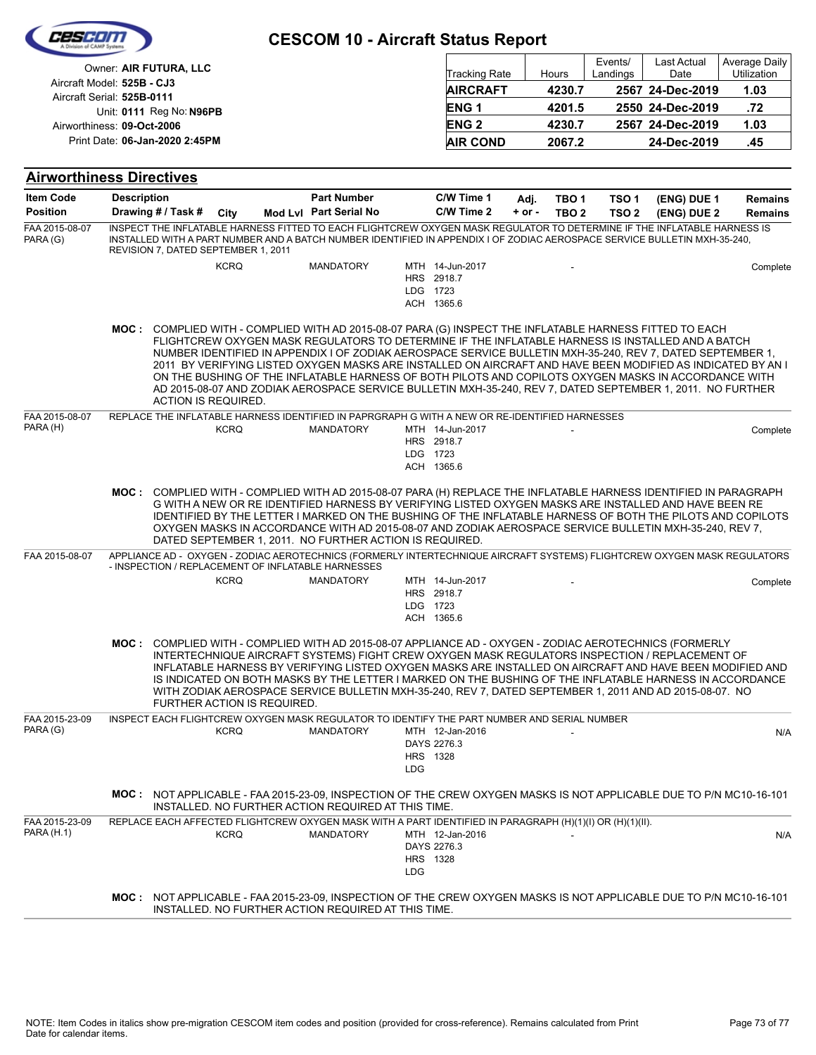# CESCOM 10 - Aircraft Status Report

Owner: **AIR FUTURA, LLC**
Aircraft Model: **525B - CJ3**
Aircraft Serial: **525B-0111**
Unit: **0111** Reg No: **N96PB**
Airworthiness: **09-Oct-2006**
Print Date: **06-Jan-2020 2:45PM**

| Tracking Rate | Hours | Events/ Landings | Last Actual Date | Average Daily Utilization |
|---|---|---|---|---|
| **AIRCRAFT** | **4230.7** | **2567** | **24-Dec-2019** | **1.03** |
| **ENG 1** | **4201.5** | **2550** | **24-Dec-2019** | **.72** |
| **ENG 2** | **4230.7** | **2567** | **24-Dec-2019** | **1.03** |
| **AIR COND** | **2067.2** | | **24-Dec-2019** | **.45** |

## Airworthiness Directives

| Item Code / Position | Description / Drawing # / Task # | City | Mod Lvl | Part Number / Part Serial No | C/W Time 1 / C/W Time 2 | Adj. + or - | TBO 1 / TBO 2 | TSO 1 / TSO 2 | (ENG) DUE 1 / (ENG) DUE 2 | Remains / Remains |
|---|---|---|---|---|---|---|---|---|---|---|
| FAA 2015-08-07 PARA (G) | INSPECT THE INFLATABLE HARNESS FITTED TO EACH FLIGHTCREW OXYGEN MASK REGULATOR TO DETERMINE IF THE INFLATABLE HARNESS IS INSTALLED WITH A PART NUMBER AND A BATCH NUMBER IDENTIFIED IN APPENDIX I OF ZODIAC AEROSPACE SERVICE BULLETIN MXH-35-240, REVISION 7, DATED SEPTEMBER 1, 2011 | KCRQ | | MANDATORY | MTH 14-Jun-2017 HRS 2918.7 LDG 1723 ACH 1365.6 | | - | | | Complete |
| | **MOC :** COMPLIED WITH - COMPLIED WITH AD 2015-08-07 PARA (G) INSPECT THE INFLATABLE HARNESS FITTED TO EACH FLIGHTCREW OXYGEN MASK REGULATORS TO DETERMINE IF THE INFLATABLE HARNESS IS INSTALLED AND A BATCH NUMBER IDENTIFIED IN APPENDIX I OF ZODIAK AEROSPACE SERVICE BULLETIN MXH-35-240, REV 7, DATED SEPTEMBER 1, 2011 BY VERIFYING LISTED OXYGEN MASKS ARE INSTALLED ON AIRCRAFT AND HAVE BEEN MODIFIED AS INDICATED BY AN I ON THE BUSHING OF THE INFLATABLE HARNESS OF BOTH PILOTS AND COPILOTS OXYGEN MASKS IN ACCORDANCE WITH AD 2015-08-07 AND ZODIAK AEROSPACE SERVICE BULLETIN MXH-35-240, REV 7, DATED SEPTEMBER 1, 2011. NO FURTHER ACTION IS REQUIRED. | | | | | | | | | |
| FAA 2015-08-07 PARA (H) | REPLACE THE INFLATABLE HARNESS IDENTIFIED IN PAPRGRAPH G WITH A NEW OR RE-IDENTIFIED HARNESSES | KCRQ | | MANDATORY | MTH 14-Jun-2017 HRS 2918.7 LDG 1723 ACH 1365.6 | | - | | | Complete |
| | **MOC :** COMPLIED WITH - COMPLIED WITH AD 2015-08-07 PARA (H) REPLACE THE INFLATABLE HARNESS IDENTIFIED IN PARAGRAPH G WITH A NEW OR RE IDENTIFIED HARNESS BY VERIFYING LISTED OXYGEN MASKS ARE INSTALLED AND HAVE BEEN RE IDENTIFIED BY THE LETTER I MARKED ON THE BUSHING OF THE INFLATABLE HARNESS OF BOTH THE PILOTS AND COPILOTS OXYGEN MASKS IN ACCORDANCE WITH AD 2015-08-07 AND ZODIAK AEROSPACE SERVICE BULLETIN MXH-35-240, REV 7, DATED SEPTEMBER 1, 2011. NO FURTHER ACTION IS REQUIRED. | | | | | | | | | |
| FAA 2015-08-07 | APPLIANCE AD - OXYGEN - ZODIAC AEROTECHNICS (FORMERLY INTERTECHNIQUE AIRCRAFT SYSTEMS) FLIGHTCREW OXYGEN MASK REGULATORS - INSPECTION / REPLACEMENT OF INFLATABLE HARNESSES | KCRQ | | MANDATORY | MTH 14-Jun-2017 HRS 2918.7 LDG 1723 ACH 1365.6 | | - | | | Complete |
| | **MOC :** COMPLIED WITH - COMPLIED WITH AD 2015-08-07 APPLIANCE AD - OXYGEN - ZODIAC AEROTECHNICS (FORMERLY INTERTECHNIQUE AIRCRAFT SYSTEMS) FIGHT CREW OXYGEN MASK REGULATORS INSPECTION / REPLACEMENT OF INFLATABLE HARNESS BY VERIFYING LISTED OXYGEN MASKS ARE INSTALLED ON AIRCRAFT AND HAVE BEEN MODIFIED AND IS INDICATED ON BOTH MASKS BY THE LETTER I MARKED ON THE BUSHING OF THE INFLATABLE HARNESS IN ACCORDANCE WITH ZODIAK AEROSPACE SERVICE BULLETIN MXH-35-240, REV 7, DATED SEPTEMBER 1, 2011 AND AD 2015-08-07. NO FURTHER ACTION IS REQUIRED. | | | | | | | | | |
| FAA 2015-23-09 PARA (G) | INSPECT EACH FLIGHTCREW OXYGEN MASK REGULATOR TO IDENTIFY THE PART NUMBER AND SERIAL NUMBER | KCRQ | | MANDATORY | MTH 12-Jan-2016 DAYS 2276.3 HRS 1328 LDG | | - | | | N/A |
| | **MOC :** NOT APPLICABLE - FAA 2015-23-09, INSPECTION OF THE CREW OXYGEN MASKS IS NOT APPLICABLE DUE TO P/N MC10-16-101 INSTALLED. NO FURTHER ACTION REQUIRED AT THIS TIME. | | | | | | | | | |
| FAA 2015-23-09 PARA (H.1) | REPLACE EACH AFFECTED FLIGHTCREW OXYGEN MASK WITH A PART IDENTIFIED IN PARAGRAPH (H)(1)(I) OR (H)(1)(II). | KCRQ | | MANDATORY | MTH 12-Jan-2016 DAYS 2276.3 HRS 1328 LDG | | - | | | N/A |
| | **MOC :** NOT APPLICABLE - FAA 2015-23-09, INSPECTION OF THE CREW OXYGEN MASKS IS NOT APPLICABLE DUE TO P/N MC10-16-101 INSTALLED. NO FURTHER ACTION REQUIRED AT THIS TIME. | | | | | | | | | |

NOTE: Item Codes in italics show pre-migration CESCOM item codes and position (provided for cross-reference). Remains calculated from Print Date for calendar items.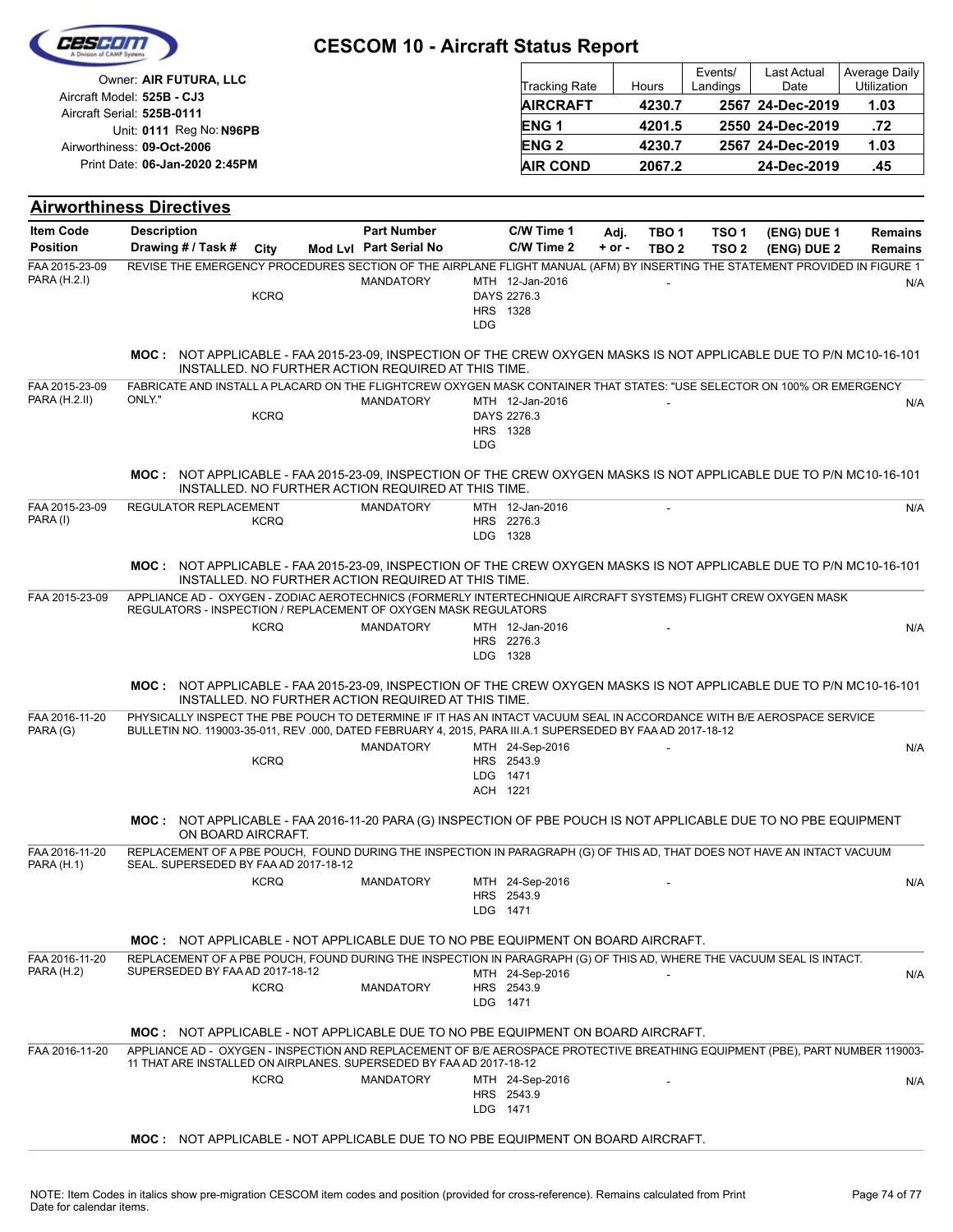# CESCOM 10 - Aircraft Status Report

Owner: **AIR FUTURA, LLC**
Aircraft Model: **525B - CJ3**
Aircraft Serial: **525B-0111**
Unit: **0111** Reg No: **N96PB**
Airworthiness: **09-Oct-2006**
Print Date: **06-Jan-2020 2:45PM**

| Tracking Rate | Hours | Events/ Landings | Last Actual Date | Average Daily Utilization |
|---|---|---|---|---|
| **AIRCRAFT** | **4230.7** | **2567** | **24-Dec-2019** | **1.03** |
| **ENG 1** | **4201.5** | **2550** | **24-Dec-2019** | **.72** |
| **ENG 2** | **4230.7** | **2567** | **24-Dec-2019** | **1.03** |
| **AIR COND** | **2067.2** | | **24-Dec-2019** | **.45** |

## Airworthiness Directives

| Item Code / Position | Description / Drawing # / Task # | City | Mod Lvl | Part Number / Part Serial No | C/W Time 1 / C/W Time 2 | Adj. + or - | TBO 1 / TBO 2 | TSO 1 / TSO 2 | (ENG) DUE 1 / (ENG) DUE 2 | Remains |
|---|---|---|---|---|---|---|---|---|---|---|
| FAA 2015-23-09 PARA (H.2.I) | REVISE THE EMERGENCY PROCEDURES SECTION OF THE AIRPLANE FLIGHT MANUAL (AFM) BY INSERTING THE STATEMENT PROVIDED IN FIGURE 1 | KCRQ | | MANDATORY | MTH 12-Jan-2016 DAYS 2276.3 HRS 1328 LDG | | - | | | N/A |
| | **MOC :** NOT APPLICABLE - FAA 2015-23-09, INSPECTION OF THE CREW OXYGEN MASKS IS NOT APPLICABLE DUE TO P/N MC10-16-101 INSTALLED. NO FURTHER ACTION REQUIRED AT THIS TIME. | | | | | | | | | |
| FAA 2015-23-09 PARA (H.2.II) | FABRICATE AND INSTALL A PLACARD ON THE FLIGHTCREW OXYGEN MASK CONTAINER THAT STATES: "USE SELECTOR ON 100% OR EMERGENCY ONLY." | KCRQ | | MANDATORY | MTH 12-Jan-2016 DAYS 2276.3 HRS 1328 LDG | | - | | | N/A |
| | **MOC :** NOT APPLICABLE - FAA 2015-23-09, INSPECTION OF THE CREW OXYGEN MASKS IS NOT APPLICABLE DUE TO P/N MC10-16-101 INSTALLED. NO FURTHER ACTION REQUIRED AT THIS TIME. | | | | | | | | | |
| FAA 2015-23-09 PARA (I) | REGULATOR REPLACEMENT | KCRQ | | MANDATORY | MTH 12-Jan-2016 HRS 2276.3 LDG 1328 | | - | | | N/A |
| | **MOC :** NOT APPLICABLE - FAA 2015-23-09, INSPECTION OF THE CREW OXYGEN MASKS IS NOT APPLICABLE DUE TO P/N MC10-16-101 INSTALLED. NO FURTHER ACTION REQUIRED AT THIS TIME. | | | | | | | | | |
| FAA 2015-23-09 | APPLIANCE AD - OXYGEN - ZODIAC AEROTECHNICS (FORMERLY INTERTECHNIQUE AIRCRAFT SYSTEMS) FLIGHT CREW OXYGEN MASK REGULATORS - INSPECTION / REPLACEMENT OF OXYGEN MASK REGULATORS | KCRQ | | MANDATORY | MTH 12-Jan-2016 HRS 2276.3 LDG 1328 | | - | | | N/A |
| | **MOC :** NOT APPLICABLE - FAA 2015-23-09, INSPECTION OF THE CREW OXYGEN MASKS IS NOT APPLICABLE DUE TO P/N MC10-16-101 INSTALLED. NO FURTHER ACTION REQUIRED AT THIS TIME. | | | | | | | | | |
| FAA 2016-11-20 PARA (G) | PHYSICALLY INSPECT THE PBE POUCH TO DETERMINE IF IT HAS AN INTACT VACUUM SEAL IN ACCORDANCE WITH B/E AEROSPACE SERVICE BULLETIN NO. 119003-35-011, REV .000, DATED FEBRUARY 4, 2015, PARA III.A.1 SUPERSEDED BY FAA AD 2017-18-12 | KCRQ | | MANDATORY | MTH 24-Sep-2016 HRS 2543.9 LDG 1471 ACH 1221 | | - | | | N/A |
| | **MOC :** NOT APPLICABLE - FAA 2016-11-20 PARA (G) INSPECTION OF PBE POUCH IS NOT APPLICABLE DUE TO NO PBE EQUIPMENT ON BOARD AIRCRAFT. | | | | | | | | | |
| FAA 2016-11-20 PARA (H.1) | REPLACEMENT OF A PBE POUCH, FOUND DURING THE INSPECTION IN PARAGRAPH (G) OF THIS AD, THAT DOES NOT HAVE AN INTACT VACUUM SEAL. SUPERSEDED BY FAA AD 2017-18-12 | KCRQ | | MANDATORY | MTH 24-Sep-2016 HRS 2543.9 LDG 1471 | | - | | | N/A |
| | **MOC :** NOT APPLICABLE - NOT APPLICABLE DUE TO NO PBE EQUIPMENT ON BOARD AIRCRAFT. | | | | | | | | | |
| FAA 2016-11-20 PARA (H.2) | REPLACEMENT OF A PBE POUCH, FOUND DURING THE INSPECTION IN PARAGRAPH (G) OF THIS AD, WHERE THE VACUUM SEAL IS INTACT. SUPERSEDED BY FAA AD 2017-18-12 | KCRQ | | MANDATORY | MTH 24-Sep-2016 HRS 2543.9 LDG 1471 | | - | | | N/A |
| | **MOC :** NOT APPLICABLE - NOT APPLICABLE DUE TO NO PBE EQUIPMENT ON BOARD AIRCRAFT. | | | | | | | | | |
| FAA 2016-11-20 | APPLIANCE AD - OXYGEN - INSPECTION AND REPLACEMENT OF B/E AEROSPACE PROTECTIVE BREATHING EQUIPMENT (PBE), PART NUMBER 119003-11 THAT ARE INSTALLED ON AIRPLANES. SUPERSEDED BY FAA AD 2017-18-12 | KCRQ | | MANDATORY | MTH 24-Sep-2016 HRS 2543.9 LDG 1471 | | - | | | N/A |
| | **MOC :** NOT APPLICABLE - NOT APPLICABLE DUE TO NO PBE EQUIPMENT ON BOARD AIRCRAFT. | | | | | | | | | |

NOTE: Item Codes in italics show pre-migration CESCOM item codes and position (provided for cross-reference). Remains calculated from Print Date for calendar items.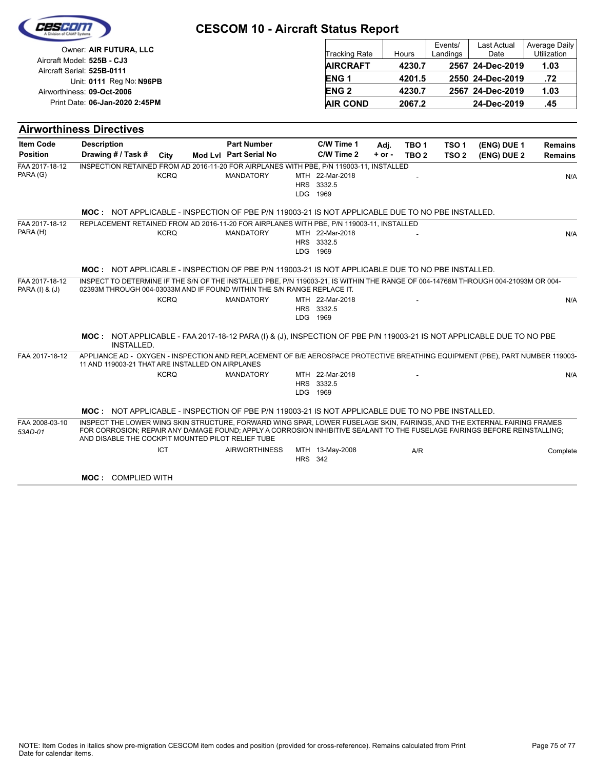# CESCOM 10 - Aircraft Status Report

Owner: **AIR FUTURA, LLC**
Aircraft Model: **525B - CJ3**
Aircraft Serial: **525B-0111**
Unit: **0111** Reg No: **N96PB**
Airworthiness: **09-Oct-2006**
Print Date: **06-Jan-2020 2:45PM**

| Tracking Rate | Hours | Events/ Landings | Last Actual Date | Average Daily Utilization |
|---|---|---|---|---|
| **AIRCRAFT** | **4230.7** | **2567** | **24-Dec-2019** | **1.03** |
| **ENG 1** | **4201.5** | **2550** | **24-Dec-2019** | **.72** |
| **ENG 2** | **4230.7** | **2567** | **24-Dec-2019** | **1.03** |
| **AIR COND** | **2067.2** | | **24-Dec-2019** | **.45** |

## Airworthiness Directives

| Item Code / Position | Description / Drawing # / Task # | City | Mod Lvl | Part Number / Part Serial No | C/W Time 1 / C/W Time 2 | Adj. + or - | TBO 1 / TBO 2 | TSO 1 / TSO 2 | (ENG) DUE 1 / (ENG) DUE 2 | Remains / Remains |
|---|---|---|---|---|---|---|---|---|---|---|
| FAA 2017-18-12 PARA (G) | INSPECTION RETAINED FROM AD 2016-11-20 FOR AIRPLANES WITH PBE, P/N 119003-11, INSTALLED | KCRQ | | MANDATORY | MTH 22-Mar-2018<br>HRS 3332.5<br>LDG 1969 | | - | | | N/A |
| | **MOC :** NOT APPLICABLE - INSPECTION OF PBE P/N 119003-21 IS NOT APPLICABLE DUE TO NO PBE INSTALLED. | | | | | | | | | |
| FAA 2017-18-12 PARA (H) | REPLACEMENT RETAINED FROM AD 2016-11-20 FOR AIRPLANES WITH PBE, P/N 119003-11, INSTALLED | KCRQ | | MANDATORY | MTH 22-Mar-2018<br>HRS 3332.5<br>LDG 1969 | | - | | | N/A |
| | **MOC :** NOT APPLICABLE - INSPECTION OF PBE P/N 119003-21 IS NOT APPLICABLE DUE TO NO PBE INSTALLED. | | | | | | | | | |
| FAA 2017-18-12 PARA (I) & (J) | INSPECT TO DETERMINE IF THE S/N OF THE INSTALLED PBE, P/N 119003-21, IS WITHIN THE RANGE OF 004-14768M THROUGH 004-21093M OR 004-02393M THROUGH 004-03033M AND IF FOUND WITHIN THE S/N RANGE REPLACE IT. | KCRQ | | MANDATORY | MTH 22-Mar-2018<br>HRS 3332.5<br>LDG 1969 | | - | | | N/A |
| | **MOC :** NOT APPLICABLE - FAA 2017-18-12 PARA (I) & (J), INSPECTION OF PBE P/N 119003-21 IS NOT APPLICABLE DUE TO NO PBE INSTALLED. | | | | | | | | | |
| FAA 2017-18-12 | APPLIANCE AD - OXYGEN - INSPECTION AND REPLACEMENT OF B/E AEROSPACE PROTECTIVE BREATHING EQUIPMENT (PBE), PART NUMBER 119003-11 AND 119003-21 THAT ARE INSTALLED ON AIRPLANES | KCRQ | | MANDATORY | MTH 22-Mar-2018<br>HRS 3332.5<br>LDG 1969 | | - | | | N/A |
| | **MOC :** NOT APPLICABLE - INSPECTION OF PBE P/N 119003-21 IS NOT APPLICABLE DUE TO NO PBE INSTALLED. | | | | | | | | | |
| FAA 2008-03-10 *53AD-01* | INSPECT THE LOWER WING SKIN STRUCTURE, FORWARD WING SPAR, LOWER FUSELAGE SKIN, FAIRINGS, AND THE EXTERNAL FAIRING FRAMES FOR CORROSION; REPAIR ANY DAMAGE FOUND; APPLY A CORROSION INHIBITIVE SEALANT TO THE FUSELAGE FAIRINGS BEFORE REINSTALLING; AND DISABLE THE COCKPIT MOUNTED PILOT RELIEF TUBE | ICT | | AIRWORTHINESS | MTH 13-May-2008<br>HRS 342 | | A/R | | | Complete |
| | **MOC :** COMPLIED WITH | | | | | | | | | |

NOTE: Item Codes in italics show pre-migration CESCOM item codes and position (provided for cross-reference). Remains calculated from Print Date for calendar items.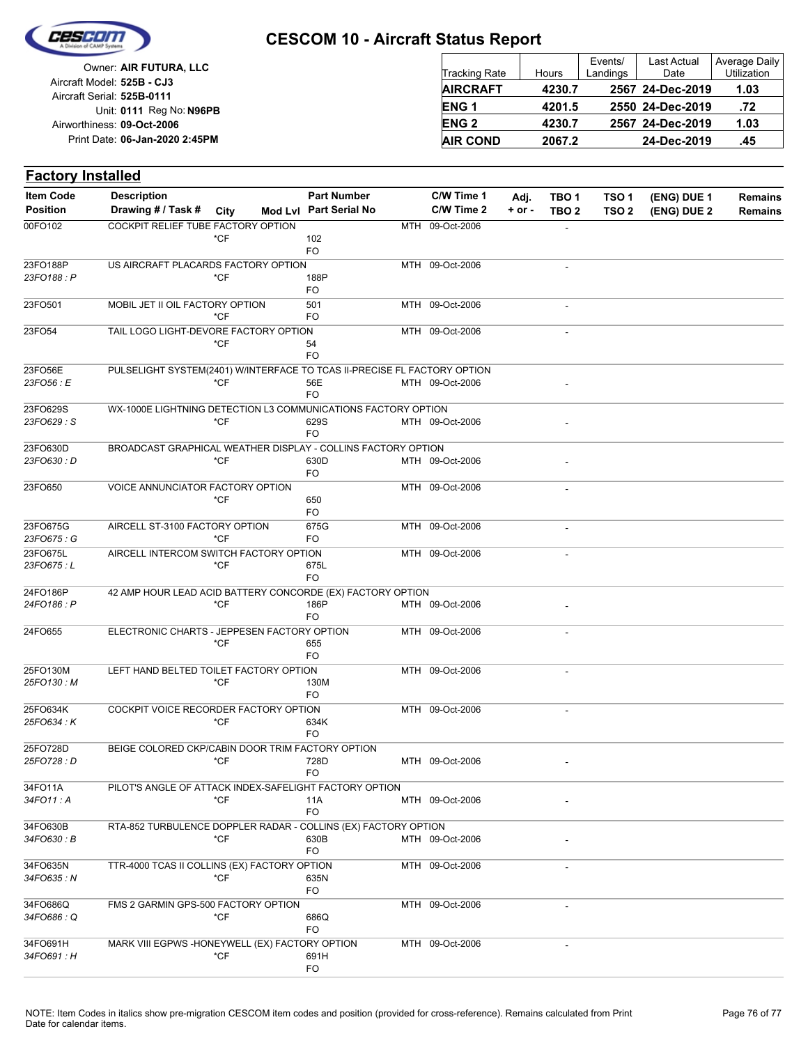# CESCOM 10 - Aircraft Status Report

Owner: **AIR FUTURA, LLC**
Aircraft Model: **525B - CJ3**
Aircraft Serial: **525B-0111**
Unit: **0111** Reg No: **N96PB**
Airworthiness: **09-Oct-2006**
Print Date: **06-Jan-2020 2:45PM**

| Tracking Rate | Hours | Events/ Landings | Last Actual Date | Average Daily Utilization |
|---|---|---|---|---|
| **AIRCRAFT** | **4230.7** | **2567** | **24-Dec-2019** | **1.03** |
| **ENG 1** | **4201.5** | **2550** | **24-Dec-2019** | **.72** |
| **ENG 2** | **4230.7** | **2567** | **24-Dec-2019** | **1.03** |
| **AIR COND** | **2067.2** | | **24-Dec-2019** | **.45** |

## Factory Installed

| Item Code / Position | Description / Drawing # / Task # | City | Mod Lvl | Part Number / Part Serial No | C/W Time 1 / C/W Time 2 | Adj. + or - | TBO 1 / TBO 2 | TSO 1 / TSO 2 | (ENG) DUE 1 / (ENG) DUE 2 | Remains / Remains |
|---|---|---|---|---|---|---|---|---|---|---|
| 00FO102 | COCKPIT RELIEF TUBE FACTORY OPTION | *CF | | 102 / FO | MTH 09-Oct-2006 | | - | | | |
| 23FO188P / *23FO188 : P* | US AIRCRAFT PLACARDS FACTORY OPTION | *CF | | 188P / FO | MTH 09-Oct-2006 | | - | | | |
| 23FO501 | MOBIL JET II OIL FACTORY OPTION | *CF | | 501 / FO | MTH 09-Oct-2006 | | - | | | |
| 23FO54 | TAIL LOGO LIGHT-DEVORE FACTORY OPTION | *CF | | 54 / FO | MTH 09-Oct-2006 | | - | | | |
| 23FO56E / *23FO56 : E* | PULSELIGHT SYSTEM(2401) W/INTERFACE TO TCAS II-PRECISE FL FACTORY OPTION | *CF | | 56E / FO | MTH 09-Oct-2006 | | - | | | |
| 23FO629S / *23FO629 : S* | WX-1000E LIGHTNING DETECTION L3 COMMUNICATIONS FACTORY OPTION | *CF | | 629S / FO | MTH 09-Oct-2006 | | - | | | |
| 23FO630D / *23FO630 : D* | BROADCAST GRAPHICAL WEATHER DISPLAY - COLLINS FACTORY OPTION | *CF | | 630D / FO | MTH 09-Oct-2006 | | - | | | |
| 23FO650 | VOICE ANNUNCIATOR FACTORY OPTION | *CF | | 650 / FO | MTH 09-Oct-2006 | | - | | | |
| 23FO675G / *23FO675 : G* | AIRCELL ST-3100 FACTORY OPTION | *CF | | 675G / FO | MTH 09-Oct-2006 | | - | | | |
| 23FO675L / *23FO675 : L* | AIRCELL INTERCOM SWITCH FACTORY OPTION | *CF | | 675L / FO | MTH 09-Oct-2006 | | - | | | |
| 24FO186P / *24FO186 : P* | 42 AMP HOUR LEAD ACID BATTERY CONCORDE (EX) FACTORY OPTION | *CF | | 186P / FO | MTH 09-Oct-2006 | | - | | | |
| 24FO655 | ELECTRONIC CHARTS - JEPPESEN FACTORY OPTION | *CF | | 655 / FO | MTH 09-Oct-2006 | | - | | | |
| 25FO130M / *25FO130 : M* | LEFT HAND BELTED TOILET FACTORY OPTION | *CF | | 130M / FO | MTH 09-Oct-2006 | | - | | | |
| 25FO634K / *25FO634 : K* | COCKPIT VOICE RECORDER FACTORY OPTION | *CF | | 634K / FO | MTH 09-Oct-2006 | | - | | | |
| 25FO728D / *25FO728 : D* | BEIGE COLORED CKP/CABIN DOOR TRIM FACTORY OPTION | *CF | | 728D / FO | MTH 09-Oct-2006 | | - | | | |
| 34FO11A / *34FO11 : A* | PILOT'S ANGLE OF ATTACK INDEX-SAFELIGHT FACTORY OPTION | *CF | | 11A / FO | MTH 09-Oct-2006 | | - | | | |
| 34FO630B / *34FO630 : B* | RTA-852 TURBULENCE DOPPLER RADAR - COLLINS (EX) FACTORY OPTION | *CF | | 630B / FO | MTH 09-Oct-2006 | | - | | | |
| 34FO635N / *34FO635 : N* | TTR-4000 TCAS II COLLINS (EX) FACTORY OPTION | *CF | | 635N / FO | MTH 09-Oct-2006 | | - | | | |
| 34FO686Q / *34FO686 : Q* | FMS 2 GARMIN GPS-500 FACTORY OPTION | *CF | | 686Q / FO | MTH 09-Oct-2006 | | - | | | |
| 34FO691H / *34FO691 : H* | MARK VIII EGPWS -HONEYWELL (EX) FACTORY OPTION | *CF | | 691H / FO | MTH 09-Oct-2006 | | - | | | |

NOTE: Item Codes in italics show pre-migration CESCOM item codes and position (provided for cross-reference). Remains calculated from Print Date for calendar items.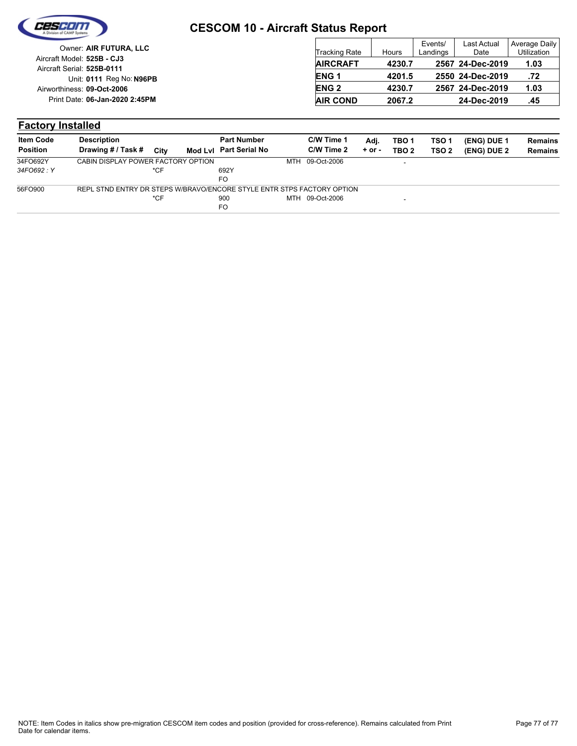# CESCOM 10 - Aircraft Status Report

Owner: **AIR FUTURA, LLC**
Aircraft Model: **525B - CJ3**
Aircraft Serial: **525B-0111**
Unit: **0111** Reg No: **N96PB**
Airworthiness: **09-Oct-2006**
Print Date: **06-Jan-2020 2:45PM**

| Tracking Rate | Hours | Events/ Landings | Last Actual Date | Average Daily Utilization |
|---|---|---|---|---|
| **AIRCRAFT** | **4230.7** | **2567** | **24-Dec-2019** | **1.03** |
| **ENG 1** | **4201.5** | **2550** | **24-Dec-2019** | **.72** |
| **ENG 2** | **4230.7** | **2567** | **24-Dec-2019** | **1.03** |
| **AIR COND** | **2067.2** | | **24-Dec-2019** | **.45** |

## Factory Installed

| Item Code / Position | Description / Drawing # / Task # | City | Mod Lvl | Part Number / Part Serial No | | C/W Time 1 / C/W Time 2 | Adj. + or - | TBO 1 / TBO 2 | TSO 1 / TSO 2 | (ENG) DUE 1 / (ENG) DUE 2 | Remains / Remains |
|---|---|---|---|---|---|---|---|---|---|---|---|
| 34FO692Y | CABIN DISPLAY POWER FACTORY OPTION | | | | MTH | 09-Oct-2006 | | - | | | |
| *34FO692 : Y* | | *CF | | 692Y | | | | | | | |
| | | | | FO | | | | | | | |
| 56FO900 | REPL STND ENTRY DR STEPS W/BRAVO/ENCORE STYLE ENTR STPS FACTORY OPTION | | | | | | | | | | |
| | | *CF | | 900 | MTH | 09-Oct-2006 | | - | | | |
| | | | | FO | | | | | | | |

NOTE: Item Codes in italics show pre-migration CESCOM item codes and position (provided for cross-reference). Remains calculated from Print Date for calendar items.